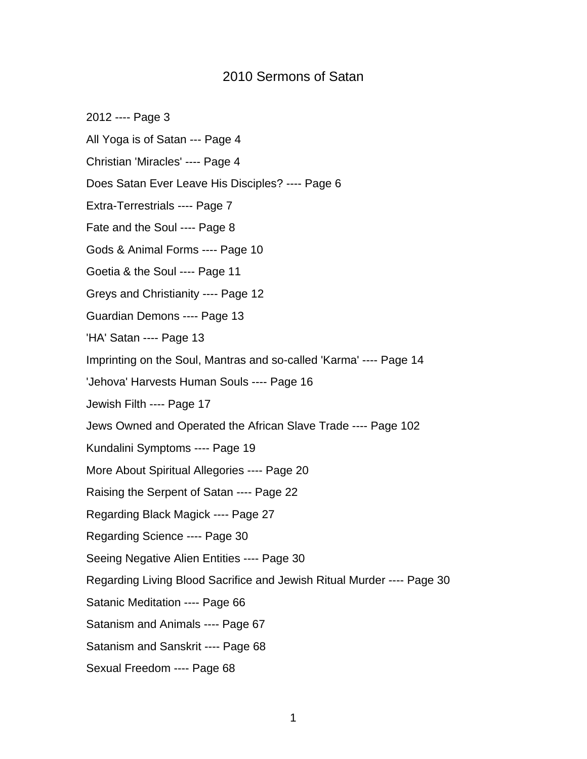# 2010 Sermons of Satan

2012 ---- Page 3

All Yoga is of Satan --- Page 4

Christian 'Miracles' ---- Page 4

Does Satan Ever Leave His Disciples? ---- Page 6

Extra-Terrestrials ---- Page 7

Fate and the Soul ---- Page 8

Gods & Animal Forms ---- Page 10

Goetia & the Soul ---- Page 11

Greys and Christianity ---- Page 12

Guardian Demons ---- Page 13

'HA' Satan ---- Page 13

Imprinting on the Soul, Mantras and so-called 'Karma' ---- Page 14

'Jehova' Harvests Human Souls ---- Page 16

Jewish Filth ---- Page 17

Jews Owned and Operated the African Slave Trade ---- Page 102

Kundalini Symptoms ---- Page 19

More About Spiritual Allegories ---- Page 20

Raising the Serpent of Satan ---- Page 22

Regarding Black Magick ---- Page 27

Regarding Science ---- Page 30

Seeing Negative Alien Entities ---- Page 30

Regarding Living Blood Sacrifice and Jewish Ritual Murder ---- Page 30

Satanic Meditation ---- Page 66

Satanism and Animals ---- Page 67

Satanism and Sanskrit ---- Page 68

Sexual Freedom ---- Page 68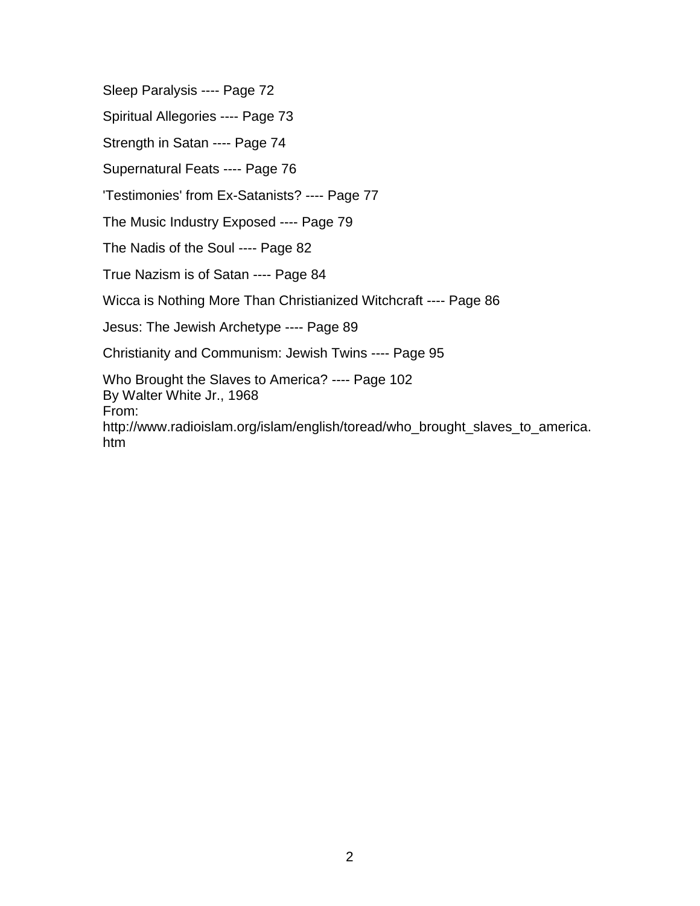Sleep Paralysis ---- Page 72

Spiritual Allegories ---- Page 73

Strength in Satan ---- Page 74

Supernatural Feats ---- Page 76

'Testimonies' from Ex-Satanists? ---- Page 77

The Music Industry Exposed ---- Page 79

The Nadis of the Soul ---- Page 82

True Nazism is of Satan ---- Page 84

Wicca is Nothing More Than Christianized Witchcraft ---- Page 86

Jesus: The Jewish Archetype ---- Page 89

Christianity and Communism: Jewish Twins ---- Page 95

Who Brought the Slaves to America? ---- Page 102
By Walter White Jr., 1968
From:
http://www.radioislam.org/islam/english/toread/who_brought_slaves_to_america.htm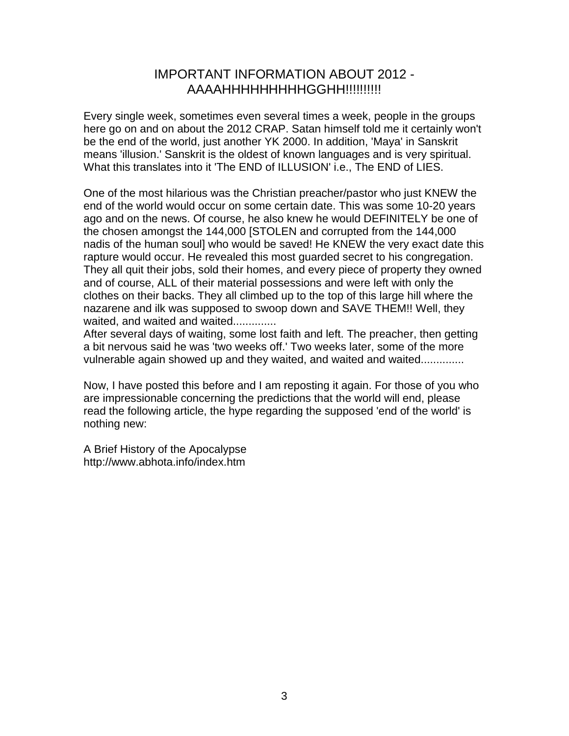# IMPORTANT INFORMATION ABOUT 2012 - AAAAHHHHHHHHHGGHH!!!!!!!!!

Every single week, sometimes even several times a week, people in the groups here go on and on about the 2012 CRAP. Satan himself told me it certainly won't be the end of the world, just another YK 2000. In addition, 'Maya' in Sanskrit means 'illusion.' Sanskrit is the oldest of known languages and is very spiritual. What this translates into it 'The END of ILLUSION' i.e., The END of LIES.

One of the most hilarious was the Christian preacher/pastor who just KNEW the end of the world would occur on some certain date. This was some 10-20 years ago and on the news. Of course, he also knew he would DEFINITELY be one of the chosen amongst the 144,000 [STOLEN and corrupted from the 144,000 nadis of the human soul] who would be saved! He KNEW the very exact date this rapture would occur. He revealed this most guarded secret to his congregation. They all quit their jobs, sold their homes, and every piece of property they owned and of course, ALL of their material possessions and were left with only the clothes on their backs. They all climbed up to the top of this large hill where the nazarene and ilk was supposed to swoop down and SAVE THEM!! Well, they waited, and waited and waited..............
After several days of waiting, some lost faith and left. The preacher, then getting a bit nervous said he was 'two weeks off.' Two weeks later, some of the more vulnerable again showed up and they waited, and waited and waited..............

Now, I have posted this before and I am reposting it again. For those of you who are impressionable concerning the predictions that the world will end, please read the following article, the hype regarding the supposed 'end of the world' is nothing new:

A Brief History of the Apocalypse
http://www.abhota.info/index.htm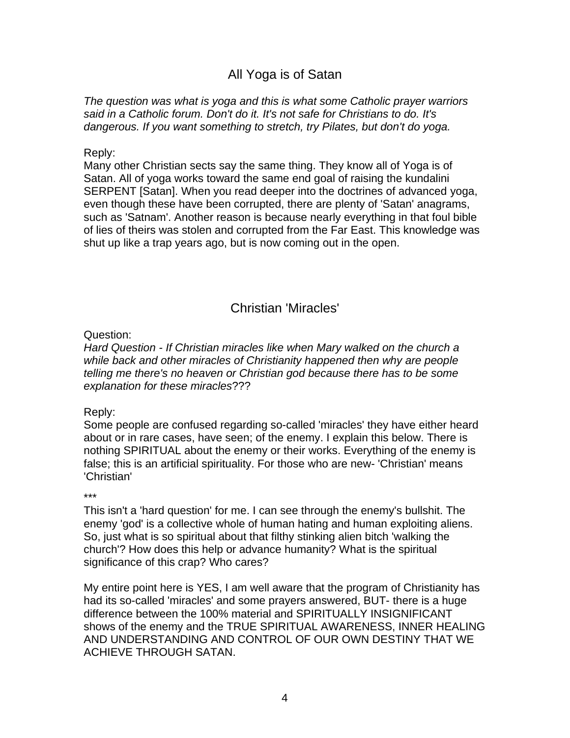## All Yoga is of Satan

*The question was what is yoga and this is what some Catholic prayer warriors said in a Catholic forum. Don't do it. It's not safe for Christians to do. It's dangerous. If you want something to stretch, try Pilates, but don't do yoga.*

Reply:
Many other Christian sects say the same thing. They know all of Yoga is of Satan. All of yoga works toward the same end goal of raising the kundalini SERPENT [Satan]. When you read deeper into the doctrines of advanced yoga, even though these have been corrupted, there are plenty of 'Satan' anagrams, such as 'Satnam'. Another reason is because nearly everything in that foul bible of lies of theirs was stolen and corrupted from the Far East. This knowledge was shut up like a trap years ago, but is now coming out in the open.

## Christian 'Miracles'

Question:
*Hard Question - If Christian miracles like when Mary walked on the church a while back and other miracles of Christianity happened then why are people telling me there's no heaven or Christian god because there has to be some explanation for these miracles*???

Reply:
Some people are confused regarding so-called 'miracles' they have either heard about or in rare cases, have seen; of the enemy. I explain this below. There is nothing SPIRITUAL about the enemy or their works. Everything of the enemy is false; this is an artificial spirituality. For those who are new- 'Christian' means 'Christian'

***

This isn't a 'hard question' for me. I can see through the enemy's bullshit. The enemy 'god' is a collective whole of human hating and human exploiting aliens. So, just what is so spiritual about that filthy stinking alien bitch 'walking the church'? How does this help or advance humanity? What is the spiritual significance of this crap? Who cares?

My entire point here is YES, I am well aware that the program of Christianity has had its so-called 'miracles' and some prayers answered, BUT- there is a huge difference between the 100% material and SPIRITUALLY INSIGNIFICANT shows of the enemy and the TRUE SPIRITUAL AWARENESS, INNER HEALING AND UNDERSTANDING AND CONTROL OF OUR OWN DESTINY THAT WE ACHIEVE THROUGH SATAN.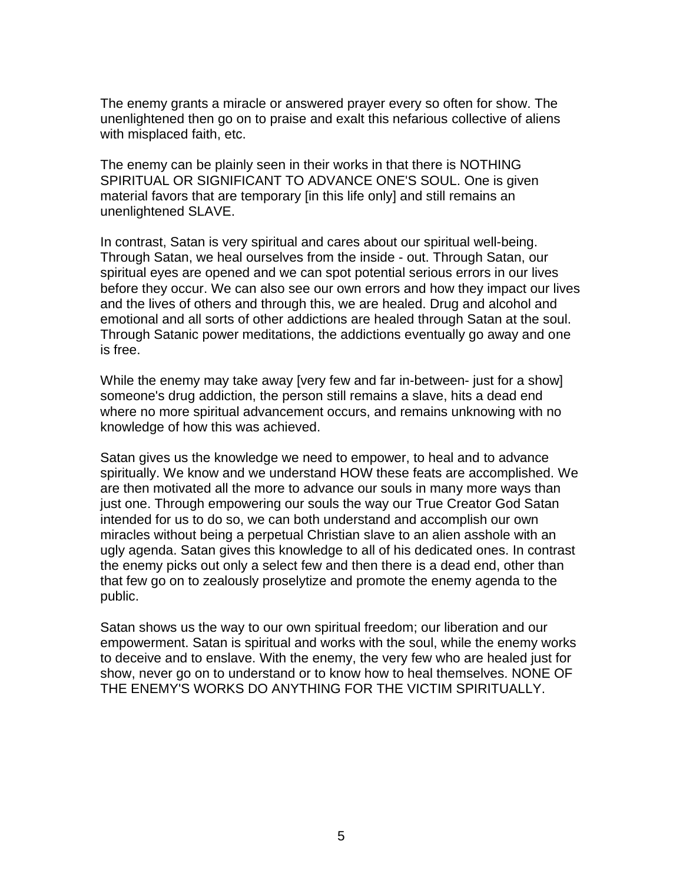The enemy grants a miracle or answered prayer every so often for show. The unenlightened then go on to praise and exalt this nefarious collective of aliens with misplaced faith, etc.

The enemy can be plainly seen in their works in that there is NOTHING SPIRITUAL OR SIGNIFICANT TO ADVANCE ONE'S SOUL. One is given material favors that are temporary [in this life only] and still remains an unenlightened SLAVE.

In contrast, Satan is very spiritual and cares about our spiritual well-being. Through Satan, we heal ourselves from the inside - out. Through Satan, our spiritual eyes are opened and we can spot potential serious errors in our lives before they occur. We can also see our own errors and how they impact our lives and the lives of others and through this, we are healed. Drug and alcohol and emotional and all sorts of other addictions are healed through Satan at the soul. Through Satanic power meditations, the addictions eventually go away and one is free.

While the enemy may take away [very few and far in-between- just for a show] someone's drug addiction, the person still remains a slave, hits a dead end where no more spiritual advancement occurs, and remains unknowing with no knowledge of how this was achieved.

Satan gives us the knowledge we need to empower, to heal and to advance spiritually. We know and we understand HOW these feats are accomplished. We are then motivated all the more to advance our souls in many more ways than just one. Through empowering our souls the way our True Creator God Satan intended for us to do so, we can both understand and accomplish our own miracles without being a perpetual Christian slave to an alien asshole with an ugly agenda. Satan gives this knowledge to all of his dedicated ones. In contrast the enemy picks out only a select few and then there is a dead end, other than that few go on to zealously proselytize and promote the enemy agenda to the public.

Satan shows us the way to our own spiritual freedom; our liberation and our empowerment. Satan is spiritual and works with the soul, while the enemy works to deceive and to enslave. With the enemy, the very few who are healed just for show, never go on to understand or to know how to heal themselves. NONE OF THE ENEMY'S WORKS DO ANYTHING FOR THE VICTIM SPIRITUALLY.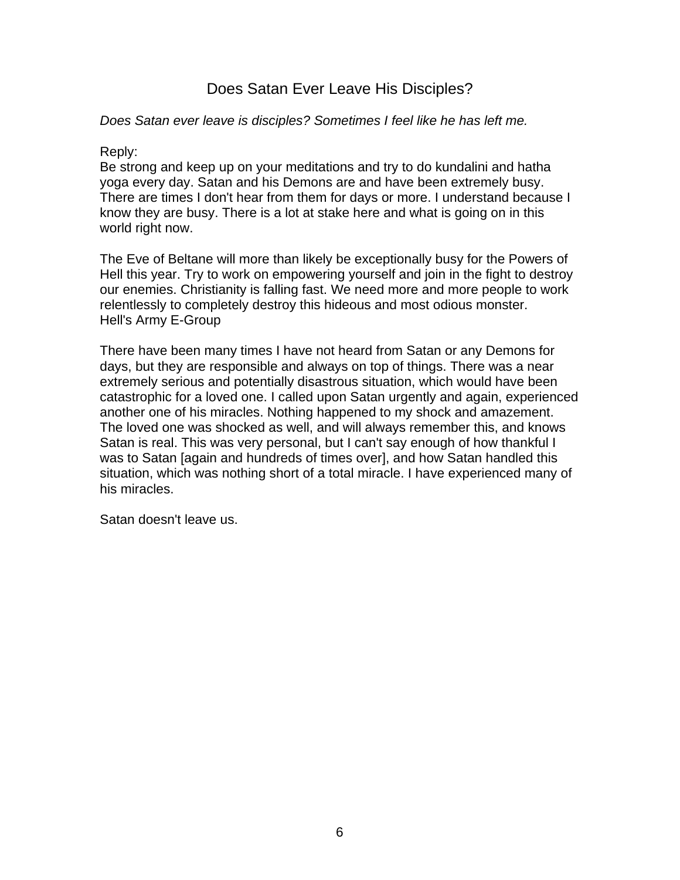# Does Satan Ever Leave His Disciples?

*Does Satan ever leave is disciples? Sometimes I feel like he has left me.*

Reply:
Be strong and keep up on your meditations and try to do kundalini and hatha yoga every day. Satan and his Demons are and have been extremely busy. There are times I don't hear from them for days or more. I understand because I know they are busy. There is a lot at stake here and what is going on in this world right now.

The Eve of Beltane will more than likely be exceptionally busy for the Powers of Hell this year. Try to work on empowering yourself and join in the fight to destroy our enemies. Christianity is falling fast. We need more and more people to work relentlessly to completely destroy this hideous and most odious monster.
Hell's Army E-Group

There have been many times I have not heard from Satan or any Demons for days, but they are responsible and always on top of things. There was a near extremely serious and potentially disastrous situation, which would have been catastrophic for a loved one. I called upon Satan urgently and again, experienced another one of his miracles. Nothing happened to my shock and amazement. The loved one was shocked as well, and will always remember this, and knows Satan is real. This was very personal, but I can't say enough of how thankful I was to Satan [again and hundreds of times over], and how Satan handled this situation, which was nothing short of a total miracle. I have experienced many of his miracles.

Satan doesn't leave us.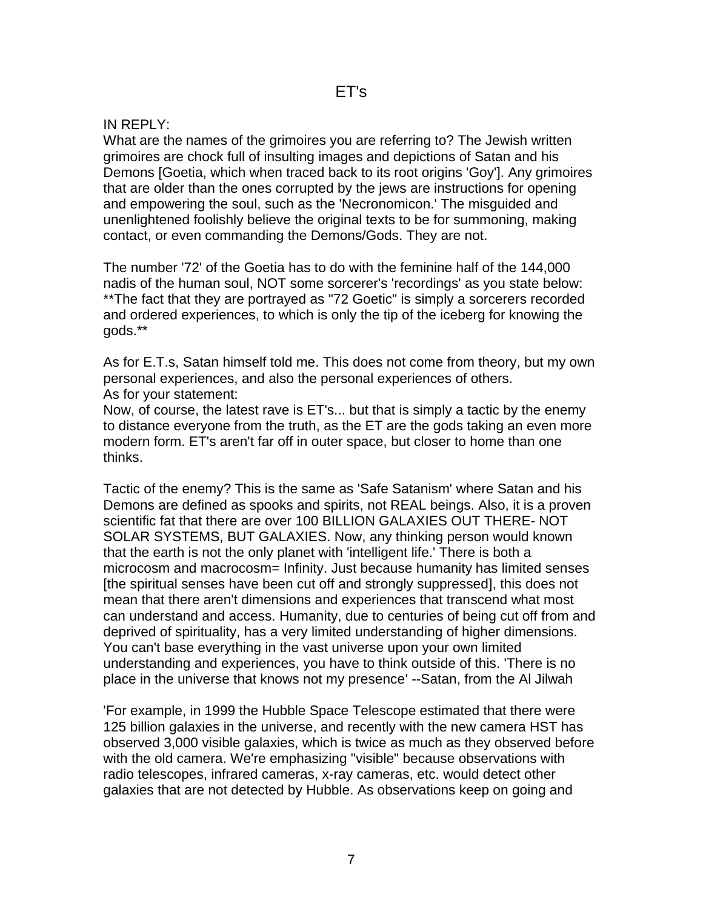# ET's

IN REPLY:
What are the names of the grimoires you are referring to? The Jewish written grimoires are chock full of insulting images and depictions of Satan and his Demons [Goetia, which when traced back to its root origins 'Goy']. Any grimoires that are older than the ones corrupted by the jews are instructions for opening and empowering the soul, such as the 'Necronomicon.' The misguided and unenlightened foolishly believe the original texts to be for summoning, making contact, or even commanding the Demons/Gods. They are not.

The number '72' of the Goetia has to do with the feminine half of the 144,000 nadis of the human soul, NOT some sorcerer's 'recordings' as you state below:
**The fact that they are portrayed as "72 Goetic" is simply a sorcerers recorded and ordered experiences, to which is only the tip of the iceberg for knowing the gods.**

As for E.T.s, Satan himself told me. This does not come from theory, but my own personal experiences, and also the personal experiences of others.
As for your statement:
Now, of course, the latest rave is ET's... but that is simply a tactic by the enemy to distance everyone from the truth, as the ET are the gods taking an even more modern form. ET's aren't far off in outer space, but closer to home than one thinks.

Tactic of the enemy? This is the same as 'Safe Satanism' where Satan and his Demons are defined as spooks and spirits, not REAL beings. Also, it is a proven scientific fat that there are over 100 BILLION GALAXIES OUT THERE- NOT SOLAR SYSTEMS, BUT GALAXIES. Now, any thinking person would known that the earth is not the only planet with 'intelligent life.' There is both a microcosm and macrocosm= Infinity. Just because humanity has limited senses [the spiritual senses have been cut off and strongly suppressed], this does not mean that there aren't dimensions and experiences that transcend what most can understand and access. Humanity, due to centuries of being cut off from and deprived of spirituality, has a very limited understanding of higher dimensions. You can't base everything in the vast universe upon your own limited understanding and experiences, you have to think outside of this. 'There is no place in the universe that knows not my presence' --Satan, from the Al Jilwah

'For example, in 1999 the Hubble Space Telescope estimated that there were 125 billion galaxies in the universe, and recently with the new camera HST has observed 3,000 visible galaxies, which is twice as much as they observed before with the old camera. We're emphasizing "visible" because observations with radio telescopes, infrared cameras, x-ray cameras, etc. would detect other galaxies that are not detected by Hubble. As observations keep on going and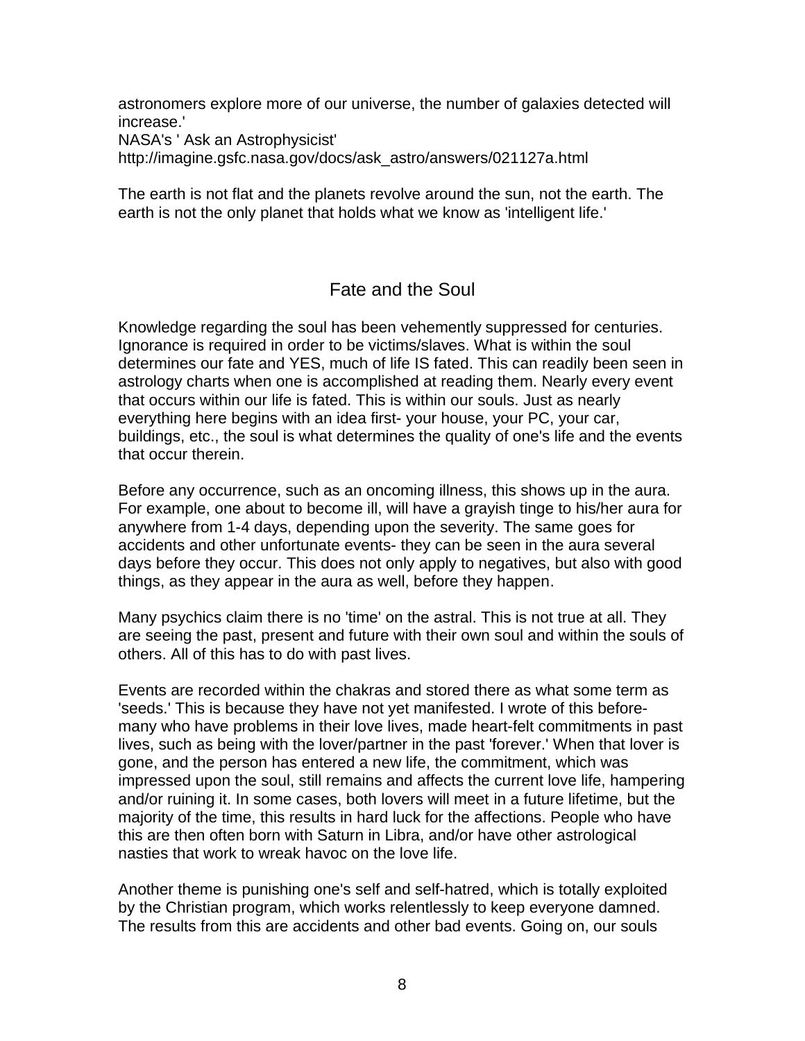astronomers explore more of our universe, the number of galaxies detected will increase.'
NASA's ' Ask an Astrophysicist'
http://imagine.gsfc.nasa.gov/docs/ask_astro/answers/021127a.html

The earth is not flat and the planets revolve around the sun, not the earth. The earth is not the only planet that holds what we know as 'intelligent life.'

## Fate and the Soul

Knowledge regarding the soul has been vehemently suppressed for centuries. Ignorance is required in order to be victims/slaves. What is within the soul determines our fate and YES, much of life IS fated. This can readily been seen in astrology charts when one is accomplished at reading them. Nearly every event that occurs within our life is fated. This is within our souls. Just as nearly everything here begins with an idea first- your house, your PC, your car, buildings, etc., the soul is what determines the quality of one's life and the events that occur therein.

Before any occurrence, such as an oncoming illness, this shows up in the aura. For example, one about to become ill, will have a grayish tinge to his/her aura for anywhere from 1-4 days, depending upon the severity. The same goes for accidents and other unfortunate events- they can be seen in the aura several days before they occur. This does not only apply to negatives, but also with good things, as they appear in the aura as well, before they happen.

Many psychics claim there is no 'time' on the astral. This is not true at all. They are seeing the past, present and future with their own soul and within the souls of others. All of this has to do with past lives.

Events are recorded within the chakras and stored there as what some term as 'seeds.' This is because they have not yet manifested. I wrote of this before- many who have problems in their love lives, made heart-felt commitments in past lives, such as being with the lover/partner in the past 'forever.' When that lover is gone, and the person has entered a new life, the commitment, which was impressed upon the soul, still remains and affects the current love life, hampering and/or ruining it. In some cases, both lovers will meet in a future lifetime, but the majority of the time, this results in hard luck for the affections. People who have this are then often born with Saturn in Libra, and/or have other astrological nasties that work to wreak havoc on the love life.

Another theme is punishing one's self and self-hatred, which is totally exploited by the Christian program, which works relentlessly to keep everyone damned. The results from this are accidents and other bad events. Going on, our souls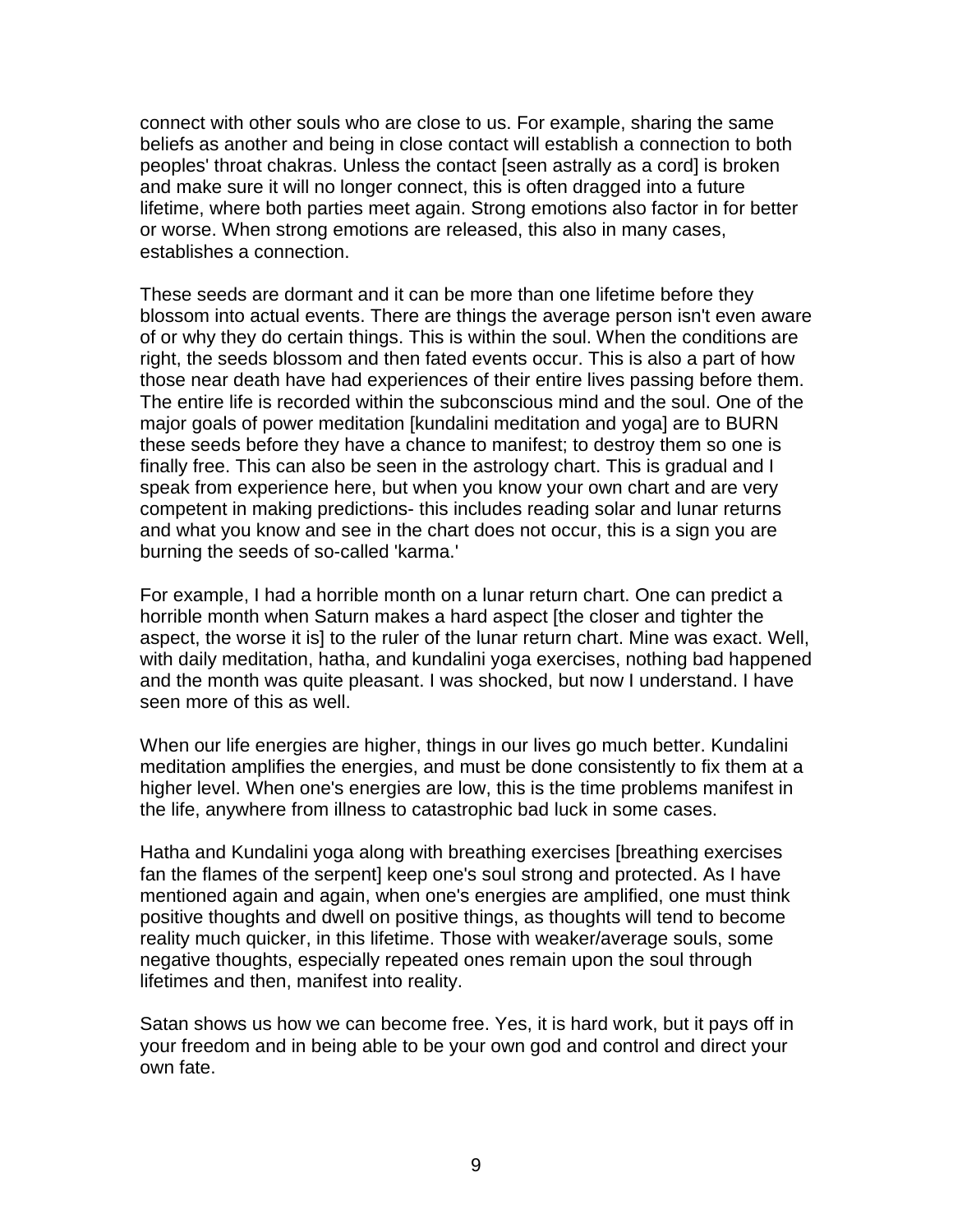connect with other souls who are close to us. For example, sharing the same beliefs as another and being in close contact will establish a connection to both peoples' throat chakras. Unless the contact [seen astrally as a cord] is broken and make sure it will no longer connect, this is often dragged into a future lifetime, where both parties meet again. Strong emotions also factor in for better or worse. When strong emotions are released, this also in many cases, establishes a connection.

These seeds are dormant and it can be more than one lifetime before they blossom into actual events. There are things the average person isn't even aware of or why they do certain things. This is within the soul. When the conditions are right, the seeds blossom and then fated events occur. This is also a part of how those near death have had experiences of their entire lives passing before them. The entire life is recorded within the subconscious mind and the soul. One of the major goals of power meditation [kundalini meditation and yoga] are to BURN these seeds before they have a chance to manifest; to destroy them so one is finally free. This can also be seen in the astrology chart. This is gradual and I speak from experience here, but when you know your own chart and are very competent in making predictions- this includes reading solar and lunar returns and what you know and see in the chart does not occur, this is a sign you are burning the seeds of so-called 'karma.'

For example, I had a horrible month on a lunar return chart. One can predict a horrible month when Saturn makes a hard aspect [the closer and tighter the aspect, the worse it is] to the ruler of the lunar return chart. Mine was exact. Well, with daily meditation, hatha, and kundalini yoga exercises, nothing bad happened and the month was quite pleasant. I was shocked, but now I understand. I have seen more of this as well.

When our life energies are higher, things in our lives go much better. Kundalini meditation amplifies the energies, and must be done consistently to fix them at a higher level. When one's energies are low, this is the time problems manifest in the life, anywhere from illness to catastrophic bad luck in some cases.

Hatha and Kundalini yoga along with breathing exercises [breathing exercises fan the flames of the serpent] keep one's soul strong and protected. As I have mentioned again and again, when one's energies are amplified, one must think positive thoughts and dwell on positive things, as thoughts will tend to become reality much quicker, in this lifetime. Those with weaker/average souls, some negative thoughts, especially repeated ones remain upon the soul through lifetimes and then, manifest into reality.

Satan shows us how we can become free. Yes, it is hard work, but it pays off in your freedom and in being able to be your own god and control and direct your own fate.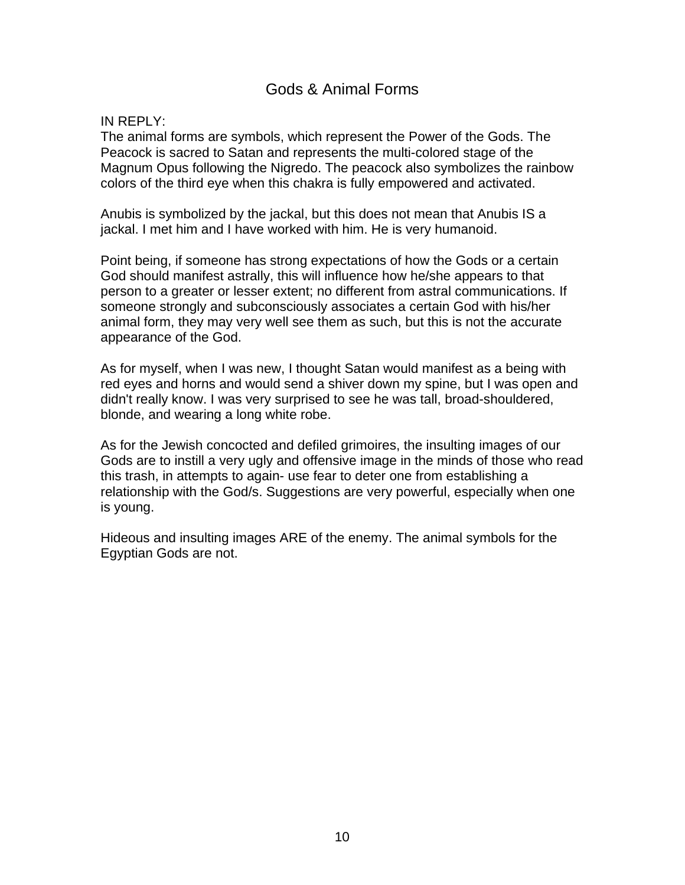# Gods & Animal Forms

IN REPLY:
The animal forms are symbols, which represent the Power of the Gods. The Peacock is sacred to Satan and represents the multi-colored stage of the Magnum Opus following the Nigredo. The peacock also symbolizes the rainbow colors of the third eye when this chakra is fully empowered and activated.

Anubis is symbolized by the jackal, but this does not mean that Anubis IS a jackal. I met him and I have worked with him. He is very humanoid.

Point being, if someone has strong expectations of how the Gods or a certain God should manifest astrally, this will influence how he/she appears to that person to a greater or lesser extent; no different from astral communications. If someone strongly and subconsciously associates a certain God with his/her animal form, they may very well see them as such, but this is not the accurate appearance of the God.

As for myself, when I was new, I thought Satan would manifest as a being with red eyes and horns and would send a shiver down my spine, but I was open and didn't really know. I was very surprised to see he was tall, broad-shouldered, blonde, and wearing a long white robe.

As for the Jewish concocted and defiled grimoires, the insulting images of our Gods are to instill a very ugly and offensive image in the minds of those who read this trash, in attempts to again- use fear to deter one from establishing a relationship with the God/s. Suggestions are very powerful, especially when one is young.

Hideous and insulting images ARE of the enemy. The animal symbols for the Egyptian Gods are not.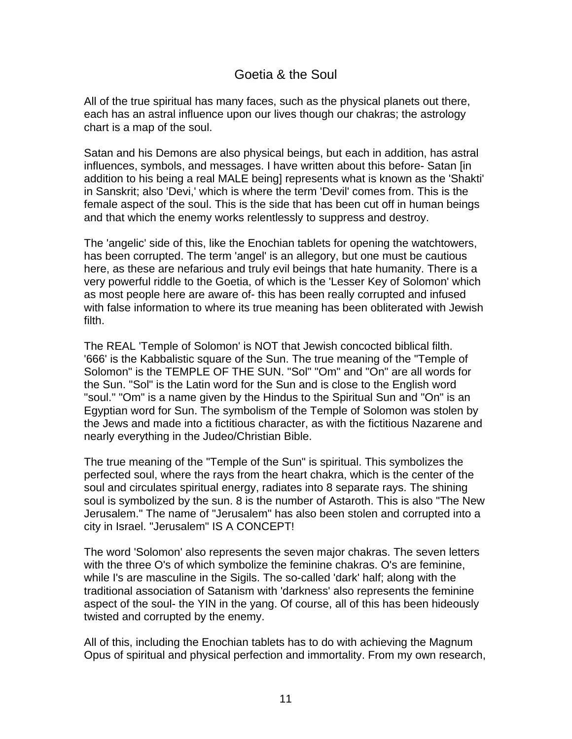## Goetia & the Soul

All of the true spiritual has many faces, such as the physical planets out there, each has an astral influence upon our lives though our chakras; the astrology chart is a map of the soul.

Satan and his Demons are also physical beings, but each in addition, has astral influences, symbols, and messages. I have written about this before- Satan [in addition to his being a real MALE being] represents what is known as the 'Shakti' in Sanskrit; also 'Devi,' which is where the term 'Devil' comes from. This is the female aspect of the soul. This is the side that has been cut off in human beings and that which the enemy works relentlessly to suppress and destroy.

The 'angelic' side of this, like the Enochian tablets for opening the watchtowers, has been corrupted. The term 'angel' is an allegory, but one must be cautious here, as these are nefarious and truly evil beings that hate humanity. There is a very powerful riddle to the Goetia, of which is the 'Lesser Key of Solomon' which as most people here are aware of- this has been really corrupted and infused with false information to where its true meaning has been obliterated with Jewish filth.

The REAL 'Temple of Solomon' is NOT that Jewish concocted biblical filth. '666' is the Kabbalistic square of the Sun. The true meaning of the "Temple of Solomon" is the TEMPLE OF THE SUN. "Sol" "Om" and "On" are all words for the Sun. "Sol" is the Latin word for the Sun and is close to the English word "soul." "Om" is a name given by the Hindus to the Spiritual Sun and "On" is an Egyptian word for Sun. The symbolism of the Temple of Solomon was stolen by the Jews and made into a fictitious character, as with the fictitious Nazarene and nearly everything in the Judeo/Christian Bible.

The true meaning of the "Temple of the Sun" is spiritual. This symbolizes the perfected soul, where the rays from the heart chakra, which is the center of the soul and circulates spiritual energy, radiates into 8 separate rays. The shining soul is symbolized by the sun. 8 is the number of Astaroth. This is also "The New Jerusalem." The name of "Jerusalem" has also been stolen and corrupted into a city in Israel. "Jerusalem" IS A CONCEPT!

The word 'Solomon' also represents the seven major chakras. The seven letters with the three O's of which symbolize the feminine chakras. O's are feminine, while I's are masculine in the Sigils. The so-called 'dark' half; along with the traditional association of Satanism with 'darkness' also represents the feminine aspect of the soul- the YIN in the yang. Of course, all of this has been hideously twisted and corrupted by the enemy.

All of this, including the Enochian tablets has to do with achieving the Magnum Opus of spiritual and physical perfection and immortality. From my own research,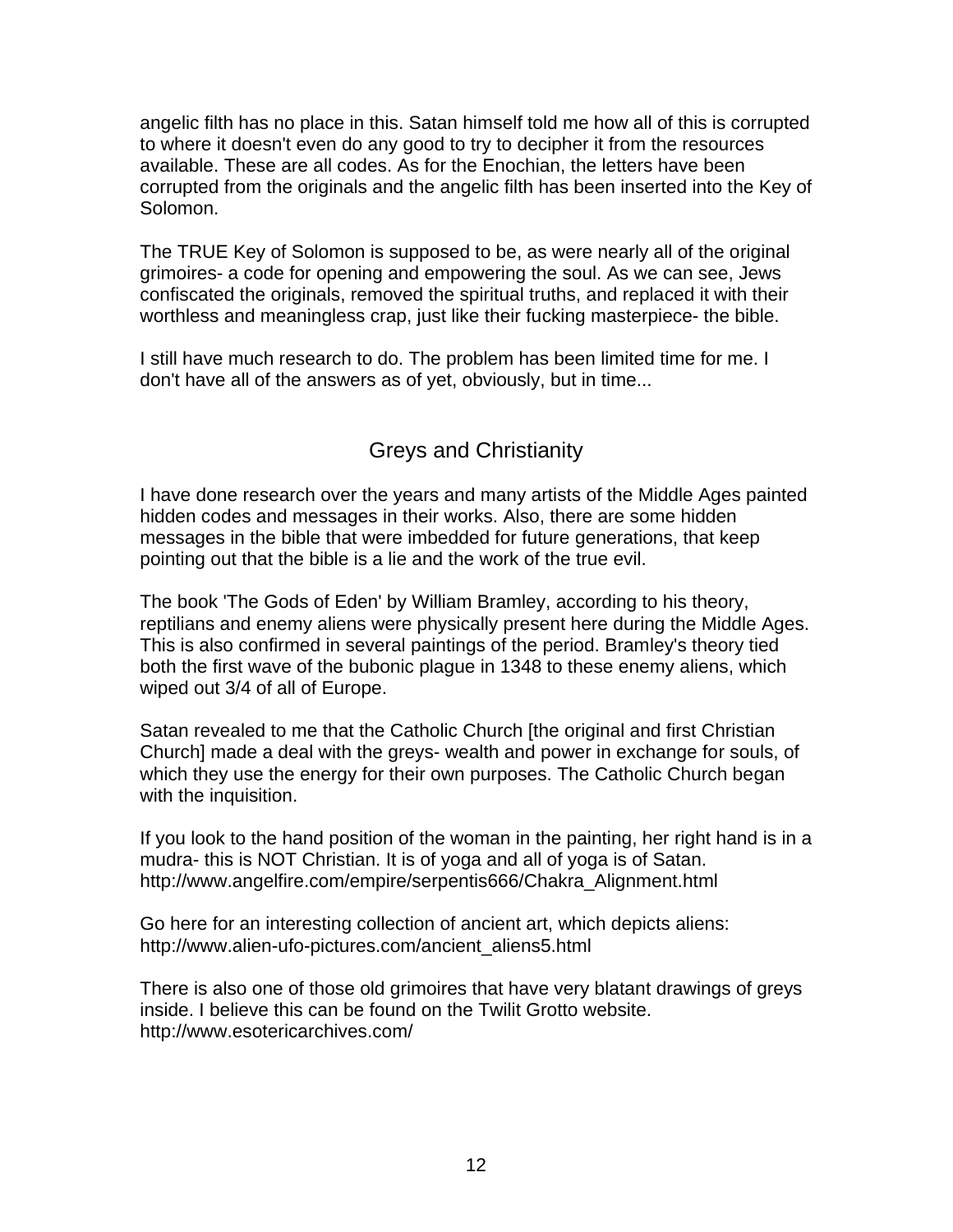angelic filth has no place in this. Satan himself told me how all of this is corrupted to where it doesn't even do any good to try to decipher it from the resources available. These are all codes. As for the Enochian, the letters have been corrupted from the originals and the angelic filth has been inserted into the Key of Solomon.

The TRUE Key of Solomon is supposed to be, as were nearly all of the original grimoires- a code for opening and empowering the soul. As we can see, Jews confiscated the originals, removed the spiritual truths, and replaced it with their worthless and meaningless crap, just like their fucking masterpiece- the bible.

I still have much research to do. The problem has been limited time for me. I don't have all of the answers as of yet, obviously, but in time...

## Greys and Christianity

I have done research over the years and many artists of the Middle Ages painted hidden codes and messages in their works. Also, there are some hidden messages in the bible that were imbedded for future generations, that keep pointing out that the bible is a lie and the work of the true evil.

The book 'The Gods of Eden' by William Bramley, according to his theory, reptilians and enemy aliens were physically present here during the Middle Ages. This is also confirmed in several paintings of the period. Bramley's theory tied both the first wave of the bubonic plague in 1348 to these enemy aliens, which wiped out 3/4 of all of Europe.

Satan revealed to me that the Catholic Church [the original and first Christian Church] made a deal with the greys- wealth and power in exchange for souls, of which they use the energy for their own purposes. The Catholic Church began with the inquisition.

If you look to the hand position of the woman in the painting, her right hand is in a mudra- this is NOT Christian. It is of yoga and all of yoga is of Satan.
http://www.angelfire.com/empire/serpentis666/Chakra_Alignment.html

Go here for an interesting collection of ancient art, which depicts aliens:
http://www.alien-ufo-pictures.com/ancient_aliens5.html

There is also one of those old grimoires that have very blatant drawings of greys inside. I believe this can be found on the Twilit Grotto website.
http://www.esotericarchives.com/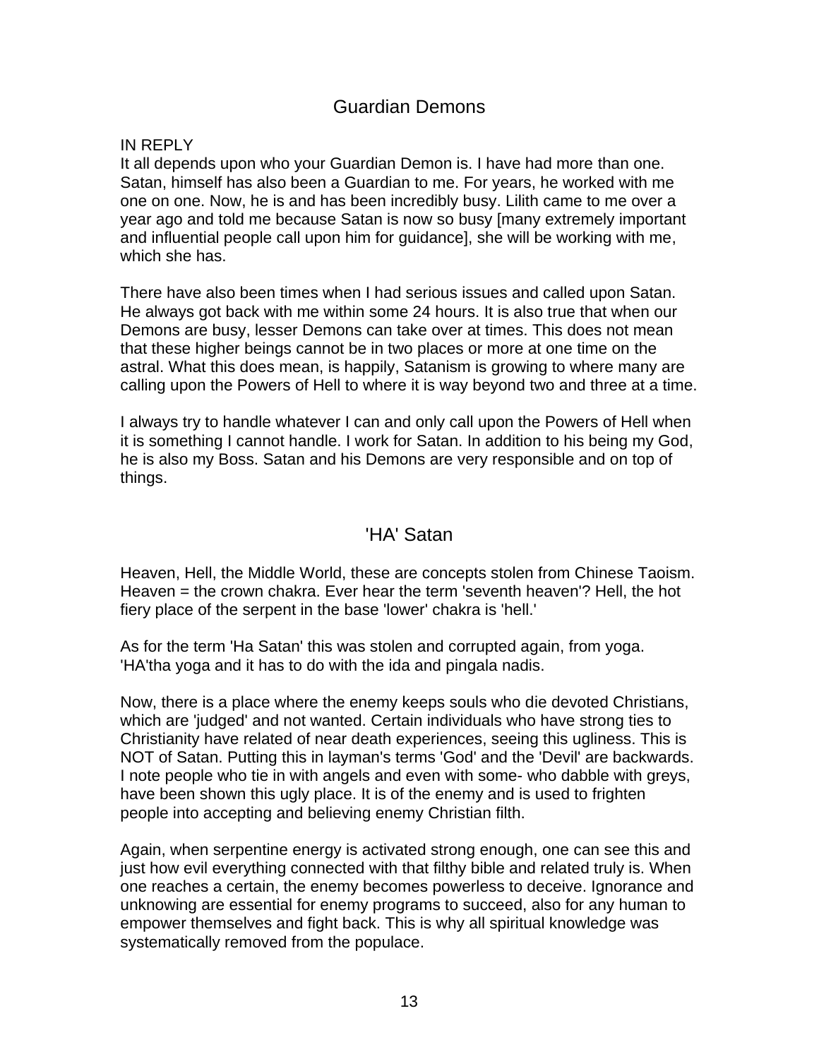## Guardian Demons

IN REPLY
It all depends upon who your Guardian Demon is. I have had more than one. Satan, himself has also been a Guardian to me. For years, he worked with me one on one. Now, he is and has been incredibly busy. Lilith came to me over a year ago and told me because Satan is now so busy [many extremely important and influential people call upon him for guidance], she will be working with me, which she has.

There have also been times when I had serious issues and called upon Satan. He always got back with me within some 24 hours. It is also true that when our Demons are busy, lesser Demons can take over at times. This does not mean that these higher beings cannot be in two places or more at one time on the astral. What this does mean, is happily, Satanism is growing to where many are calling upon the Powers of Hell to where it is way beyond two and three at a time.

I always try to handle whatever I can and only call upon the Powers of Hell when it is something I cannot handle. I work for Satan. In addition to his being my God, he is also my Boss. Satan and his Demons are very responsible and on top of things.

## 'HA' Satan

Heaven, Hell, the Middle World, these are concepts stolen from Chinese Taoism. Heaven = the crown chakra. Ever hear the term 'seventh heaven'? Hell, the hot fiery place of the serpent in the base 'lower' chakra is 'hell.'

As for the term 'Ha Satan' this was stolen and corrupted again, from yoga. 'HA'tha yoga and it has to do with the ida and pingala nadis.

Now, there is a place where the enemy keeps souls who die devoted Christians, which are 'judged' and not wanted. Certain individuals who have strong ties to Christianity have related of near death experiences, seeing this ugliness. This is NOT of Satan. Putting this in layman's terms 'God' and the 'Devil' are backwards. I note people who tie in with angels and even with some- who dabble with greys, have been shown this ugly place. It is of the enemy and is used to frighten people into accepting and believing enemy Christian filth.

Again, when serpentine energy is activated strong enough, one can see this and just how evil everything connected with that filthy bible and related truly is. When one reaches a certain, the enemy becomes powerless to deceive. Ignorance and unknowing are essential for enemy programs to succeed, also for any human to empower themselves and fight back. This is why all spiritual knowledge was systematically removed from the populace.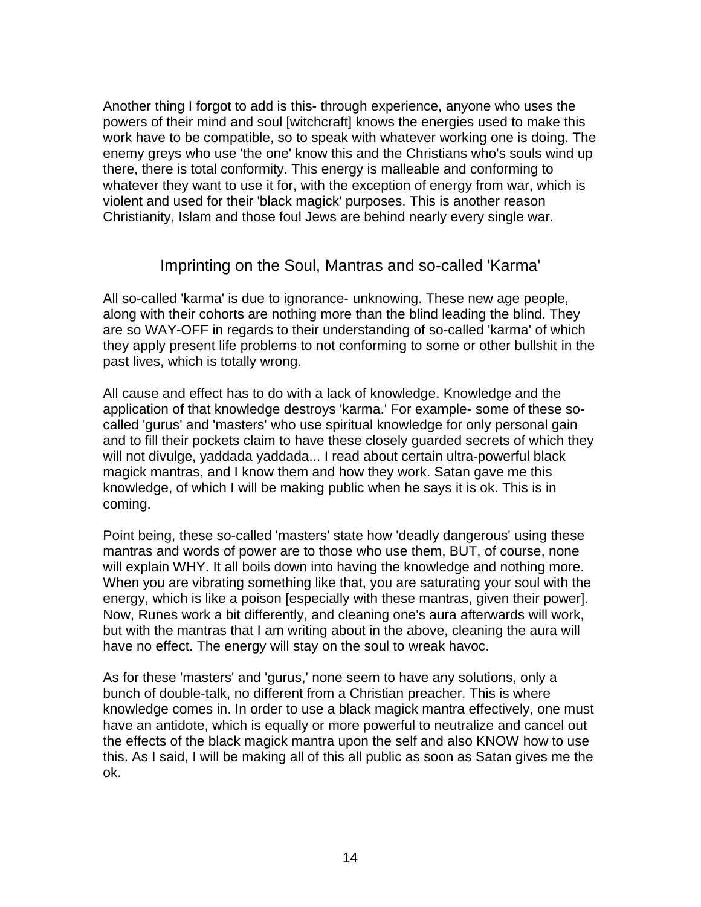Another thing I forgot to add is this- through experience, anyone who uses the powers of their mind and soul [witchcraft] knows the energies used to make this work have to be compatible, so to speak with whatever working one is doing. The enemy greys who use 'the one' know this and the Christians who's souls wind up there, there is total conformity. This energy is malleable and conforming to whatever they want to use it for, with the exception of energy from war, which is violent and used for their 'black magick' purposes. This is another reason Christianity, Islam and those foul Jews are behind nearly every single war.

## Imprinting on the Soul, Mantras and so-called 'Karma'

All so-called 'karma' is due to ignorance- unknowing. These new age people, along with their cohorts are nothing more than the blind leading the blind. They are so WAY-OFF in regards to their understanding of so-called 'karma' of which they apply present life problems to not conforming to some or other bullshit in the past lives, which is totally wrong.

All cause and effect has to do with a lack of knowledge. Knowledge and the application of that knowledge destroys 'karma.' For example- some of these so-called 'gurus' and 'masters' who use spiritual knowledge for only personal gain and to fill their pockets claim to have these closely guarded secrets of which they will not divulge, yaddada yaddada... I read about certain ultra-powerful black magick mantras, and I know them and how they work. Satan gave me this knowledge, of which I will be making public when he says it is ok. This is in coming.

Point being, these so-called 'masters' state how 'deadly dangerous' using these mantras and words of power are to those who use them, BUT, of course, none will explain WHY. It all boils down into having the knowledge and nothing more. When you are vibrating something like that, you are saturating your soul with the energy, which is like a poison [especially with these mantras, given their power]. Now, Runes work a bit differently, and cleaning one's aura afterwards will work, but with the mantras that I am writing about in the above, cleaning the aura will have no effect. The energy will stay on the soul to wreak havoc.

As for these 'masters' and 'gurus,' none seem to have any solutions, only a bunch of double-talk, no different from a Christian preacher. This is where knowledge comes in. In order to use a black magick mantra effectively, one must have an antidote, which is equally or more powerful to neutralize and cancel out the effects of the black magick mantra upon the self and also KNOW how to use this. As I said, I will be making all of this all public as soon as Satan gives me the ok.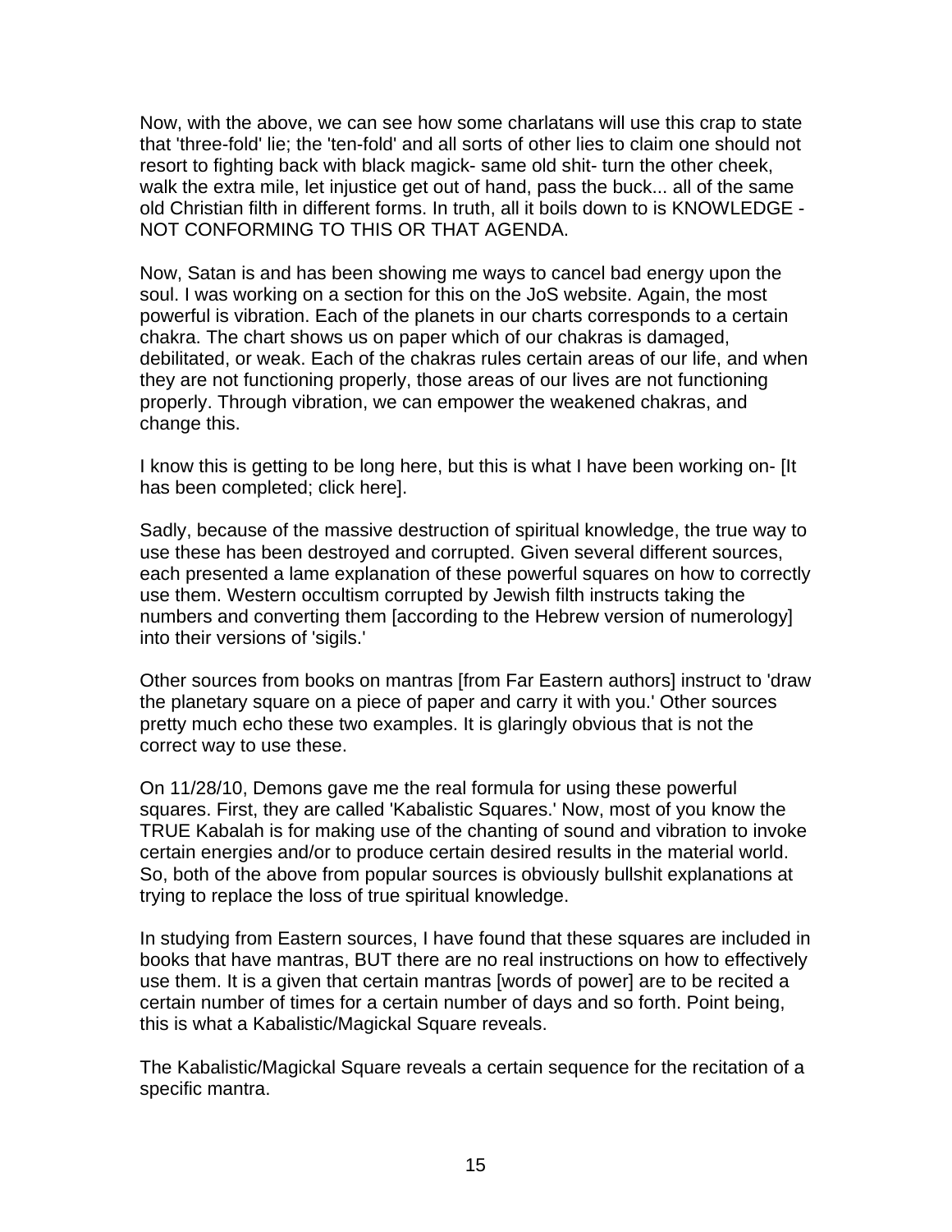Now, with the above, we can see how some charlatans will use this crap to state that 'three-fold' lie; the 'ten-fold' and all sorts of other lies to claim one should not resort to fighting back with black magick- same old shit- turn the other cheek, walk the extra mile, let injustice get out of hand, pass the buck... all of the same old Christian filth in different forms. In truth, all it boils down to is KNOWLEDGE - NOT CONFORMING TO THIS OR THAT AGENDA.

Now, Satan is and has been showing me ways to cancel bad energy upon the soul. I was working on a section for this on the JoS website. Again, the most powerful is vibration. Each of the planets in our charts corresponds to a certain chakra. The chart shows us on paper which of our chakras is damaged, debilitated, or weak. Each of the chakras rules certain areas of our life, and when they are not functioning properly, those areas of our lives are not functioning properly. Through vibration, we can empower the weakened chakras, and change this.

I know this is getting to be long here, but this is what I have been working on- [It has been completed; click here].

Sadly, because of the massive destruction of spiritual knowledge, the true way to use these has been destroyed and corrupted. Given several different sources, each presented a lame explanation of these powerful squares on how to correctly use them. Western occultism corrupted by Jewish filth instructs taking the numbers and converting them [according to the Hebrew version of numerology] into their versions of 'sigils.'

Other sources from books on mantras [from Far Eastern authors] instruct to 'draw the planetary square on a piece of paper and carry it with you.' Other sources pretty much echo these two examples. It is glaringly obvious that is not the correct way to use these.

On 11/28/10, Demons gave me the real formula for using these powerful squares. First, they are called 'Kabalistic Squares.' Now, most of you know the TRUE Kabalah is for making use of the chanting of sound and vibration to invoke certain energies and/or to produce certain desired results in the material world. So, both of the above from popular sources is obviously bullshit explanations at trying to replace the loss of true spiritual knowledge.

In studying from Eastern sources, I have found that these squares are included in books that have mantras, BUT there are no real instructions on how to effectively use them. It is a given that certain mantras [words of power] are to be recited a certain number of times for a certain number of days and so forth. Point being, this is what a Kabalistic/Magickal Square reveals.

The Kabalistic/Magickal Square reveals a certain sequence for the recitation of a specific mantra.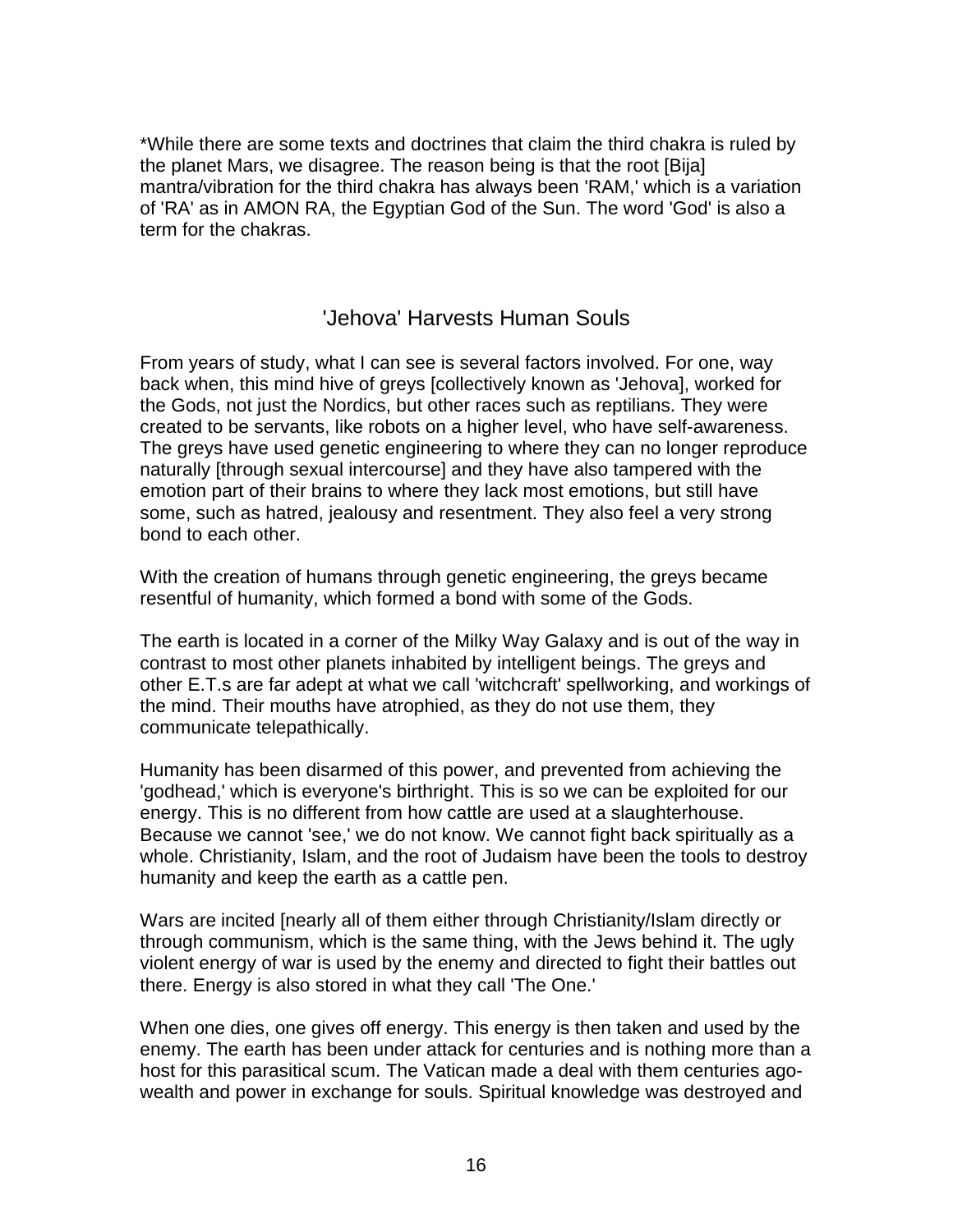*While there are some texts and doctrines that claim the third chakra is ruled by the planet Mars, we disagree. The reason being is that the root [Bija] mantra/vibration for the third chakra has always been 'RAM,' which is a variation of 'RA' as in AMON RA, the Egyptian God of the Sun. The word 'God' is also a term for the chakras.

## 'Jehova' Harvests Human Souls

From years of study, what I can see is several factors involved. For one, way back when, this mind hive of greys [collectively known as 'Jehova], worked for the Gods, not just the Nordics, but other races such as reptilians. They were created to be servants, like robots on a higher level, who have self-awareness. The greys have used genetic engineering to where they can no longer reproduce naturally [through sexual intercourse] and they have also tampered with the emotion part of their brains to where they lack most emotions, but still have some, such as hatred, jealousy and resentment. They also feel a very strong bond to each other.

With the creation of humans through genetic engineering, the greys became resentful of humanity, which formed a bond with some of the Gods.

The earth is located in a corner of the Milky Way Galaxy and is out of the way in contrast to most other planets inhabited by intelligent beings. The greys and other E.T.s are far adept at what we call 'witchcraft' spellworking, and workings of the mind. Their mouths have atrophied, as they do not use them, they communicate telepathically.

Humanity has been disarmed of this power, and prevented from achieving the 'godhead,' which is everyone's birthright. This is so we can be exploited for our energy. This is no different from how cattle are used at a slaughterhouse. Because we cannot 'see,' we do not know. We cannot fight back spiritually as a whole. Christianity, Islam, and the root of Judaism have been the tools to destroy humanity and keep the earth as a cattle pen.

Wars are incited [nearly all of them either through Christianity/Islam directly or through communism, which is the same thing, with the Jews behind it. The ugly violent energy of war is used by the enemy and directed to fight their battles out there. Energy is also stored in what they call 'The One.'

When one dies, one gives off energy. This energy is then taken and used by the enemy. The earth has been under attack for centuries and is nothing more than a host for this parasitical scum. The Vatican made a deal with them centuries ago- wealth and power in exchange for souls. Spiritual knowledge was destroyed and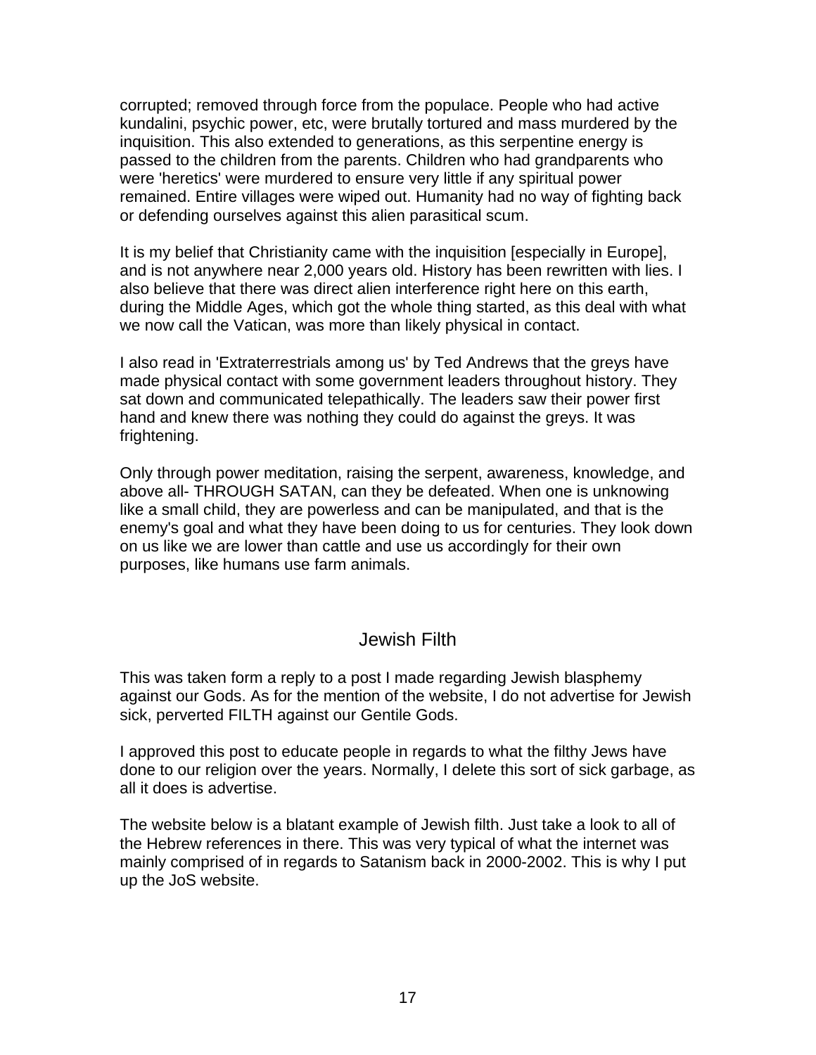corrupted; removed through force from the populace. People who had active kundalini, psychic power, etc, were brutally tortured and mass murdered by the inquisition. This also extended to generations, as this serpentine energy is passed to the children from the parents. Children who had grandparents who were 'heretics' were murdered to ensure very little if any spiritual power remained. Entire villages were wiped out. Humanity had no way of fighting back or defending ourselves against this alien parasitical scum.

It is my belief that Christianity came with the inquisition [especially in Europe], and is not anywhere near 2,000 years old. History has been rewritten with lies. I also believe that there was direct alien interference right here on this earth, during the Middle Ages, which got the whole thing started, as this deal with what we now call the Vatican, was more than likely physical in contact.

I also read in 'Extraterrestrials among us' by Ted Andrews that the greys have made physical contact with some government leaders throughout history. They sat down and communicated telepathically. The leaders saw their power first hand and knew there was nothing they could do against the greys. It was frightening.

Only through power meditation, raising the serpent, awareness, knowledge, and above all- THROUGH SATAN, can they be defeated. When one is unknowing like a small child, they are powerless and can be manipulated, and that is the enemy's goal and what they have been doing to us for centuries. They look down on us like we are lower than cattle and use us accordingly for their own purposes, like humans use farm animals.

## Jewish Filth

This was taken form a reply to a post I made regarding Jewish blasphemy against our Gods. As for the mention of the website, I do not advertise for Jewish sick, perverted FILTH against our Gentile Gods.

I approved this post to educate people in regards to what the filthy Jews have done to our religion over the years. Normally, I delete this sort of sick garbage, as all it does is advertise.

The website below is a blatant example of Jewish filth. Just take a look to all of the Hebrew references in there. This was very typical of what the internet was mainly comprised of in regards to Satanism back in 2000-2002. This is why I put up the JoS website.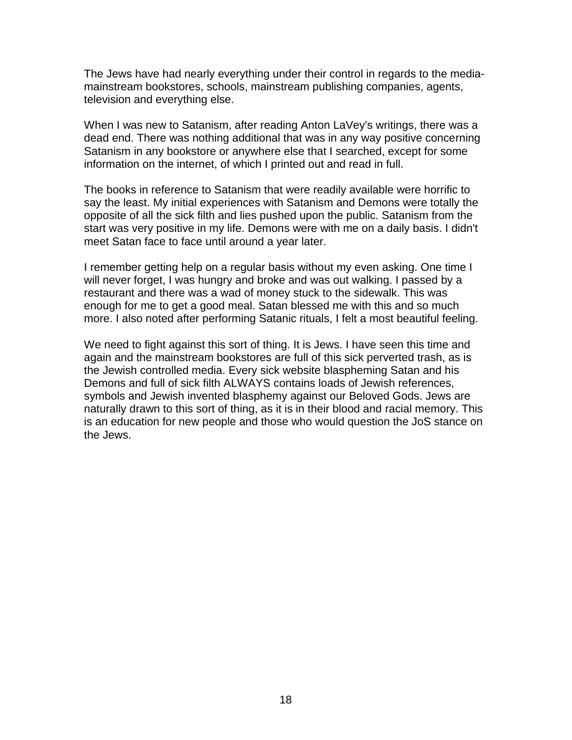The Jews have had nearly everything under their control in regards to the media- mainstream bookstores, schools, mainstream publishing companies, agents, television and everything else.

When I was new to Satanism, after reading Anton LaVey's writings, there was a dead end. There was nothing additional that was in any way positive concerning Satanism in any bookstore or anywhere else that I searched, except for some information on the internet, of which I printed out and read in full.

The books in reference to Satanism that were readily available were horrific to say the least. My initial experiences with Satanism and Demons were totally the opposite of all the sick filth and lies pushed upon the public. Satanism from the start was very positive in my life. Demons were with me on a daily basis. I didn't meet Satan face to face until around a year later.

I remember getting help on a regular basis without my even asking. One time I will never forget, I was hungry and broke and was out walking. I passed by a restaurant and there was a wad of money stuck to the sidewalk. This was enough for me to get a good meal. Satan blessed me with this and so much more. I also noted after performing Satanic rituals, I felt a most beautiful feeling.

We need to fight against this sort of thing. It is Jews. I have seen this time and again and the mainstream bookstores are full of this sick perverted trash, as is the Jewish controlled media. Every sick website blaspheming Satan and his Demons and full of sick filth ALWAYS contains loads of Jewish references, symbols and Jewish invented blasphemy against our Beloved Gods. Jews are naturally drawn to this sort of thing, as it is in their blood and racial memory. This is an education for new people and those who would question the JoS stance on the Jews.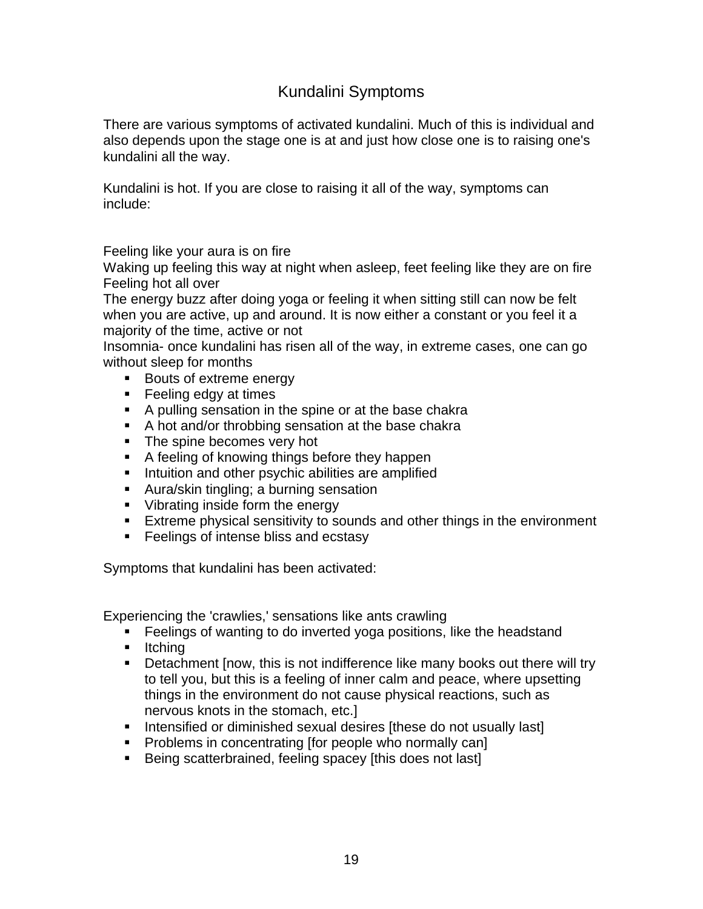# Kundalini Symptoms

There are various symptoms of activated kundalini. Much of this is individual and also depends upon the stage one is at and just how close one is to raising one's kundalini all the way.

Kundalini is hot. If you are close to raising it all of the way, symptoms can include:

Feeling like your aura is on fire
Waking up feeling this way at night when asleep, feet feeling like they are on fire
Feeling hot all over
The energy buzz after doing yoga or feeling it when sitting still can now be felt when you are active, up and around. It is now either a constant or you feel it a majority of the time, active or not
Insomnia- once kundalini has risen all of the way, in extreme cases, one can go without sleep for months

- Bouts of extreme energy
- Feeling edgy at times
- A pulling sensation in the spine or at the base chakra
- A hot and/or throbbing sensation at the base chakra
- The spine becomes very hot
- A feeling of knowing things before they happen
- Intuition and other psychic abilities are amplified
- Aura/skin tingling; a burning sensation
- Vibrating inside form the energy
- Extreme physical sensitivity to sounds and other things in the environment
- Feelings of intense bliss and ecstasy

Symptoms that kundalini has been activated:

Experiencing the 'crawlies,' sensations like ants crawling

- Feelings of wanting to do inverted yoga positions, like the headstand
- Itching
- Detachment [now, this is not indifference like many books out there will try to tell you, but this is a feeling of inner calm and peace, where upsetting things in the environment do not cause physical reactions, such as nervous knots in the stomach, etc.]
- Intensified or diminished sexual desires [these do not usually last]
- Problems in concentrating [for people who normally can]
- Being scatterbrained, feeling spacey [this does not last]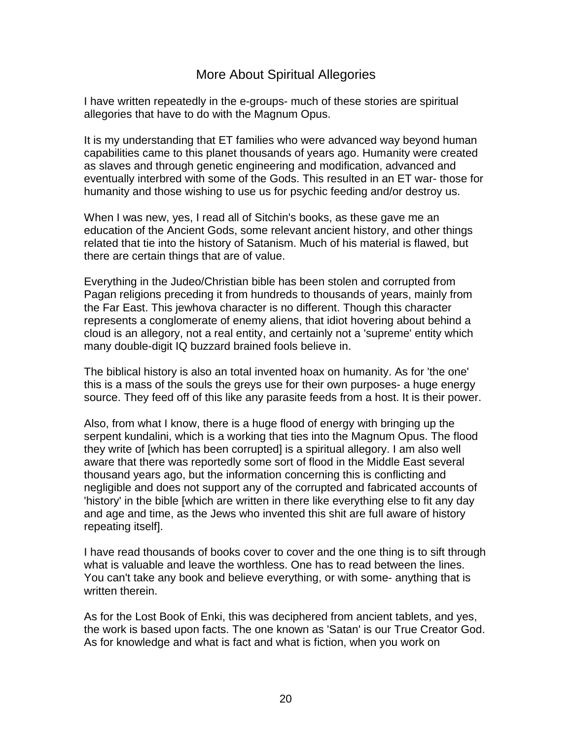# More About Spiritual Allegories

I have written repeatedly in the e-groups- much of these stories are spiritual allegories that have to do with the Magnum Opus.

It is my understanding that ET families who were advanced way beyond human capabilities came to this planet thousands of years ago. Humanity were created as slaves and through genetic engineering and modification, advanced and eventually interbred with some of the Gods. This resulted in an ET war- those for humanity and those wishing to use us for psychic feeding and/or destroy us.

When I was new, yes, I read all of Sitchin's books, as these gave me an education of the Ancient Gods, some relevant ancient history, and other things related that tie into the history of Satanism. Much of his material is flawed, but there are certain things that are of value.

Everything in the Judeo/Christian bible has been stolen and corrupted from Pagan religions preceding it from hundreds to thousands of years, mainly from the Far East. This jewhova character is no different. Though this character represents a conglomerate of enemy aliens, that idiot hovering about behind a cloud is an allegory, not a real entity, and certainly not a 'supreme' entity which many double-digit IQ buzzard brained fools believe in.

The biblical history is also an total invented hoax on humanity. As for 'the one' this is a mass of the souls the greys use for their own purposes- a huge energy source. They feed off of this like any parasite feeds from a host. It is their power.

Also, from what I know, there is a huge flood of energy with bringing up the serpent kundalini, which is a working that ties into the Magnum Opus. The flood they write of [which has been corrupted] is a spiritual allegory. I am also well aware that there was reportedly some sort of flood in the Middle East several thousand years ago, but the information concerning this is conflicting and negligible and does not support any of the corrupted and fabricated accounts of 'history' in the bible [which are written in there like everything else to fit any day and age and time, as the Jews who invented this shit are full aware of history repeating itself].

I have read thousands of books cover to cover and the one thing is to sift through what is valuable and leave the worthless. One has to read between the lines. You can't take any book and believe everything, or with some- anything that is written therein.

As for the Lost Book of Enki, this was deciphered from ancient tablets, and yes, the work is based upon facts. The one known as 'Satan' is our True Creator God. As for knowledge and what is fact and what is fiction, when you work on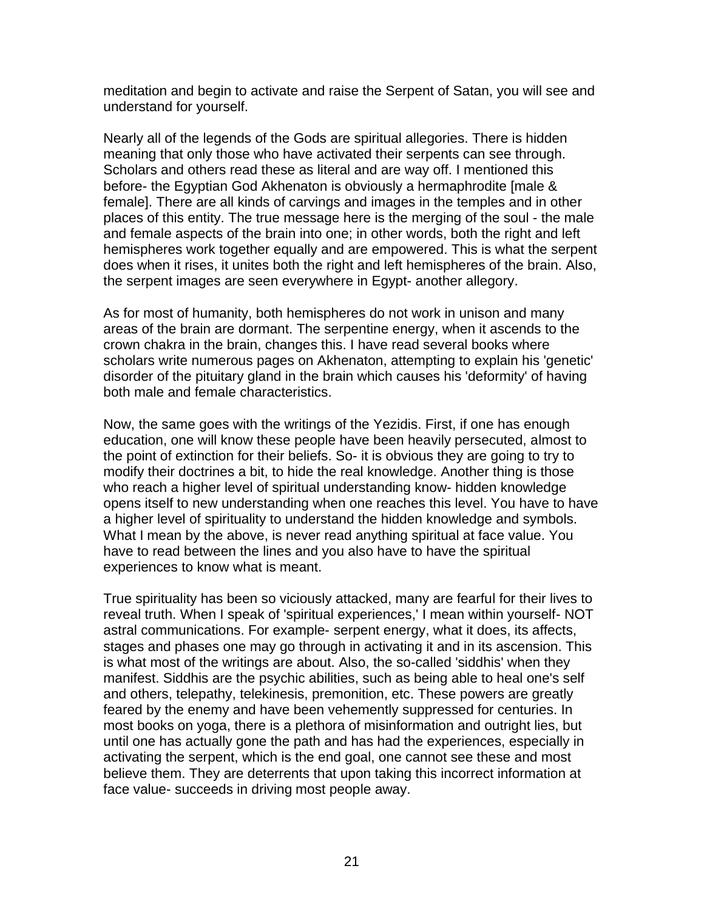meditation and begin to activate and raise the Serpent of Satan, you will see and understand for yourself.

Nearly all of the legends of the Gods are spiritual allegories. There is hidden meaning that only those who have activated their serpents can see through. Scholars and others read these as literal and are way off. I mentioned this before- the Egyptian God Akhenaton is obviously a hermaphrodite [male & female]. There are all kinds of carvings and images in the temples and in other places of this entity. The true message here is the merging of the soul - the male and female aspects of the brain into one; in other words, both the right and left hemispheres work together equally and are empowered. This is what the serpent does when it rises, it unites both the right and left hemispheres of the brain. Also, the serpent images are seen everywhere in Egypt- another allegory.

As for most of humanity, both hemispheres do not work in unison and many areas of the brain are dormant. The serpentine energy, when it ascends to the crown chakra in the brain, changes this. I have read several books where scholars write numerous pages on Akhenaton, attempting to explain his 'genetic' disorder of the pituitary gland in the brain which causes his 'deformity' of having both male and female characteristics.

Now, the same goes with the writings of the Yezidis. First, if one has enough education, one will know these people have been heavily persecuted, almost to the point of extinction for their beliefs. So- it is obvious they are going to try to modify their doctrines a bit, to hide the real knowledge. Another thing is those who reach a higher level of spiritual understanding know- hidden knowledge opens itself to new understanding when one reaches this level. You have to have a higher level of spirituality to understand the hidden knowledge and symbols. What I mean by the above, is never read anything spiritual at face value. You have to read between the lines and you also have to have the spiritual experiences to know what is meant.

True spirituality has been so viciously attacked, many are fearful for their lives to reveal truth. When I speak of 'spiritual experiences,' I mean within yourself- NOT astral communications. For example- serpent energy, what it does, its affects, stages and phases one may go through in activating it and in its ascension. This is what most of the writings are about. Also, the so-called 'siddhis' when they manifest. Siddhis are the psychic abilities, such as being able to heal one's self and others, telepathy, telekinesis, premonition, etc. These powers are greatly feared by the enemy and have been vehemently suppressed for centuries. In most books on yoga, there is a plethora of misinformation and outright lies, but until one has actually gone the path and has had the experiences, especially in activating the serpent, which is the end goal, one cannot see these and most believe them. They are deterrents that upon taking this incorrect information at face value- succeeds in driving most people away.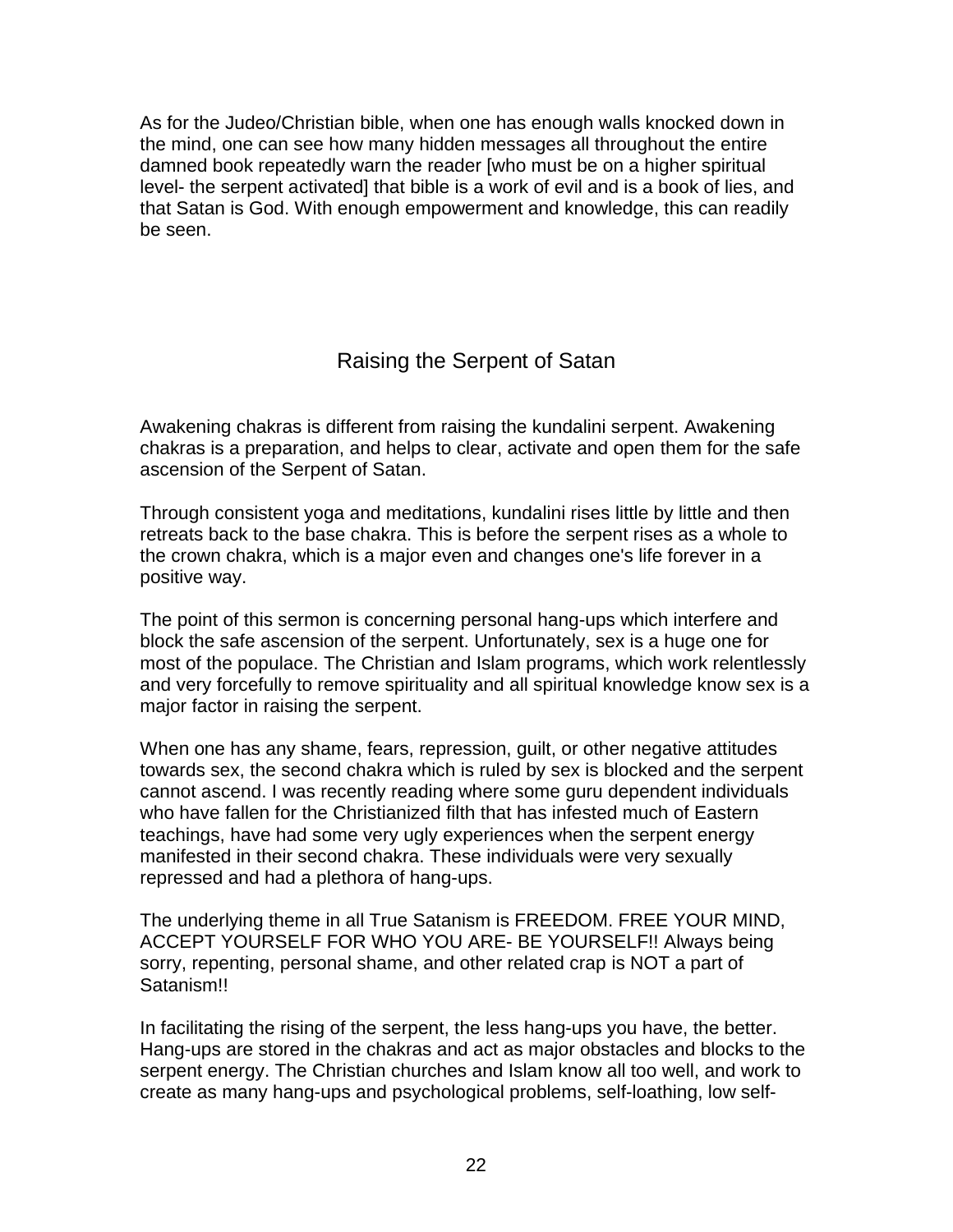As for the Judeo/Christian bible, when one has enough walls knocked down in the mind, one can see how many hidden messages all throughout the entire damned book repeatedly warn the reader [who must be on a higher spiritual level- the serpent activated] that bible is a work of evil and is a book of lies, and that Satan is God. With enough empowerment and knowledge, this can readily be seen.

## Raising the Serpent of Satan

Awakening chakras is different from raising the kundalini serpent. Awakening chakras is a preparation, and helps to clear, activate and open them for the safe ascension of the Serpent of Satan.

Through consistent yoga and meditations, kundalini rises little by little and then retreats back to the base chakra. This is before the serpent rises as a whole to the crown chakra, which is a major even and changes one's life forever in a positive way.

The point of this sermon is concerning personal hang-ups which interfere and block the safe ascension of the serpent. Unfortunately, sex is a huge one for most of the populace. The Christian and Islam programs, which work relentlessly and very forcefully to remove spirituality and all spiritual knowledge know sex is a major factor in raising the serpent.

When one has any shame, fears, repression, guilt, or other negative attitudes towards sex, the second chakra which is ruled by sex is blocked and the serpent cannot ascend. I was recently reading where some guru dependent individuals who have fallen for the Christianized filth that has infested much of Eastern teachings, have had some very ugly experiences when the serpent energy manifested in their second chakra. These individuals were very sexually repressed and had a plethora of hang-ups.

The underlying theme in all True Satanism is FREEDOM. FREE YOUR MIND, ACCEPT YOURSELF FOR WHO YOU ARE- BE YOURSELF!! Always being sorry, repenting, personal shame, and other related crap is NOT a part of Satanism!!

In facilitating the rising of the serpent, the less hang-ups you have, the better. Hang-ups are stored in the chakras and act as major obstacles and blocks to the serpent energy. The Christian churches and Islam know all too well, and work to create as many hang-ups and psychological problems, self-loathing, low self-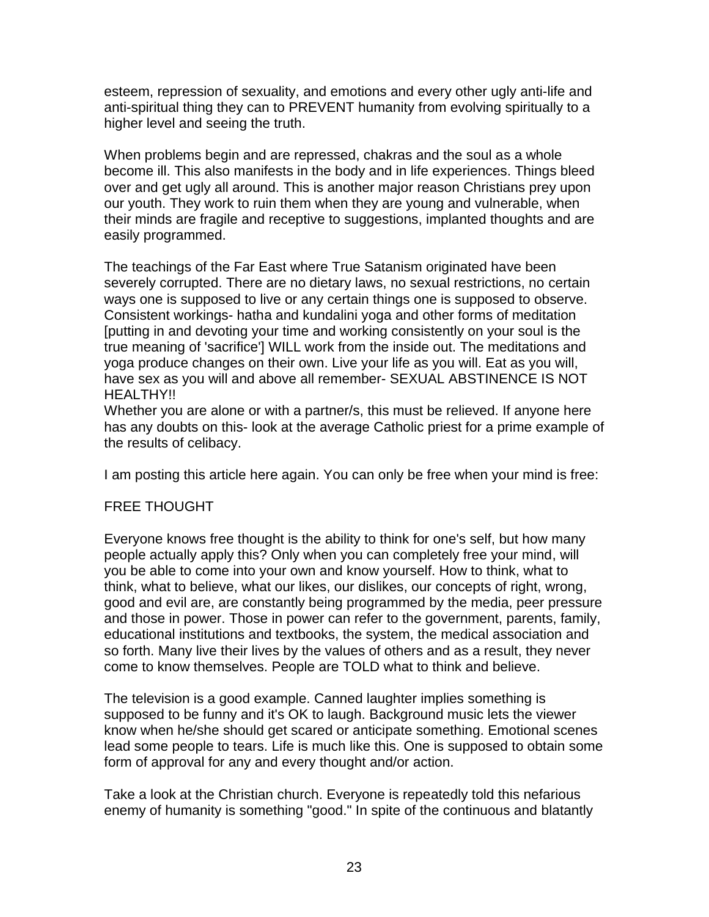esteem, repression of sexuality, and emotions and every other ugly anti-life and anti-spiritual thing they can to PREVENT humanity from evolving spiritually to a higher level and seeing the truth.

When problems begin and are repressed, chakras and the soul as a whole become ill. This also manifests in the body and in life experiences. Things bleed over and get ugly all around. This is another major reason Christians prey upon our youth. They work to ruin them when they are young and vulnerable, when their minds are fragile and receptive to suggestions, implanted thoughts and are easily programmed.

The teachings of the Far East where True Satanism originated have been severely corrupted. There are no dietary laws, no sexual restrictions, no certain ways one is supposed to live or any certain things one is supposed to observe. Consistent workings- hatha and kundalini yoga and other forms of meditation [putting in and devoting your time and working consistently on your soul is the true meaning of 'sacrifice'] WILL work from the inside out. The meditations and yoga produce changes on their own. Live your life as you will. Eat as you will, have sex as you will and above all remember- SEXUAL ABSTINENCE IS NOT HEALTHY!!
Whether you are alone or with a partner/s, this must be relieved. If anyone here has any doubts on this- look at the average Catholic priest for a prime example of the results of celibacy.

I am posting this article here again. You can only be free when your mind is free:

## FREE THOUGHT

Everyone knows free thought is the ability to think for one's self, but how many people actually apply this? Only when you can completely free your mind, will you be able to come into your own and know yourself. How to think, what to think, what to believe, what our likes, our dislikes, our concepts of right, wrong, good and evil are, are constantly being programmed by the media, peer pressure and those in power. Those in power can refer to the government, parents, family, educational institutions and textbooks, the system, the medical association and so forth. Many live their lives by the values of others and as a result, they never come to know themselves. People are TOLD what to think and believe.

The television is a good example. Canned laughter implies something is supposed to be funny and it's OK to laugh. Background music lets the viewer know when he/she should get scared or anticipate something. Emotional scenes lead some people to tears. Life is much like this. One is supposed to obtain some form of approval for any and every thought and/or action.

Take a look at the Christian church. Everyone is repeatedly told this nefarious enemy of humanity is something "good." In spite of the continuous and blatantly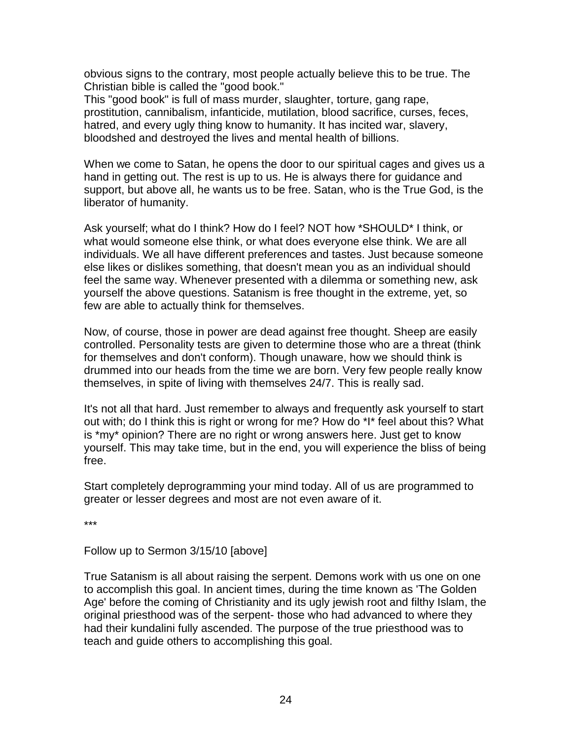obvious signs to the contrary, most people actually believe this to be true. The Christian bible is called the "good book."
This "good book" is full of mass murder, slaughter, torture, gang rape, prostitution, cannibalism, infanticide, mutilation, blood sacrifice, curses, feces, hatred, and every ugly thing know to humanity. It has incited war, slavery, bloodshed and destroyed the lives and mental health of billions.

When we come to Satan, he opens the door to our spiritual cages and gives us a hand in getting out. The rest is up to us. He is always there for guidance and support, but above all, he wants us to be free. Satan, who is the True God, is the liberator of humanity.

Ask yourself; what do I think? How do I feel? NOT how *SHOULD* I think, or what would someone else think, or what does everyone else think. We are all individuals. We all have different preferences and tastes. Just because someone else likes or dislikes something, that doesn't mean you as an individual should feel the same way. Whenever presented with a dilemma or something new, ask yourself the above questions. Satanism is free thought in the extreme, yet, so few are able to actually think for themselves.

Now, of course, those in power are dead against free thought. Sheep are easily controlled. Personality tests are given to determine those who are a threat (think for themselves and don't conform). Though unaware, how we should think is drummed into our heads from the time we are born. Very few people really know themselves, in spite of living with themselves 24/7. This is really sad.

It's not all that hard. Just remember to always and frequently ask yourself to start out with; do I think this is right or wrong for me? How do *I* feel about this? What is *my* opinion? There are no right or wrong answers here. Just get to know yourself. This may take time, but in the end, you will experience the bliss of being free.

Start completely deprogramming your mind today. All of us are programmed to greater or lesser degrees and most are not even aware of it.

***

Follow up to Sermon 3/15/10 [above]

True Satanism is all about raising the serpent. Demons work with us one on one to accomplish this goal. In ancient times, during the time known as 'The Golden Age' before the coming of Christianity and its ugly jewish root and filthy Islam, the original priesthood was of the serpent- those who had advanced to where they had their kundalini fully ascended. The purpose of the true priesthood was to teach and guide others to accomplishing this goal.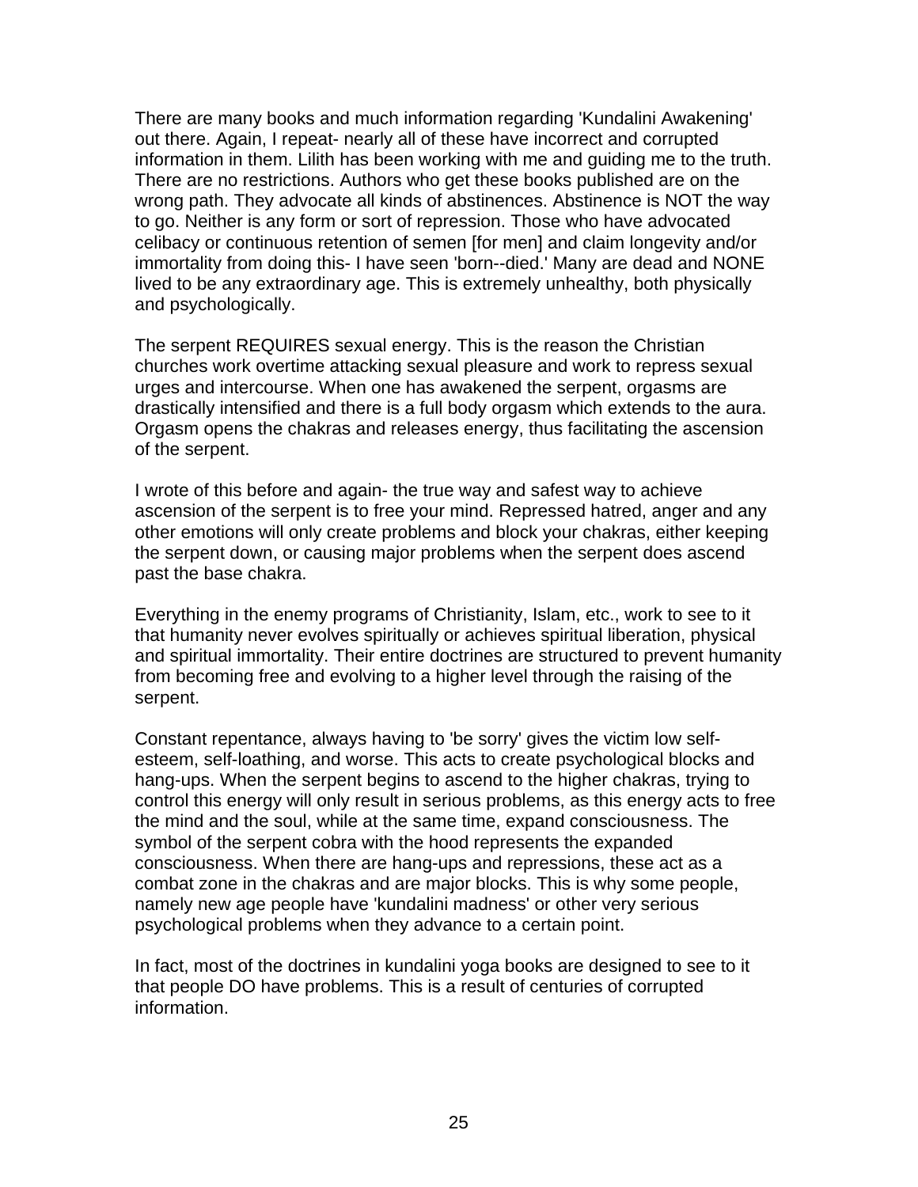There are many books and much information regarding 'Kundalini Awakening' out there. Again, I repeat- nearly all of these have incorrect and corrupted information in them. Lilith has been working with me and guiding me to the truth. There are no restrictions. Authors who get these books published are on the wrong path. They advocate all kinds of abstinences. Abstinence is NOT the way to go. Neither is any form or sort of repression. Those who have advocated celibacy or continuous retention of semen [for men] and claim longevity and/or immortality from doing this- I have seen 'born--died.' Many are dead and NONE lived to be any extraordinary age. This is extremely unhealthy, both physically and psychologically.

The serpent REQUIRES sexual energy. This is the reason the Christian churches work overtime attacking sexual pleasure and work to repress sexual urges and intercourse. When one has awakened the serpent, orgasms are drastically intensified and there is a full body orgasm which extends to the aura. Orgasm opens the chakras and releases energy, thus facilitating the ascension of the serpent.

I wrote of this before and again- the true way and safest way to achieve ascension of the serpent is to free your mind. Repressed hatred, anger and any other emotions will only create problems and block your chakras, either keeping the serpent down, or causing major problems when the serpent does ascend past the base chakra.

Everything in the enemy programs of Christianity, Islam, etc., work to see to it that humanity never evolves spiritually or achieves spiritual liberation, physical and spiritual immortality. Their entire doctrines are structured to prevent humanity from becoming free and evolving to a higher level through the raising of the serpent.

Constant repentance, always having to 'be sorry' gives the victim low self-esteem, self-loathing, and worse. This acts to create psychological blocks and hang-ups. When the serpent begins to ascend to the higher chakras, trying to control this energy will only result in serious problems, as this energy acts to free the mind and the soul, while at the same time, expand consciousness. The symbol of the serpent cobra with the hood represents the expanded consciousness. When there are hang-ups and repressions, these act as a combat zone in the chakras and are major blocks. This is why some people, namely new age people have 'kundalini madness' or other very serious psychological problems when they advance to a certain point.

In fact, most of the doctrines in kundalini yoga books are designed to see to it that people DO have problems. This is a result of centuries of corrupted information.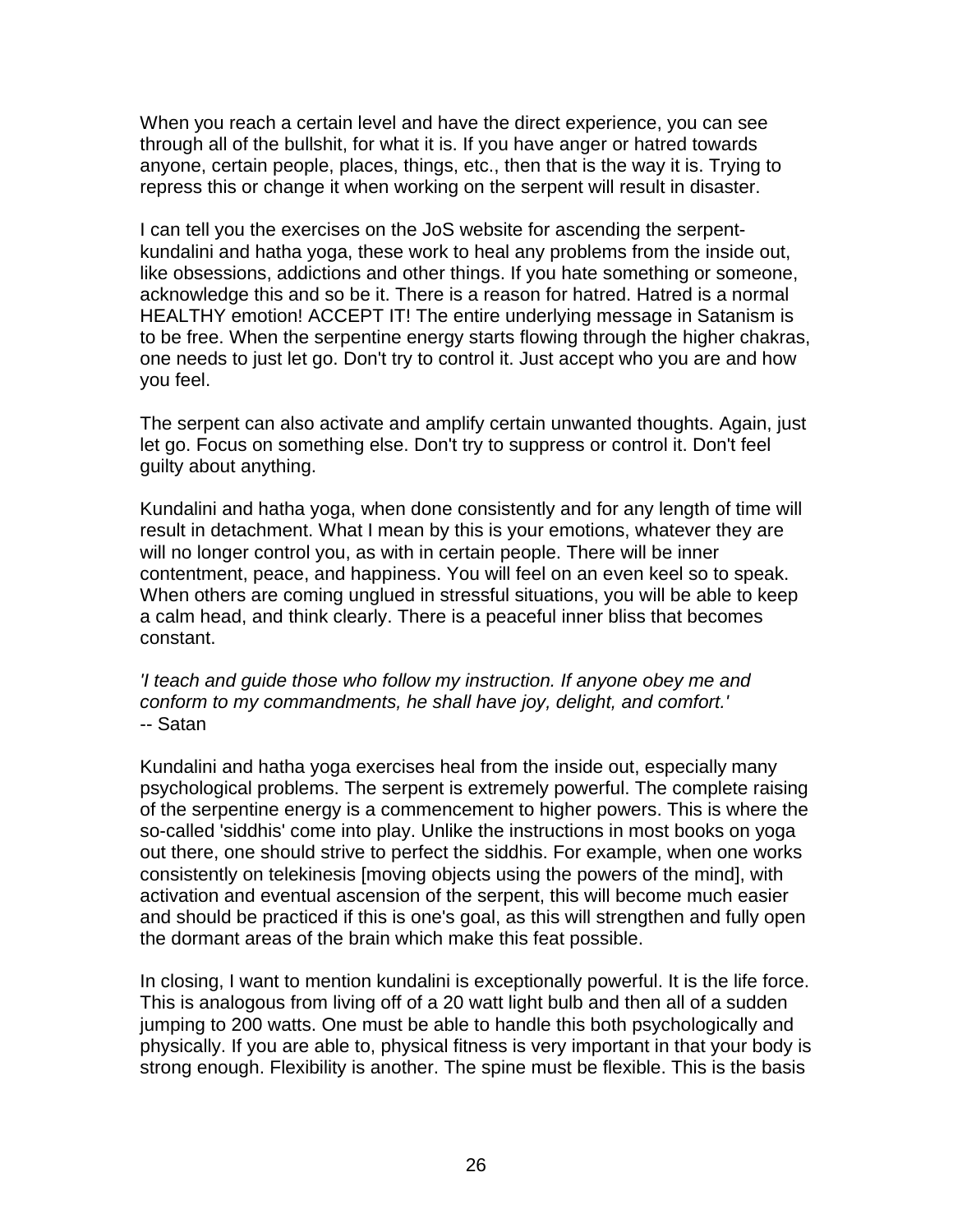When you reach a certain level and have the direct experience, you can see through all of the bullshit, for what it is. If you have anger or hatred towards anyone, certain people, places, things, etc., then that is the way it is. Trying to repress this or change it when working on the serpent will result in disaster.

I can tell you the exercises on the JoS website for ascending the serpent-kundalini and hatha yoga, these work to heal any problems from the inside out, like obsessions, addictions and other things. If you hate something or someone, acknowledge this and so be it. There is a reason for hatred. Hatred is a normal HEALTHY emotion! ACCEPT IT! The entire underlying message in Satanism is to be free. When the serpentine energy starts flowing through the higher chakras, one needs to just let go. Don't try to control it. Just accept who you are and how you feel.

The serpent can also activate and amplify certain unwanted thoughts. Again, just let go. Focus on something else. Don't try to suppress or control it. Don't feel guilty about anything.

Kundalini and hatha yoga, when done consistently and for any length of time will result in detachment. What I mean by this is your emotions, whatever they are will no longer control you, as with in certain people. There will be inner contentment, peace, and happiness. You will feel on an even keel so to speak. When others are coming unglued in stressful situations, you will be able to keep a calm head, and think clearly. There is a peaceful inner bliss that becomes constant.

*'I teach and guide those who follow my instruction. If anyone obey me and conform to my commandments, he shall have joy, delight, and comfort.'*
-- Satan

Kundalini and hatha yoga exercises heal from the inside out, especially many psychological problems. The serpent is extremely powerful. The complete raising of the serpentine energy is a commencement to higher powers. This is where the so-called 'siddhis' come into play. Unlike the instructions in most books on yoga out there, one should strive to perfect the siddhis. For example, when one works consistently on telekinesis [moving objects using the powers of the mind], with activation and eventual ascension of the serpent, this will become much easier and should be practiced if this is one's goal, as this will strengthen and fully open the dormant areas of the brain which make this feat possible.

In closing, I want to mention kundalini is exceptionally powerful. It is the life force. This is analogous from living off of a 20 watt light bulb and then all of a sudden jumping to 200 watts. One must be able to handle this both psychologically and physically. If you are able to, physical fitness is very important in that your body is strong enough. Flexibility is another. The spine must be flexible. This is the basis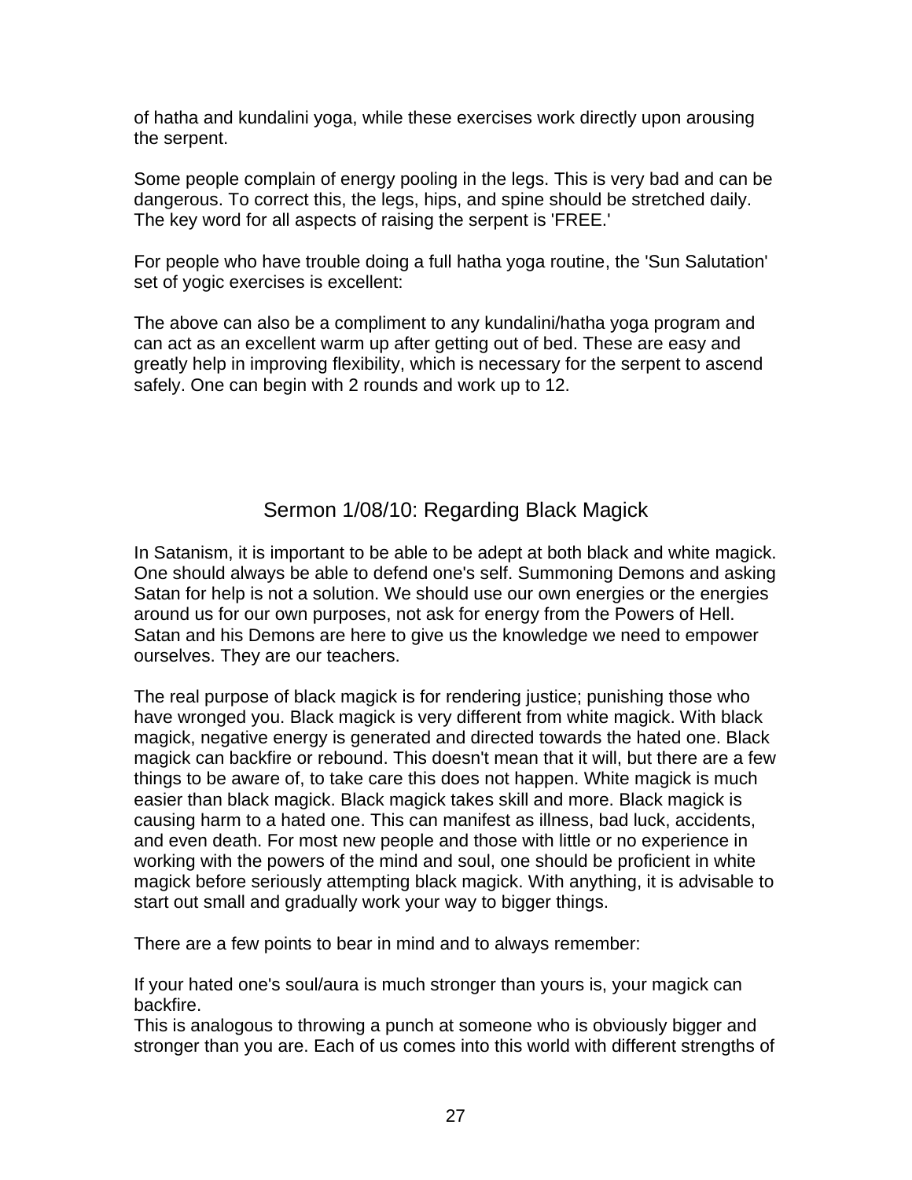of hatha and kundalini yoga, while these exercises work directly upon arousing the serpent.

Some people complain of energy pooling in the legs. This is very bad and can be dangerous. To correct this, the legs, hips, and spine should be stretched daily. The key word for all aspects of raising the serpent is 'FREE.'

For people who have trouble doing a full hatha yoga routine, the 'Sun Salutation' set of yogic exercises is excellent:

The above can also be a compliment to any kundalini/hatha yoga program and can act as an excellent warm up after getting out of bed. These are easy and greatly help in improving flexibility, which is necessary for the serpent to ascend safely. One can begin with 2 rounds and work up to 12.

## Sermon 1/08/10: Regarding Black Magick

In Satanism, it is important to be able to be adept at both black and white magick. One should always be able to defend one's self. Summoning Demons and asking Satan for help is not a solution. We should use our own energies or the energies around us for our own purposes, not ask for energy from the Powers of Hell. Satan and his Demons are here to give us the knowledge we need to empower ourselves. They are our teachers.

The real purpose of black magick is for rendering justice; punishing those who have wronged you. Black magick is very different from white magick. With black magick, negative energy is generated and directed towards the hated one. Black magick can backfire or rebound. This doesn't mean that it will, but there are a few things to be aware of, to take care this does not happen. White magick is much easier than black magick. Black magick takes skill and more. Black magick is causing harm to a hated one. This can manifest as illness, bad luck, accidents, and even death. For most new people and those with little or no experience in working with the powers of the mind and soul, one should be proficient in white magick before seriously attempting black magick. With anything, it is advisable to start out small and gradually work your way to bigger things.

There are a few points to bear in mind and to always remember:

If your hated one's soul/aura is much stronger than yours is, your magick can backfire.
This is analogous to throwing a punch at someone who is obviously bigger and stronger than you are. Each of us comes into this world with different strengths of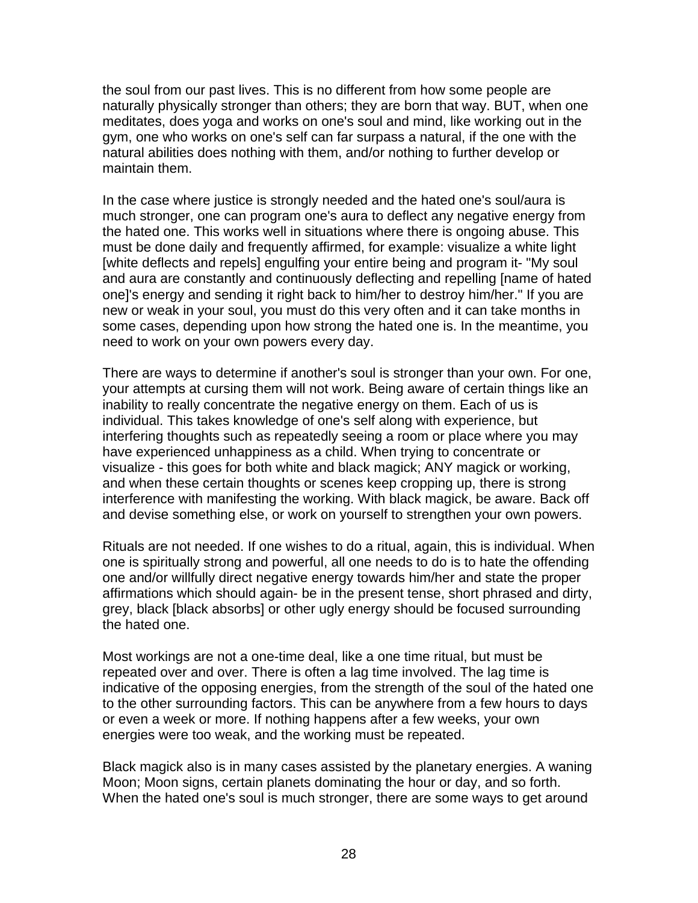the soul from our past lives. This is no different from how some people are naturally physically stronger than others; they are born that way. BUT, when one meditates, does yoga and works on one's soul and mind, like working out in the gym, one who works on one's self can far surpass a natural, if the one with the natural abilities does nothing with them, and/or nothing to further develop or maintain them.

In the case where justice is strongly needed and the hated one's soul/aura is much stronger, one can program one's aura to deflect any negative energy from the hated one. This works well in situations where there is ongoing abuse. This must be done daily and frequently affirmed, for example: visualize a white light [white deflects and repels] engulfing your entire being and program it- "My soul and aura are constantly and continuously deflecting and repelling [name of hated one]'s energy and sending it right back to him/her to destroy him/her." If you are new or weak in your soul, you must do this very often and it can take months in some cases, depending upon how strong the hated one is. In the meantime, you need to work on your own powers every day.

There are ways to determine if another's soul is stronger than your own. For one, your attempts at cursing them will not work. Being aware of certain things like an inability to really concentrate the negative energy on them. Each of us is individual. This takes knowledge of one's self along with experience, but interfering thoughts such as repeatedly seeing a room or place where you may have experienced unhappiness as a child. When trying to concentrate or visualize - this goes for both white and black magick; ANY magick or working, and when these certain thoughts or scenes keep cropping up, there is strong interference with manifesting the working. With black magick, be aware. Back off and devise something else, or work on yourself to strengthen your own powers.

Rituals are not needed. If one wishes to do a ritual, again, this is individual. When one is spiritually strong and powerful, all one needs to do is to hate the offending one and/or willfully direct negative energy towards him/her and state the proper affirmations which should again- be in the present tense, short phrased and dirty, grey, black [black absorbs] or other ugly energy should be focused surrounding the hated one.

Most workings are not a one-time deal, like a one time ritual, but must be repeated over and over. There is often a lag time involved. The lag time is indicative of the opposing energies, from the strength of the soul of the hated one to the other surrounding factors. This can be anywhere from a few hours to days or even a week or more. If nothing happens after a few weeks, your own energies were too weak, and the working must be repeated.

Black magick also is in many cases assisted by the planetary energies. A waning Moon; Moon signs, certain planets dominating the hour or day, and so forth. When the hated one's soul is much stronger, there are some ways to get around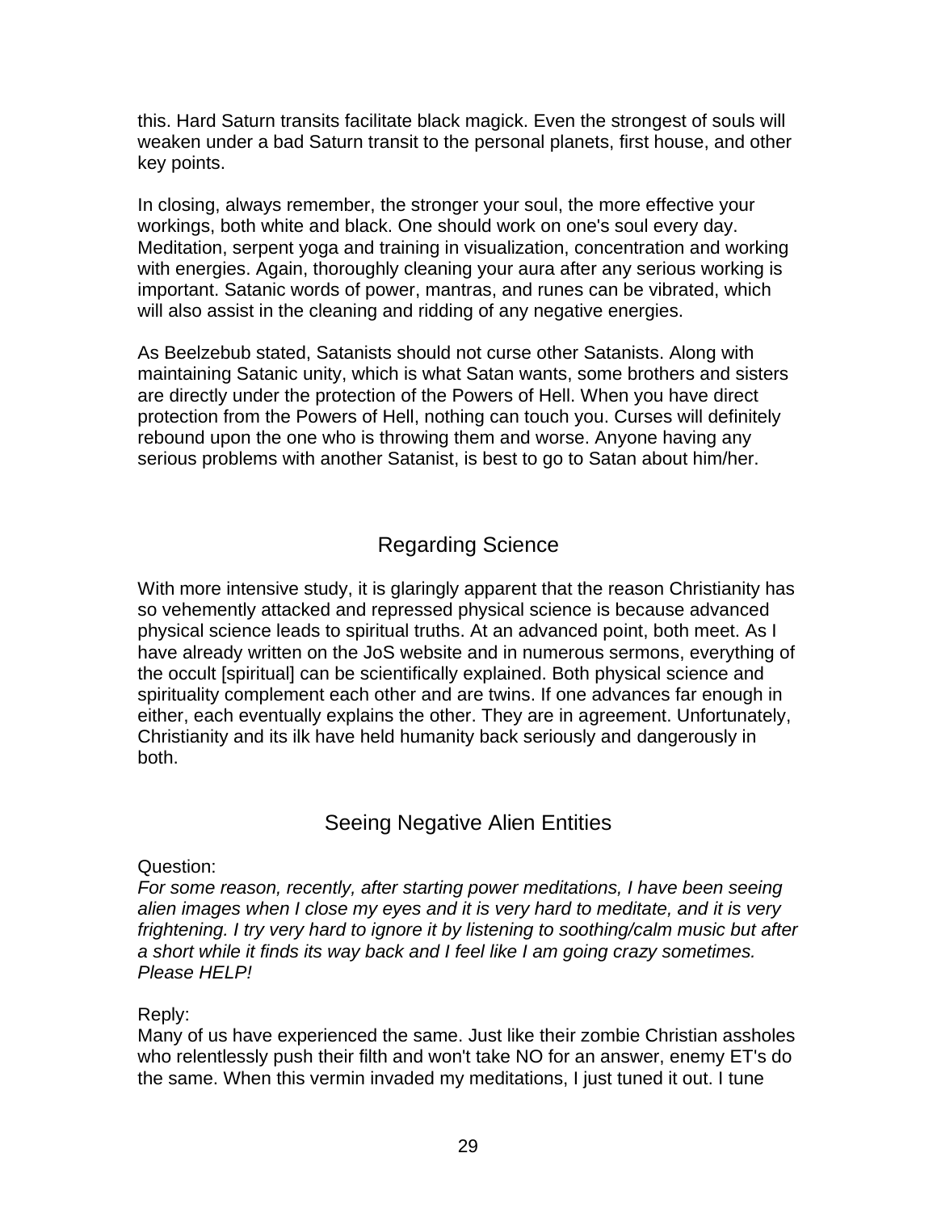this. Hard Saturn transits facilitate black magick. Even the strongest of souls will weaken under a bad Saturn transit to the personal planets, first house, and other key points.

In closing, always remember, the stronger your soul, the more effective your workings, both white and black. One should work on one's soul every day. Meditation, serpent yoga and training in visualization, concentration and working with energies. Again, thoroughly cleaning your aura after any serious working is important. Satanic words of power, mantras, and runes can be vibrated, which will also assist in the cleaning and ridding of any negative energies.

As Beelzebub stated, Satanists should not curse other Satanists. Along with maintaining Satanic unity, which is what Satan wants, some brothers and sisters are directly under the protection of the Powers of Hell. When you have direct protection from the Powers of Hell, nothing can touch you. Curses will definitely rebound upon the one who is throwing them and worse. Anyone having any serious problems with another Satanist, is best to go to Satan about him/her.

## Regarding Science

With more intensive study, it is glaringly apparent that the reason Christianity has so vehemently attacked and repressed physical science is because advanced physical science leads to spiritual truths. At an advanced point, both meet. As I have already written on the JoS website and in numerous sermons, everything of the occult [spiritual] can be scientifically explained. Both physical science and spirituality complement each other and are twins. If one advances far enough in either, each eventually explains the other. They are in agreement. Unfortunately, Christianity and its ilk have held humanity back seriously and dangerously in both.

## Seeing Negative Alien Entities

Question:
*For some reason, recently, after starting power meditations, I have been seeing alien images when I close my eyes and it is very hard to meditate, and it is very frightening. I try very hard to ignore it by listening to soothing/calm music but after a short while it finds its way back and I feel like I am going crazy sometimes. Please HELP!*

Reply:
Many of us have experienced the same. Just like their zombie Christian assholes who relentlessly push their filth and won't take NO for an answer, enemy ET's do the same. When this vermin invaded my meditations, I just tuned it out. I tune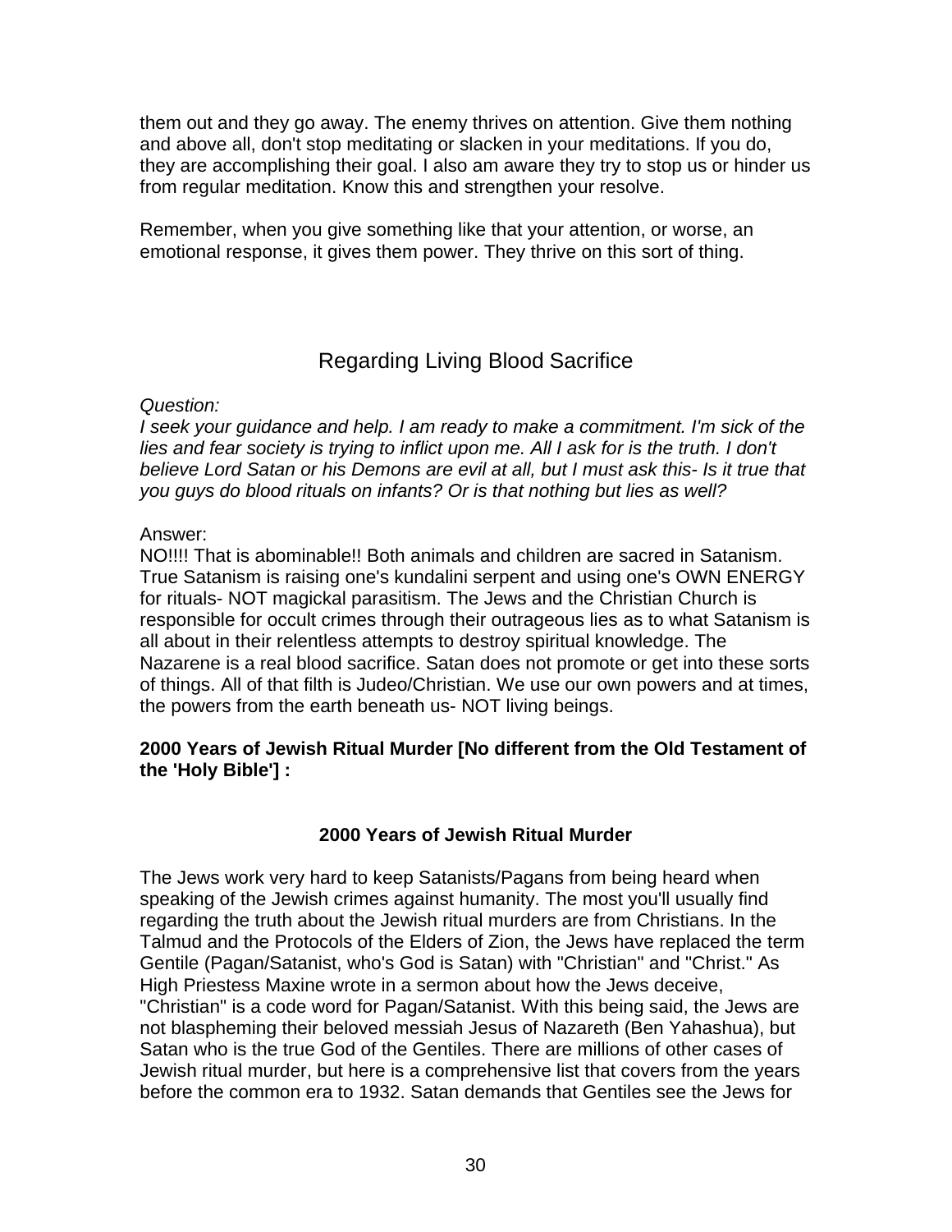them out and they go away. The enemy thrives on attention. Give them nothing and above all, don't stop meditating or slacken in your meditations. If you do, they are accomplishing their goal. I also am aware they try to stop us or hinder us from regular meditation. Know this and strengthen your resolve.

Remember, when you give something like that your attention, or worse, an emotional response, it gives them power. They thrive on this sort of thing.

## Regarding Living Blood Sacrifice

*Question:*
*I seek your guidance and help. I am ready to make a commitment. I'm sick of the lies and fear society is trying to inflict upon me. All I ask for is the truth. I don't believe Lord Satan or his Demons are evil at all, but I must ask this- Is it true that you guys do blood rituals on infants? Or is that nothing but lies as well?*

Answer:
NO!!!! That is abominable!! Both animals and children are sacred in Satanism. True Satanism is raising one's kundalini serpent and using one's OWN ENERGY for rituals- NOT magickal parasitism. The Jews and the Christian Church is responsible for occult crimes through their outrageous lies as to what Satanism is all about in their relentless attempts to destroy spiritual knowledge. The Nazarene is a real blood sacrifice. Satan does not promote or get into these sorts of things. All of that filth is Judeo/Christian. We use our own powers and at times, the powers from the earth beneath us- NOT living beings.

**2000 Years of Jewish Ritual Murder [No different from the Old Testament of the 'Holy Bible'] :**

### 2000 Years of Jewish Ritual Murder

The Jews work very hard to keep Satanists/Pagans from being heard when speaking of the Jewish crimes against humanity. The most you'll usually find regarding the truth about the Jewish ritual murders are from Christians. In the Talmud and the Protocols of the Elders of Zion, the Jews have replaced the term Gentile (Pagan/Satanist, who's God is Satan) with "Christian" and "Christ." As High Priestess Maxine wrote in a sermon about how the Jews deceive, "Christian" is a code word for Pagan/Satanist. With this being said, the Jews are not blaspheming their beloved messiah Jesus of Nazareth (Ben Yahashua), but Satan who is the true God of the Gentiles. There are millions of other cases of Jewish ritual murder, but here is a comprehensive list that covers from the years before the common era to 1932. Satan demands that Gentiles see the Jews for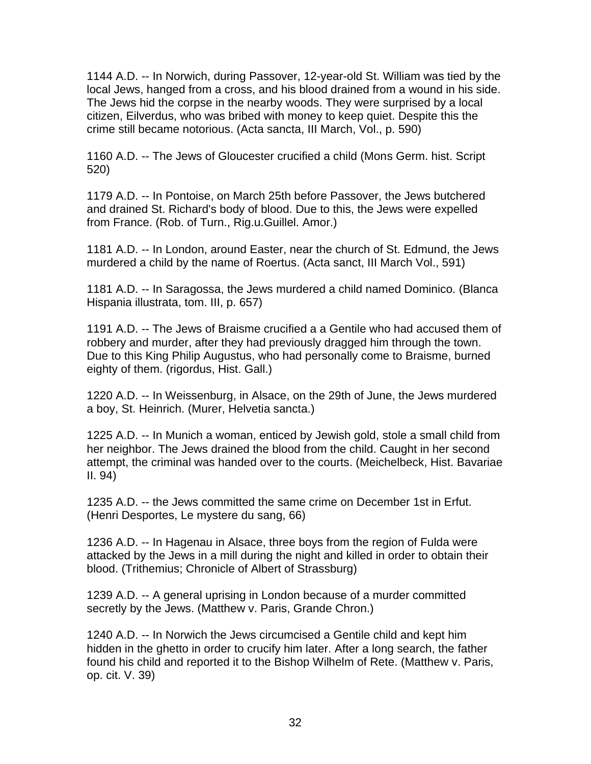1144 A.D. -- In Norwich, during Passover, 12-year-old St. William was tied by the local Jews, hanged from a cross, and his blood drained from a wound in his side. The Jews hid the corpse in the nearby woods. They were surprised by a local citizen, Eilverdus, who was bribed with money to keep quiet. Despite this the crime still became notorious. (Acta sancta, III March, Vol., p. 590)

1160 A.D. -- The Jews of Gloucester crucified a child (Mons Germ. hist. Script 520)

1179 A.D. -- In Pontoise, on March 25th before Passover, the Jews butchered and drained St. Richard's body of blood. Due to this, the Jews were expelled from France. (Rob. of Turn., Rig.u.Guillel. Amor.)

1181 A.D. -- In London, around Easter, near the church of St. Edmund, the Jews murdered a child by the name of Roertus. (Acta sanct, III March Vol., 591)

1181 A.D. -- In Saragossa, the Jews murdered a child named Dominico. (Blanca Hispania illustrata, tom. III, p. 657)

1191 A.D. -- The Jews of Braisme crucified a a Gentile who had accused them of robbery and murder, after they had previously dragged him through the town. Due to this King Philip Augustus, who had personally come to Braisme, burned eighty of them. (rigordus, Hist. Gall.)

1220 A.D. -- In Weissenburg, in Alsace, on the 29th of June, the Jews murdered a boy, St. Heinrich. (Murer, Helvetia sancta.)

1225 A.D. -- In Munich a woman, enticed by Jewish gold, stole a small child from her neighbor. The Jews drained the blood from the child. Caught in her second attempt, the criminal was handed over to the courts. (Meichelbeck, Hist. Bavariae II. 94)

1235 A.D. -- the Jews committed the same crime on December 1st in Erfut. (Henri Desportes, Le mystere du sang, 66)

1236 A.D. -- In Hagenau in Alsace, three boys from the region of Fulda were attacked by the Jews in a mill during the night and killed in order to obtain their blood. (Trithemius; Chronicle of Albert of Strassburg)

1239 A.D. -- A general uprising in London because of a murder committed secretly by the Jews. (Matthew v. Paris, Grande Chron.)

1240 A.D. -- In Norwich the Jews circumcised a Gentile child and kept him hidden in the ghetto in order to crucify him later. After a long search, the father found his child and reported it to the Bishop Wilhelm of Rete. (Matthew v. Paris, op. cit. V. 39)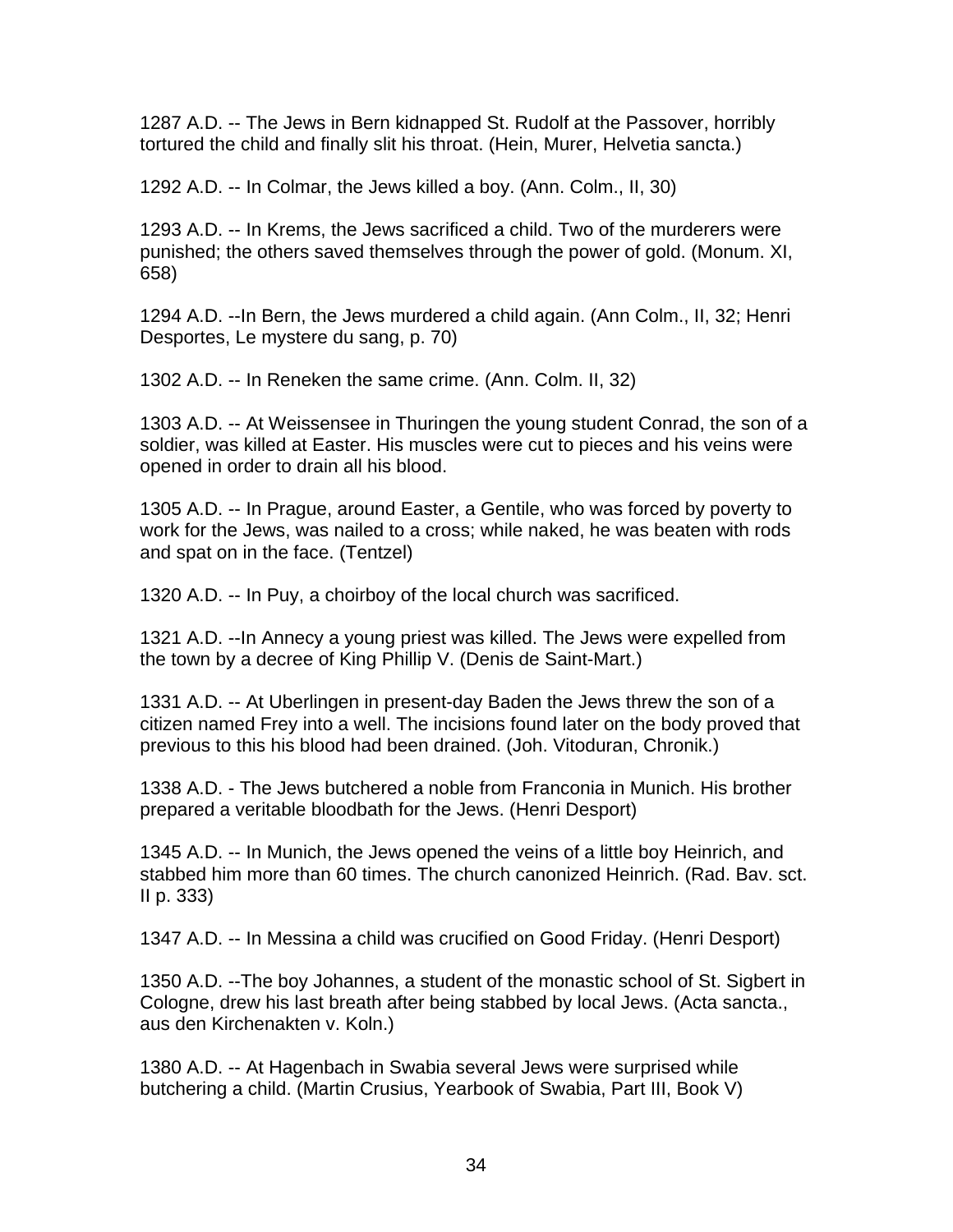1287 A.D. -- The Jews in Bern kidnapped St. Rudolf at the Passover, horribly tortured the child and finally slit his throat. (Hein, Murer, Helvetia sancta.)

1292 A.D. -- In Colmar, the Jews killed a boy. (Ann. Colm., II, 30)

1293 A.D. -- In Krems, the Jews sacrificed a child. Two of the murderers were punished; the others saved themselves through the power of gold. (Monum. XI, 658)

1294 A.D. --In Bern, the Jews murdered a child again. (Ann Colm., II, 32; Henri Desportes, Le mystere du sang, p. 70)

1302 A.D. -- In Reneken the same crime. (Ann. Colm. II, 32)

1303 A.D. -- At Weissensee in Thuringen the young student Conrad, the son of a soldier, was killed at Easter. His muscles were cut to pieces and his veins were opened in order to drain all his blood.

1305 A.D. -- In Prague, around Easter, a Gentile, who was forced by poverty to work for the Jews, was nailed to a cross; while naked, he was beaten with rods and spat on in the face. (Tentzel)

1320 A.D. -- In Puy, a choirboy of the local church was sacrificed.

1321 A.D. --In Annecy a young priest was killed. The Jews were expelled from the town by a decree of King Phillip V. (Denis de Saint-Mart.)

1331 A.D. -- At Uberlingen in present-day Baden the Jews threw the son of a citizen named Frey into a well. The incisions found later on the body proved that previous to this his blood had been drained. (Joh. Vitoduran, Chronik.)

1338 A.D. - The Jews butchered a noble from Franconia in Munich. His brother prepared a veritable bloodbath for the Jews. (Henri Desport)

1345 A.D. -- In Munich, the Jews opened the veins of a little boy Heinrich, and stabbed him more than 60 times. The church canonized Heinrich. (Rad. Bav. sct. II p. 333)

1347 A.D. -- In Messina a child was crucified on Good Friday. (Henri Desport)

1350 A.D. --The boy Johannes, a student of the monastic school of St. Sigbert in Cologne, drew his last breath after being stabbed by local Jews. (Acta sancta., aus den Kirchenakten v. Koln.)

1380 A.D. -- At Hagenbach in Swabia several Jews were surprised while butchering a child. (Martin Crusius, Yearbook of Swabia, Part III, Book V)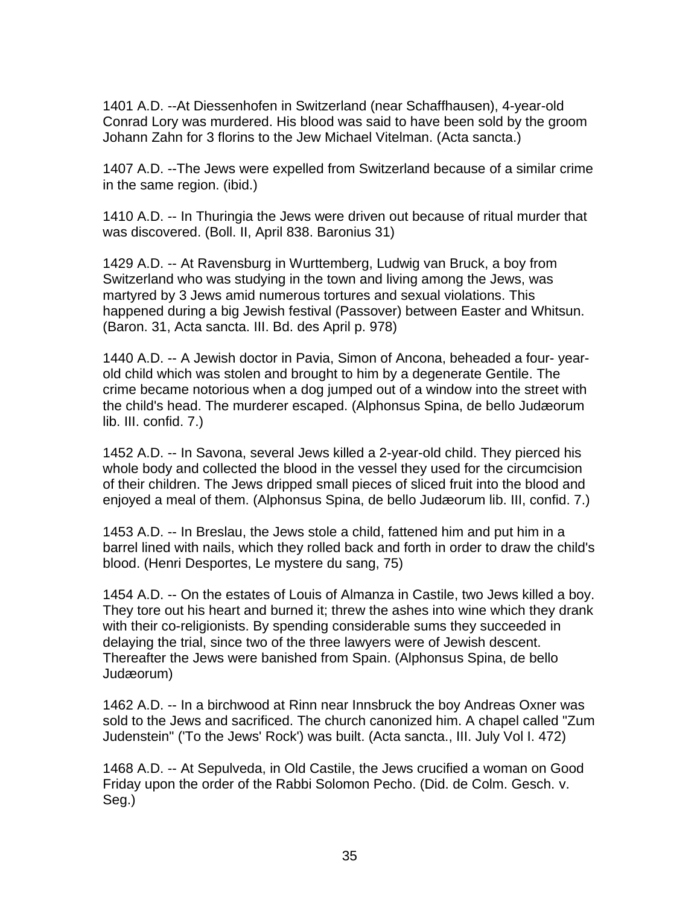1401 A.D. --At Diessenhofen in Switzerland (near Schaffhausen), 4-year-old Conrad Lory was murdered. His blood was said to have been sold by the groom Johann Zahn for 3 florins to the Jew Michael Vitelman. (Acta sancta.)

1407 A.D. --The Jews were expelled from Switzerland because of a similar crime in the same region. (ibid.)

1410 A.D. -- In Thuringia the Jews were driven out because of ritual murder that was discovered. (Boll. II, April 838. Baronius 31)

1429 A.D. -- At Ravensburg in Wurttemberg, Ludwig van Bruck, a boy from Switzerland who was studying in the town and living among the Jews, was martyred by 3 Jews amid numerous tortures and sexual violations. This happened during a big Jewish festival (Passover) between Easter and Whitsun. (Baron. 31, Acta sancta. III. Bd. des April p. 978)

1440 A.D. -- A Jewish doctor in Pavia, Simon of Ancona, beheaded a four- year-old child which was stolen and brought to him by a degenerate Gentile. The crime became notorious when a dog jumped out of a window into the street with the child's head. The murderer escaped. (Alphonsus Spina, de bello Judæorum lib. III. confid. 7.)

1452 A.D. -- In Savona, several Jews killed a 2-year-old child. They pierced his whole body and collected the blood in the vessel they used for the circumcision of their children. The Jews dripped small pieces of sliced fruit into the blood and enjoyed a meal of them. (Alphonsus Spina, de bello Judæorum lib. III, confid. 7.)

1453 A.D. -- In Breslau, the Jews stole a child, fattened him and put him in a barrel lined with nails, which they rolled back and forth in order to draw the child's blood. (Henri Desportes, Le mystere du sang, 75)

1454 A.D. -- On the estates of Louis of Almanza in Castile, two Jews killed a boy. They tore out his heart and burned it; threw the ashes into wine which they drank with their co-religionists. By spending considerable sums they succeeded in delaying the trial, since two of the three lawyers were of Jewish descent. Thereafter the Jews were banished from Spain. (Alphonsus Spina, de bello Judæorum)

1462 A.D. -- In a birchwood at Rinn near Innsbruck the boy Andreas Oxner was sold to the Jews and sacrificed. The church canonized him. A chapel called "Zum Judenstein" ('To the Jews' Rock') was built. (Acta sancta., III. July Vol I. 472)

1468 A.D. -- At Sepulveda, in Old Castile, the Jews crucified a woman on Good Friday upon the order of the Rabbi Solomon Pecho. (Did. de Colm. Gesch. v. Seg.)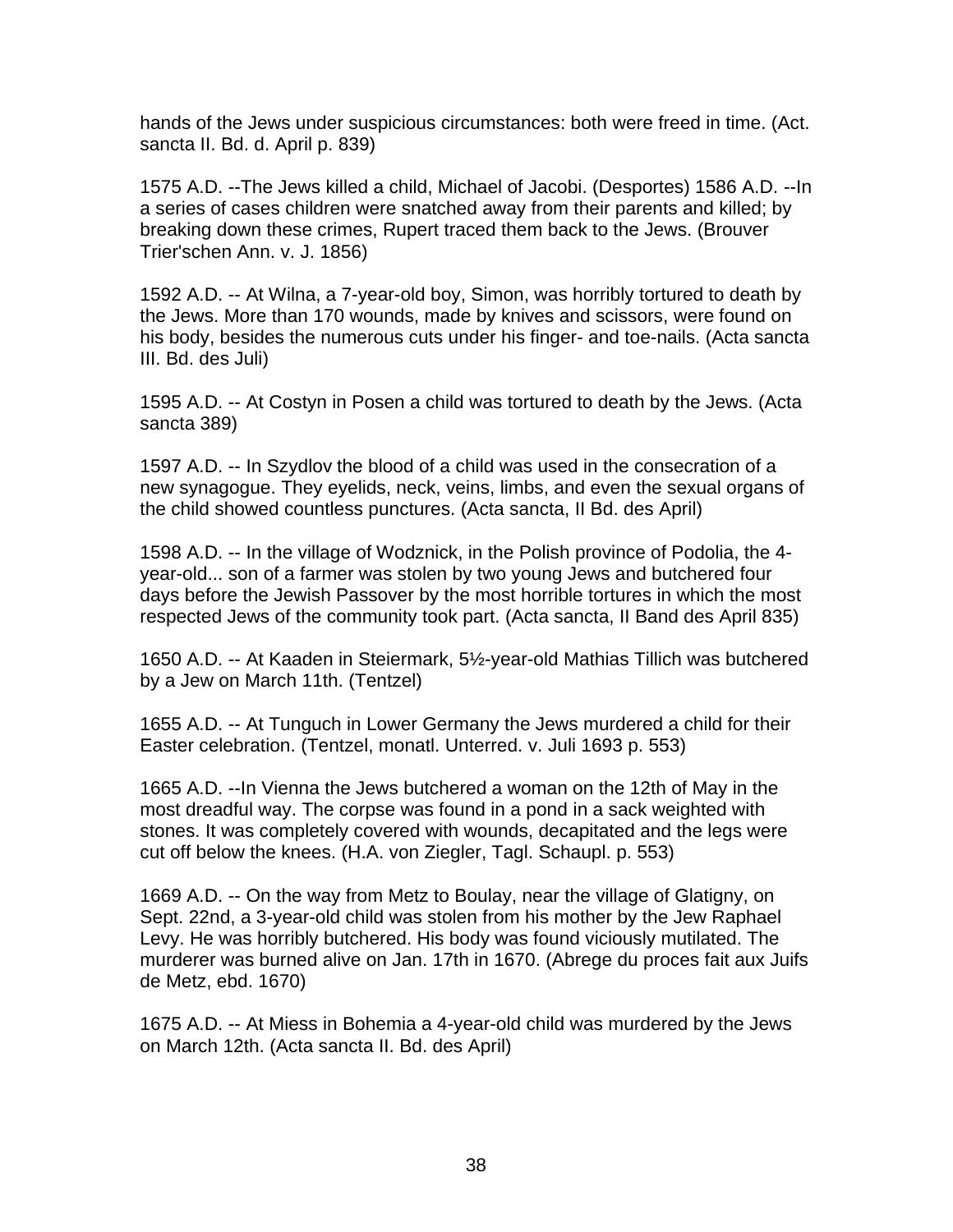hands of the Jews under suspicious circumstances: both were freed in time. (Act. sancta II. Bd. d. April p. 839)

1575 A.D. --The Jews killed a child, Michael of Jacobi. (Desportes) 1586 A.D. --In a series of cases children were snatched away from their parents and killed; by breaking down these crimes, Rupert traced them back to the Jews. (Brouver Trier'schen Ann. v. J. 1856)

1592 A.D. -- At Wilna, a 7-year-old boy, Simon, was horribly tortured to death by the Jews. More than 170 wounds, made by knives and scissors, were found on his body, besides the numerous cuts under his finger- and toe-nails. (Acta sancta III. Bd. des Juli)

1595 A.D. -- At Costyn in Posen a child was tortured to death by the Jews. (Acta sancta 389)

1597 A.D. -- In Szydlov the blood of a child was used in the consecration of a new synagogue. They eyelids, neck, veins, limbs, and even the sexual organs of the child showed countless punctures. (Acta sancta, II Bd. des April)

1598 A.D. -- In the village of Wodznick, in the Polish province of Podolia, the 4-year-old... son of a farmer was stolen by two young Jews and butchered four days before the Jewish Passover by the most horrible tortures in which the most respected Jews of the community took part. (Acta sancta, II Band des April 835)

1650 A.D. -- At Kaaden in Steiermark, 5½-year-old Mathias Tillich was butchered by a Jew on March 11th. (Tentzel)

1655 A.D. -- At Tunguch in Lower Germany the Jews murdered a child for their Easter celebration. (Tentzel, monatl. Unterred. v. Juli 1693 p. 553)

1665 A.D. --In Vienna the Jews butchered a woman on the 12th of May in the most dreadful way. The corpse was found in a pond in a sack weighted with stones. It was completely covered with wounds, decapitated and the legs were cut off below the knees. (H.A. von Ziegler, Tagl. Schaupl. p. 553)

1669 A.D. -- On the way from Metz to Boulay, near the village of Glatigny, on Sept. 22nd, a 3-year-old child was stolen from his mother by the Jew Raphael Levy. He was horribly butchered. His body was found viciously mutilated. The murderer was burned alive on Jan. 17th in 1670. (Abrege du proces fait aux Juifs de Metz, ebd. 1670)

1675 A.D. -- At Miess in Bohemia a 4-year-old child was murdered by the Jews on March 12th. (Acta sancta II. Bd. des April)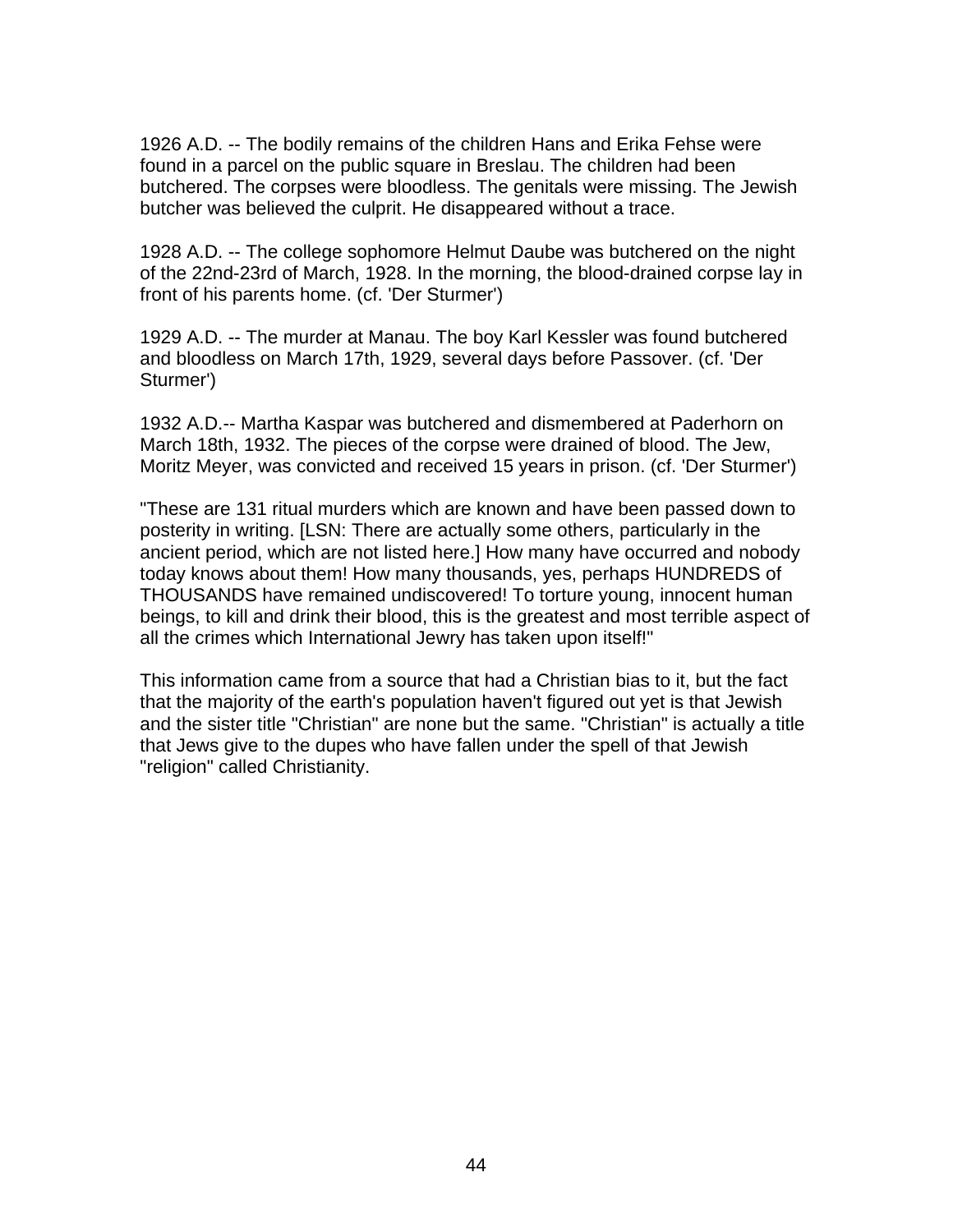1926 A.D. -- The bodily remains of the children Hans and Erika Fehse were found in a parcel on the public square in Breslau. The children had been butchered. The corpses were bloodless. The genitals were missing. The Jewish butcher was believed the culprit. He disappeared without a trace.

1928 A.D. -- The college sophomore Helmut Daube was butchered on the night of the 22nd-23rd of March, 1928. In the morning, the blood-drained corpse lay in front of his parents home. (cf. 'Der Sturmer')

1929 A.D. -- The murder at Manau. The boy Karl Kessler was found butchered and bloodless on March 17th, 1929, several days before Passover. (cf. 'Der Sturmer')

1932 A.D.-- Martha Kaspar was butchered and dismembered at Paderhorn on March 18th, 1932. The pieces of the corpse were drained of blood. The Jew, Moritz Meyer, was convicted and received 15 years in prison. (cf. 'Der Sturmer')

"These are 131 ritual murders which are known and have been passed down to posterity in writing. [LSN: There are actually some others, particularly in the ancient period, which are not listed here.] How many have occurred and nobody today knows about them! How many thousands, yes, perhaps HUNDREDS of THOUSANDS have remained undiscovered! To torture young, innocent human beings, to kill and drink their blood, this is the greatest and most terrible aspect of all the crimes which International Jewry has taken upon itself!"

This information came from a source that had a Christian bias to it, but the fact that the majority of the earth's population haven't figured out yet is that Jewish and the sister title "Christian" are none but the same. "Christian" is actually a title that Jews give to the dupes who have fallen under the spell of that Jewish "religion" called Christianity.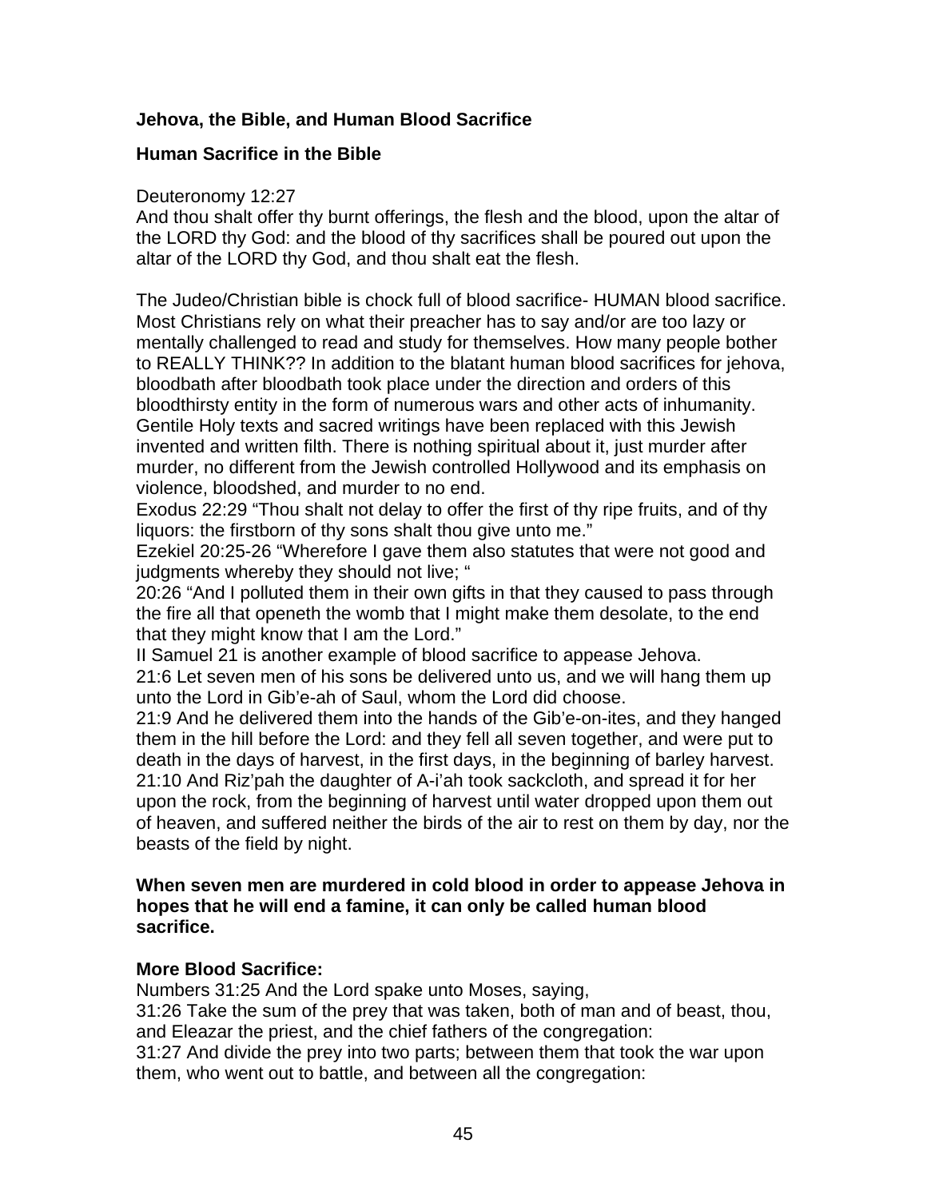**Jehova, the Bible, and Human Blood Sacrifice**

**Human Sacrifice in the Bible**

Deuteronomy 12:27
And thou shalt offer thy burnt offerings, the flesh and the blood, upon the altar of the LORD thy God: and the blood of thy sacrifices shall be poured out upon the altar of the LORD thy God, and thou shalt eat the flesh.

The Judeo/Christian bible is chock full of blood sacrifice- HUMAN blood sacrifice. Most Christians rely on what their preacher has to say and/or are too lazy or mentally challenged to read and study for themselves. How many people bother to REALLY THINK?? In addition to the blatant human blood sacrifices for jehova, bloodbath after bloodbath took place under the direction and orders of this bloodthirsty entity in the form of numerous wars and other acts of inhumanity. Gentile Holy texts and sacred writings have been replaced with this Jewish invented and written filth. There is nothing spiritual about it, just murder after murder, no different from the Jewish controlled Hollywood and its emphasis on violence, bloodshed, and murder to no end.
Exodus 22:29 "Thou shalt not delay to offer the first of thy ripe fruits, and of thy liquors: the firstborn of thy sons shalt thou give unto me."
Ezekiel 20:25-26 "Wherefore I gave them also statutes that were not good and judgments whereby they should not live; "
20:26 "And I polluted them in their own gifts in that they caused to pass through the fire all that openeth the womb that I might make them desolate, to the end that they might know that I am the Lord."
II Samuel 21 is another example of blood sacrifice to appease Jehova.
21:6 Let seven men of his sons be delivered unto us, and we will hang them up unto the Lord in Gib'e-ah of Saul, whom the Lord did choose.
21:9 And he delivered them into the hands of the Gib'e-on-ites, and they hanged them in the hill before the Lord: and they fell all seven together, and were put to death in the days of harvest, in the first days, in the beginning of barley harvest.
21:10 And Riz'pah the daughter of A-i'ah took sackcloth, and spread it for her upon the rock, from the beginning of harvest until water dropped upon them out of heaven, and suffered neither the birds of the air to rest on them by day, nor the beasts of the field by night.

**When seven men are murdered in cold blood in order to appease Jehova in hopes that he will end a famine, it can only be called human blood sacrifice.**

**More Blood Sacrifice:**
Numbers 31:25 And the Lord spake unto Moses, saying,
31:26 Take the sum of the prey that was taken, both of man and of beast, thou, and Eleazar the priest, and the chief fathers of the congregation:
31:27 And divide the prey into two parts; between them that took the war upon them, who went out to battle, and between all the congregation: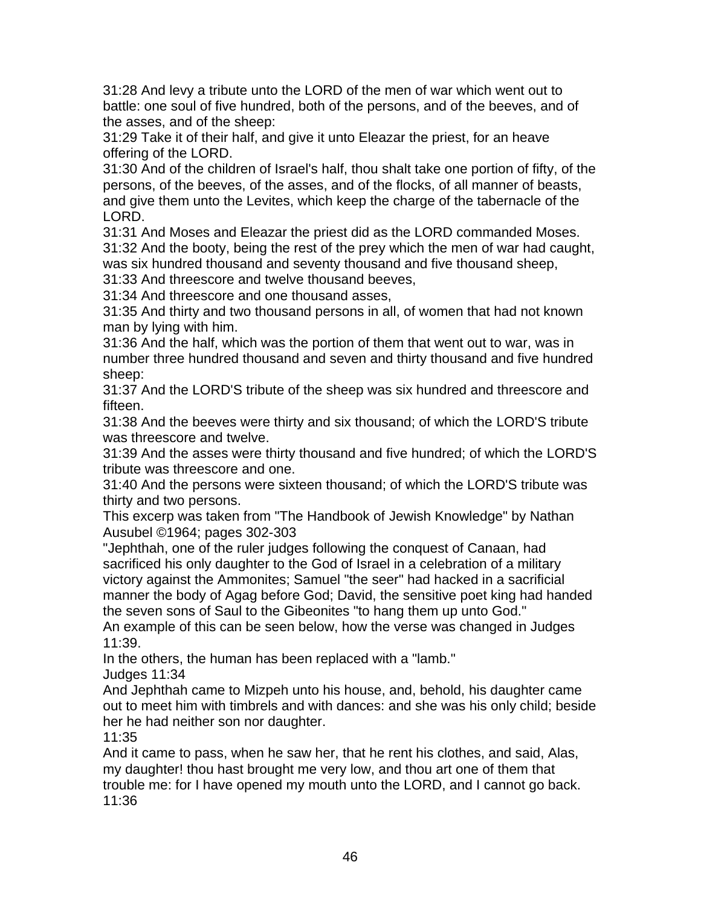31:28 And levy a tribute unto the LORD of the men of war which went out to battle: one soul of five hundred, both of the persons, and of the beeves, and of the asses, and of the sheep:
31:29 Take it of their half, and give it unto Eleazar the priest, for an heave offering of the LORD.
31:30 And of the children of Israel's half, thou shalt take one portion of fifty, of the persons, of the beeves, of the asses, and of the flocks, of all manner of beasts, and give them unto the Levites, which keep the charge of the tabernacle of the LORD.
31:31 And Moses and Eleazar the priest did as the LORD commanded Moses.
31:32 And the booty, being the rest of the prey which the men of war had caught, was six hundred thousand and seventy thousand and five thousand sheep,
31:33 And threescore and twelve thousand beeves,
31:34 And threescore and one thousand asses,
31:35 And thirty and two thousand persons in all, of women that had not known man by lying with him.
31:36 And the half, which was the portion of them that went out to war, was in number three hundred thousand and seven and thirty thousand and five hundred sheep:
31:37 And the LORD'S tribute of the sheep was six hundred and threescore and fifteen.
31:38 And the beeves were thirty and six thousand; of which the LORD'S tribute was threescore and twelve.
31:39 And the asses were thirty thousand and five hundred; of which the LORD'S tribute was threescore and one.
31:40 And the persons were sixteen thousand; of which the LORD'S tribute was thirty and two persons.
This excerp was taken from "The Handbook of Jewish Knowledge" by Nathan Ausubel ©1964; pages 302-303
"Jephthah, one of the ruler judges following the conquest of Canaan, had sacrificed his only daughter to the God of Israel in a celebration of a military victory against the Ammonites; Samuel "the seer" had hacked in a sacrificial manner the body of Agag before God; David, the sensitive poet king had handed the seven sons of Saul to the Gibeonites "to hang them up unto God."
An example of this can be seen below, how the verse was changed in Judges 11:39.
In the others, the human has been replaced with a "lamb."
Judges 11:34
And Jephthah came to Mizpeh unto his house, and, behold, his daughter came out to meet him with timbrels and with dances: and she was his only child; beside her he had neither son nor daughter.
11:35
And it came to pass, when he saw her, that he rent his clothes, and said, Alas, my daughter! thou hast brought me very low, and thou art one of them that trouble me: for I have opened my mouth unto the LORD, and I cannot go back.
11:36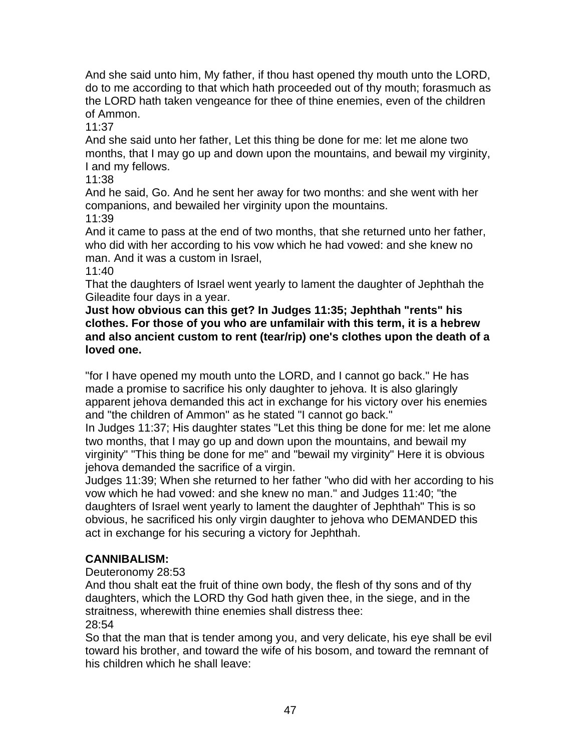And she said unto him, My father, if thou hast opened thy mouth unto the LORD, do to me according to that which hath proceeded out of thy mouth; forasmuch as the LORD hath taken vengeance for thee of thine enemies, even of the children of Ammon.

11:37

And she said unto her father, Let this thing be done for me: let me alone two months, that I may go up and down upon the mountains, and bewail my virginity, I and my fellows.

11:38

And he said, Go. And he sent her away for two months: and she went with her companions, and bewailed her virginity upon the mountains.

11:39

And it came to pass at the end of two months, that she returned unto her father, who did with her according to his vow which he had vowed: and she knew no man. And it was a custom in Israel,

11:40

That the daughters of Israel went yearly to lament the daughter of Jephthah the Gileadite four days in a year.

**Just how obvious can this get? In Judges 11:35; Jephthah "rents" his clothes. For those of you who are unfamilair with this term, it is a hebrew and also ancient custom to rent (tear/rip) one's clothes upon the death of a loved one.**

"for I have opened my mouth unto the LORD, and I cannot go back." He has made a promise to sacrifice his only daughter to jehova. It is also glaringly apparent jehova demanded this act in exchange for his victory over his enemies and "the children of Ammon" as he stated "I cannot go back."

In Judges 11:37; His daughter states "Let this thing be done for me: let me alone two months, that I may go up and down upon the mountains, and bewail my virginity" "This thing be done for me" and "bewail my virginity" Here it is obvious jehova demanded the sacrifice of a virgin.

Judges 11:39; When she returned to her father "who did with her according to his vow which he had vowed: and she knew no man." and Judges 11:40; "the daughters of Israel went yearly to lament the daughter of Jephthah" This is so obvious, he sacrificed his only virgin daughter to jehova who DEMANDED this act in exchange for his securing a victory for Jephthah.

**CANNIBALISM:**

Deuteronomy 28:53

And thou shalt eat the fruit of thine own body, the flesh of thy sons and of thy daughters, which the LORD thy God hath given thee, in the siege, and in the straitness, wherewith thine enemies shall distress thee:

28:54

So that the man that is tender among you, and very delicate, his eye shall be evil toward his brother, and toward the wife of his bosom, and toward the remnant of his children which he shall leave: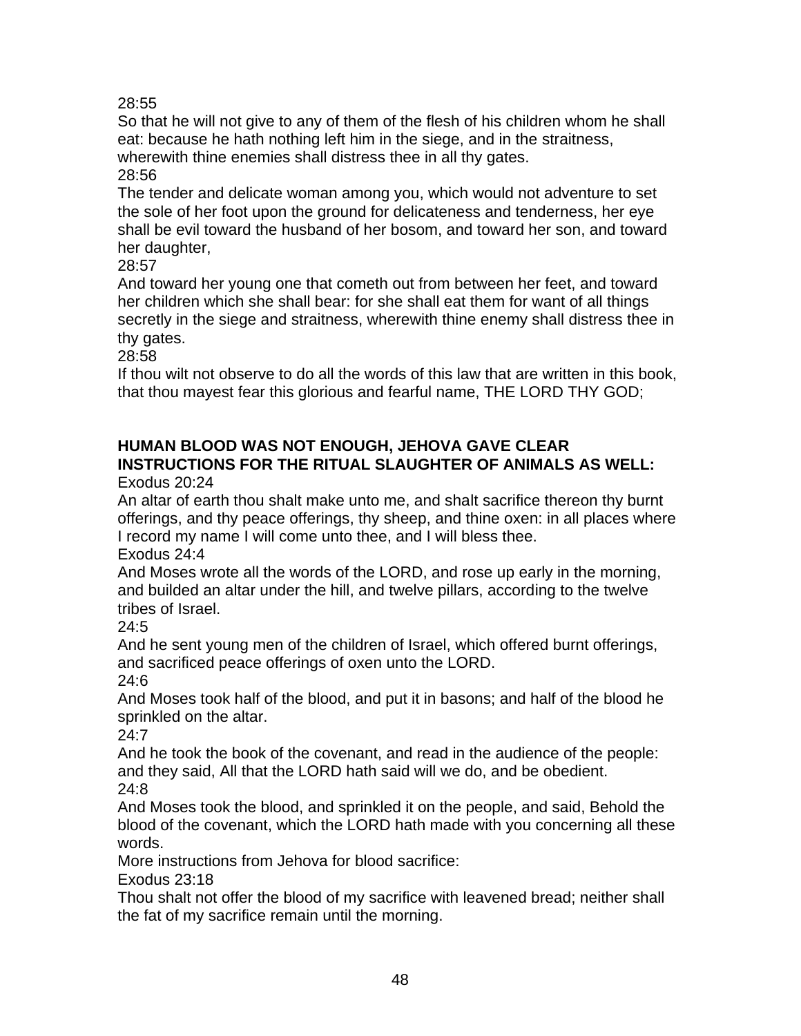28:55

So that he will not give to any of them of the flesh of his children whom he shall eat: because he hath nothing left him in the siege, and in the straitness, wherewith thine enemies shall distress thee in all thy gates.

28:56

The tender and delicate woman among you, which would not adventure to set the sole of her foot upon the ground for delicateness and tenderness, her eye shall be evil toward the husband of her bosom, and toward her son, and toward her daughter,

28:57

And toward her young one that cometh out from between her feet, and toward her children which she shall bear: for she shall eat them for want of all things secretly in the siege and straitness, wherewith thine enemy shall distress thee in thy gates.

28:58

If thou wilt not observe to do all the words of this law that are written in this book, that thou mayest fear this glorious and fearful name, THE LORD THY GOD;

**HUMAN BLOOD WAS NOT ENOUGH, JEHOVA GAVE CLEAR INSTRUCTIONS FOR THE RITUAL SLAUGHTER OF ANIMALS AS WELL:**

Exodus 20:24

An altar of earth thou shalt make unto me, and shalt sacrifice thereon thy burnt offerings, and thy peace offerings, thy sheep, and thine oxen: in all places where I record my name I will come unto thee, and I will bless thee.

Exodus 24:4

And Moses wrote all the words of the LORD, and rose up early in the morning, and builded an altar under the hill, and twelve pillars, according to the twelve tribes of Israel.

24:5

And he sent young men of the children of Israel, which offered burnt offerings, and sacrificed peace offerings of oxen unto the LORD.

24:6

And Moses took half of the blood, and put it in basons; and half of the blood he sprinkled on the altar.

24:7

And he took the book of the covenant, and read in the audience of the people: and they said, All that the LORD hath said will we do, and be obedient.

24:8

And Moses took the blood, and sprinkled it on the people, and said, Behold the blood of the covenant, which the LORD hath made with you concerning all these words.

More instructions from Jehova for blood sacrifice:

Exodus 23:18

Thou shalt not offer the blood of my sacrifice with leavened bread; neither shall the fat of my sacrifice remain until the morning.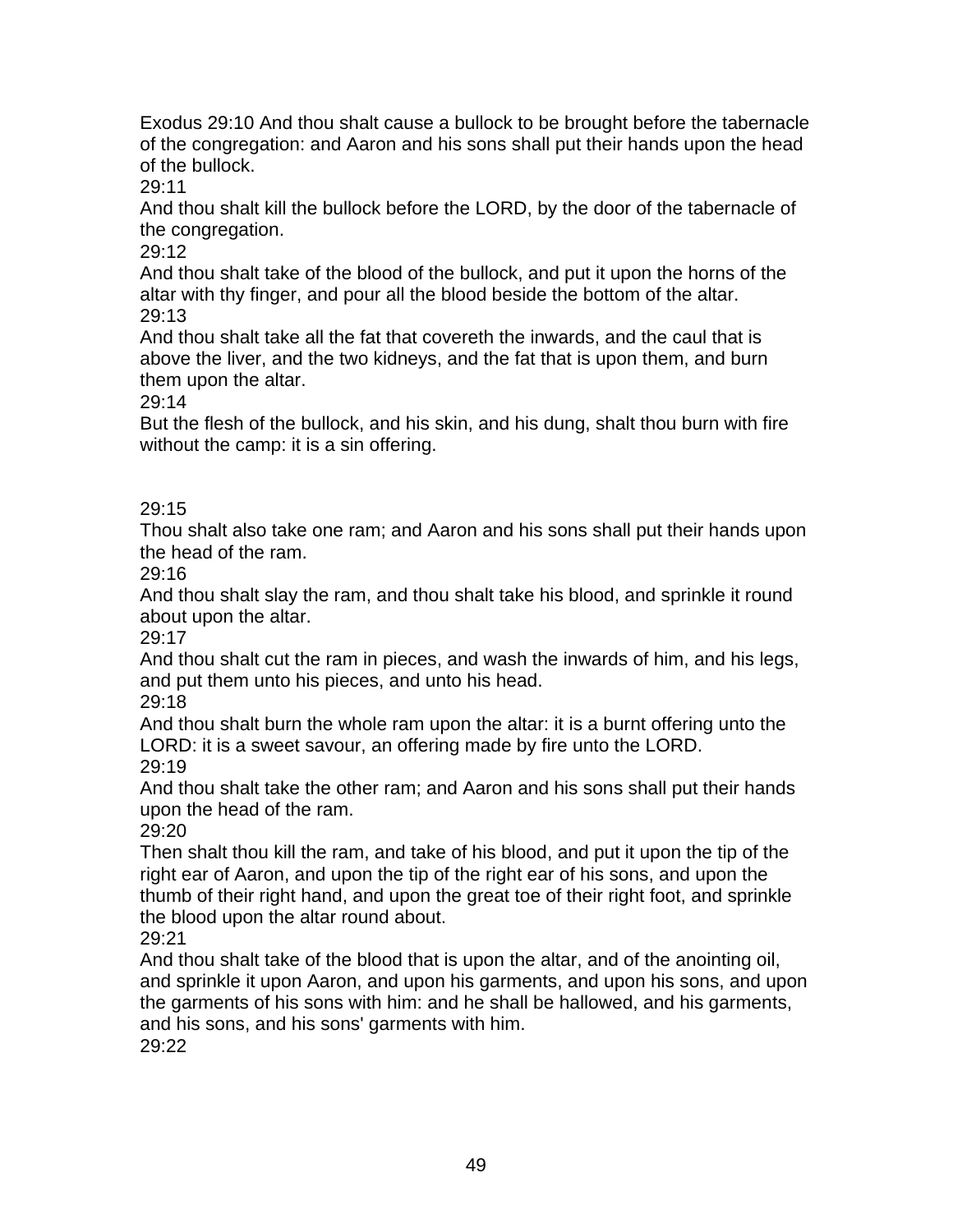Exodus 29:10 And thou shalt cause a bullock to be brought before the tabernacle of the congregation: and Aaron and his sons shall put their hands upon the head of the bullock.

29:11

And thou shalt kill the bullock before the LORD, by the door of the tabernacle of the congregation.

29:12

And thou shalt take of the blood of the bullock, and put it upon the horns of the altar with thy finger, and pour all the blood beside the bottom of the altar.

29:13

And thou shalt take all the fat that covereth the inwards, and the caul that is above the liver, and the two kidneys, and the fat that is upon them, and burn them upon the altar.

29:14

But the flesh of the bullock, and his skin, and his dung, shalt thou burn with fire without the camp: it is a sin offering.

29:15

Thou shalt also take one ram; and Aaron and his sons shall put their hands upon the head of the ram.

29:16

And thou shalt slay the ram, and thou shalt take his blood, and sprinkle it round about upon the altar.

29:17

And thou shalt cut the ram in pieces, and wash the inwards of him, and his legs, and put them unto his pieces, and unto his head.

29:18

And thou shalt burn the whole ram upon the altar: it is a burnt offering unto the LORD: it is a sweet savour, an offering made by fire unto the LORD.

29:19

And thou shalt take the other ram; and Aaron and his sons shall put their hands upon the head of the ram.

29:20

Then shalt thou kill the ram, and take of his blood, and put it upon the tip of the right ear of Aaron, and upon the tip of the right ear of his sons, and upon the thumb of their right hand, and upon the great toe of their right foot, and sprinkle the blood upon the altar round about.

29:21

And thou shalt take of the blood that is upon the altar, and of the anointing oil, and sprinkle it upon Aaron, and upon his garments, and upon his sons, and upon the garments of his sons with him: and he shall be hallowed, and his garments, and his sons, and his sons' garments with him.

29:22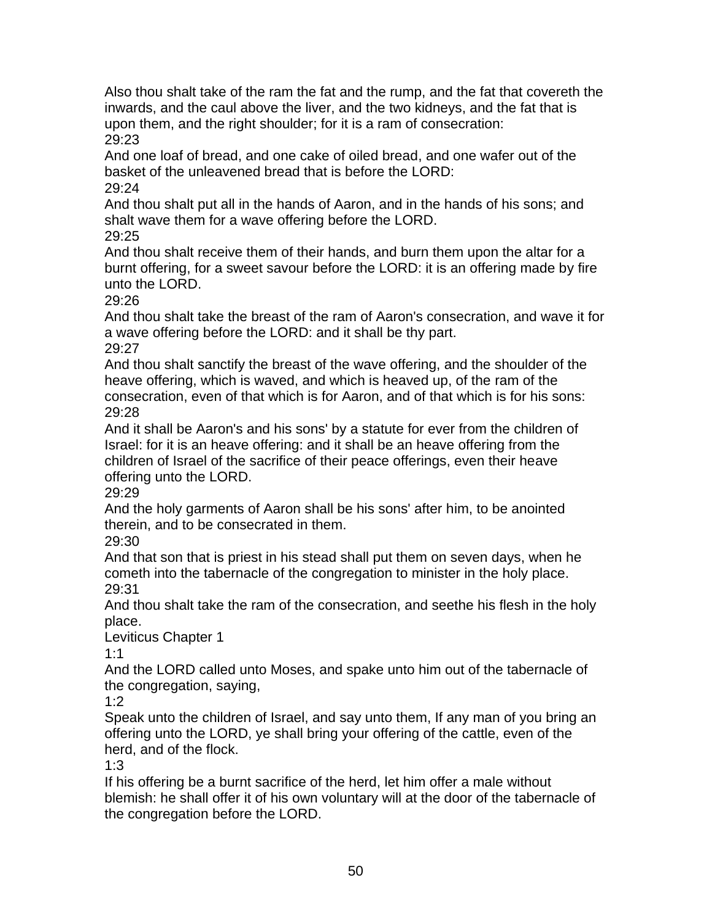Also thou shalt take of the ram the fat and the rump, and the fat that covereth the inwards, and the caul above the liver, and the two kidneys, and the fat that is upon them, and the right shoulder; for it is a ram of consecration:
29:23
And one loaf of bread, and one cake of oiled bread, and one wafer out of the basket of the unleavened bread that is before the LORD:
29:24
And thou shalt put all in the hands of Aaron, and in the hands of his sons; and shalt wave them for a wave offering before the LORD.
29:25
And thou shalt receive them of their hands, and burn them upon the altar for a burnt offering, for a sweet savour before the LORD: it is an offering made by fire unto the LORD.
29:26
And thou shalt take the breast of the ram of Aaron's consecration, and wave it for a wave offering before the LORD: and it shall be thy part.
29:27
And thou shalt sanctify the breast of the wave offering, and the shoulder of the heave offering, which is waved, and which is heaved up, of the ram of the consecration, even of that which is for Aaron, and of that which is for his sons:
29:28
And it shall be Aaron's and his sons' by a statute for ever from the children of Israel: for it is an heave offering: and it shall be an heave offering from the children of Israel of the sacrifice of their peace offerings, even their heave offering unto the LORD.
29:29
And the holy garments of Aaron shall be his sons' after him, to be anointed therein, and to be consecrated in them.
29:30
And that son that is priest in his stead shall put them on seven days, when he cometh into the tabernacle of the congregation to minister in the holy place.
29:31
And thou shalt take the ram of the consecration, and seethe his flesh in the holy place.
Leviticus Chapter 1
1:1
And the LORD called unto Moses, and spake unto him out of the tabernacle of the congregation, saying,
1:2
Speak unto the children of Israel, and say unto them, If any man of you bring an offering unto the LORD, ye shall bring your offering of the cattle, even of the herd, and of the flock.
1:3
If his offering be a burnt sacrifice of the herd, let him offer a male without blemish: he shall offer it of his own voluntary will at the door of the tabernacle of the congregation before the LORD.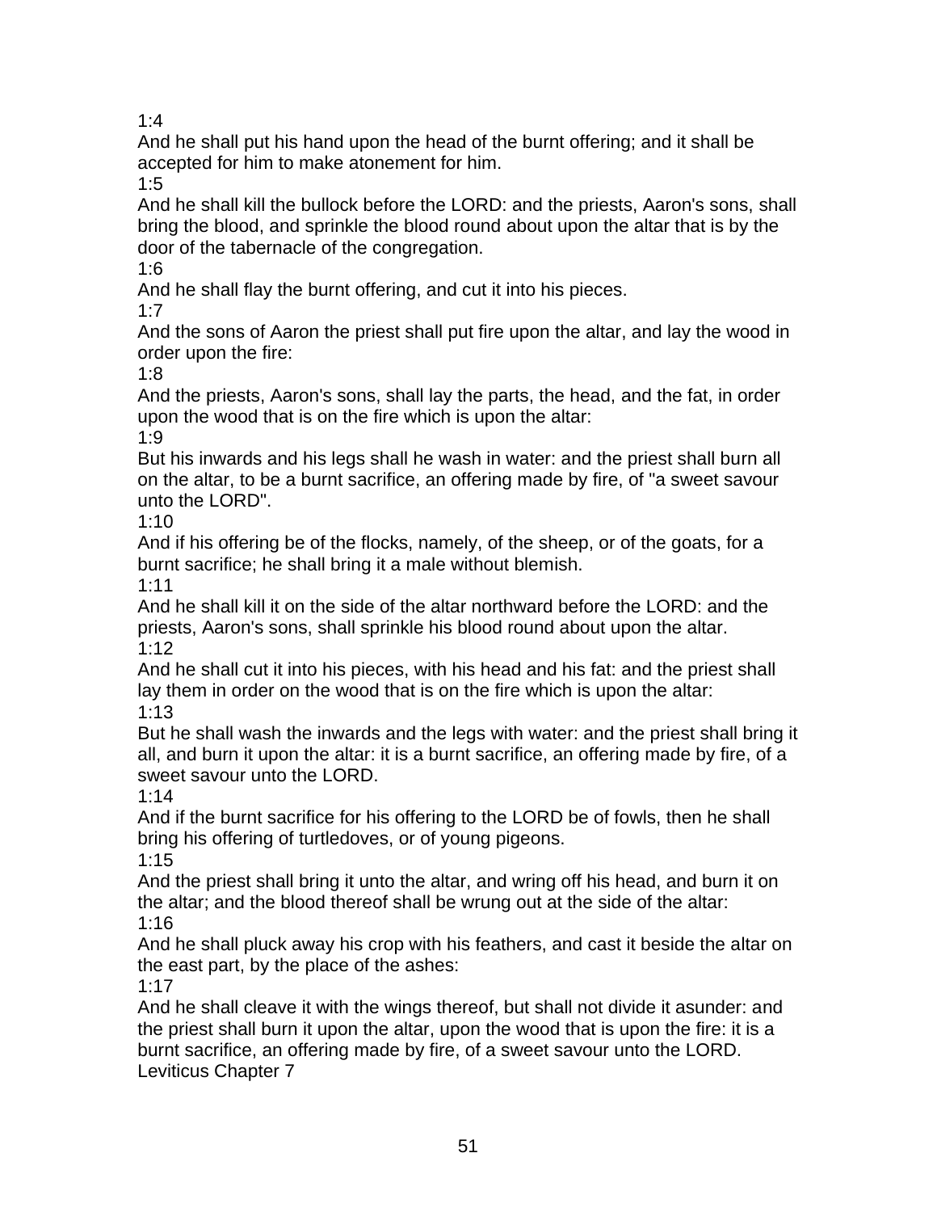1:4

And he shall put his hand upon the head of the burnt offering; and it shall be accepted for him to make atonement for him.

1:5

And he shall kill the bullock before the LORD: and the priests, Aaron's sons, shall bring the blood, and sprinkle the blood round about upon the altar that is by the door of the tabernacle of the congregation.

1:6

And he shall flay the burnt offering, and cut it into his pieces.

1:7

And the sons of Aaron the priest shall put fire upon the altar, and lay the wood in order upon the fire:

1:8

And the priests, Aaron's sons, shall lay the parts, the head, and the fat, in order upon the wood that is on the fire which is upon the altar:

1:9

But his inwards and his legs shall he wash in water: and the priest shall burn all on the altar, to be a burnt sacrifice, an offering made by fire, of "a sweet savour unto the LORD".

1:10

And if his offering be of the flocks, namely, of the sheep, or of the goats, for a burnt sacrifice; he shall bring it a male without blemish.

1:11

And he shall kill it on the side of the altar northward before the LORD: and the priests, Aaron's sons, shall sprinkle his blood round about upon the altar.

1:12

And he shall cut it into his pieces, with his head and his fat: and the priest shall lay them in order on the wood that is on the fire which is upon the altar:

1:13

But he shall wash the inwards and the legs with water: and the priest shall bring it all, and burn it upon the altar: it is a burnt sacrifice, an offering made by fire, of a sweet savour unto the LORD.

1:14

And if the burnt sacrifice for his offering to the LORD be of fowls, then he shall bring his offering of turtledoves, or of young pigeons.

1:15

And the priest shall bring it unto the altar, and wring off his head, and burn it on the altar; and the blood thereof shall be wrung out at the side of the altar:

1:16

And he shall pluck away his crop with his feathers, and cast it beside the altar on the east part, by the place of the ashes:

1:17

And he shall cleave it with the wings thereof, but shall not divide it asunder: and the priest shall burn it upon the altar, upon the wood that is upon the fire: it is a burnt sacrifice, an offering made by fire, of a sweet savour unto the LORD.

Leviticus Chapter 7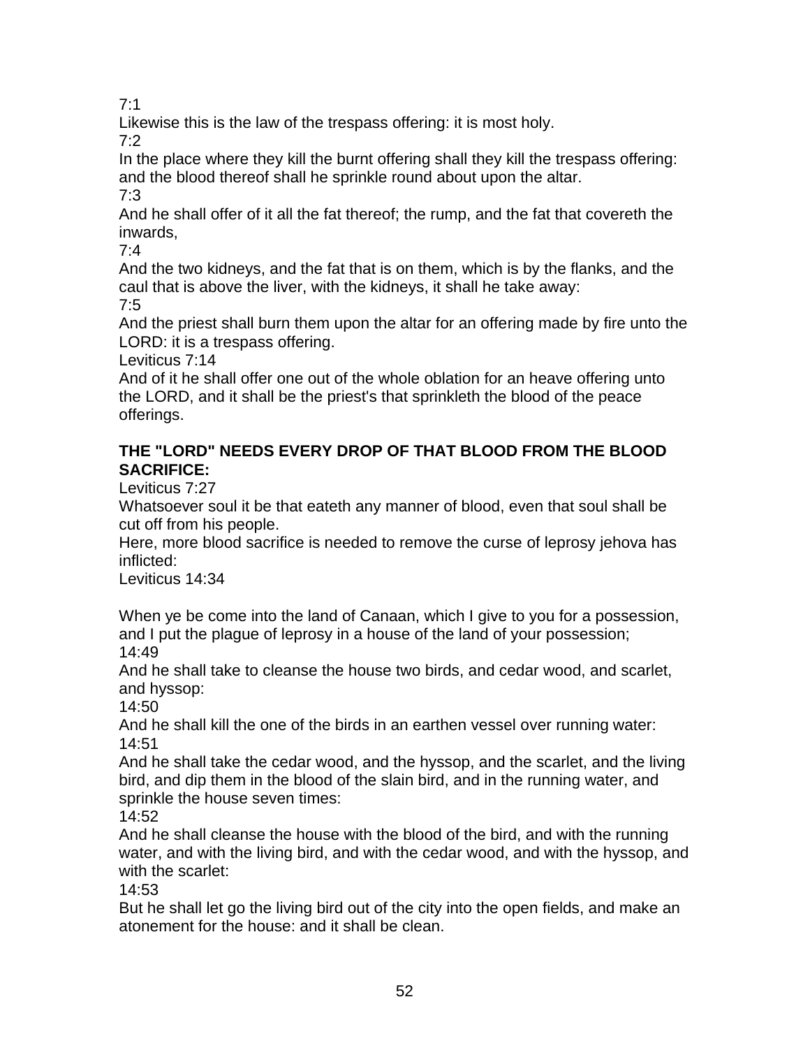7:1

Likewise this is the law of the trespass offering: it is most holy.

7:2

In the place where they kill the burnt offering shall they kill the trespass offering: and the blood thereof shall he sprinkle round about upon the altar.

7:3

And he shall offer of it all the fat thereof; the rump, and the fat that covereth the inwards,

7:4

And the two kidneys, and the fat that is on them, which is by the flanks, and the caul that is above the liver, with the kidneys, it shall he take away:

7:5

And the priest shall burn them upon the altar for an offering made by fire unto the LORD: it is a trespass offering.

Leviticus 7:14

And of it he shall offer one out of the whole oblation for an heave offering unto the LORD, and it shall be the priest's that sprinkleth the blood of the peace offerings.

**THE "LORD" NEEDS EVERY DROP OF THAT BLOOD FROM THE BLOOD SACRIFICE:**

Leviticus 7:27

Whatsoever soul it be that eateth any manner of blood, even that soul shall be cut off from his people.

Here, more blood sacrifice is needed to remove the curse of leprosy jehova has inflicted:

Leviticus 14:34

When ye be come into the land of Canaan, which I give to you for a possession, and I put the plague of leprosy in a house of the land of your possession;

14:49

And he shall take to cleanse the house two birds, and cedar wood, and scarlet, and hyssop:

14:50

And he shall kill the one of the birds in an earthen vessel over running water:

14:51

And he shall take the cedar wood, and the hyssop, and the scarlet, and the living bird, and dip them in the blood of the slain bird, and in the running water, and sprinkle the house seven times:

14:52

And he shall cleanse the house with the blood of the bird, and with the running water, and with the living bird, and with the cedar wood, and with the hyssop, and with the scarlet:

14:53

But he shall let go the living bird out of the city into the open fields, and make an atonement for the house: and it shall be clean.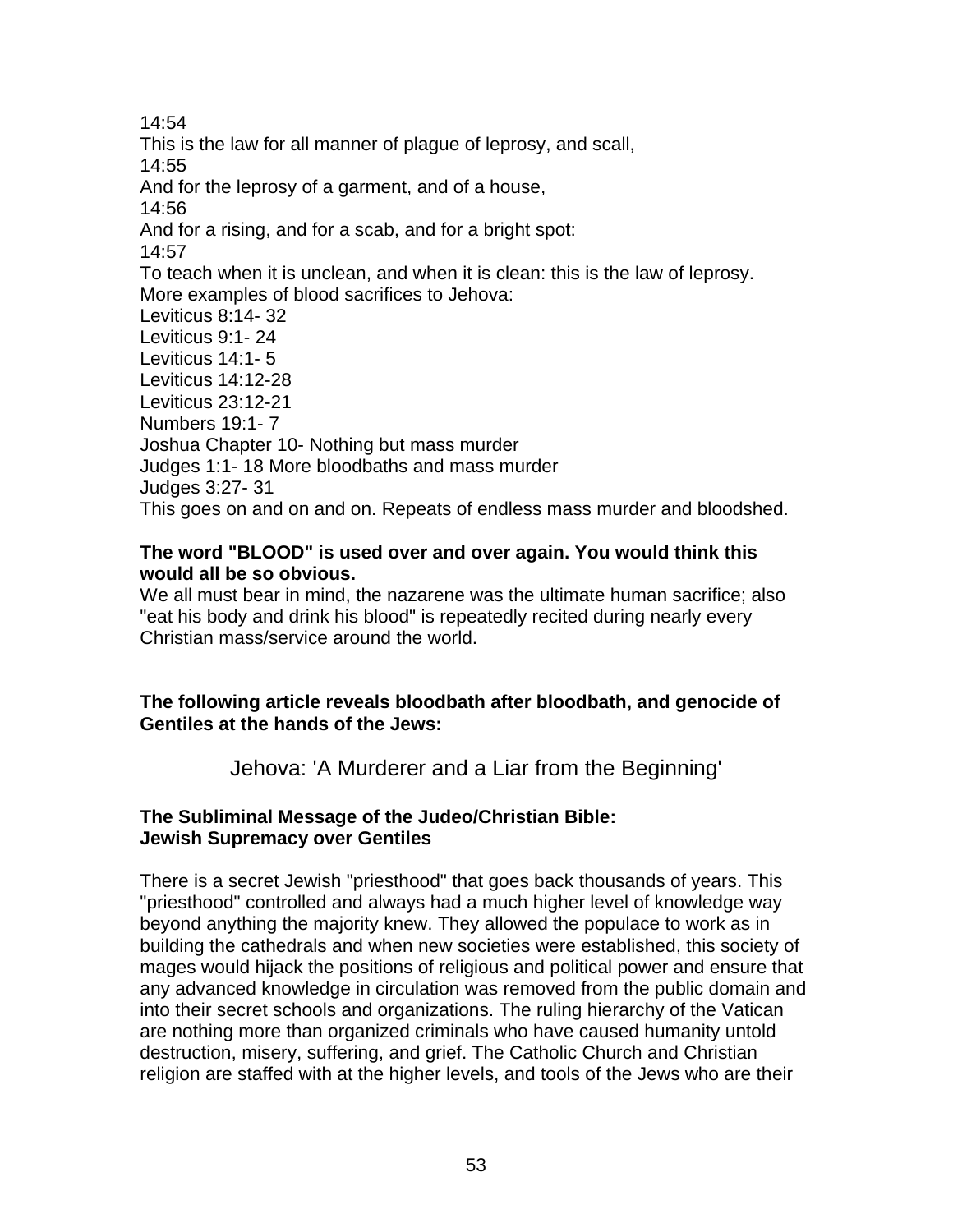14:54
This is the law for all manner of plague of leprosy, and scall,
14:55
And for the leprosy of a garment, and of a house,
14:56
And for a rising, and for a scab, and for a bright spot:
14:57
To teach when it is unclean, and when it is clean: this is the law of leprosy.
More examples of blood sacrifices to Jehova:
Leviticus 8:14- 32
Leviticus 9:1- 24
Leviticus 14:1- 5
Leviticus 14:12-28
Leviticus 23:12-21
Numbers 19:1- 7
Joshua Chapter 10- Nothing but mass murder
Judges 1:1- 18 More bloodbaths and mass murder
Judges 3:27- 31
This goes on and on and on. Repeats of endless mass murder and bloodshed.

**The word "BLOOD" is used over and over again. You would think this would all be so obvious.**
We all must bear in mind, the nazarene was the ultimate human sacrifice; also "eat his body and drink his blood" is repeatedly recited during nearly every Christian mass/service around the world.

**The following article reveals bloodbath after bloodbath, and genocide of Gentiles at the hands of the Jews:**

## Jehova: 'A Murderer and a Liar from the Beginning'

**The Subliminal Message of the Judeo/Christian Bible:**
**Jewish Supremacy over Gentiles**

There is a secret Jewish "priesthood" that goes back thousands of years. This "priesthood" controlled and always had a much higher level of knowledge way beyond anything the majority knew. They allowed the populace to work as in building the cathedrals and when new societies were established, this society of mages would hijack the positions of religious and political power and ensure that any advanced knowledge in circulation was removed from the public domain and into their secret schools and organizations. The ruling hierarchy of the Vatican are nothing more than organized criminals who have caused humanity untold destruction, misery, suffering, and grief. The Catholic Church and Christian religion are staffed with at the higher levels, and tools of the Jews who are their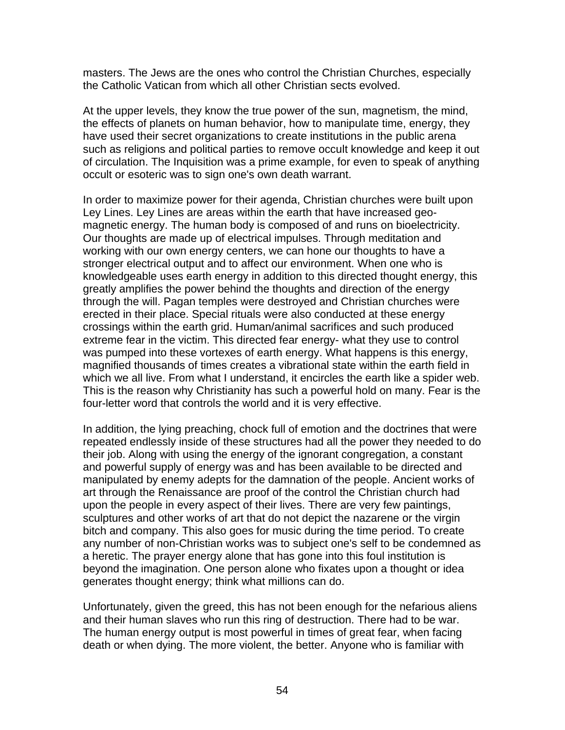masters. The Jews are the ones who control the Christian Churches, especially the Catholic Vatican from which all other Christian sects evolved.

At the upper levels, they know the true power of the sun, magnetism, the mind, the effects of planets on human behavior, how to manipulate time, energy, they have used their secret organizations to create institutions in the public arena such as religions and political parties to remove occult knowledge and keep it out of circulation. The Inquisition was a prime example, for even to speak of anything occult or esoteric was to sign one's own death warrant.

In order to maximize power for their agenda, Christian churches were built upon Ley Lines. Ley Lines are areas within the earth that have increased geo-magnetic energy. The human body is composed of and runs on bioelectricity. Our thoughts are made up of electrical impulses. Through meditation and working with our own energy centers, we can hone our thoughts to have a stronger electrical output and to affect our environment. When one who is knowledgeable uses earth energy in addition to this directed thought energy, this greatly amplifies the power behind the thoughts and direction of the energy through the will. Pagan temples were destroyed and Christian churches were erected in their place. Special rituals were also conducted at these energy crossings within the earth grid. Human/animal sacrifices and such produced extreme fear in the victim. This directed fear energy- what they use to control was pumped into these vortexes of earth energy. What happens is this energy, magnified thousands of times creates a vibrational state within the earth field in which we all live. From what I understand, it encircles the earth like a spider web. This is the reason why Christianity has such a powerful hold on many. Fear is the four-letter word that controls the world and it is very effective.

In addition, the lying preaching, chock full of emotion and the doctrines that were repeated endlessly inside of these structures had all the power they needed to do their job. Along with using the energy of the ignorant congregation, a constant and powerful supply of energy was and has been available to be directed and manipulated by enemy adepts for the damnation of the people. Ancient works of art through the Renaissance are proof of the control the Christian church had upon the people in every aspect of their lives. There are very few paintings, sculptures and other works of art that do not depict the nazarene or the virgin bitch and company. This also goes for music during the time period. To create any number of non-Christian works was to subject one's self to be condemned as a heretic. The prayer energy alone that has gone into this foul institution is beyond the imagination. One person alone who fixates upon a thought or idea generates thought energy; think what millions can do.

Unfortunately, given the greed, this has not been enough for the nefarious aliens and their human slaves who run this ring of destruction. There had to be war. The human energy output is most powerful in times of great fear, when facing death or when dying. The more violent, the better. Anyone who is familiar with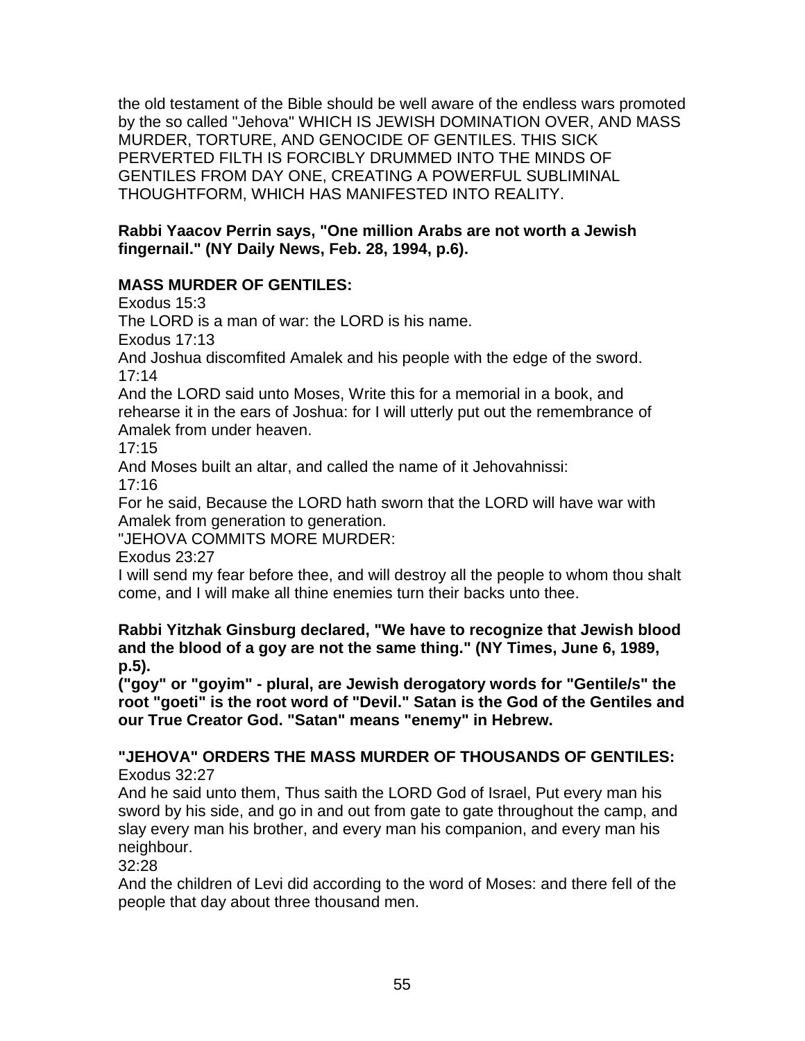the old testament of the Bible should be well aware of the endless wars promoted by the so called "Jehova" WHICH IS JEWISH DOMINATION OVER, AND MASS MURDER, TORTURE, AND GENOCIDE OF GENTILES. THIS SICK PERVERTED FILTH IS FORCIBLY DRUMMED INTO THE MINDS OF GENTILES FROM DAY ONE, CREATING A POWERFUL SUBLIMINAL THOUGHTFORM, WHICH HAS MANIFESTED INTO REALITY.

**Rabbi Yaacov Perrin says, "One million Arabs are not worth a Jewish fingernail." (NY Daily News, Feb. 28, 1994, p.6).**

**MASS MURDER OF GENTILES:**

Exodus 15:3
The LORD is a man of war: the LORD is his name.
Exodus 17:13
And Joshua discomfited Amalek and his people with the edge of the sword.
17:14
And the LORD said unto Moses, Write this for a memorial in a book, and rehearse it in the ears of Joshua: for I will utterly put out the remembrance of Amalek from under heaven.
17:15
And Moses built an altar, and called the name of it Jehovahnissi:
17:16
For he said, Because the LORD hath sworn that the LORD will have war with Amalek from generation to generation.
"JEHOVA COMMITS MORE MURDER:
Exodus 23:27
I will send my fear before thee, and will destroy all the people to whom thou shalt come, and I will make all thine enemies turn their backs unto thee.

**Rabbi Yitzhak Ginsburg declared, "We have to recognize that Jewish blood and the blood of a goy are not the same thing." (NY Times, June 6, 1989, p.5).**
**("goy" or "goyim" - plural, are Jewish derogatory words for "Gentile/s" the root "goeti" is the root word of "Devil." Satan is the God of the Gentiles and our True Creator God. "Satan" means "enemy" in Hebrew.**

**"JEHOVA" ORDERS THE MASS MURDER OF THOUSANDS OF GENTILES:**

Exodus 32:27
And he said unto them, Thus saith the LORD God of Israel, Put every man his sword by his side, and go in and out from gate to gate throughout the camp, and slay every man his brother, and every man his companion, and every man his neighbour.
32:28
And the children of Levi did according to the word of Moses: and there fell of the people that day about three thousand men.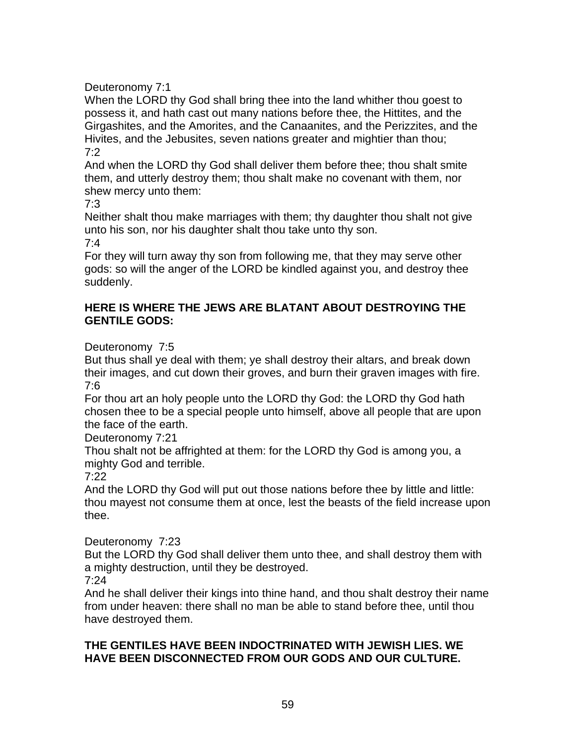Deuteronomy 7:1
When the LORD thy God shall bring thee into the land whither thou goest to possess it, and hath cast out many nations before thee, the Hittites, and the Girgashites, and the Amorites, and the Canaanites, and the Perizzites, and the Hivites, and the Jebusites, seven nations greater and mightier than thou;
7:2
And when the LORD thy God shall deliver them before thee; thou shalt smite them, and utterly destroy them; thou shalt make no covenant with them, nor shew mercy unto them:
7:3
Neither shalt thou make marriages with them; thy daughter thou shalt not give unto his son, nor his daughter shalt thou take unto thy son.
7:4
For they will turn away thy son from following me, that they may serve other gods: so will the anger of the LORD be kindled against you, and destroy thee suddenly.

**HERE IS WHERE THE JEWS ARE BLATANT ABOUT DESTROYING THE GENTILE GODS:**

Deuteronomy 7:5
But thus shall ye deal with them; ye shall destroy their altars, and break down their images, and cut down their groves, and burn their graven images with fire.
7:6
For thou art an holy people unto the LORD thy God: the LORD thy God hath chosen thee to be a special people unto himself, above all people that are upon the face of the earth.
Deuteronomy 7:21
Thou shalt not be affrighted at them: for the LORD thy God is among you, a mighty God and terrible.
7:22
And the LORD thy God will put out those nations before thee by little and little: thou mayest not consume them at once, lest the beasts of the field increase upon thee.

Deuteronomy 7:23
But the LORD thy God shall deliver them unto thee, and shall destroy them with a mighty destruction, until they be destroyed.
7:24
And he shall deliver their kings into thine hand, and thou shalt destroy their name from under heaven: there shall no man be able to stand before thee, until thou have destroyed them.

**THE GENTILES HAVE BEEN INDOCTRINATED WITH JEWISH LIES. WE HAVE BEEN DISCONNECTED FROM OUR GODS AND OUR CULTURE.**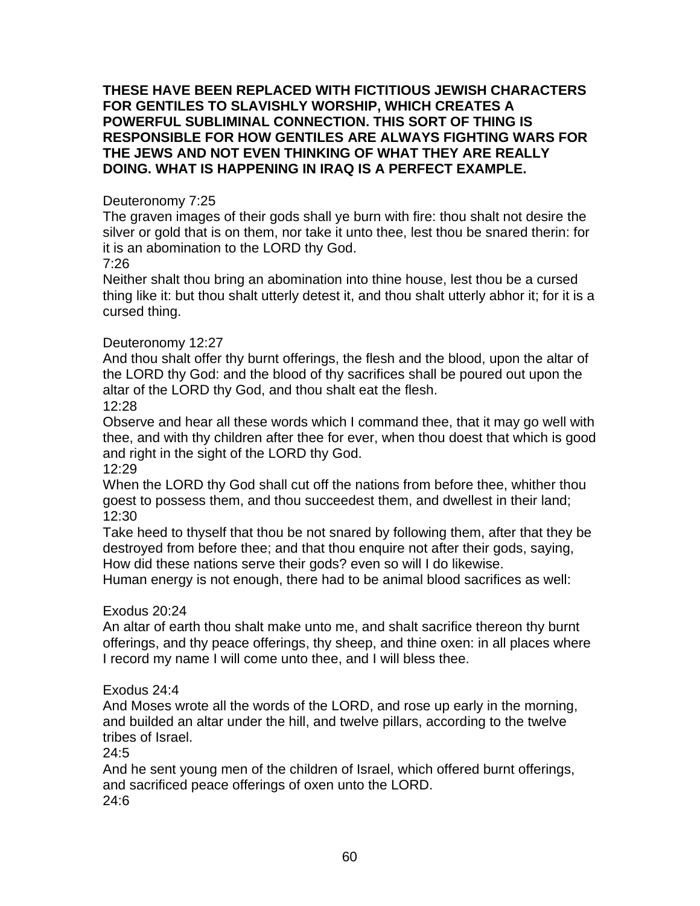**THESE HAVE BEEN REPLACED WITH FICTITIOUS JEWISH CHARACTERS FOR GENTILES TO SLAVISHLY WORSHIP, WHICH CREATES A POWERFUL SUBLIMINAL CONNECTION. THIS SORT OF THING IS RESPONSIBLE FOR HOW GENTILES ARE ALWAYS FIGHTING WARS FOR THE JEWS AND NOT EVEN THINKING OF WHAT THEY ARE REALLY DOING. WHAT IS HAPPENING IN IRAQ IS A PERFECT EXAMPLE.**

Deuteronomy 7:25
The graven images of their gods shall ye burn with fire: thou shalt not desire the silver or gold that is on them, nor take it unto thee, lest thou be snared therin: for it is an abomination to the LORD thy God.
7:26
Neither shalt thou bring an abomination into thine house, lest thou be a cursed thing like it: but thou shalt utterly detest it, and thou shalt utterly abhor it; for it is a cursed thing.

Deuteronomy 12:27
And thou shalt offer thy burnt offerings, the flesh and the blood, upon the altar of the LORD thy God: and the blood of thy sacrifices shall be poured out upon the altar of the LORD thy God, and thou shalt eat the flesh.
12:28
Observe and hear all these words which I command thee, that it may go well with thee, and with thy children after thee for ever, when thou doest that which is good and right in the sight of the LORD thy God.
12:29
When the LORD thy God shall cut off the nations from before thee, whither thou goest to possess them, and thou succeedest them, and dwellest in their land;
12:30
Take heed to thyself that thou be not snared by following them, after that they be destroyed from before thee; and that thou enquire not after their gods, saying, How did these nations serve their gods? even so will I do likewise.
Human energy is not enough, there had to be animal blood sacrifices as well:

Exodus 20:24
An altar of earth thou shalt make unto me, and shalt sacrifice thereon thy burnt offerings, and thy peace offerings, thy sheep, and thine oxen: in all places where I record my name I will come unto thee, and I will bless thee.

Exodus 24:4
And Moses wrote all the words of the LORD, and rose up early in the morning, and builded an altar under the hill, and twelve pillars, according to the twelve tribes of Israel.
24:5
And he sent young men of the children of Israel, which offered burnt offerings, and sacrificed peace offerings of oxen unto the LORD.
24:6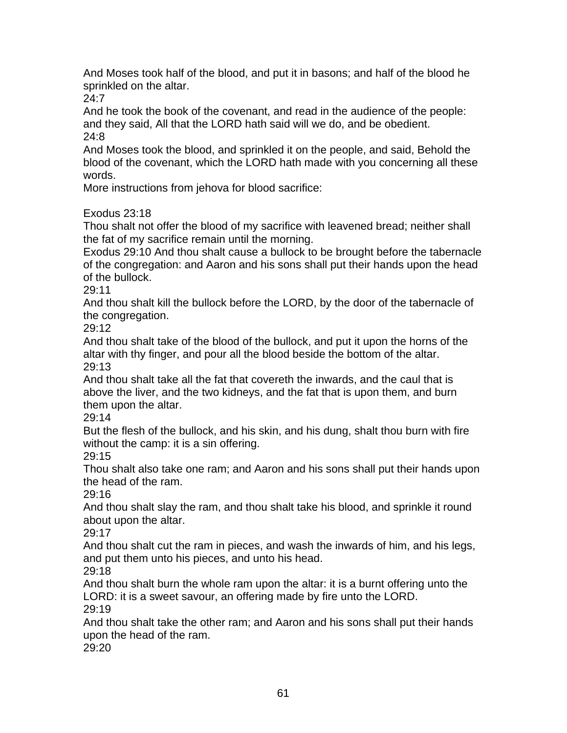And Moses took half of the blood, and put it in basons; and half of the blood he sprinkled on the altar.
24:7
And he took the book of the covenant, and read in the audience of the people: and they said, All that the LORD hath said will we do, and be obedient.
24:8
And Moses took the blood, and sprinkled it on the people, and said, Behold the blood of the covenant, which the LORD hath made with you concerning all these words.
More instructions from jehova for blood sacrifice:

Exodus 23:18
Thou shalt not offer the blood of my sacrifice with leavened bread; neither shall the fat of my sacrifice remain until the morning.
Exodus 29:10 And thou shalt cause a bullock to be brought before the tabernacle of the congregation: and Aaron and his sons shall put their hands upon the head of the bullock.
29:11
And thou shalt kill the bullock before the LORD, by the door of the tabernacle of the congregation.
29:12
And thou shalt take of the blood of the bullock, and put it upon the horns of the altar with thy finger, and pour all the blood beside the bottom of the altar.
29:13
And thou shalt take all the fat that covereth the inwards, and the caul that is above the liver, and the two kidneys, and the fat that is upon them, and burn them upon the altar.
29:14
But the flesh of the bullock, and his skin, and his dung, shalt thou burn with fire without the camp: it is a sin offering.
29:15
Thou shalt also take one ram; and Aaron and his sons shall put their hands upon the head of the ram.
29:16
And thou shalt slay the ram, and thou shalt take his blood, and sprinkle it round about upon the altar.
29:17
And thou shalt cut the ram in pieces, and wash the inwards of him, and his legs, and put them unto his pieces, and unto his head.
29:18
And thou shalt burn the whole ram upon the altar: it is a burnt offering unto the LORD: it is a sweet savour, an offering made by fire unto the LORD.
29:19
And thou shalt take the other ram; and Aaron and his sons shall put their hands upon the head of the ram.
29:20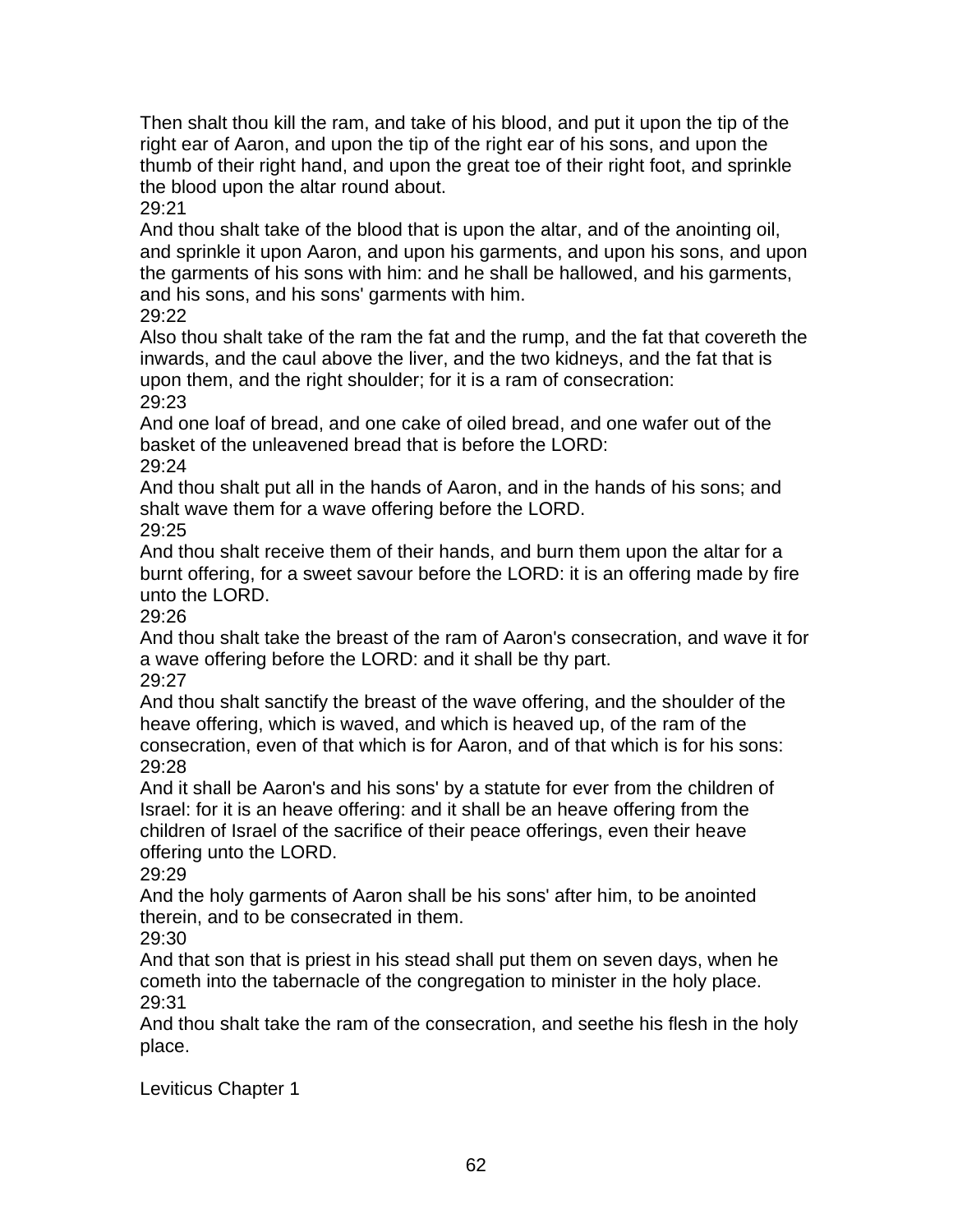Then shalt thou kill the ram, and take of his blood, and put it upon the tip of the right ear of Aaron, and upon the tip of the right ear of his sons, and upon the thumb of their right hand, and upon the great toe of their right foot, and sprinkle the blood upon the altar round about.

29:21

And thou shalt take of the blood that is upon the altar, and of the anointing oil, and sprinkle it upon Aaron, and upon his garments, and upon his sons, and upon the garments of his sons with him: and he shall be hallowed, and his garments, and his sons, and his sons' garments with him.

29:22

Also thou shalt take of the ram the fat and the rump, and the fat that covereth the inwards, and the caul above the liver, and the two kidneys, and the fat that is upon them, and the right shoulder; for it is a ram of consecration:

29:23

And one loaf of bread, and one cake of oiled bread, and one wafer out of the basket of the unleavened bread that is before the LORD:

29:24

And thou shalt put all in the hands of Aaron, and in the hands of his sons; and shalt wave them for a wave offering before the LORD.

29:25

And thou shalt receive them of their hands, and burn them upon the altar for a burnt offering, for a sweet savour before the LORD: it is an offering made by fire unto the LORD.

29:26

And thou shalt take the breast of the ram of Aaron's consecration, and wave it for a wave offering before the LORD: and it shall be thy part.

29:27

And thou shalt sanctify the breast of the wave offering, and the shoulder of the heave offering, which is waved, and which is heaved up, of the ram of the consecration, even of that which is for Aaron, and of that which is for his sons:

29:28

And it shall be Aaron's and his sons' by a statute for ever from the children of Israel: for it is an heave offering: and it shall be an heave offering from the children of Israel of the sacrifice of their peace offerings, even their heave offering unto the LORD.

29:29

And the holy garments of Aaron shall be his sons' after him, to be anointed therein, and to be consecrated in them.

29:30

And that son that is priest in his stead shall put them on seven days, when he cometh into the tabernacle of the congregation to minister in the holy place.

29:31

And thou shalt take the ram of the consecration, and seethe his flesh in the holy place.

Leviticus Chapter 1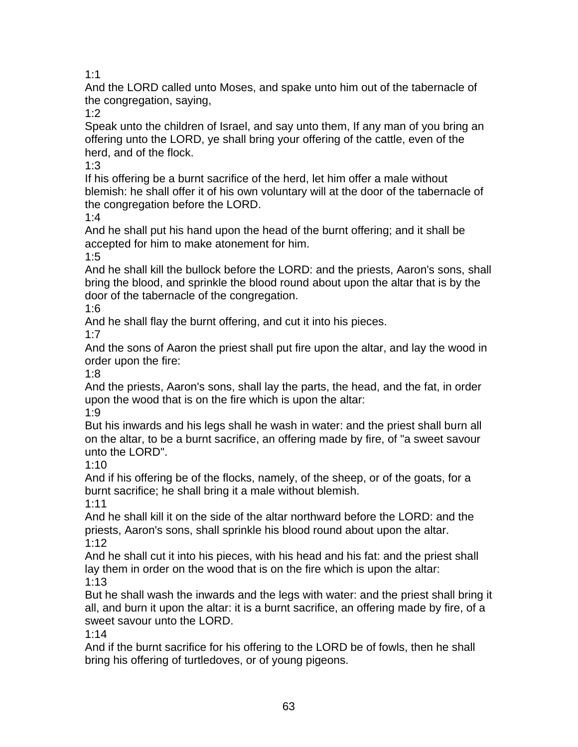1:1
And the LORD called unto Moses, and spake unto him out of the tabernacle of the congregation, saying,
1:2
Speak unto the children of Israel, and say unto them, If any man of you bring an offering unto the LORD, ye shall bring your offering of the cattle, even of the herd, and of the flock.
1:3
If his offering be a burnt sacrifice of the herd, let him offer a male without blemish: he shall offer it of his own voluntary will at the door of the tabernacle of the congregation before the LORD.
1:4
And he shall put his hand upon the head of the burnt offering; and it shall be accepted for him to make atonement for him.
1:5
And he shall kill the bullock before the LORD: and the priests, Aaron's sons, shall bring the blood, and sprinkle the blood round about upon the altar that is by the door of the tabernacle of the congregation.
1:6
And he shall flay the burnt offering, and cut it into his pieces.
1:7
And the sons of Aaron the priest shall put fire upon the altar, and lay the wood in order upon the fire:
1:8
And the priests, Aaron's sons, shall lay the parts, the head, and the fat, in order upon the wood that is on the fire which is upon the altar:
1:9
But his inwards and his legs shall he wash in water: and the priest shall burn all on the altar, to be a burnt sacrifice, an offering made by fire, of "a sweet savour unto the LORD".
1:10
And if his offering be of the flocks, namely, of the sheep, or of the goats, for a burnt sacrifice; he shall bring it a male without blemish.
1:11
And he shall kill it on the side of the altar northward before the LORD: and the priests, Aaron's sons, shall sprinkle his blood round about upon the altar.
1:12
And he shall cut it into his pieces, with his head and his fat: and the priest shall lay them in order on the wood that is on the fire which is upon the altar:
1:13
But he shall wash the inwards and the legs with water: and the priest shall bring it all, and burn it upon the altar: it is a burnt sacrifice, an offering made by fire, of a sweet savour unto the LORD.
1:14
And if the burnt sacrifice for his offering to the LORD be of fowls, then he shall bring his offering of turtledoves, or of young pigeons.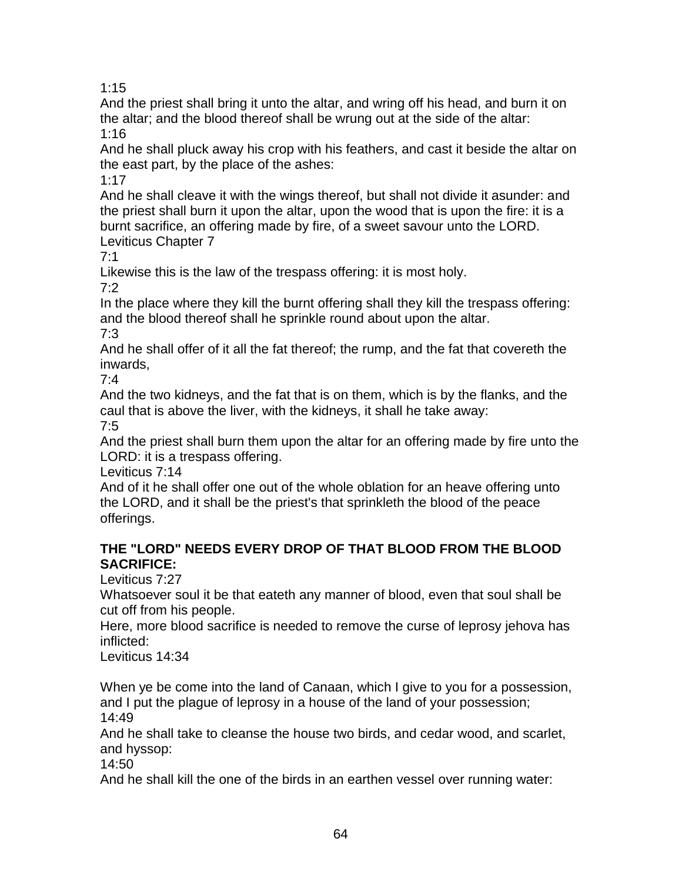1:15
And the priest shall bring it unto the altar, and wring off his head, and burn it on the altar; and the blood thereof shall be wrung out at the side of the altar:
1:16
And he shall pluck away his crop with his feathers, and cast it beside the altar on the east part, by the place of the ashes:
1:17
And he shall cleave it with the wings thereof, but shall not divide it asunder: and the priest shall burn it upon the altar, upon the wood that is upon the fire: it is a burnt sacrifice, an offering made by fire, of a sweet savour unto the LORD.
Leviticus Chapter 7
7:1
Likewise this is the law of the trespass offering: it is most holy.
7:2
In the place where they kill the burnt offering shall they kill the trespass offering: and the blood thereof shall he sprinkle round about upon the altar.
7:3
And he shall offer of it all the fat thereof; the rump, and the fat that covereth the inwards,
7:4
And the two kidneys, and the fat that is on them, which is by the flanks, and the caul that is above the liver, with the kidneys, it shall he take away:
7:5
And the priest shall burn them upon the altar for an offering made by fire unto the LORD: it is a trespass offering.
Leviticus 7:14
And of it he shall offer one out of the whole oblation for an heave offering unto the LORD, and it shall be the priest's that sprinkleth the blood of the peace offerings.

**THE "LORD" NEEDS EVERY DROP OF THAT BLOOD FROM THE BLOOD SACRIFICE:**
Leviticus 7:27
Whatsoever soul it be that eateth any manner of blood, even that soul shall be cut off from his people.
Here, more blood sacrifice is needed to remove the curse of leprosy jehova has inflicted:
Leviticus 14:34

When ye be come into the land of Canaan, which I give to you for a possession, and I put the plague of leprosy in a house of the land of your possession;
14:49
And he shall take to cleanse the house two birds, and cedar wood, and scarlet, and hyssop:
14:50
And he shall kill the one of the birds in an earthen vessel over running water: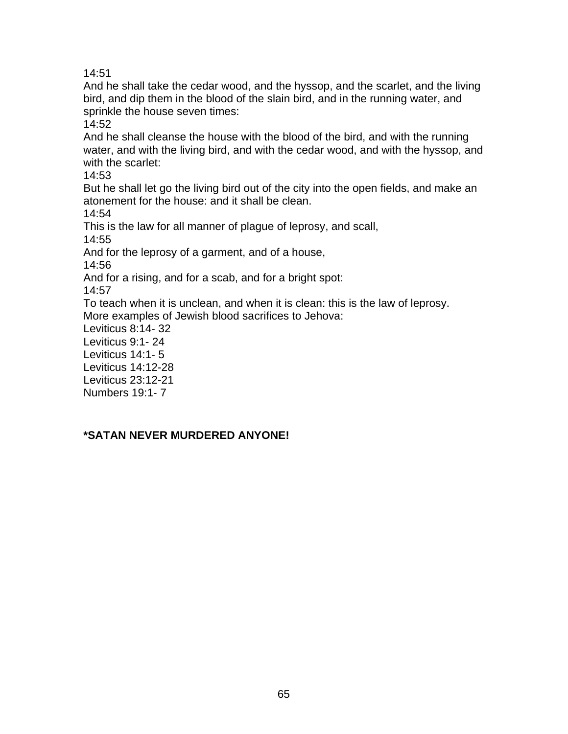14:51

And he shall take the cedar wood, and the hyssop, and the scarlet, and the living bird, and dip them in the blood of the slain bird, and in the running water, and sprinkle the house seven times:

14:52

And he shall cleanse the house with the blood of the bird, and with the running water, and with the living bird, and with the cedar wood, and with the hyssop, and with the scarlet:

14:53

But he shall let go the living bird out of the city into the open fields, and make an atonement for the house: and it shall be clean.

14:54

This is the law for all manner of plague of leprosy, and scall,

14:55

And for the leprosy of a garment, and of a house,

14:56

And for a rising, and for a scab, and for a bright spot:

14:57

To teach when it is unclean, and when it is clean: this is the law of leprosy.

More examples of Jewish blood sacrifices to Jehova:

Leviticus 8:14- 32

Leviticus 9:1- 24

Leviticus 14:1- 5

Leviticus 14:12-28

Leviticus 23:12-21

Numbers 19:1- 7

**\*SATAN NEVER MURDERED ANYONE!**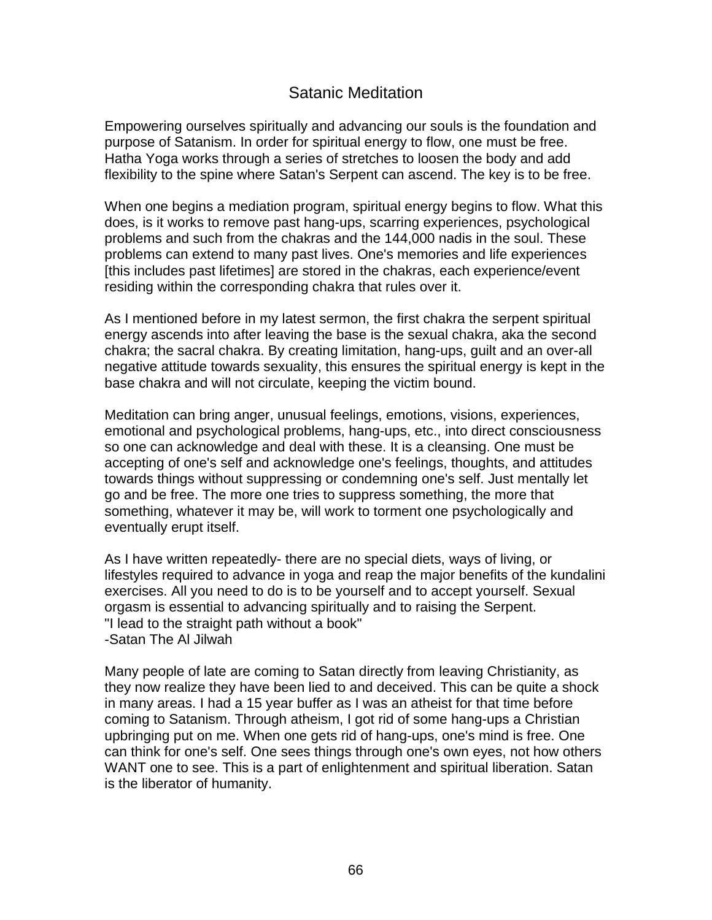# Satanic Meditation

Empowering ourselves spiritually and advancing our souls is the foundation and purpose of Satanism. In order for spiritual energy to flow, one must be free. Hatha Yoga works through a series of stretches to loosen the body and add flexibility to the spine where Satan's Serpent can ascend. The key is to be free.

When one begins a mediation program, spiritual energy begins to flow. What this does, is it works to remove past hang-ups, scarring experiences, psychological problems and such from the chakras and the 144,000 nadis in the soul. These problems can extend to many past lives. One's memories and life experiences [this includes past lifetimes] are stored in the chakras, each experience/event residing within the corresponding chakra that rules over it.

As I mentioned before in my latest sermon, the first chakra the serpent spiritual energy ascends into after leaving the base is the sexual chakra, aka the second chakra; the sacral chakra. By creating limitation, hang-ups, guilt and an over-all negative attitude towards sexuality, this ensures the spiritual energy is kept in the base chakra and will not circulate, keeping the victim bound.

Meditation can bring anger, unusual feelings, emotions, visions, experiences, emotional and psychological problems, hang-ups, etc., into direct consciousness so one can acknowledge and deal with these. It is a cleansing. One must be accepting of one's self and acknowledge one's feelings, thoughts, and attitudes towards things without suppressing or condemning one's self. Just mentally let go and be free. The more one tries to suppress something, the more that something, whatever it may be, will work to torment one psychologically and eventually erupt itself.

As I have written repeatedly- there are no special diets, ways of living, or lifestyles required to advance in yoga and reap the major benefits of the kundalini exercises. All you need to do is to be yourself and to accept yourself. Sexual orgasm is essential to advancing spiritually and to raising the Serpent.
"I lead to the straight path without a book"
-Satan The Al Jilwah

Many people of late are coming to Satan directly from leaving Christianity, as they now realize they have been lied to and deceived. This can be quite a shock in many areas. I had a 15 year buffer as I was an atheist for that time before coming to Satanism. Through atheism, I got rid of some hang-ups a Christian upbringing put on me. When one gets rid of hang-ups, one's mind is free. One can think for one's self. One sees things through one's own eyes, not how others WANT one to see. This is a part of enlightenment and spiritual liberation. Satan is the liberator of humanity.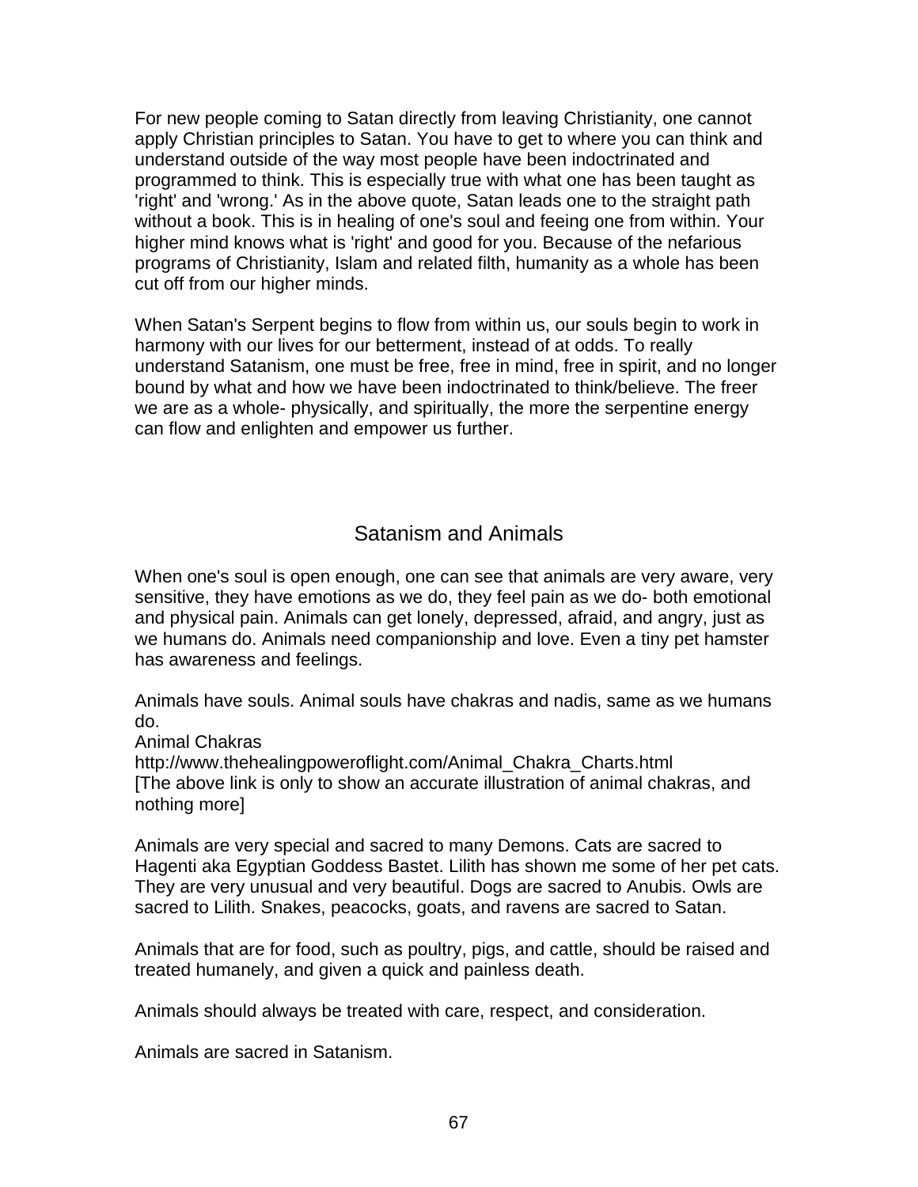For new people coming to Satan directly from leaving Christianity, one cannot apply Christian principles to Satan. You have to get to where you can think and understand outside of the way most people have been indoctrinated and programmed to think. This is especially true with what one has been taught as 'right' and 'wrong.' As in the above quote, Satan leads one to the straight path without a book. This is in healing of one's soul and feeing one from within. Your higher mind knows what is 'right' and good for you. Because of the nefarious programs of Christianity, Islam and related filth, humanity as a whole has been cut off from our higher minds.

When Satan's Serpent begins to flow from within us, our souls begin to work in harmony with our lives for our betterment, instead of at odds. To really understand Satanism, one must be free, free in mind, free in spirit, and no longer bound by what and how we have been indoctrinated to think/believe. The freer we are as a whole- physically, and spiritually, the more the serpentine energy can flow and enlighten and empower us further.

## Satanism and Animals

When one's soul is open enough, one can see that animals are very aware, very sensitive, they have emotions as we do, they feel pain as we do- both emotional and physical pain. Animals can get lonely, depressed, afraid, and angry, just as we humans do. Animals need companionship and love. Even a tiny pet hamster has awareness and feelings.

Animals have souls. Animal souls have chakras and nadis, same as we humans do.
Animal Chakras
http://www.thehealingpoweroflight.com/Animal_Chakra_Charts.html
[The above link is only to show an accurate illustration of animal chakras, and nothing more]

Animals are very special and sacred to many Demons. Cats are sacred to Hagenti aka Egyptian Goddess Bastet. Lilith has shown me some of her pet cats. They are very unusual and very beautiful. Dogs are sacred to Anubis. Owls are sacred to Lilith. Snakes, peacocks, goats, and ravens are sacred to Satan.

Animals that are for food, such as poultry, pigs, and cattle, should be raised and treated humanely, and given a quick and painless death.

Animals should always be treated with care, respect, and consideration.

Animals are sacred in Satanism.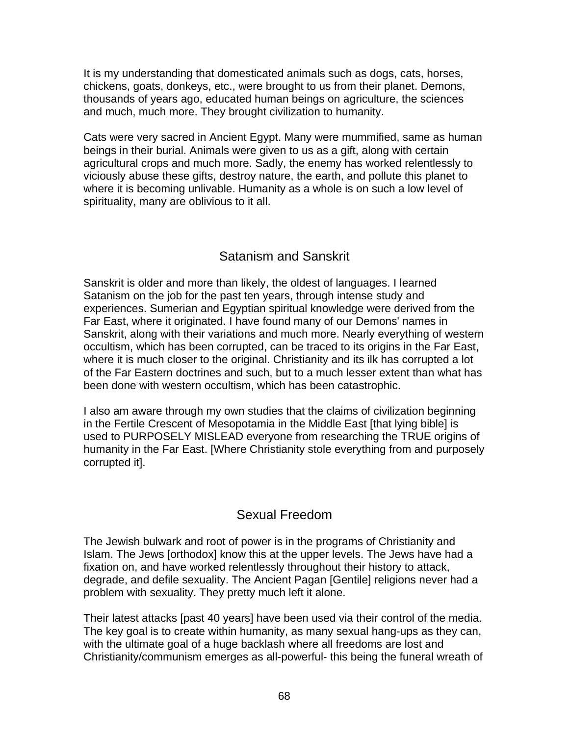It is my understanding that domesticated animals such as dogs, cats, horses, chickens, goats, donkeys, etc., were brought to us from their planet. Demons, thousands of years ago, educated human beings on agriculture, the sciences and much, much more. They brought civilization to humanity.

Cats were very sacred in Ancient Egypt. Many were mummified, same as human beings in their burial. Animals were given to us as a gift, along with certain agricultural crops and much more. Sadly, the enemy has worked relentlessly to viciously abuse these gifts, destroy nature, the earth, and pollute this planet to where it is becoming unlivable. Humanity as a whole is on such a low level of spirituality, many are oblivious to it all.

## Satanism and Sanskrit

Sanskrit is older and more than likely, the oldest of languages. I learned Satanism on the job for the past ten years, through intense study and experiences. Sumerian and Egyptian spiritual knowledge were derived from the Far East, where it originated. I have found many of our Demons' names in Sanskrit, along with their variations and much more. Nearly everything of western occultism, which has been corrupted, can be traced to its origins in the Far East, where it is much closer to the original. Christianity and its ilk has corrupted a lot of the Far Eastern doctrines and such, but to a much lesser extent than what has been done with western occultism, which has been catastrophic.

I also am aware through my own studies that the claims of civilization beginning in the Fertile Crescent of Mesopotamia in the Middle East [that lying bible] is used to PURPOSELY MISLEAD everyone from researching the TRUE origins of humanity in the Far East. [Where Christianity stole everything from and purposely corrupted it].

## Sexual Freedom

The Jewish bulwark and root of power is in the programs of Christianity and Islam. The Jews [orthodox] know this at the upper levels. The Jews have had a fixation on, and have worked relentlessly throughout their history to attack, degrade, and defile sexuality. The Ancient Pagan [Gentile] religions never had a problem with sexuality. They pretty much left it alone.

Their latest attacks [past 40 years] have been used via their control of the media. The key goal is to create within humanity, as many sexual hang-ups as they can, with the ultimate goal of a huge backlash where all freedoms are lost and Christianity/communism emerges as all-powerful- this being the funeral wreath of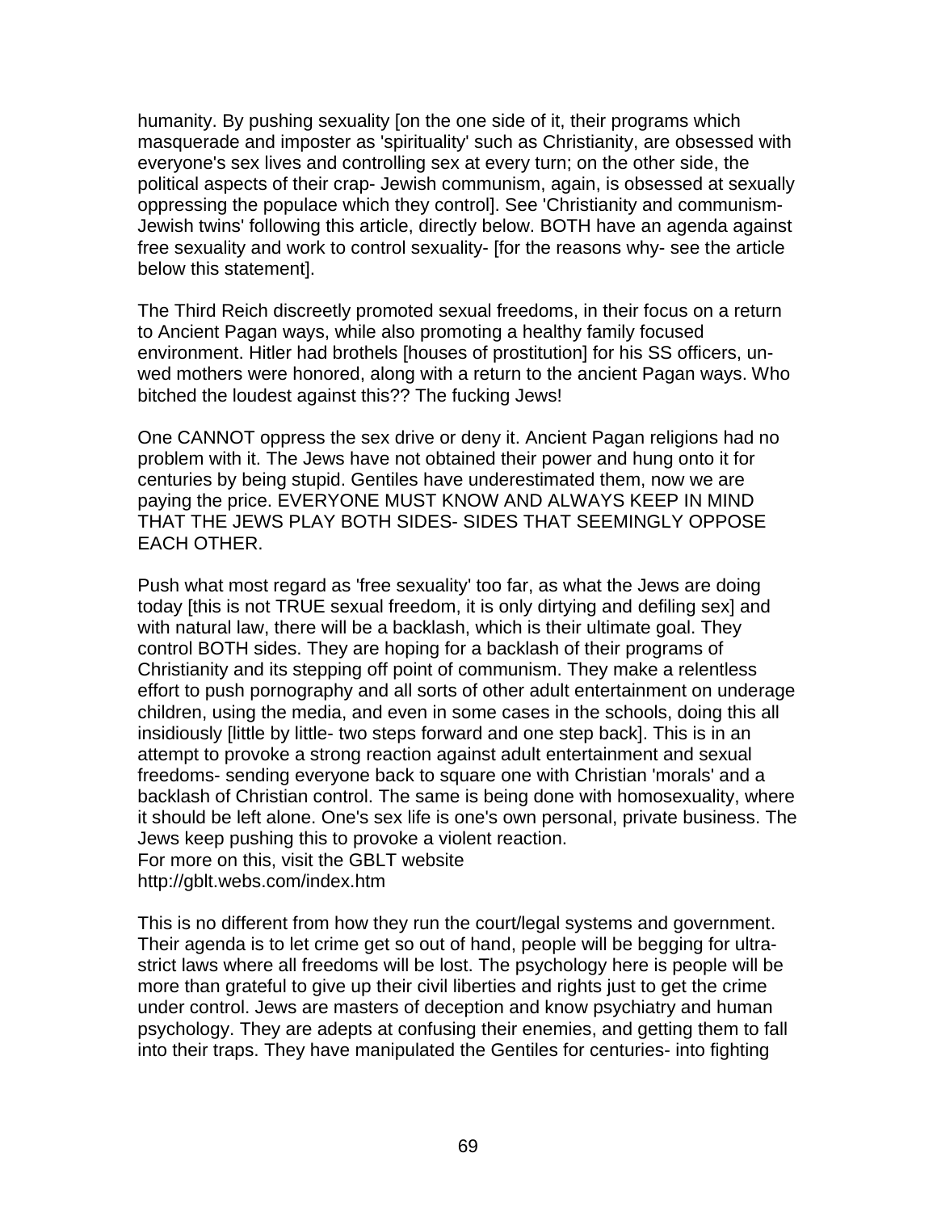humanity. By pushing sexuality [on the one side of it, their programs which masquerade and imposter as 'spirituality' such as Christianity, are obsessed with everyone's sex lives and controlling sex at every turn; on the other side, the political aspects of their crap- Jewish communism, again, is obsessed at sexually oppressing the populace which they control]. See 'Christianity and communism- Jewish twins' following this article, directly below. BOTH have an agenda against free sexuality and work to control sexuality- [for the reasons why- see the article below this statement].

The Third Reich discreetly promoted sexual freedoms, in their focus on a return to Ancient Pagan ways, while also promoting a healthy family focused environment. Hitler had brothels [houses of prostitution] for his SS officers, un-wed mothers were honored, along with a return to the ancient Pagan ways. Who bitched the loudest against this?? The fucking Jews!

One CANNOT oppress the sex drive or deny it. Ancient Pagan religions had no problem with it. The Jews have not obtained their power and hung onto it for centuries by being stupid. Gentiles have underestimated them, now we are paying the price. EVERYONE MUST KNOW AND ALWAYS KEEP IN MIND THAT THE JEWS PLAY BOTH SIDES- SIDES THAT SEEMINGLY OPPOSE EACH OTHER.

Push what most regard as 'free sexuality' too far, as what the Jews are doing today [this is not TRUE sexual freedom, it is only dirtying and defiling sex] and with natural law, there will be a backlash, which is their ultimate goal. They control BOTH sides. They are hoping for a backlash of their programs of Christianity and its stepping off point of communism. They make a relentless effort to push pornography and all sorts of other adult entertainment on underage children, using the media, and even in some cases in the schools, doing this all insidiously [little by little- two steps forward and one step back]. This is in an attempt to provoke a strong reaction against adult entertainment and sexual freedoms- sending everyone back to square one with Christian 'morals' and a backlash of Christian control. The same is being done with homosexuality, where it should be left alone. One's sex life is one's own personal, private business. The Jews keep pushing this to provoke a violent reaction.
For more on this, visit the GBLT website
http://gblt.webs.com/index.htm

This is no different from how they run the court/legal systems and government. Their agenda is to let crime get so out of hand, people will be begging for ultra-strict laws where all freedoms will be lost. The psychology here is people will be more than grateful to give up their civil liberties and rights just to get the crime under control. Jews are masters of deception and know psychiatry and human psychology. They are adepts at confusing their enemies, and getting them to fall into their traps. They have manipulated the Gentiles for centuries- into fighting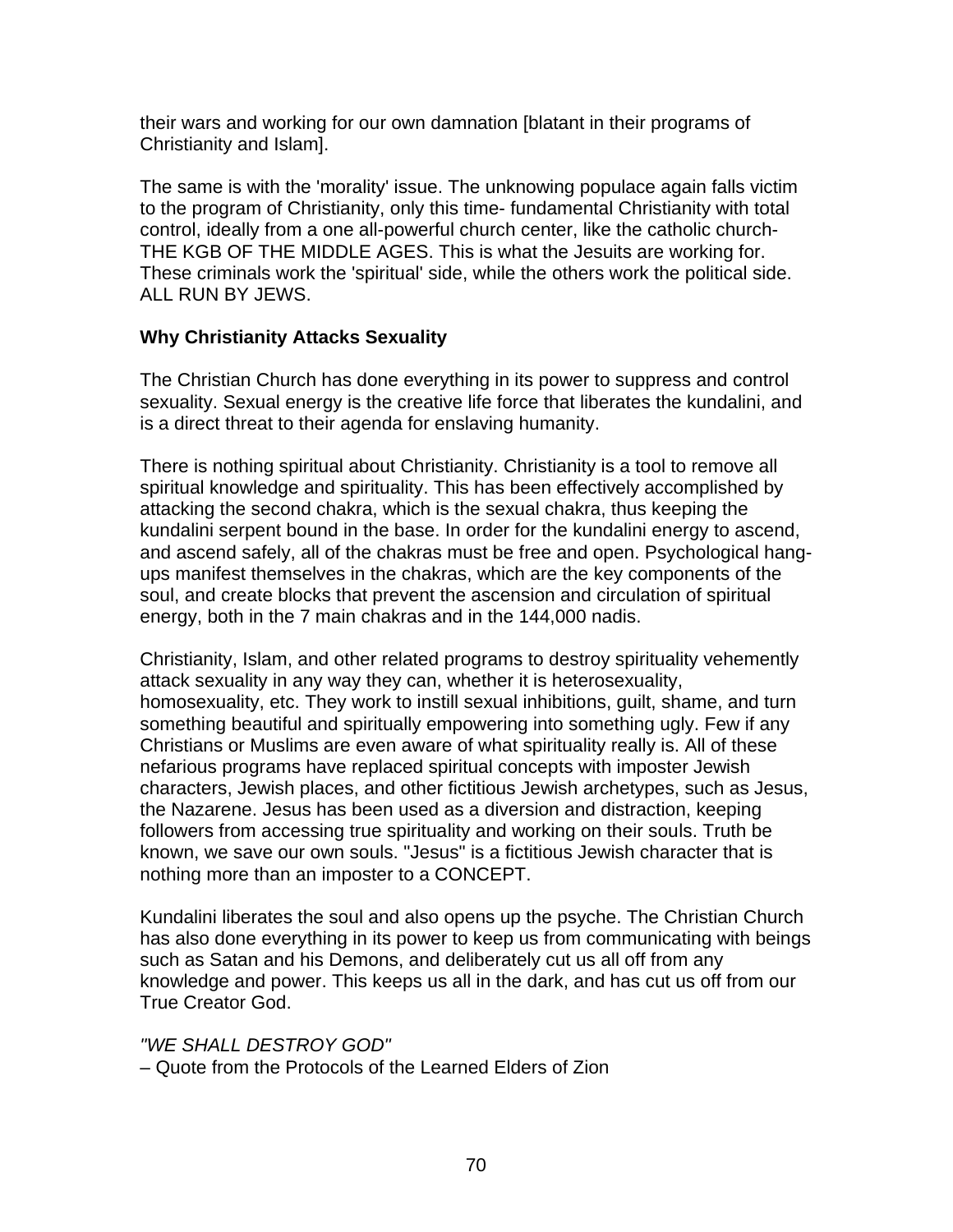their wars and working for our own damnation [blatant in their programs of Christianity and Islam].

The same is with the 'morality' issue. The unknowing populace again falls victim to the program of Christianity, only this time- fundamental Christianity with total control, ideally from a one all-powerful church center, like the catholic church- THE KGB OF THE MIDDLE AGES. This is what the Jesuits are working for. These criminals work the 'spiritual' side, while the others work the political side. ALL RUN BY JEWS.

**Why Christianity Attacks Sexuality**

The Christian Church has done everything in its power to suppress and control sexuality. Sexual energy is the creative life force that liberates the kundalini, and is a direct threat to their agenda for enslaving humanity.

There is nothing spiritual about Christianity. Christianity is a tool to remove all spiritual knowledge and spirituality. This has been effectively accomplished by attacking the second chakra, which is the sexual chakra, thus keeping the kundalini serpent bound in the base. In order for the kundalini energy to ascend, and ascend safely, all of the chakras must be free and open. Psychological hang-ups manifest themselves in the chakras, which are the key components of the soul, and create blocks that prevent the ascension and circulation of spiritual energy, both in the 7 main chakras and in the 144,000 nadis.

Christianity, Islam, and other related programs to destroy spirituality vehemently attack sexuality in any way they can, whether it is heterosexuality, homosexuality, etc. They work to instill sexual inhibitions, guilt, shame, and turn something beautiful and spiritually empowering into something ugly. Few if any Christians or Muslims are even aware of what spirituality really is. All of these nefarious programs have replaced spiritual concepts with imposter Jewish characters, Jewish places, and other fictitious Jewish archetypes, such as Jesus, the Nazarene. Jesus has been used as a diversion and distraction, keeping followers from accessing true spirituality and working on their souls. Truth be known, we save our own souls. "Jesus" is a fictitious Jewish character that is nothing more than an imposter to a CONCEPT.

Kundalini liberates the soul and also opens up the psyche. The Christian Church has also done everything in its power to keep us from communicating with beings such as Satan and his Demons, and deliberately cut us all off from any knowledge and power. This keeps us all in the dark, and has cut us off from our True Creator God.

*"WE SHALL DESTROY GOD"*
– Quote from the Protocols of the Learned Elders of Zion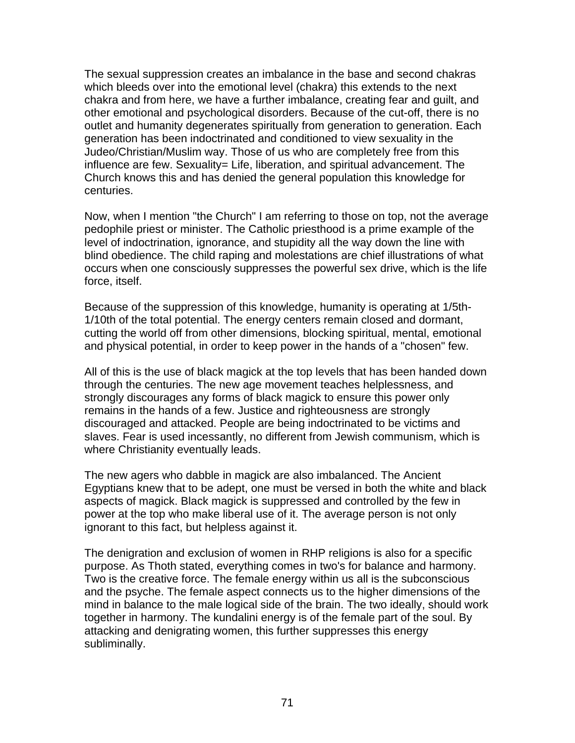The sexual suppression creates an imbalance in the base and second chakras which bleeds over into the emotional level (chakra) this extends to the next chakra and from here, we have a further imbalance, creating fear and guilt, and other emotional and psychological disorders. Because of the cut-off, there is no outlet and humanity degenerates spiritually from generation to generation. Each generation has been indoctrinated and conditioned to view sexuality in the Judeo/Christian/Muslim way. Those of us who are completely free from this influence are few. Sexuality= Life, liberation, and spiritual advancement. The Church knows this and has denied the general population this knowledge for centuries.

Now, when I mention "the Church" I am referring to those on top, not the average pedophile priest or minister. The Catholic priesthood is a prime example of the level of indoctrination, ignorance, and stupidity all the way down the line with blind obedience. The child raping and molestations are chief illustrations of what occurs when one consciously suppresses the powerful sex drive, which is the life force, itself.

Because of the suppression of this knowledge, humanity is operating at 1/5th-1/10th of the total potential. The energy centers remain closed and dormant, cutting the world off from other dimensions, blocking spiritual, mental, emotional and physical potential, in order to keep power in the hands of a "chosen" few.

All of this is the use of black magick at the top levels that has been handed down through the centuries. The new age movement teaches helplessness, and strongly discourages any forms of black magick to ensure this power only remains in the hands of a few. Justice and righteousness are strongly discouraged and attacked. People are being indoctrinated to be victims and slaves. Fear is used incessantly, no different from Jewish communism, which is where Christianity eventually leads.

The new agers who dabble in magick are also imbalanced. The Ancient Egyptians knew that to be adept, one must be versed in both the white and black aspects of magick. Black magick is suppressed and controlled by the few in power at the top who make liberal use of it. The average person is not only ignorant to this fact, but helpless against it.

The denigration and exclusion of women in RHP religions is also for a specific purpose. As Thoth stated, everything comes in two's for balance and harmony. Two is the creative force. The female energy within us all is the subconscious and the psyche. The female aspect connects us to the higher dimensions of the mind in balance to the male logical side of the brain. The two ideally, should work together in harmony. The kundalini energy is of the female part of the soul. By attacking and denigrating women, this further suppresses this energy subliminally.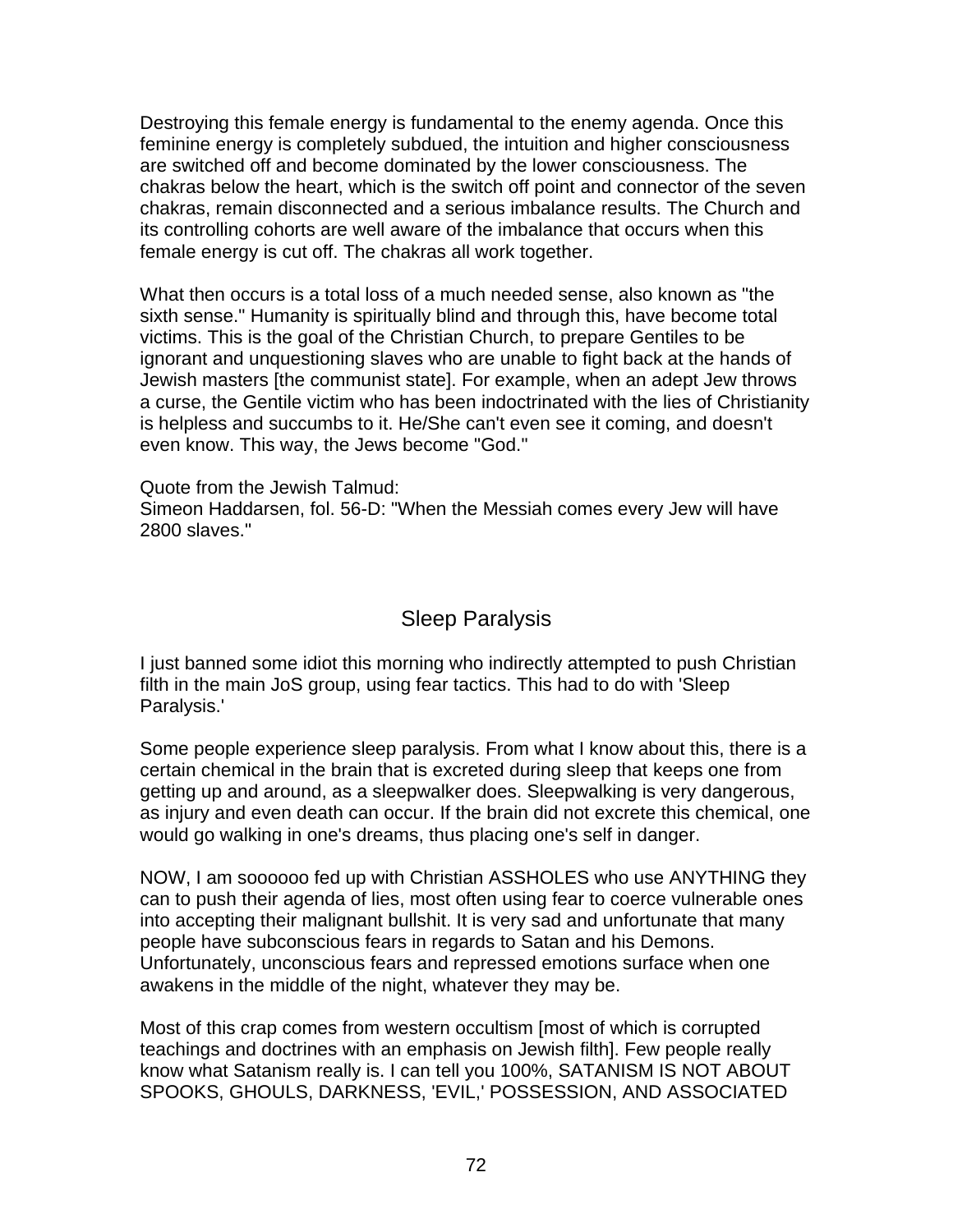Destroying this female energy is fundamental to the enemy agenda. Once this feminine energy is completely subdued, the intuition and higher consciousness are switched off and become dominated by the lower consciousness. The chakras below the heart, which is the switch off point and connector of the seven chakras, remain disconnected and a serious imbalance results. The Church and its controlling cohorts are well aware of the imbalance that occurs when this female energy is cut off. The chakras all work together.

What then occurs is a total loss of a much needed sense, also known as "the sixth sense." Humanity is spiritually blind and through this, have become total victims. This is the goal of the Christian Church, to prepare Gentiles to be ignorant and unquestioning slaves who are unable to fight back at the hands of Jewish masters [the communist state]. For example, when an adept Jew throws a curse, the Gentile victim who has been indoctrinated with the lies of Christianity is helpless and succumbs to it. He/She can't even see it coming, and doesn't even know. This way, the Jews become "God."

Quote from the Jewish Talmud:
Simeon Haddarsen, fol. 56-D: "When the Messiah comes every Jew will have 2800 slaves."

## Sleep Paralysis

I just banned some idiot this morning who indirectly attempted to push Christian filth in the main JoS group, using fear tactics. This had to do with 'Sleep Paralysis.'

Some people experience sleep paralysis. From what I know about this, there is a certain chemical in the brain that is excreted during sleep that keeps one from getting up and around, as a sleepwalker does. Sleepwalking is very dangerous, as injury and even death can occur. If the brain did not excrete this chemical, one would go walking in one's dreams, thus placing one's self in danger.

NOW, I am soooooo fed up with Christian ASSHOLES who use ANYTHING they can to push their agenda of lies, most often using fear to coerce vulnerable ones into accepting their malignant bullshit. It is very sad and unfortunate that many people have subconscious fears in regards to Satan and his Demons. Unfortunately, unconscious fears and repressed emotions surface when one awakens in the middle of the night, whatever they may be.

Most of this crap comes from western occultism [most of which is corrupted teachings and doctrines with an emphasis on Jewish filth]. Few people really know what Satanism really is. I can tell you 100%, SATANISM IS NOT ABOUT SPOOKS, GHOULS, DARKNESS, 'EVIL,' POSSESSION, AND ASSOCIATED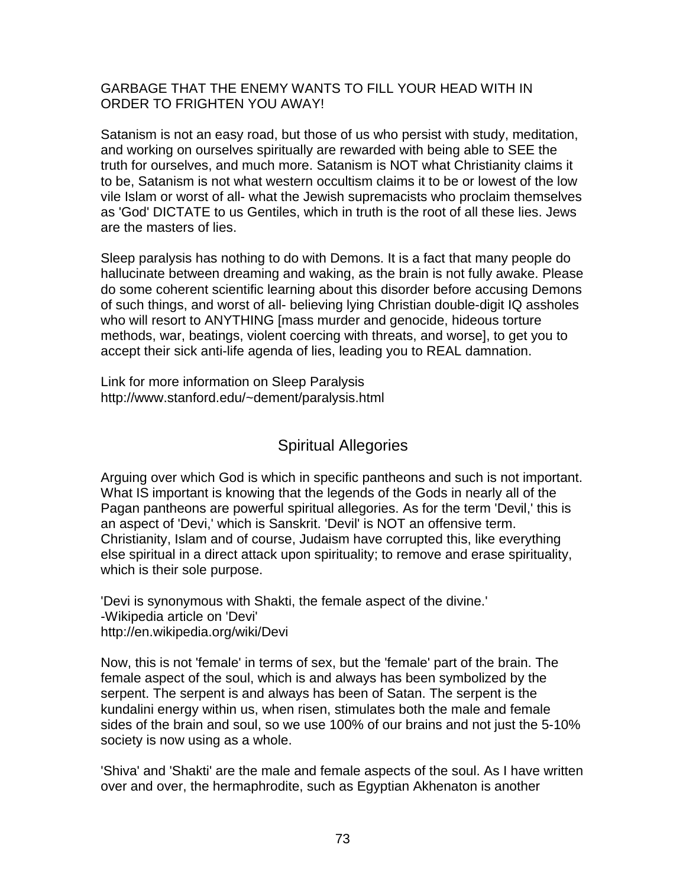GARBAGE THAT THE ENEMY WANTS TO FILL YOUR HEAD WITH IN ORDER TO FRIGHTEN YOU AWAY!

Satanism is not an easy road, but those of us who persist with study, meditation, and working on ourselves spiritually are rewarded with being able to SEE the truth for ourselves, and much more. Satanism is NOT what Christianity claims it to be, Satanism is not what western occultism claims it to be or lowest of the low vile Islam or worst of all- what the Jewish supremacists who proclaim themselves as 'God' DICTATE to us Gentiles, which in truth is the root of all these lies. Jews are the masters of lies.

Sleep paralysis has nothing to do with Demons. It is a fact that many people do hallucinate between dreaming and waking, as the brain is not fully awake. Please do some coherent scientific learning about this disorder before accusing Demons of such things, and worst of all- believing lying Christian double-digit IQ assholes who will resort to ANYTHING [mass murder and genocide, hideous torture methods, war, beatings, violent coercing with threats, and worse], to get you to accept their sick anti-life agenda of lies, leading you to REAL damnation.

Link for more information on Sleep Paralysis
http://www.stanford.edu/~dement/paralysis.html

## Spiritual Allegories

Arguing over which God is which in specific pantheons and such is not important. What IS important is knowing that the legends of the Gods in nearly all of the Pagan pantheons are powerful spiritual allegories. As for the term 'Devil,' this is an aspect of 'Devi,' which is Sanskrit. 'Devil' is NOT an offensive term. Christianity, Islam and of course, Judaism have corrupted this, like everything else spiritual in a direct attack upon spirituality; to remove and erase spirituality, which is their sole purpose.

'Devi is synonymous with Shakti, the female aspect of the divine.'
-Wikipedia article on 'Devi'
http://en.wikipedia.org/wiki/Devi

Now, this is not 'female' in terms of sex, but the 'female' part of the brain. The female aspect of the soul, which is and always has been symbolized by the serpent. The serpent is and always has been of Satan. The serpent is the kundalini energy within us, when risen, stimulates both the male and female sides of the brain and soul, so we use 100% of our brains and not just the 5-10% society is now using as a whole.

'Shiva' and 'Shakti' are the male and female aspects of the soul. As I have written over and over, the hermaphrodite, such as Egyptian Akhenaton is another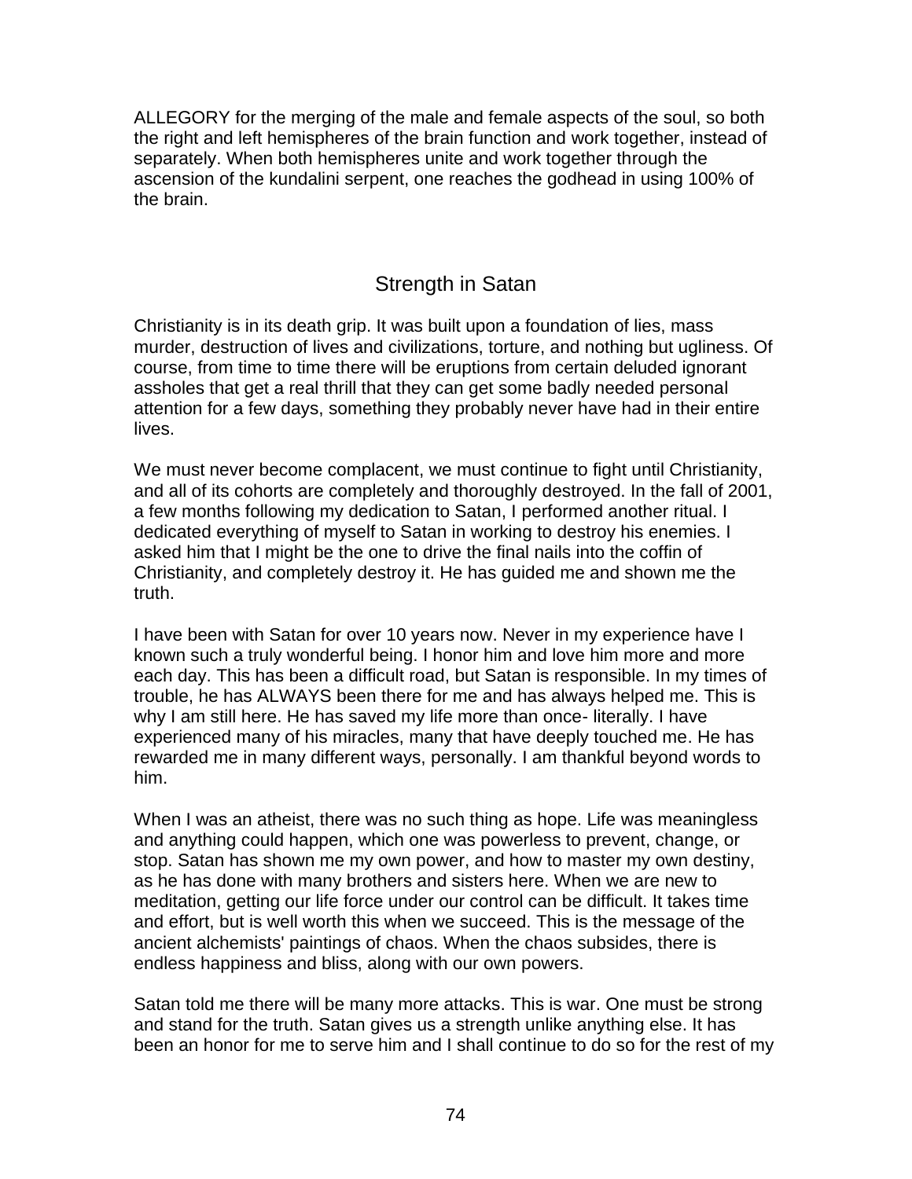ALLEGORY for the merging of the male and female aspects of the soul, so both the right and left hemispheres of the brain function and work together, instead of separately. When both hemispheres unite and work together through the ascension of the kundalini serpent, one reaches the godhead in using 100% of the brain.

## Strength in Satan

Christianity is in its death grip. It was built upon a foundation of lies, mass murder, destruction of lives and civilizations, torture, and nothing but ugliness. Of course, from time to time there will be eruptions from certain deluded ignorant assholes that get a real thrill that they can get some badly needed personal attention for a few days, something they probably never have had in their entire lives.

We must never become complacent, we must continue to fight until Christianity, and all of its cohorts are completely and thoroughly destroyed. In the fall of 2001, a few months following my dedication to Satan, I performed another ritual. I dedicated everything of myself to Satan in working to destroy his enemies. I asked him that I might be the one to drive the final nails into the coffin of Christianity, and completely destroy it. He has guided me and shown me the truth.

I have been with Satan for over 10 years now. Never in my experience have I known such a truly wonderful being. I honor him and love him more and more each day. This has been a difficult road, but Satan is responsible. In my times of trouble, he has ALWAYS been there for me and has always helped me. This is why I am still here. He has saved my life more than once- literally. I have experienced many of his miracles, many that have deeply touched me. He has rewarded me in many different ways, personally. I am thankful beyond words to him.

When I was an atheist, there was no such thing as hope. Life was meaningless and anything could happen, which one was powerless to prevent, change, or stop. Satan has shown me my own power, and how to master my own destiny, as he has done with many brothers and sisters here. When we are new to meditation, getting our life force under our control can be difficult. It takes time and effort, but is well worth this when we succeed. This is the message of the ancient alchemists' paintings of chaos. When the chaos subsides, there is endless happiness and bliss, along with our own powers.

Satan told me there will be many more attacks. This is war. One must be strong and stand for the truth. Satan gives us a strength unlike anything else. It has been an honor for me to serve him and I shall continue to do so for the rest of my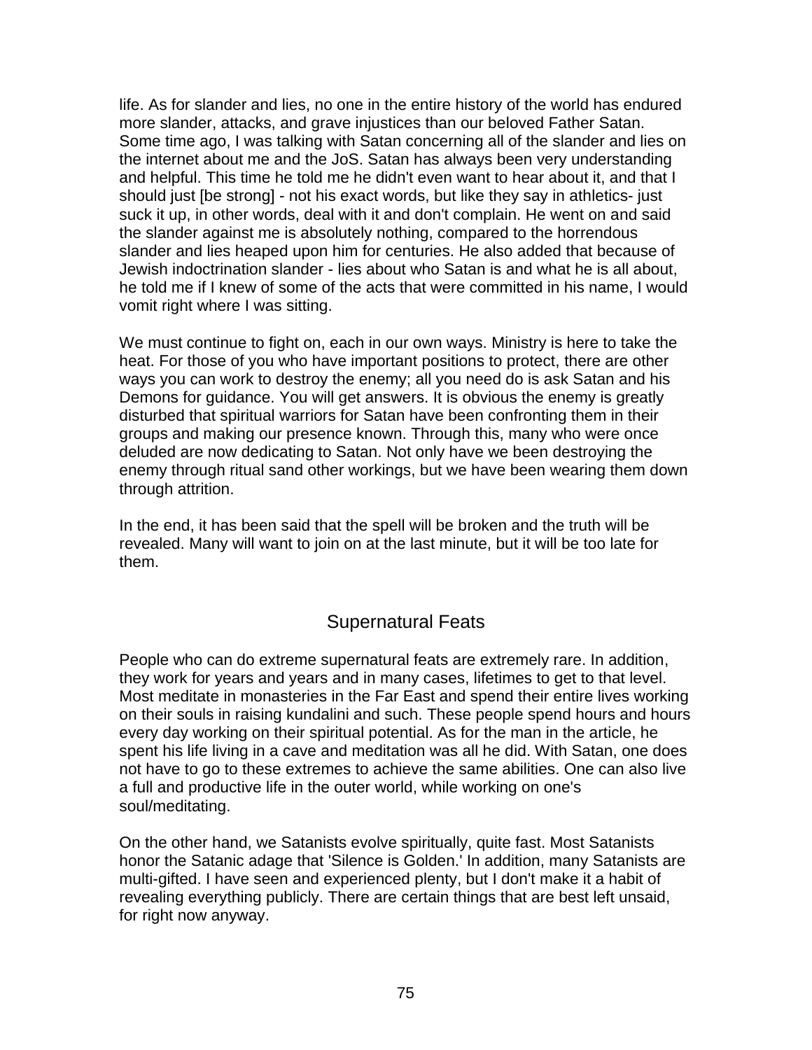life. As for slander and lies, no one in the entire history of the world has endured more slander, attacks, and grave injustices than our beloved Father Satan. Some time ago, I was talking with Satan concerning all of the slander and lies on the internet about me and the JoS. Satan has always been very understanding and helpful. This time he told me he didn't even want to hear about it, and that I should just [be strong] - not his exact words, but like they say in athletics- just suck it up, in other words, deal with it and don't complain. He went on and said the slander against me is absolutely nothing, compared to the horrendous slander and lies heaped upon him for centuries. He also added that because of Jewish indoctrination slander - lies about who Satan is and what he is all about, he told me if I knew of some of the acts that were committed in his name, I would vomit right where I was sitting.

We must continue to fight on, each in our own ways. Ministry is here to take the heat. For those of you who have important positions to protect, there are other ways you can work to destroy the enemy; all you need do is ask Satan and his Demons for guidance. You will get answers. It is obvious the enemy is greatly disturbed that spiritual warriors for Satan have been confronting them in their groups and making our presence known. Through this, many who were once deluded are now dedicating to Satan. Not only have we been destroying the enemy through ritual sand other workings, but we have been wearing them down through attrition.

In the end, it has been said that the spell will be broken and the truth will be revealed. Many will want to join on at the last minute, but it will be too late for them.

## Supernatural Feats

People who can do extreme supernatural feats are extremely rare. In addition, they work for years and years and in many cases, lifetimes to get to that level. Most meditate in monasteries in the Far East and spend their entire lives working on their souls in raising kundalini and such. These people spend hours and hours every day working on their spiritual potential. As for the man in the article, he spent his life living in a cave and meditation was all he did. With Satan, one does not have to go to these extremes to achieve the same abilities. One can also live a full and productive life in the outer world, while working on one's soul/meditating.

On the other hand, we Satanists evolve spiritually, quite fast. Most Satanists honor the Satanic adage that 'Silence is Golden.' In addition, many Satanists are multi-gifted. I have seen and experienced plenty, but I don't make it a habit of revealing everything publicly. There are certain things that are best left unsaid, for right now anyway.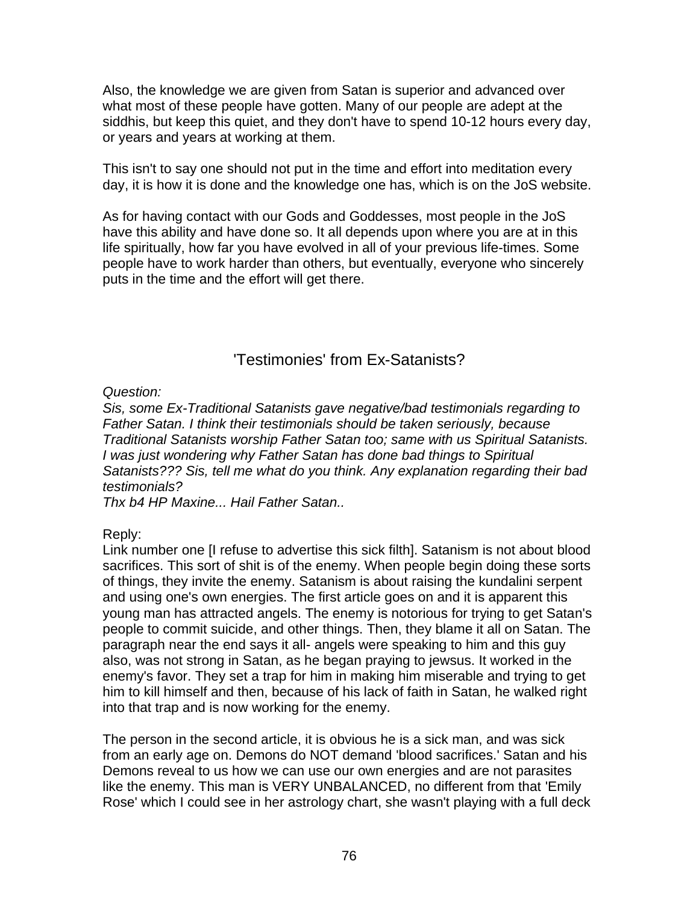Also, the knowledge we are given from Satan is superior and advanced over what most of these people have gotten. Many of our people are adept at the siddhis, but keep this quiet, and they don't have to spend 10-12 hours every day, or years and years at working at them.

This isn't to say one should not put in the time and effort into meditation every day, it is how it is done and the knowledge one has, which is on the JoS website.

As for having contact with our Gods and Goddesses, most people in the JoS have this ability and have done so. It all depends upon where you are at in this life spiritually, how far you have evolved in all of your previous life-times. Some people have to work harder than others, but eventually, everyone who sincerely puts in the time and the effort will get there.

## 'Testimonies' from Ex-Satanists?

*Question:*
*Sis, some Ex-Traditional Satanists gave negative/bad testimonials regarding to Father Satan. I think their testimonials should be taken seriously, because Traditional Satanists worship Father Satan too; same with us Spiritual Satanists. I was just wondering why Father Satan has done bad things to Spiritual Satanists??? Sis, tell me what do you think. Any explanation regarding their bad testimonials?*
*Thx b4 HP Maxine... Hail Father Satan..*

Reply:
Link number one [I refuse to advertise this sick filth]. Satanism is not about blood sacrifices. This sort of shit is of the enemy. When people begin doing these sorts of things, they invite the enemy. Satanism is about raising the kundalini serpent and using one's own energies. The first article goes on and it is apparent this young man has attracted angels. The enemy is notorious for trying to get Satan's people to commit suicide, and other things. Then, they blame it all on Satan. The paragraph near the end says it all- angels were speaking to him and this guy also, was not strong in Satan, as he began praying to jewsus. It worked in the enemy's favor. They set a trap for him in making him miserable and trying to get him to kill himself and then, because of his lack of faith in Satan, he walked right into that trap and is now working for the enemy.

The person in the second article, it is obvious he is a sick man, and was sick from an early age on. Demons do NOT demand 'blood sacrifices.' Satan and his Demons reveal to us how we can use our own energies and are not parasites like the enemy. This man is VERY UNBALANCED, no different from that 'Emily Rose' which I could see in her astrology chart, she wasn't playing with a full deck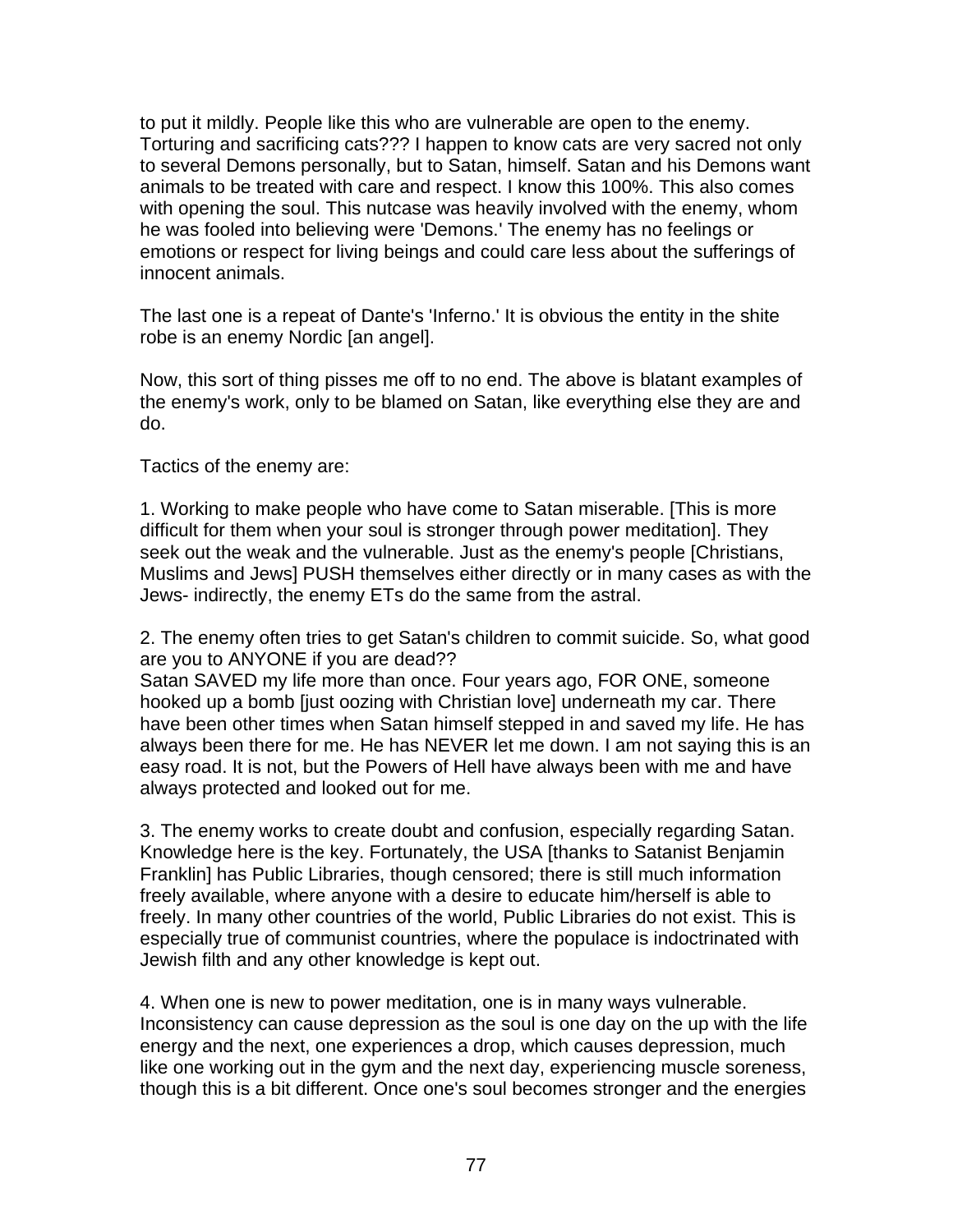to put it mildly. People like this who are vulnerable are open to the enemy. Torturing and sacrificing cats??? I happen to know cats are very sacred not only to several Demons personally, but to Satan, himself. Satan and his Demons want animals to be treated with care and respect. I know this 100%. This also comes with opening the soul. This nutcase was heavily involved with the enemy, whom he was fooled into believing were 'Demons.' The enemy has no feelings or emotions or respect for living beings and could care less about the sufferings of innocent animals.

The last one is a repeat of Dante's 'Inferno.' It is obvious the entity in the shite robe is an enemy Nordic [an angel].

Now, this sort of thing pisses me off to no end. The above is blatant examples of the enemy's work, only to be blamed on Satan, like everything else they are and do.

Tactics of the enemy are:

1. Working to make people who have come to Satan miserable. [This is more difficult for them when your soul is stronger through power meditation]. They seek out the weak and the vulnerable. Just as the enemy's people [Christians, Muslims and Jews] PUSH themselves either directly or in many cases as with the Jews- indirectly, the enemy ETs do the same from the astral.

2. The enemy often tries to get Satan's children to commit suicide. So, what good are you to ANYONE if you are dead??
Satan SAVED my life more than once. Four years ago, FOR ONE, someone hooked up a bomb [just oozing with Christian love] underneath my car. There have been other times when Satan himself stepped in and saved my life. He has always been there for me. He has NEVER let me down. I am not saying this is an easy road. It is not, but the Powers of Hell have always been with me and have always protected and looked out for me.

3. The enemy works to create doubt and confusion, especially regarding Satan. Knowledge here is the key. Fortunately, the USA [thanks to Satanist Benjamin Franklin] has Public Libraries, though censored; there is still much information freely available, where anyone with a desire to educate him/herself is able to freely. In many other countries of the world, Public Libraries do not exist. This is especially true of communist countries, where the populace is indoctrinated with Jewish filth and any other knowledge is kept out.

4. When one is new to power meditation, one is in many ways vulnerable. Inconsistency can cause depression as the soul is one day on the up with the life energy and the next, one experiences a drop, which causes depression, much like one working out in the gym and the next day, experiencing muscle soreness, though this is a bit different. Once one's soul becomes stronger and the energies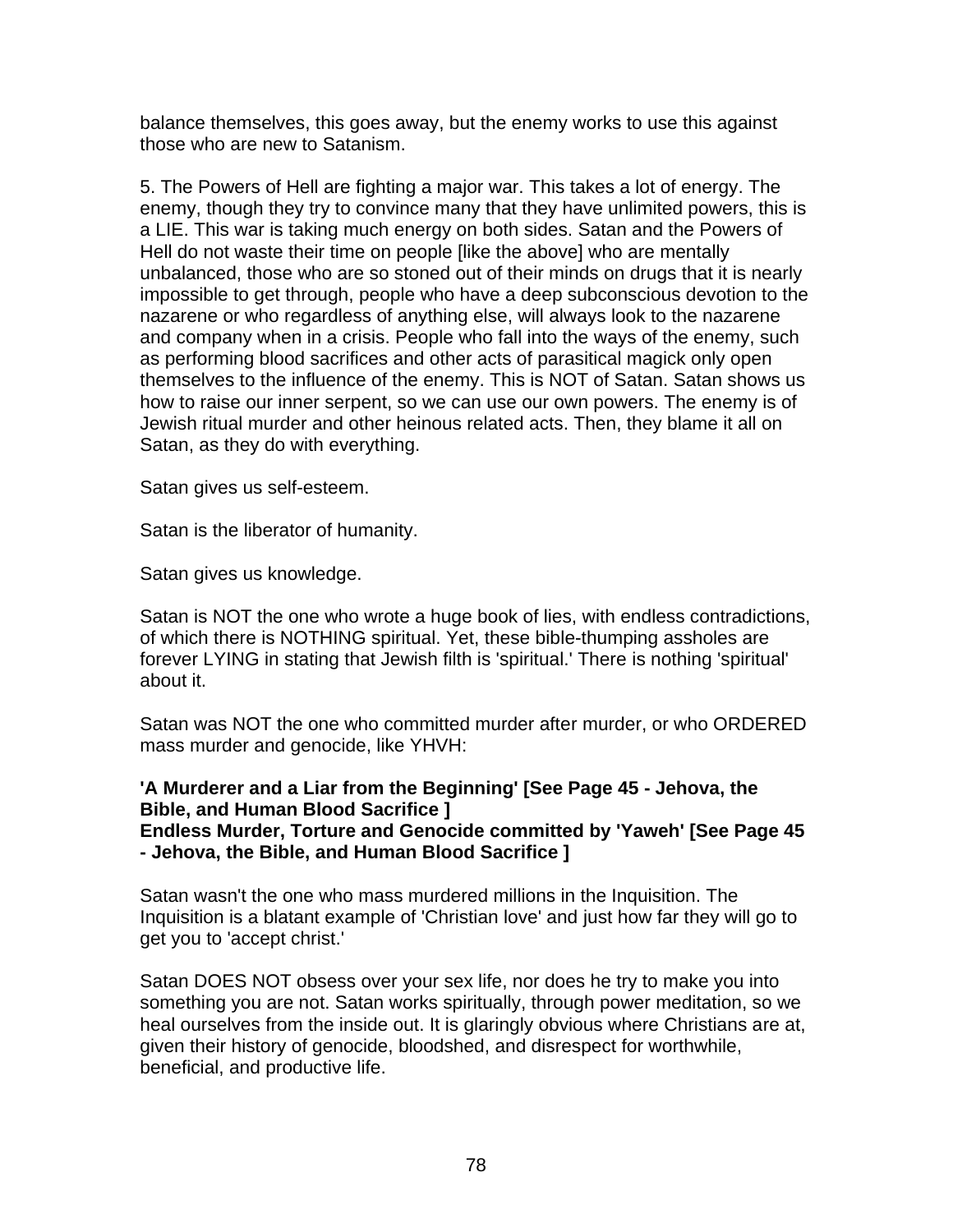balance themselves, this goes away, but the enemy works to use this against those who are new to Satanism.

5. The Powers of Hell are fighting a major war. This takes a lot of energy. The enemy, though they try to convince many that they have unlimited powers, this is a LIE. This war is taking much energy on both sides. Satan and the Powers of Hell do not waste their time on people [like the above] who are mentally unbalanced, those who are so stoned out of their minds on drugs that it is nearly impossible to get through, people who have a deep subconscious devotion to the nazarene or who regardless of anything else, will always look to the nazarene and company when in a crisis. People who fall into the ways of the enemy, such as performing blood sacrifices and other acts of parasitical magick only open themselves to the influence of the enemy. This is NOT of Satan. Satan shows us how to raise our inner serpent, so we can use our own powers. The enemy is of Jewish ritual murder and other heinous related acts. Then, they blame it all on Satan, as they do with everything.

Satan gives us self-esteem.

Satan is the liberator of humanity.

Satan gives us knowledge.

Satan is NOT the one who wrote a huge book of lies, with endless contradictions, of which there is NOTHING spiritual. Yet, these bible-thumping assholes are forever LYING in stating that Jewish filth is 'spiritual.' There is nothing 'spiritual' about it.

Satan was NOT the one who committed murder after murder, or who ORDERED mass murder and genocide, like YHVH:

**'A Murderer and a Liar from the Beginning' [See Page 45 - Jehova, the Bible, and Human Blood Sacrifice ]**
**Endless Murder, Torture and Genocide committed by 'Yaweh' [See Page 45 - Jehova, the Bible, and Human Blood Sacrifice ]**

Satan wasn't the one who mass murdered millions in the Inquisition. The Inquisition is a blatant example of 'Christian love' and just how far they will go to get you to 'accept christ.'

Satan DOES NOT obsess over your sex life, nor does he try to make you into something you are not. Satan works spiritually, through power meditation, so we heal ourselves from the inside out. It is glaringly obvious where Christians are at, given their history of genocide, bloodshed, and disrespect for worthwhile, beneficial, and productive life.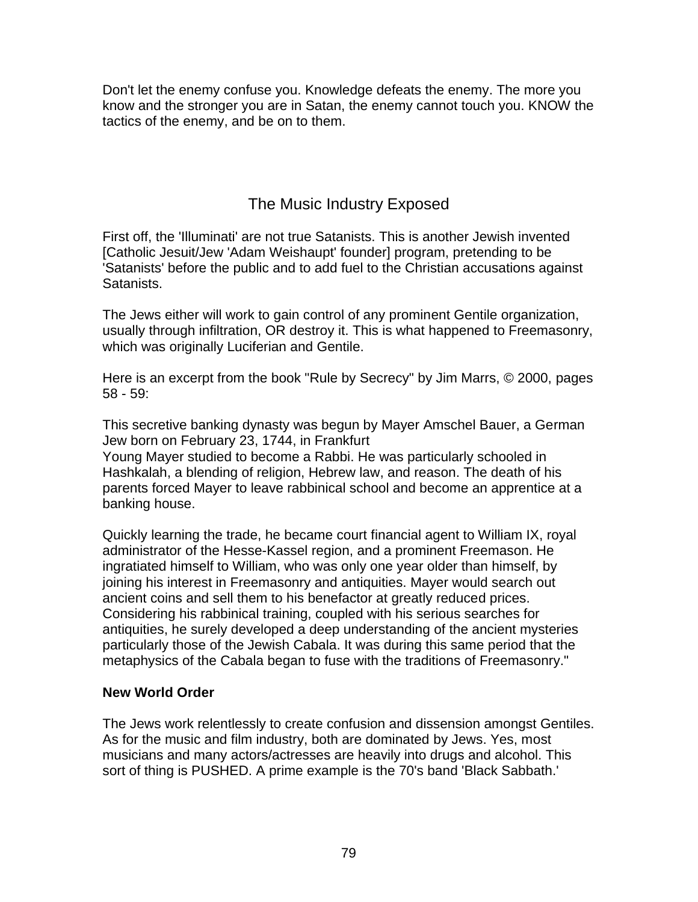Don't let the enemy confuse you. Knowledge defeats the enemy. The more you know and the stronger you are in Satan, the enemy cannot touch you. KNOW the tactics of the enemy, and be on to them.

## The Music Industry Exposed

First off, the 'Illuminati' are not true Satanists. This is another Jewish invented [Catholic Jesuit/Jew 'Adam Weishaupt' founder] program, pretending to be 'Satanists' before the public and to add fuel to the Christian accusations against Satanists.

The Jews either will work to gain control of any prominent Gentile organization, usually through infiltration, OR destroy it. This is what happened to Freemasonry, which was originally Luciferian and Gentile.

Here is an excerpt from the book "Rule by Secrecy" by Jim Marrs, © 2000, pages 58 - 59:

This secretive banking dynasty was begun by Mayer Amschel Bauer, a German Jew born on February 23, 1744, in Frankfurt
Young Mayer studied to become a Rabbi. He was particularly schooled in Hashkalah, a blending of religion, Hebrew law, and reason. The death of his parents forced Mayer to leave rabbinical school and become an apprentice at a banking house.

Quickly learning the trade, he became court financial agent to William IX, royal administrator of the Hesse-Kassel region, and a prominent Freemason. He ingratiated himself to William, who was only one year older than himself, by joining his interest in Freemasonry and antiquities. Mayer would search out ancient coins and sell them to his benefactor at greatly reduced prices. Considering his rabbinical training, coupled with his serious searches for antiquities, he surely developed a deep understanding of the ancient mysteries particularly those of the Jewish Cabala. It was during this same period that the metaphysics of the Cabala began to fuse with the traditions of Freemasonry."

**New World Order**

The Jews work relentlessly to create confusion and dissension amongst Gentiles. As for the music and film industry, both are dominated by Jews. Yes, most musicians and many actors/actresses are heavily into drugs and alcohol. This sort of thing is PUSHED. A prime example is the 70's band 'Black Sabbath.'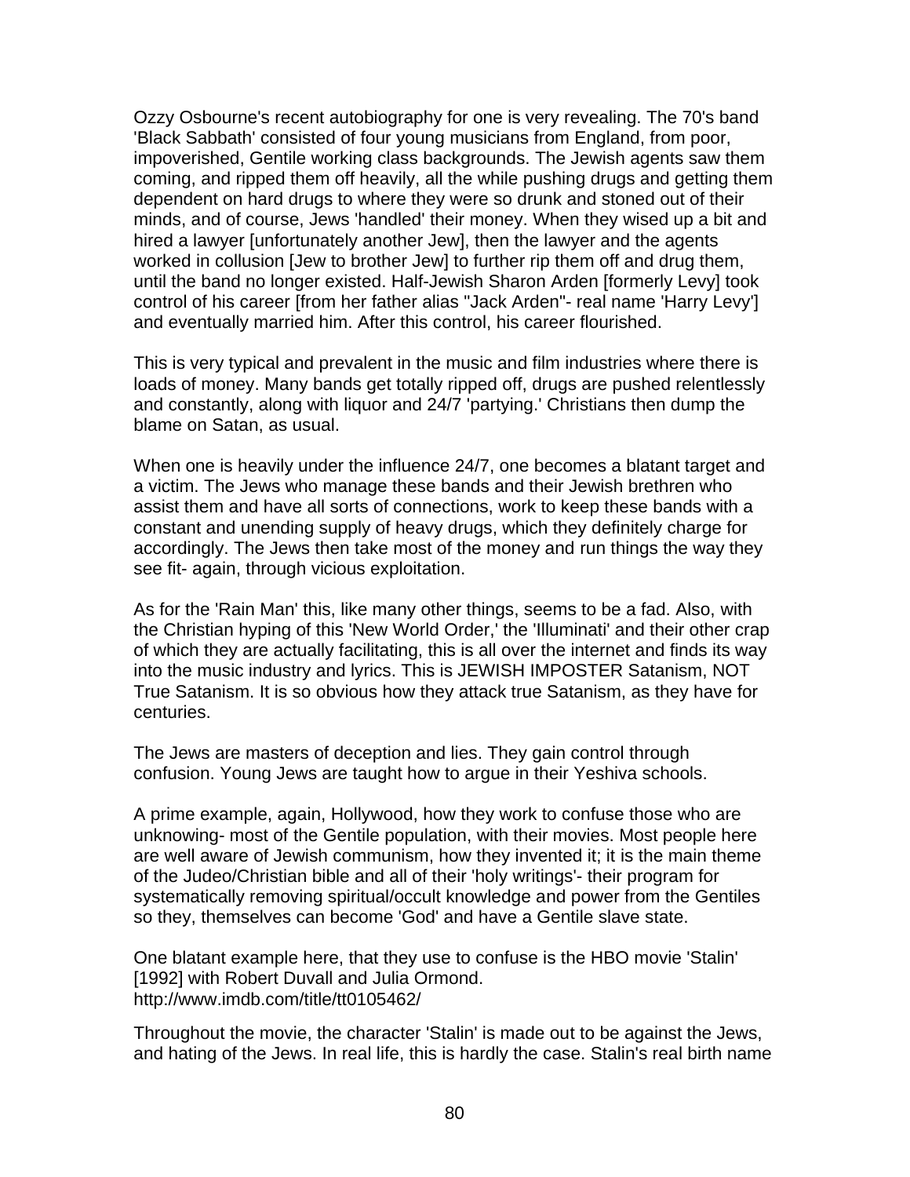Ozzy Osbourne's recent autobiography for one is very revealing. The 70's band 'Black Sabbath' consisted of four young musicians from England, from poor, impoverished, Gentile working class backgrounds. The Jewish agents saw them coming, and ripped them off heavily, all the while pushing drugs and getting them dependent on hard drugs to where they were so drunk and stoned out of their minds, and of course, Jews 'handled' their money. When they wised up a bit and hired a lawyer [unfortunately another Jew], then the lawyer and the agents worked in collusion [Jew to brother Jew] to further rip them off and drug them, until the band no longer existed. Half-Jewish Sharon Arden [formerly Levy] took control of his career [from her father alias "Jack Arden"- real name 'Harry Levy'] and eventually married him. After this control, his career flourished.

This is very typical and prevalent in the music and film industries where there is loads of money. Many bands get totally ripped off, drugs are pushed relentlessly and constantly, along with liquor and 24/7 'partying.' Christians then dump the blame on Satan, as usual.

When one is heavily under the influence 24/7, one becomes a blatant target and a victim. The Jews who manage these bands and their Jewish brethren who assist them and have all sorts of connections, work to keep these bands with a constant and unending supply of heavy drugs, which they definitely charge for accordingly. The Jews then take most of the money and run things the way they see fit- again, through vicious exploitation.

As for the 'Rain Man' this, like many other things, seems to be a fad. Also, with the Christian hyping of this 'New World Order,' the 'Illuminati' and their other crap of which they are actually facilitating, this is all over the internet and finds its way into the music industry and lyrics. This is JEWISH IMPOSTER Satanism, NOT True Satanism. It is so obvious how they attack true Satanism, as they have for centuries.

The Jews are masters of deception and lies. They gain control through confusion. Young Jews are taught how to argue in their Yeshiva schools.

A prime example, again, Hollywood, how they work to confuse those who are unknowing- most of the Gentile population, with their movies. Most people here are well aware of Jewish communism, how they invented it; it is the main theme of the Judeo/Christian bible and all of their 'holy writings'- their program for systematically removing spiritual/occult knowledge and power from the Gentiles so they, themselves can become 'God' and have a Gentile slave state.

One blatant example here, that they use to confuse is the HBO movie 'Stalin' [1992] with Robert Duvall and Julia Ormond.
http://www.imdb.com/title/tt0105462/

Throughout the movie, the character 'Stalin' is made out to be against the Jews, and hating of the Jews. In real life, this is hardly the case. Stalin's real birth name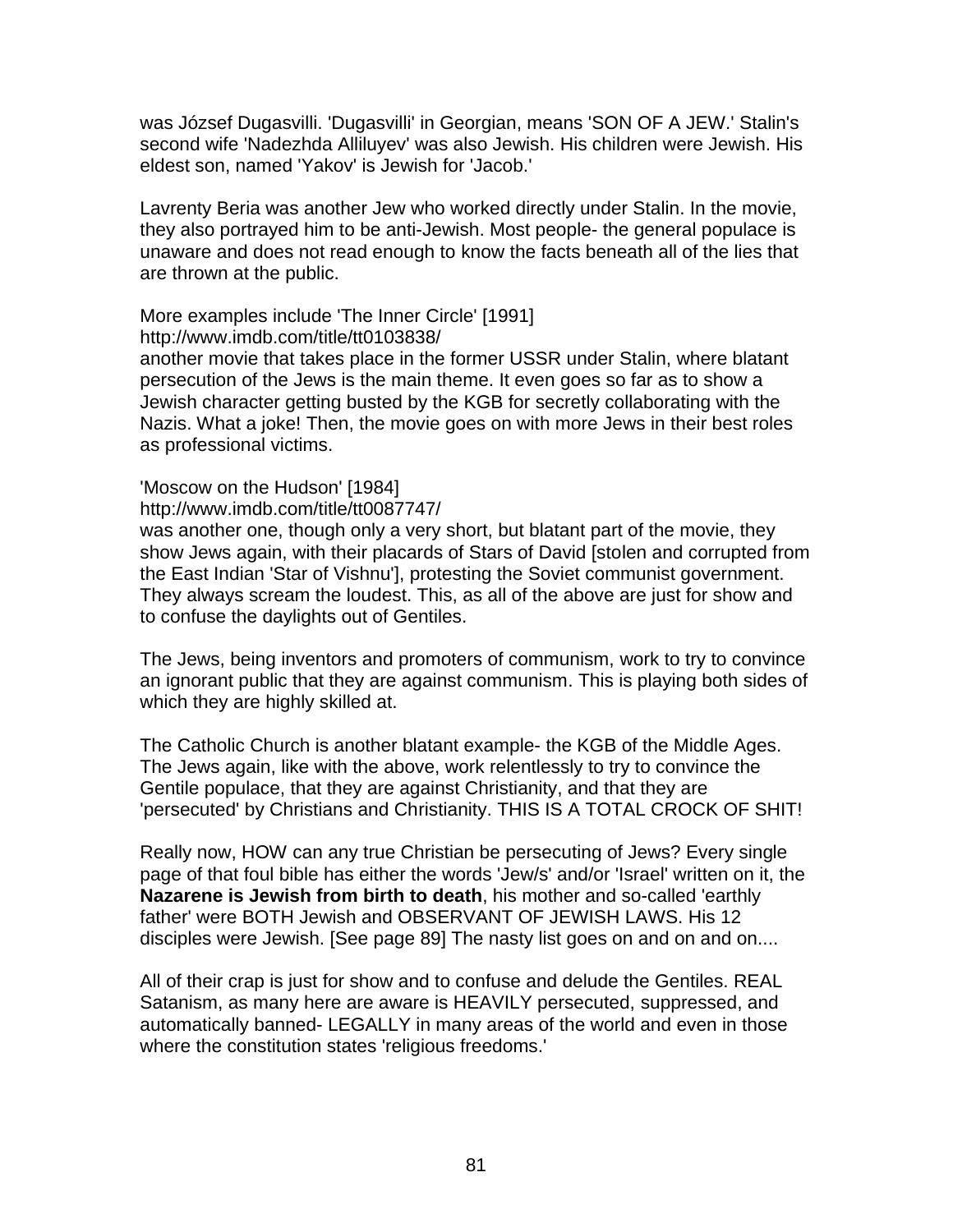was József Dugasvilli. 'Dugasvilli' in Georgian, means 'SON OF A JEW.' Stalin's second wife 'Nadezhda Alliluyev' was also Jewish. His children were Jewish. His eldest son, named 'Yakov' is Jewish for 'Jacob.'

Lavrenty Beria was another Jew who worked directly under Stalin. In the movie, they also portrayed him to be anti-Jewish. Most people- the general populace is unaware and does not read enough to know the facts beneath all of the lies that are thrown at the public.

More examples include 'The Inner Circle' [1991]
http://www.imdb.com/title/tt0103838/
another movie that takes place in the former USSR under Stalin, where blatant persecution of the Jews is the main theme. It even goes so far as to show a Jewish character getting busted by the KGB for secretly collaborating with the Nazis. What a joke! Then, the movie goes on with more Jews in their best roles as professional victims.

'Moscow on the Hudson' [1984]
http://www.imdb.com/title/tt0087747/
was another one, though only a very short, but blatant part of the movie, they show Jews again, with their placards of Stars of David [stolen and corrupted from the East Indian 'Star of Vishnu'], protesting the Soviet communist government. They always scream the loudest. This, as all of the above are just for show and to confuse the daylights out of Gentiles.

The Jews, being inventors and promoters of communism, work to try to convince an ignorant public that they are against communism. This is playing both sides of which they are highly skilled at.

The Catholic Church is another blatant example- the KGB of the Middle Ages. The Jews again, like with the above, work relentlessly to try to convince the Gentile populace, that they are against Christianity, and that they are 'persecuted' by Christians and Christianity. THIS IS A TOTAL CROCK OF SHIT!

Really now, HOW can any true Christian be persecuting of Jews? Every single page of that foul bible has either the words 'Jew/s' and/or 'Israel' written on it, the **Nazarene is Jewish from birth to death**, his mother and so-called 'earthly father' were BOTH Jewish and OBSERVANT OF JEWISH LAWS. His 12 disciples were Jewish. [See page 89] The nasty list goes on and on and on....

All of their crap is just for show and to confuse and delude the Gentiles. REAL Satanism, as many here are aware is HEAVILY persecuted, suppressed, and automatically banned- LEGALLY in many areas of the world and even in those where the constitution states 'religious freedoms.'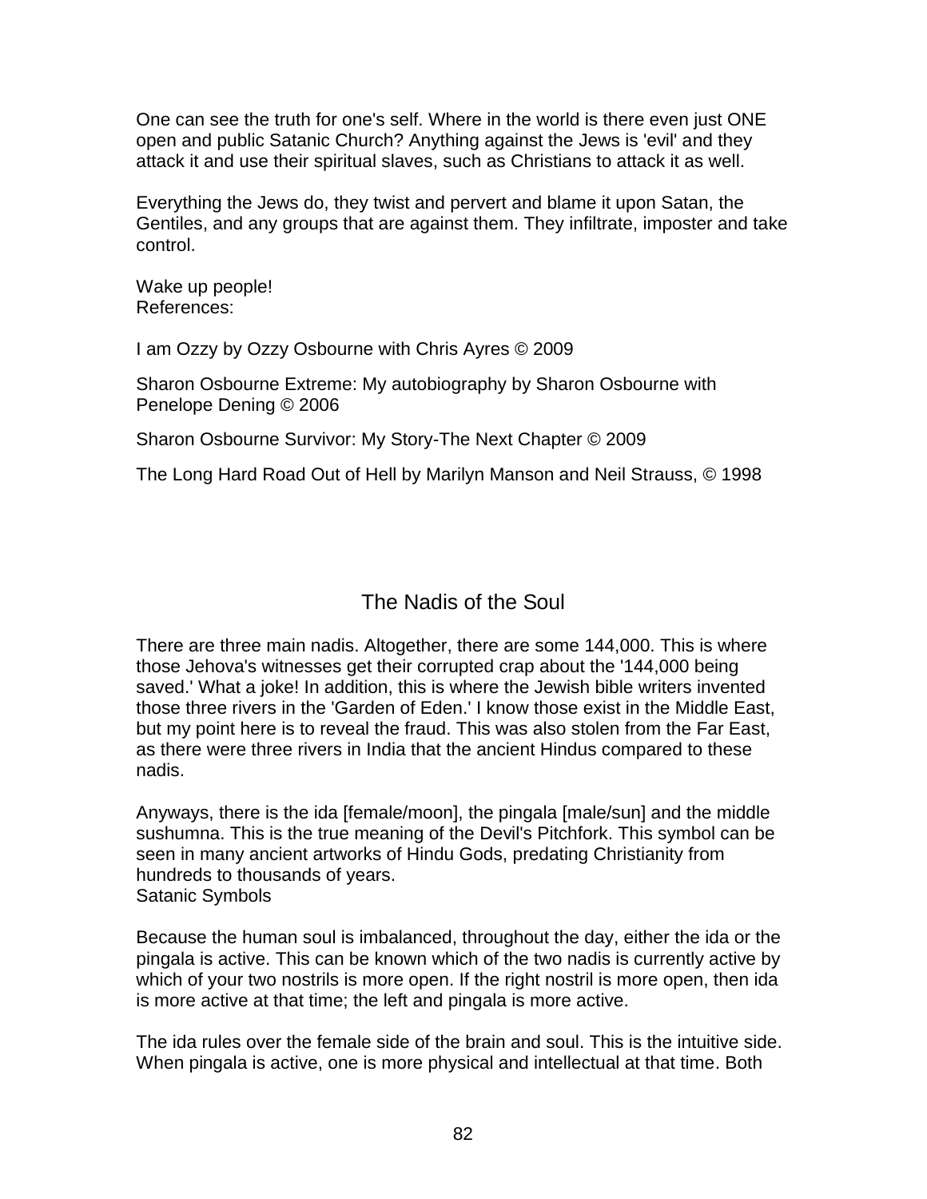One can see the truth for one's self. Where in the world is there even just ONE open and public Satanic Church? Anything against the Jews is 'evil' and they attack it and use their spiritual slaves, such as Christians to attack it as well.

Everything the Jews do, they twist and pervert and blame it upon Satan, the Gentiles, and any groups that are against them. They infiltrate, imposter and take control.

Wake up people!
References:

I am Ozzy by Ozzy Osbourne with Chris Ayres © 2009

Sharon Osbourne Extreme: My autobiography by Sharon Osbourne with Penelope Dening © 2006

Sharon Osbourne Survivor: My Story-The Next Chapter © 2009

The Long Hard Road Out of Hell by Marilyn Manson and Neil Strauss, © 1998

## The Nadis of the Soul

There are three main nadis. Altogether, there are some 144,000. This is where those Jehova's witnesses get their corrupted crap about the '144,000 being saved.' What a joke! In addition, this is where the Jewish bible writers invented those three rivers in the 'Garden of Eden.' I know those exist in the Middle East, but my point here is to reveal the fraud. This was also stolen from the Far East, as there were three rivers in India that the ancient Hindus compared to these nadis.

Anyways, there is the ida [female/moon], the pingala [male/sun] and the middle sushumna. This is the true meaning of the Devil's Pitchfork. This symbol can be seen in many ancient artworks of Hindu Gods, predating Christianity from hundreds to thousands of years.
Satanic Symbols

Because the human soul is imbalanced, throughout the day, either the ida or the pingala is active. This can be known which of the two nadis is currently active by which of your two nostrils is more open. If the right nostril is more open, then ida is more active at that time; the left and pingala is more active.

The ida rules over the female side of the brain and soul. This is the intuitive side. When pingala is active, one is more physical and intellectual at that time. Both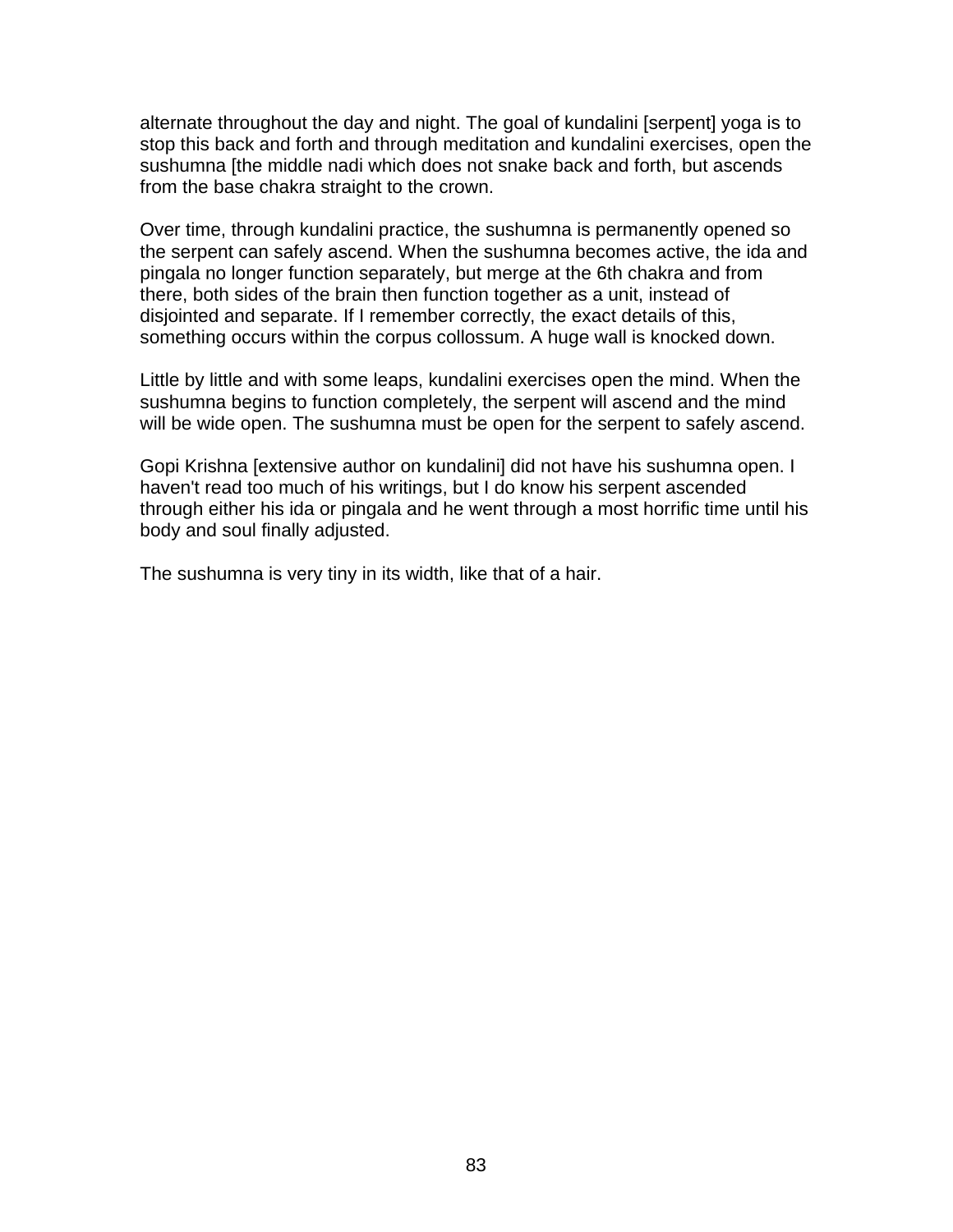alternate throughout the day and night. The goal of kundalini [serpent] yoga is to stop this back and forth and through meditation and kundalini exercises, open the sushumna [the middle nadi which does not snake back and forth, but ascends from the base chakra straight to the crown.

Over time, through kundalini practice, the sushumna is permanently opened so the serpent can safely ascend. When the sushumna becomes active, the ida and pingala no longer function separately, but merge at the 6th chakra and from there, both sides of the brain then function together as a unit, instead of disjointed and separate. If I remember correctly, the exact details of this, something occurs within the corpus collossum. A huge wall is knocked down.

Little by little and with some leaps, kundalini exercises open the mind. When the sushumna begins to function completely, the serpent will ascend and the mind will be wide open. The sushumna must be open for the serpent to safely ascend.

Gopi Krishna [extensive author on kundalini] did not have his sushumna open. I haven't read too much of his writings, but I do know his serpent ascended through either his ida or pingala and he went through a most horrific time until his body and soul finally adjusted.

The sushumna is very tiny in its width, like that of a hair.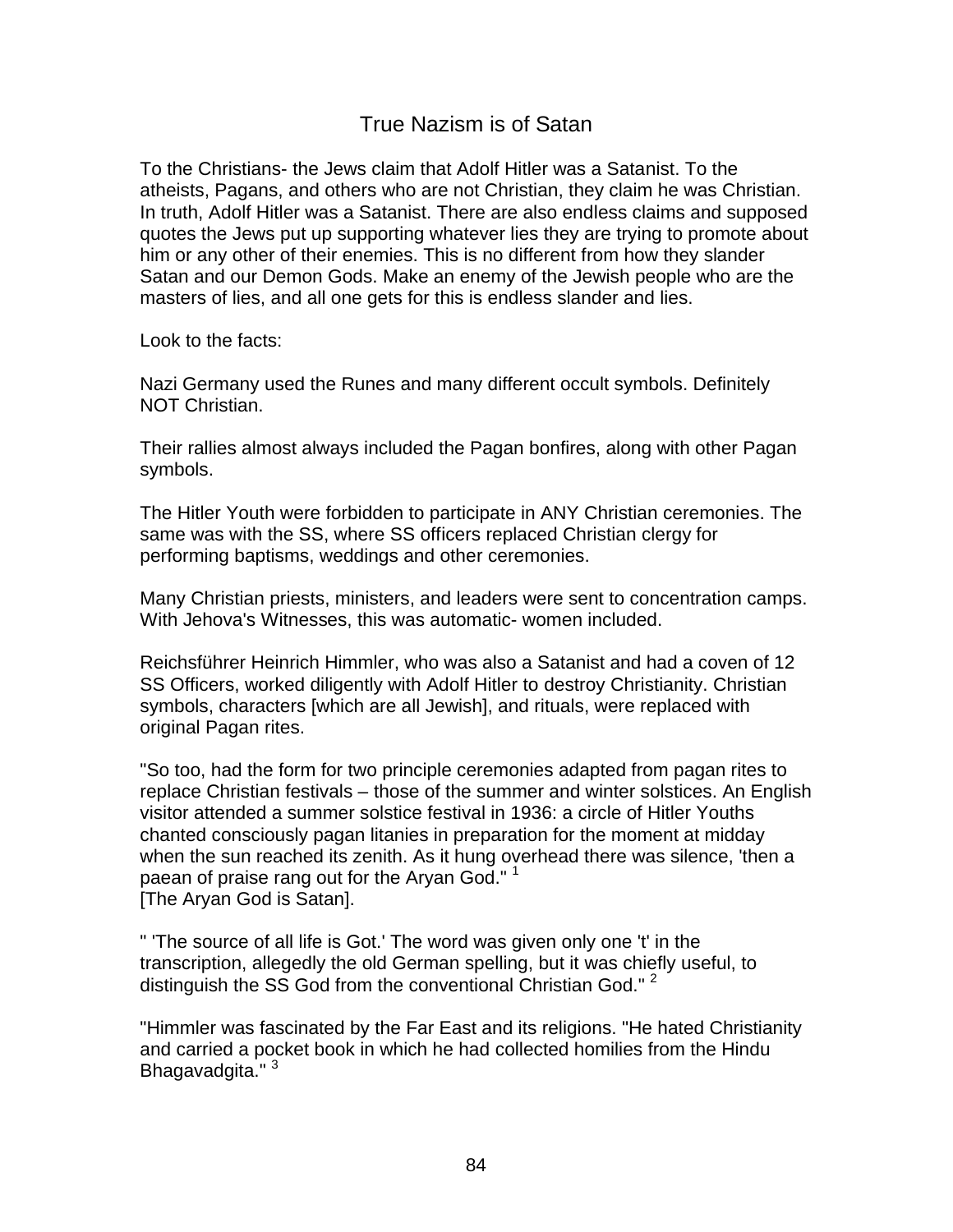# True Nazism is of Satan

To the Christians- the Jews claim that Adolf Hitler was a Satanist. To the atheists, Pagans, and others who are not Christian, they claim he was Christian. In truth, Adolf Hitler was a Satanist. There are also endless claims and supposed quotes the Jews put up supporting whatever lies they are trying to promote about him or any other of their enemies. This is no different from how they slander Satan and our Demon Gods. Make an enemy of the Jewish people who are the masters of lies, and all one gets for this is endless slander and lies.

Look to the facts:

Nazi Germany used the Runes and many different occult symbols. Definitely NOT Christian.

Their rallies almost always included the Pagan bonfires, along with other Pagan symbols.

The Hitler Youth were forbidden to participate in ANY Christian ceremonies. The same was with the SS, where SS officers replaced Christian clergy for performing baptisms, weddings and other ceremonies.

Many Christian priests, ministers, and leaders were sent to concentration camps. With Jehova's Witnesses, this was automatic- women included.

Reichsführer Heinrich Himmler, who was also a Satanist and had a coven of 12 SS Officers, worked diligently with Adolf Hitler to destroy Christianity. Christian symbols, characters [which are all Jewish], and rituals, were replaced with original Pagan rites.

"So too, had the form for two principle ceremonies adapted from pagan rites to replace Christian festivals – those of the summer and winter solstices. An English visitor attended a summer solstice festival in 1936: a circle of Hitler Youths chanted consciously pagan litanies in preparation for the moment at midday when the sun reached its zenith. As it hung overhead there was silence, 'then a paean of praise rang out for the Aryan God." [1]
[The Aryan God is Satan].

" 'The source of all life is Got.' The word was given only one 't' in the transcription, allegedly the old German spelling, but it was chiefly useful, to distinguish the SS God from the conventional Christian God." [2]

"Himmler was fascinated by the Far East and its religions. "He hated Christianity and carried a pocket book in which he had collected homilies from the Hindu Bhagavadgita." [3]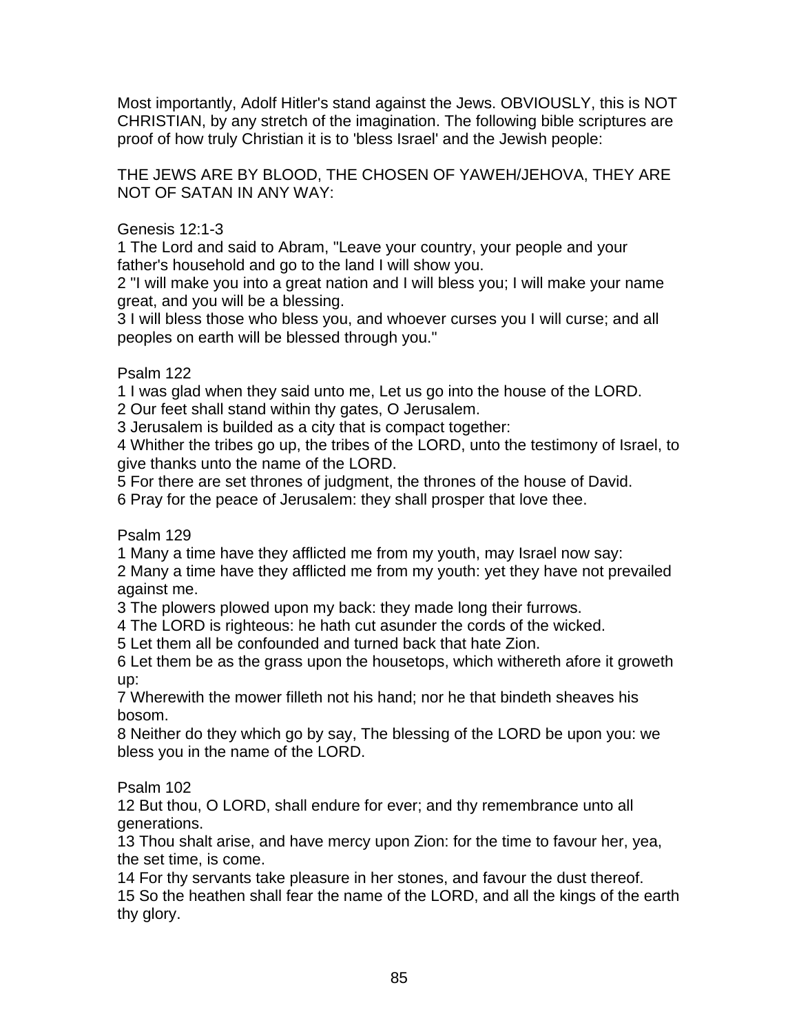Most importantly, Adolf Hitler's stand against the Jews. OBVIOUSLY, this is NOT CHRISTIAN, by any stretch of the imagination. The following bible scriptures are proof of how truly Christian it is to 'bless Israel' and the Jewish people:

THE JEWS ARE BY BLOOD, THE CHOSEN OF YAWEH/JEHOVA, THEY ARE NOT OF SATAN IN ANY WAY:

Genesis 12:1-3
1 The Lord and said to Abram, "Leave your country, your people and your father's household and go to the land I will show you.
2 "I will make you into a great nation and I will bless you; I will make your name great, and you will be a blessing.
3 I will bless those who bless you, and whoever curses you I will curse; and all peoples on earth will be blessed through you."

Psalm 122
1 I was glad when they said unto me, Let us go into the house of the LORD.
2 Our feet shall stand within thy gates, O Jerusalem.
3 Jerusalem is builded as a city that is compact together:
4 Whither the tribes go up, the tribes of the LORD, unto the testimony of Israel, to give thanks unto the name of the LORD.
5 For there are set thrones of judgment, the thrones of the house of David.
6 Pray for the peace of Jerusalem: they shall prosper that love thee.

Psalm 129
1 Many a time have they afflicted me from my youth, may Israel now say:
2 Many a time have they afflicted me from my youth: yet they have not prevailed against me.
3 The plowers plowed upon my back: they made long their furrows.
4 The LORD is righteous: he hath cut asunder the cords of the wicked.
5 Let them all be confounded and turned back that hate Zion.
6 Let them be as the grass upon the housetops, which withereth afore it groweth up:
7 Wherewith the mower filleth not his hand; nor he that bindeth sheaves his bosom.
8 Neither do they which go by say, The blessing of the LORD be upon you: we bless you in the name of the LORD.

Psalm 102
12 But thou, O LORD, shall endure for ever; and thy remembrance unto all generations.
13 Thou shalt arise, and have mercy upon Zion: for the time to favour her, yea, the set time, is come.
14 For thy servants take pleasure in her stones, and favour the dust thereof.
15 So the heathen shall fear the name of the LORD, and all the kings of the earth thy glory.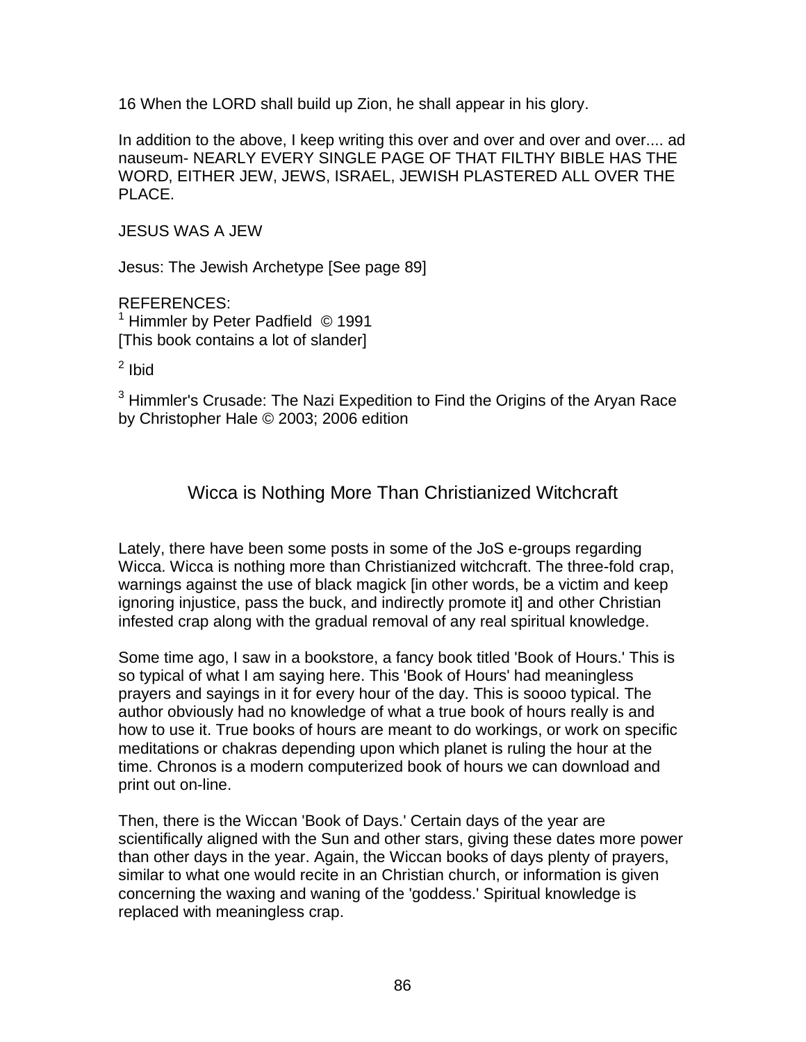16 When the LORD shall build up Zion, he shall appear in his glory.

In addition to the above, I keep writing this over and over and over and over.... ad nauseum- NEARLY EVERY SINGLE PAGE OF THAT FILTHY BIBLE HAS THE WORD, EITHER JEW, JEWS, ISRAEL, JEWISH PLASTERED ALL OVER THE PLACE.

JESUS WAS A JEW

Jesus: The Jewish Archetype [See page 89]

REFERENCES:
[1] Himmler by Peter Padfield © 1991
[This book contains a lot of slander]

[2] Ibid

[3] Himmler's Crusade: The Nazi Expedition to Find the Origins of the Aryan Race by Christopher Hale © 2003; 2006 edition

## Wicca is Nothing More Than Christianized Witchcraft

Lately, there have been some posts in some of the JoS e-groups regarding Wicca. Wicca is nothing more than Christianized witchcraft. The three-fold crap, warnings against the use of black magick [in other words, be a victim and keep ignoring injustice, pass the buck, and indirectly promote it] and other Christian infested crap along with the gradual removal of any real spiritual knowledge.

Some time ago, I saw in a bookstore, a fancy book titled 'Book of Hours.' This is so typical of what I am saying here. This 'Book of Hours' had meaningless prayers and sayings in it for every hour of the day. This is soooo typical. The author obviously had no knowledge of what a true book of hours really is and how to use it. True books of hours are meant to do workings, or work on specific meditations or chakras depending upon which planet is ruling the hour at the time. Chronos is a modern computerized book of hours we can download and print out on-line.

Then, there is the Wiccan 'Book of Days.' Certain days of the year are scientifically aligned with the Sun and other stars, giving these dates more power than other days in the year. Again, the Wiccan books of days plenty of prayers, similar to what one would recite in an Christian church, or information is given concerning the waxing and waning of the 'goddess.' Spiritual knowledge is replaced with meaningless crap.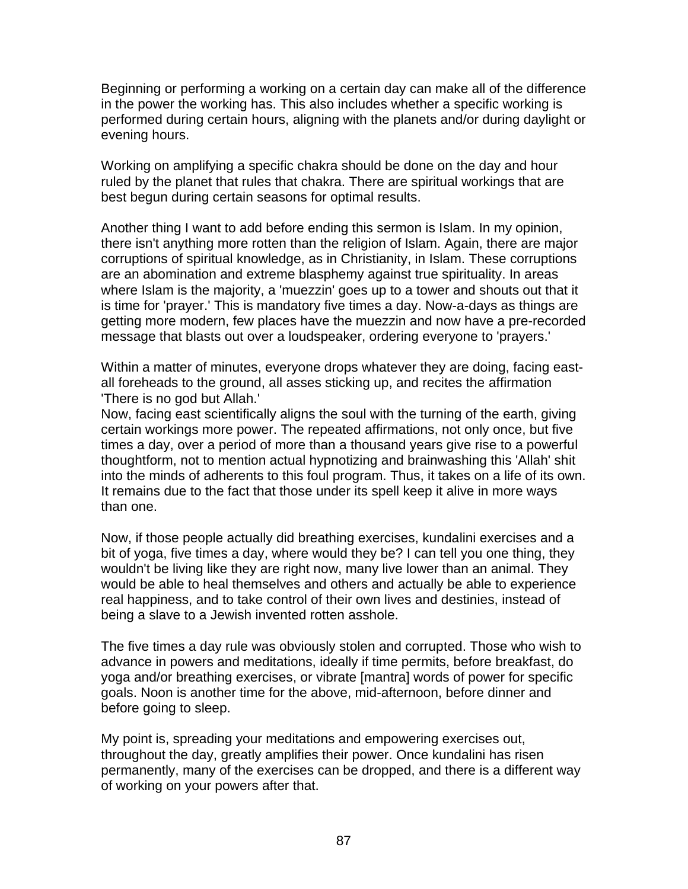Beginning or performing a working on a certain day can make all of the difference in the power the working has. This also includes whether a specific working is performed during certain hours, aligning with the planets and/or during daylight or evening hours.

Working on amplifying a specific chakra should be done on the day and hour ruled by the planet that rules that chakra. There are spiritual workings that are best begun during certain seasons for optimal results.

Another thing I want to add before ending this sermon is Islam. In my opinion, there isn't anything more rotten than the religion of Islam. Again, there are major corruptions of spiritual knowledge, as in Christianity, in Islam. These corruptions are an abomination and extreme blasphemy against true spirituality. In areas where Islam is the majority, a 'muezzin' goes up to a tower and shouts out that it is time for 'prayer.' This is mandatory five times a day. Now-a-days as things are getting more modern, few places have the muezzin and now have a pre-recorded message that blasts out over a loudspeaker, ordering everyone to 'prayers.'

Within a matter of minutes, everyone drops whatever they are doing, facing east- all foreheads to the ground, all asses sticking up, and recites the affirmation 'There is no god but Allah.'
Now, facing east scientifically aligns the soul with the turning of the earth, giving certain workings more power. The repeated affirmations, not only once, but five times a day, over a period of more than a thousand years give rise to a powerful thoughtform, not to mention actual hypnotizing and brainwashing this 'Allah' shit into the minds of adherents to this foul program. Thus, it takes on a life of its own. It remains due to the fact that those under its spell keep it alive in more ways than one.

Now, if those people actually did breathing exercises, kundalini exercises and a bit of yoga, five times a day, where would they be? I can tell you one thing, they wouldn't be living like they are right now, many live lower than an animal. They would be able to heal themselves and others and actually be able to experience real happiness, and to take control of their own lives and destinies, instead of being a slave to a Jewish invented rotten asshole.

The five times a day rule was obviously stolen and corrupted. Those who wish to advance in powers and meditations, ideally if time permits, before breakfast, do yoga and/or breathing exercises, or vibrate [mantra] words of power for specific goals. Noon is another time for the above, mid-afternoon, before dinner and before going to sleep.

My point is, spreading your meditations and empowering exercises out, throughout the day, greatly amplifies their power. Once kundalini has risen permanently, many of the exercises can be dropped, and there is a different way of working on your powers after that.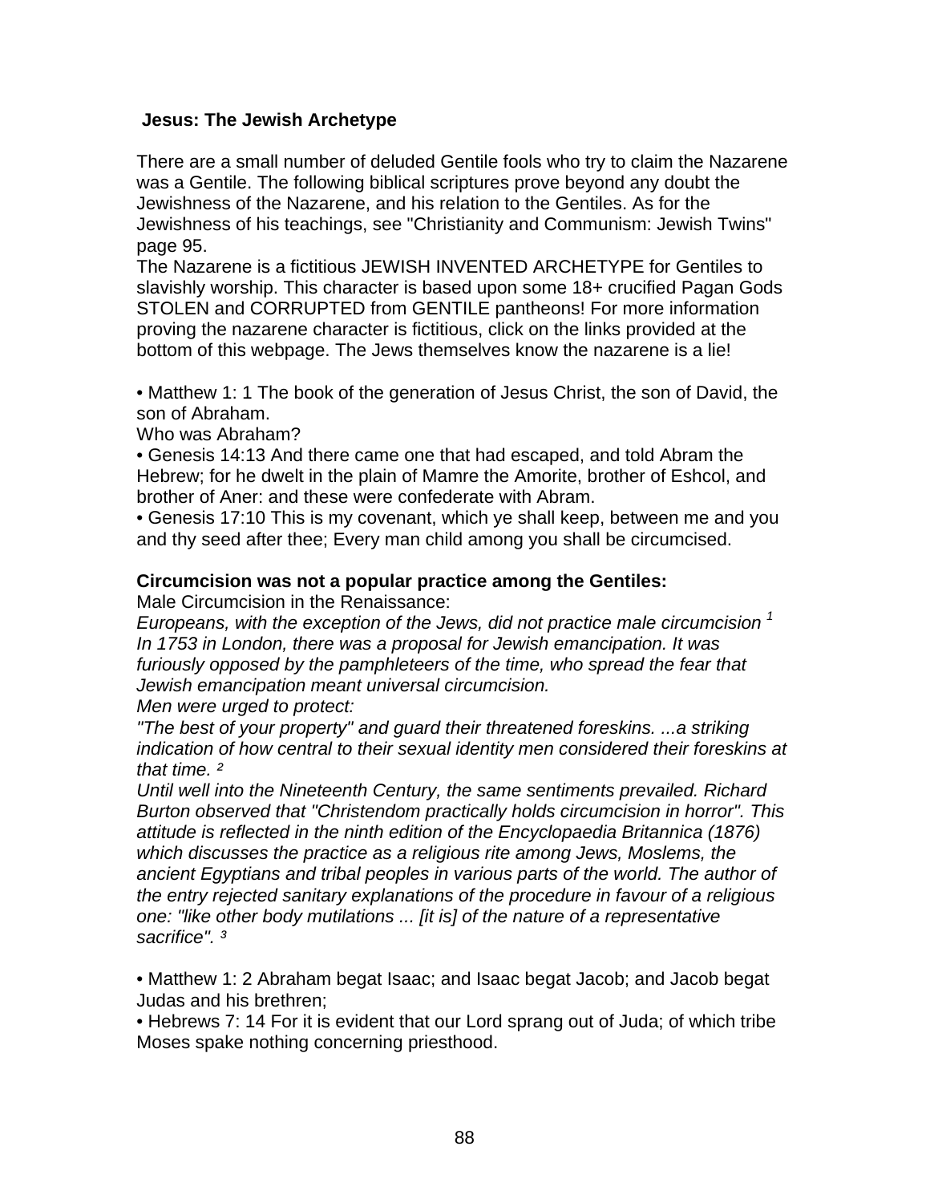**Jesus: The Jewish Archetype**

There are a small number of deluded Gentile fools who try to claim the Nazarene was a Gentile. The following biblical scriptures prove beyond any doubt the Jewishness of the Nazarene, and his relation to the Gentiles. As for the Jewishness of his teachings, see "Christianity and Communism: Jewish Twins" page 95.
The Nazarene is a fictitious JEWISH INVENTED ARCHETYPE for Gentiles to slavishly worship. This character is based upon some 18+ crucified Pagan Gods STOLEN and CORRUPTED from GENTILE pantheons! For more information proving the nazarene character is fictitious, click on the links provided at the bottom of this webpage. The Jews themselves know the nazarene is a lie!

• Matthew 1: 1 The book of the generation of Jesus Christ, the son of David, the son of Abraham.
Who was Abraham?
• Genesis 14:13 And there came one that had escaped, and told Abram the Hebrew; for he dwelt in the plain of Mamre the Amorite, brother of Eshcol, and brother of Aner: and these were confederate with Abram.
• Genesis 17:10 This is my covenant, which ye shall keep, between me and you and thy seed after thee; Every man child among you shall be circumcised.

**Circumcision was not a popular practice among the Gentiles:**
Male Circumcision in the Renaissance:
*Europeans, with the exception of the Jews, did not practice male circumcision* [1]
*In 1753 in London, there was a proposal for Jewish emancipation. It was furiously opposed by the pamphleteers of the time, who spread the fear that Jewish emancipation meant universal circumcision.*
*Men were urged to protect:*
*"The best of your property" and guard their threatened foreskins. ...a striking indication of how central to their sexual identity men considered their foreskins at that time.* [2]
*Until well into the Nineteenth Century, the same sentiments prevailed. Richard Burton observed that "Christendom practically holds circumcision in horror". This attitude is reflected in the ninth edition of the Encyclopaedia Britannica (1876) which discusses the practice as a religious rite among Jews, Moslems, the ancient Egyptians and tribal peoples in various parts of the world. The author of the entry rejected sanitary explanations of the procedure in favour of a religious one: "like other body mutilations ... [it is] of the nature of a representative sacrifice".* [3]

• Matthew 1: 2 Abraham begat Isaac; and Isaac begat Jacob; and Jacob begat Judas and his brethren;
• Hebrews 7: 14 For it is evident that our Lord sprang out of Juda; of which tribe Moses spake nothing concerning priesthood.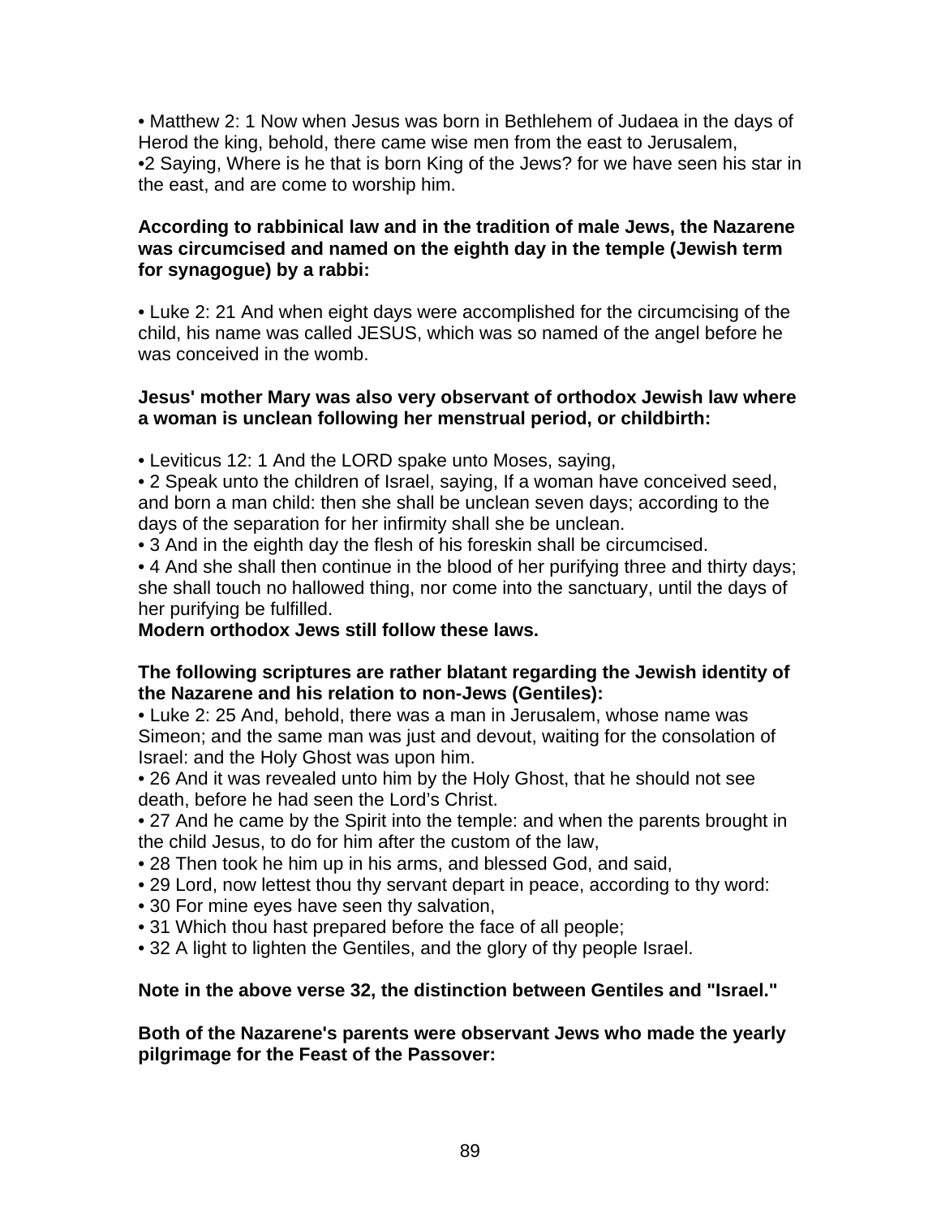• Matthew 2: 1 Now when Jesus was born in Bethlehem of Judaea in the days of Herod the king, behold, there came wise men from the east to Jerusalem,
•2 Saying, Where is he that is born King of the Jews? for we have seen his star in the east, and are come to worship him.

**According to rabbinical law and in the tradition of male Jews, the Nazarene was circumcised and named on the eighth day in the temple (Jewish term for synagogue) by a rabbi:**

• Luke 2: 21 And when eight days were accomplished for the circumcising of the child, his name was called JESUS, which was so named of the angel before he was conceived in the womb.

**Jesus' mother Mary was also very observant of orthodox Jewish law where a woman is unclean following her menstrual period, or childbirth:**

• Leviticus 12: 1 And the LORD spake unto Moses, saying,
• 2 Speak unto the children of Israel, saying, If a woman have conceived seed, and born a man child: then she shall be unclean seven days; according to the days of the separation for her infirmity shall she be unclean.
• 3 And in the eighth day the flesh of his foreskin shall be circumcised.
• 4 And she shall then continue in the blood of her purifying three and thirty days; she shall touch no hallowed thing, nor come into the sanctuary, until the days of her purifying be fulfilled.
**Modern orthodox Jews still follow these laws.**

**The following scriptures are rather blatant regarding the Jewish identity of the Nazarene and his relation to non-Jews (Gentiles):**
• Luke 2: 25 And, behold, there was a man in Jerusalem, whose name was Simeon; and the same man was just and devout, waiting for the consolation of Israel: and the Holy Ghost was upon him.
• 26 And it was revealed unto him by the Holy Ghost, that he should not see death, before he had seen the Lord's Christ.
• 27 And he came by the Spirit into the temple: and when the parents brought in the child Jesus, to do for him after the custom of the law,
• 28 Then took he him up in his arms, and blessed God, and said,
• 29 Lord, now lettest thou thy servant depart in peace, according to thy word:
• 30 For mine eyes have seen thy salvation,
• 31 Which thou hast prepared before the face of all people;
• 32 A light to lighten the Gentiles, and the glory of thy people Israel.

**Note in the above verse 32, the distinction between Gentiles and "Israel."**

**Both of the Nazarene's parents were observant Jews who made the yearly pilgrimage for the Feast of the Passover:**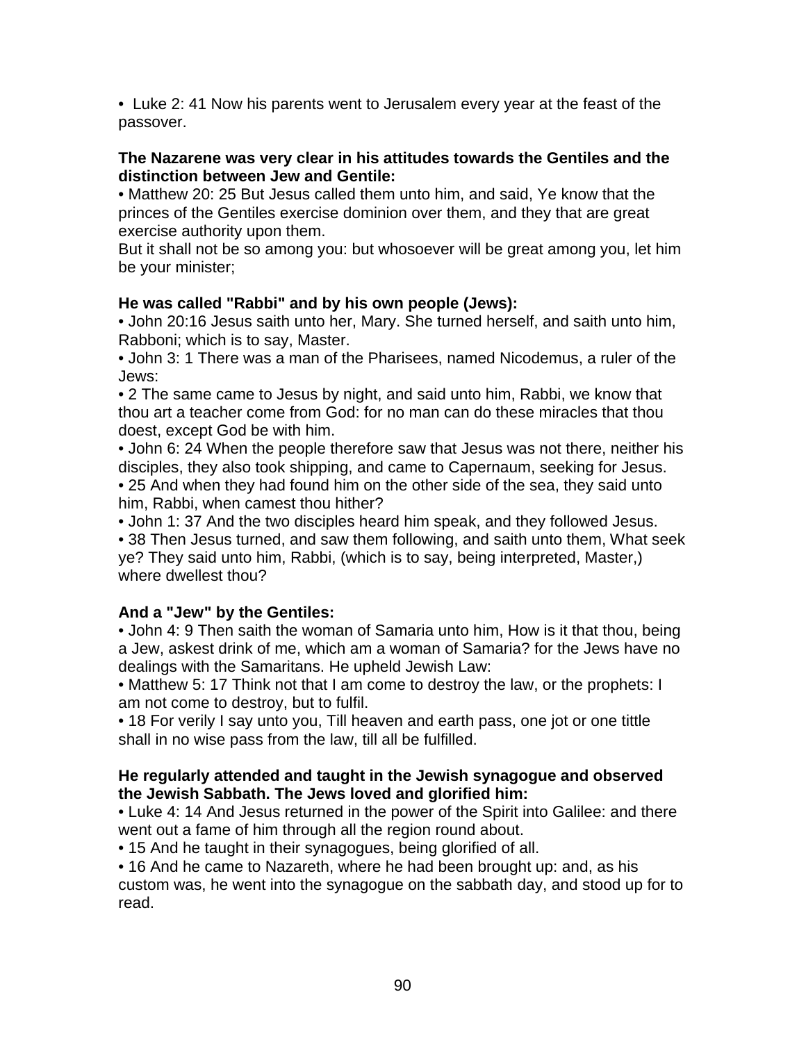• Luke 2: 41 Now his parents went to Jerusalem every year at the feast of the passover.

**The Nazarene was very clear in his attitudes towards the Gentiles and the distinction between Jew and Gentile:**

• Matthew 20: 25 But Jesus called them unto him, and said, Ye know that the princes of the Gentiles exercise dominion over them, and they that are great exercise authority upon them.
But it shall not be so among you: but whosoever will be great among you, let him be your minister;

**He was called "Rabbi" and by his own people (Jews):**

• John 20:16 Jesus saith unto her, Mary. She turned herself, and saith unto him, Rabboni; which is to say, Master.
• John 3: 1 There was a man of the Pharisees, named Nicodemus, a ruler of the Jews:
• 2 The same came to Jesus by night, and said unto him, Rabbi, we know that thou art a teacher come from God: for no man can do these miracles that thou doest, except God be with him.
• John 6: 24 When the people therefore saw that Jesus was not there, neither his disciples, they also took shipping, and came to Capernaum, seeking for Jesus.
• 25 And when they had found him on the other side of the sea, they said unto him, Rabbi, when camest thou hither?
• John 1: 37 And the two disciples heard him speak, and they followed Jesus.
• 38 Then Jesus turned, and saw them following, and saith unto them, What seek ye? They said unto him, Rabbi, (which is to say, being interpreted, Master,) where dwellest thou?

**And a "Jew" by the Gentiles:**

• John 4: 9 Then saith the woman of Samaria unto him, How is it that thou, being a Jew, askest drink of me, which am a woman of Samaria? for the Jews have no dealings with the Samaritans. He upheld Jewish Law:
• Matthew 5: 17 Think not that I am come to destroy the law, or the prophets: I am not come to destroy, but to fulfil.
• 18 For verily I say unto you, Till heaven and earth pass, one jot or one tittle shall in no wise pass from the law, till all be fulfilled.

**He regularly attended and taught in the Jewish synagogue and observed the Jewish Sabbath. The Jews loved and glorified him:**

• Luke 4: 14 And Jesus returned in the power of the Spirit into Galilee: and there went out a fame of him through all the region round about.
• 15 And he taught in their synagogues, being glorified of all.
• 16 And he came to Nazareth, where he had been brought up: and, as his custom was, he went into the synagogue on the sabbath day, and stood up for to read.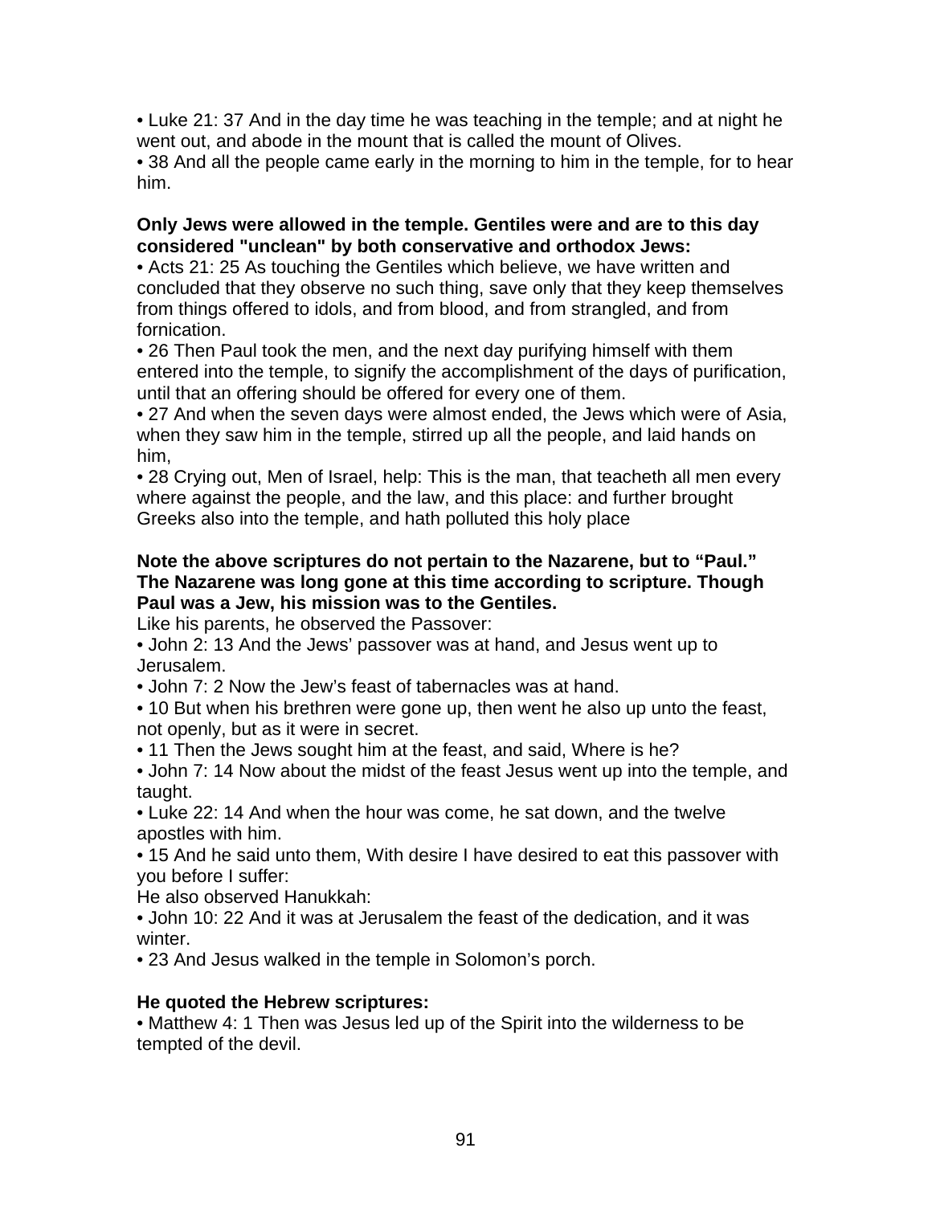• Luke 21: 37 And in the day time he was teaching in the temple; and at night he went out, and abode in the mount that is called the mount of Olives.

• 38 And all the people came early in the morning to him in the temple, for to hear him.

**Only Jews were allowed in the temple. Gentiles were and are to this day considered "unclean" by both conservative and orthodox Jews:**

• Acts 21: 25 As touching the Gentiles which believe, we have written and concluded that they observe no such thing, save only that they keep themselves from things offered to idols, and from blood, and from strangled, and from fornication.

• 26 Then Paul took the men, and the next day purifying himself with them entered into the temple, to signify the accomplishment of the days of purification, until that an offering should be offered for every one of them.

• 27 And when the seven days were almost ended, the Jews which were of Asia, when they saw him in the temple, stirred up all the people, and laid hands on him,

• 28 Crying out, Men of Israel, help: This is the man, that teacheth all men every where against the people, and the law, and this place: and further brought Greeks also into the temple, and hath polluted this holy place

**Note the above scriptures do not pertain to the Nazarene, but to "Paul." The Nazarene was long gone at this time according to scripture. Though Paul was a Jew, his mission was to the Gentiles.**

Like his parents, he observed the Passover:

• John 2: 13 And the Jews' passover was at hand, and Jesus went up to Jerusalem.

• John 7: 2 Now the Jew's feast of tabernacles was at hand.

• 10 But when his brethren were gone up, then went he also up unto the feast, not openly, but as it were in secret.

• 11 Then the Jews sought him at the feast, and said, Where is he?

• John 7: 14 Now about the midst of the feast Jesus went up into the temple, and taught.

• Luke 22: 14 And when the hour was come, he sat down, and the twelve apostles with him.

• 15 And he said unto them, With desire I have desired to eat this passover with you before I suffer:

He also observed Hanukkah:

• John 10: 22 And it was at Jerusalem the feast of the dedication, and it was winter.

• 23 And Jesus walked in the temple in Solomon's porch.

**He quoted the Hebrew scriptures:**

• Matthew 4: 1 Then was Jesus led up of the Spirit into the wilderness to be tempted of the devil.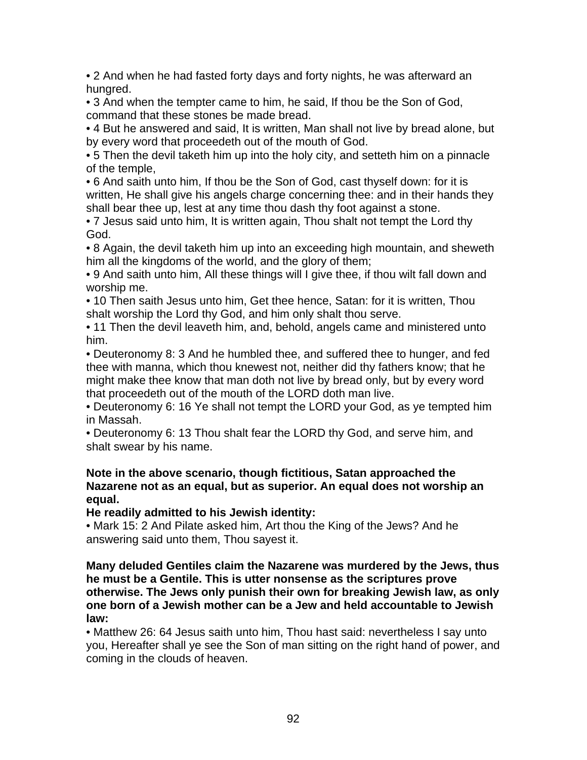• 2 And when he had fasted forty days and forty nights, he was afterward an hungred.
• 3 And when the tempter came to him, he said, If thou be the Son of God, command that these stones be made bread.
• 4 But he answered and said, It is written, Man shall not live by bread alone, but by every word that proceedeth out of the mouth of God.
• 5 Then the devil taketh him up into the holy city, and setteth him on a pinnacle of the temple,
• 6 And saith unto him, If thou be the Son of God, cast thyself down: for it is written, He shall give his angels charge concerning thee: and in their hands they shall bear thee up, lest at any time thou dash thy foot against a stone.
• 7 Jesus said unto him, It is written again, Thou shalt not tempt the Lord thy God.
• 8 Again, the devil taketh him up into an exceeding high mountain, and sheweth him all the kingdoms of the world, and the glory of them;
• 9 And saith unto him, All these things will I give thee, if thou wilt fall down and worship me.
• 10 Then saith Jesus unto him, Get thee hence, Satan: for it is written, Thou shalt worship the Lord thy God, and him only shalt thou serve.
• 11 Then the devil leaveth him, and, behold, angels came and ministered unto him.
• Deuteronomy 8: 3 And he humbled thee, and suffered thee to hunger, and fed thee with manna, which thou knewest not, neither did thy fathers know; that he might make thee know that man doth not live by bread only, but by every word that proceedeth out of the mouth of the LORD doth man live.
• Deuteronomy 6: 16 Ye shall not tempt the LORD your God, as ye tempted him in Massah.
• Deuteronomy 6: 13 Thou shalt fear the LORD thy God, and serve him, and shalt swear by his name.

**Note in the above scenario, though fictitious, Satan approached the Nazarene not as an equal, but as superior. An equal does not worship an equal.**
**He readily admitted to his Jewish identity:**
• Mark 15: 2 And Pilate asked him, Art thou the King of the Jews? And he answering said unto them, Thou sayest it.

**Many deluded Gentiles claim the Nazarene was murdered by the Jews, thus he must be a Gentile. This is utter nonsense as the scriptures prove otherwise. The Jews only punish their own for breaking Jewish law, as only one born of a Jewish mother can be a Jew and held accountable to Jewish law:**
• Matthew 26: 64 Jesus saith unto him, Thou hast said: nevertheless I say unto you, Hereafter shall ye see the Son of man sitting on the right hand of power, and coming in the clouds of heaven.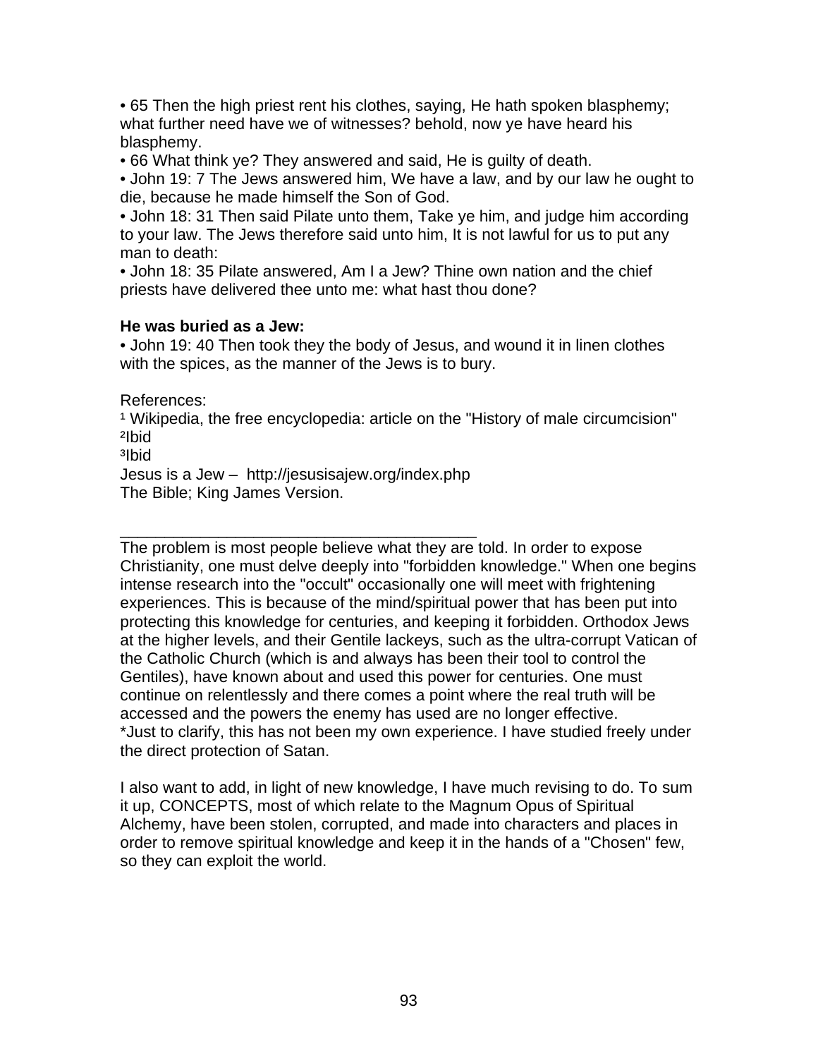• 65 Then the high priest rent his clothes, saying, He hath spoken blasphemy; what further need have we of witnesses? behold, now ye have heard his blasphemy.
• 66 What think ye? They answered and said, He is guilty of death.
• John 19: 7 The Jews answered him, We have a law, and by our law he ought to die, because he made himself the Son of God.
• John 18: 31 Then said Pilate unto them, Take ye him, and judge him according to your law. The Jews therefore said unto him, It is not lawful for us to put any man to death:
• John 18: 35 Pilate answered, Am I a Jew? Thine own nation and the chief priests have delivered thee unto me: what hast thou done?

**He was buried as a Jew:**
• John 19: 40 Then took they the body of Jesus, and wound it in linen clothes with the spices, as the manner of the Jews is to bury.

References:
[1] Wikipedia, the free encyclopedia: article on the "History of male circumcision"
[2]Ibid
[3]Ibid
Jesus is a Jew – http://jesusisajew.org/index.php
The Bible; King James Version.

___

The problem is most people believe what they are told. In order to expose Christianity, one must delve deeply into "forbidden knowledge." When one begins intense research into the "occult" occasionally one will meet with frightening experiences. This is because of the mind/spiritual power that has been put into protecting this knowledge for centuries, and keeping it forbidden. Orthodox Jews at the higher levels, and their Gentile lackeys, such as the ultra-corrupt Vatican of the Catholic Church (which is and always has been their tool to control the Gentiles), have known about and used this power for centuries. One must continue on relentlessly and there comes a point where the real truth will be accessed and the powers the enemy has used are no longer effective.
*Just to clarify, this has not been my own experience. I have studied freely under the direct protection of Satan.

I also want to add, in light of new knowledge, I have much revising to do. To sum it up, CONCEPTS, most of which relate to the Magnum Opus of Spiritual Alchemy, have been stolen, corrupted, and made into characters and places in order to remove spiritual knowledge and keep it in the hands of a "Chosen" few, so they can exploit the world.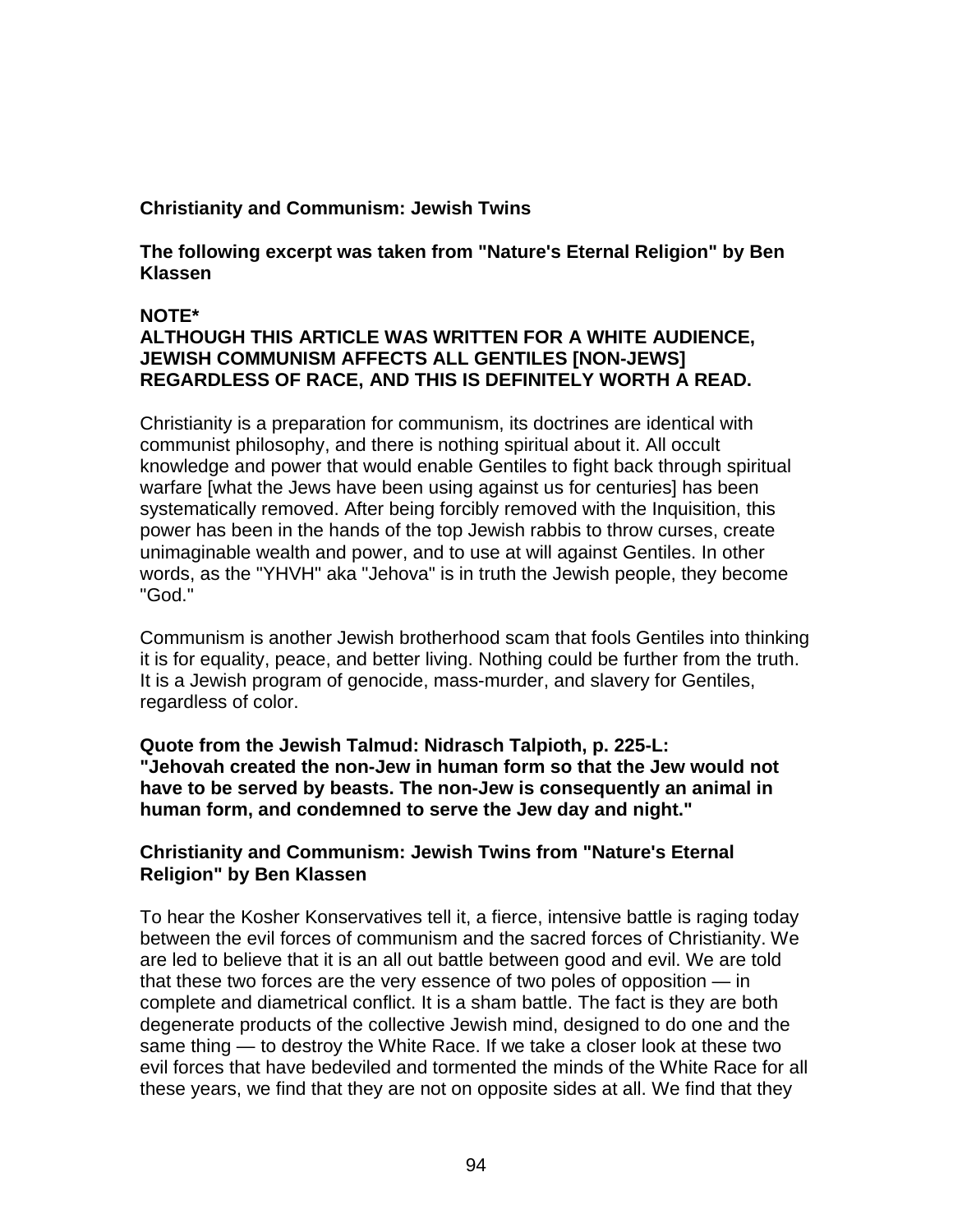**Christianity and Communism: Jewish Twins**

**The following excerpt was taken from "Nature's Eternal Religion" by Ben Klassen**

**NOTE***
**ALTHOUGH THIS ARTICLE WAS WRITTEN FOR A WHITE AUDIENCE, JEWISH COMMUNISM AFFECTS ALL GENTILES [NON-JEWS] REGARDLESS OF RACE, AND THIS IS DEFINITELY WORTH A READ.**

Christianity is a preparation for communism, its doctrines are identical with communist philosophy, and there is nothing spiritual about it. All occult knowledge and power that would enable Gentiles to fight back through spiritual warfare [what the Jews have been using against us for centuries] has been systematically removed. After being forcibly removed with the Inquisition, this power has been in the hands of the top Jewish rabbis to throw curses, create unimaginable wealth and power, and to use at will against Gentiles. In other words, as the "YHVH" aka "Jehova" is in truth the Jewish people, they become "God."

Communism is another Jewish brotherhood scam that fools Gentiles into thinking it is for equality, peace, and better living. Nothing could be further from the truth. It is a Jewish program of genocide, mass-murder, and slavery for Gentiles, regardless of color.

**Quote from the Jewish Talmud: Nidrasch Talpioth, p. 225-L: "Jehovah created the non-Jew in human form so that the Jew would not have to be served by beasts. The non-Jew is consequently an animal in human form, and condemned to serve the Jew day and night."**

**Christianity and Communism: Jewish Twins from "Nature's Eternal Religion" by Ben Klassen**

To hear the Kosher Konservatives tell it, a fierce, intensive battle is raging today between the evil forces of communism and the sacred forces of Christianity. We are led to believe that it is an all out battle between good and evil. We are told that these two forces are the very essence of two poles of opposition — in complete and diametrical conflict. It is a sham battle. The fact is they are both degenerate products of the collective Jewish mind, designed to do one and the same thing — to destroy the White Race. If we take a closer look at these two evil forces that have bedeviled and tormented the minds of the White Race for all these years, we find that they are not on opposite sides at all. We find that they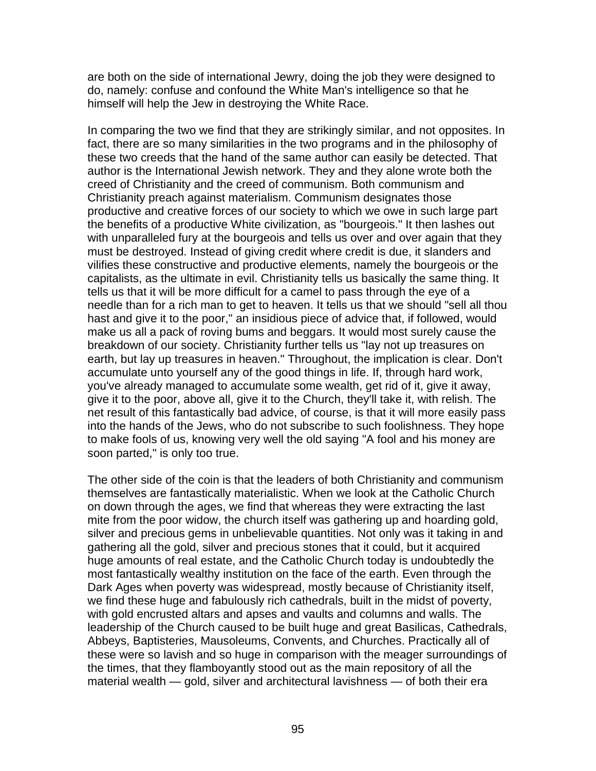are both on the side of international Jewry, doing the job they were designed to do, namely: confuse and confound the White Man's intelligence so that he himself will help the Jew in destroying the White Race.

In comparing the two we find that they are strikingly similar, and not opposites. In fact, there are so many similarities in the two programs and in the philosophy of these two creeds that the hand of the same author can easily be detected. That author is the International Jewish network. They and they alone wrote both the creed of Christianity and the creed of communism. Both communism and Christianity preach against materialism. Communism designates those productive and creative forces of our society to which we owe in such large part the benefits of a productive White civilization, as "bourgeois." It then lashes out with unparalleled fury at the bourgeois and tells us over and over again that they must be destroyed. Instead of giving credit where credit is due, it slanders and vilifies these constructive and productive elements, namely the bourgeois or the capitalists, as the ultimate in evil. Christianity tells us basically the same thing. It tells us that it will be more difficult for a camel to pass through the eye of a needle than for a rich man to get to heaven. It tells us that we should "sell all thou hast and give it to the poor," an insidious piece of advice that, if followed, would make us all a pack of roving bums and beggars. It would most surely cause the breakdown of our society. Christianity further tells us "lay not up treasures on earth, but lay up treasures in heaven." Throughout, the implication is clear. Don't accumulate unto yourself any of the good things in life. If, through hard work, you've already managed to accumulate some wealth, get rid of it, give it away, give it to the poor, above all, give it to the Church, they'll take it, with relish. The net result of this fantastically bad advice, of course, is that it will more easily pass into the hands of the Jews, who do not subscribe to such foolishness. They hope to make fools of us, knowing very well the old saying "A fool and his money are soon parted," is only too true.

The other side of the coin is that the leaders of both Christianity and communism themselves are fantastically materialistic. When we look at the Catholic Church on down through the ages, we find that whereas they were extracting the last mite from the poor widow, the church itself was gathering up and hoarding gold, silver and precious gems in unbelievable quantities. Not only was it taking in and gathering all the gold, silver and precious stones that it could, but it acquired huge amounts of real estate, and the Catholic Church today is undoubtedly the most fantastically wealthy institution on the face of the earth. Even through the Dark Ages when poverty was widespread, mostly because of Christianity itself, we find these huge and fabulously rich cathedrals, built in the midst of poverty, with gold encrusted altars and apses and vaults and columns and walls. The leadership of the Church caused to be built huge and great Basilicas, Cathedrals, Abbeys, Baptisteries, Mausoleums, Convents, and Churches. Practically all of these were so lavish and so huge in comparison with the meager surroundings of the times, that they flamboyantly stood out as the main repository of all the material wealth — gold, silver and architectural lavishness — of both their era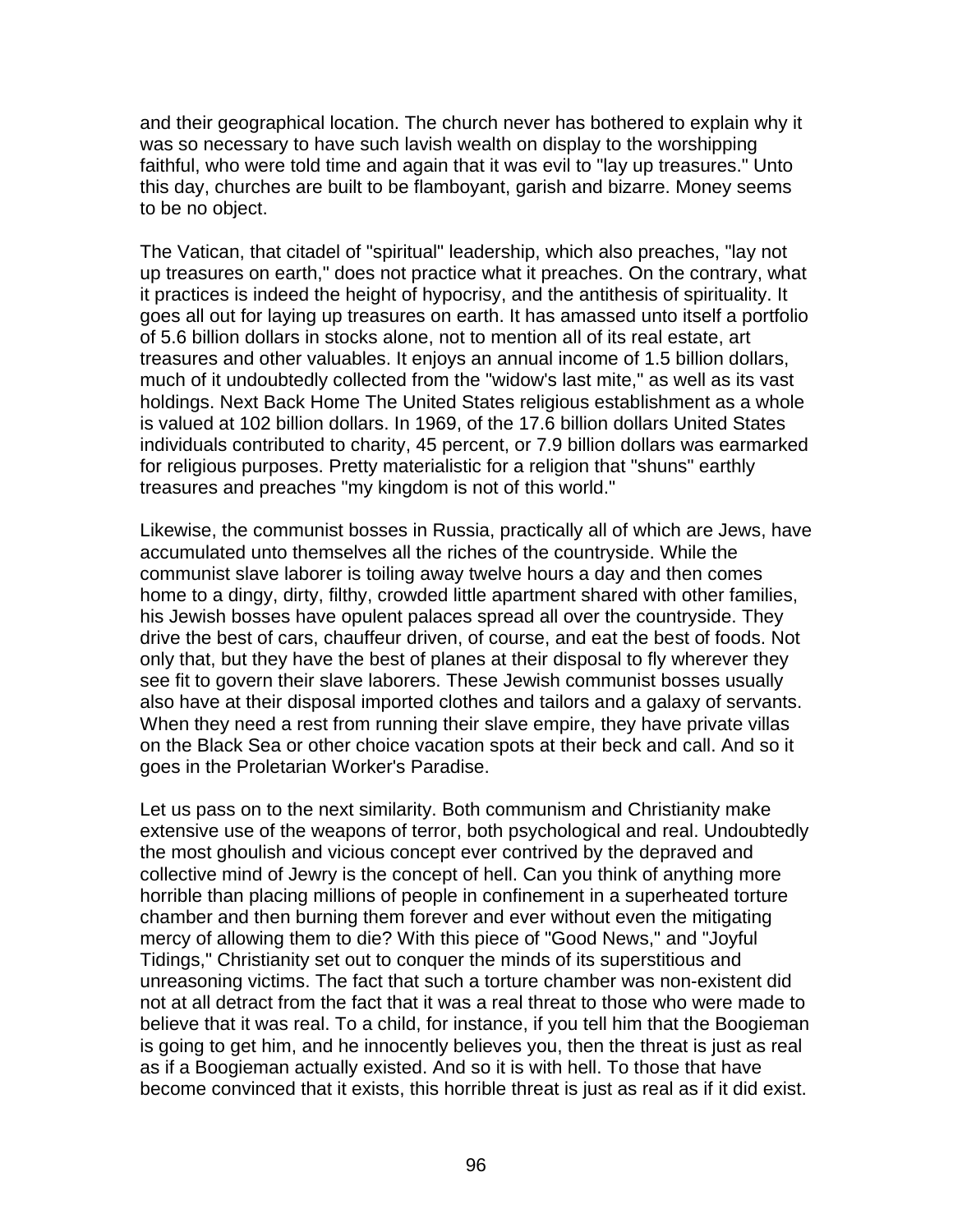and their geographical location. The church never has bothered to explain why it was so necessary to have such lavish wealth on display to the worshipping faithful, who were told time and again that it was evil to "lay up treasures." Unto this day, churches are built to be flamboyant, garish and bizarre. Money seems to be no object.

The Vatican, that citadel of "spiritual" leadership, which also preaches, "lay not up treasures on earth," does not practice what it preaches. On the contrary, what it practices is indeed the height of hypocrisy, and the antithesis of spirituality. It goes all out for laying up treasures on earth. It has amassed unto itself a portfolio of 5.6 billion dollars in stocks alone, not to mention all of its real estate, art treasures and other valuables. It enjoys an annual income of 1.5 billion dollars, much of it undoubtedly collected from the "widow's last mite," as well as its vast holdings. Next Back Home The United States religious establishment as a whole is valued at 102 billion dollars. In 1969, of the 17.6 billion dollars United States individuals contributed to charity, 45 percent, or 7.9 billion dollars was earmarked for religious purposes. Pretty materialistic for a religion that "shuns" earthly treasures and preaches "my kingdom is not of this world."

Likewise, the communist bosses in Russia, practically all of which are Jews, have accumulated unto themselves all the riches of the countryside. While the communist slave laborer is toiling away twelve hours a day and then comes home to a dingy, dirty, filthy, crowded little apartment shared with other families, his Jewish bosses have opulent palaces spread all over the countryside. They drive the best of cars, chauffeur driven, of course, and eat the best of foods. Not only that, but they have the best of planes at their disposal to fly wherever they see fit to govern their slave laborers. These Jewish communist bosses usually also have at their disposal imported clothes and tailors and a galaxy of servants. When they need a rest from running their slave empire, they have private villas on the Black Sea or other choice vacation spots at their beck and call. And so it goes in the Proletarian Worker's Paradise.

Let us pass on to the next similarity. Both communism and Christianity make extensive use of the weapons of terror, both psychological and real. Undoubtedly the most ghoulish and vicious concept ever contrived by the depraved and collective mind of Jewry is the concept of hell. Can you think of anything more horrible than placing millions of people in confinement in a superheated torture chamber and then burning them forever and ever without even the mitigating mercy of allowing them to die? With this piece of "Good News," and "Joyful Tidings," Christianity set out to conquer the minds of its superstitious and unreasoning victims. The fact that such a torture chamber was non-existent did not at all detract from the fact that it was a real threat to those who were made to believe that it was real. To a child, for instance, if you tell him that the Boogieman is going to get him, and he innocently believes you, then the threat is just as real as if a Boogieman actually existed. And so it is with hell. To those that have become convinced that it exists, this horrible threat is just as real as if it did exist.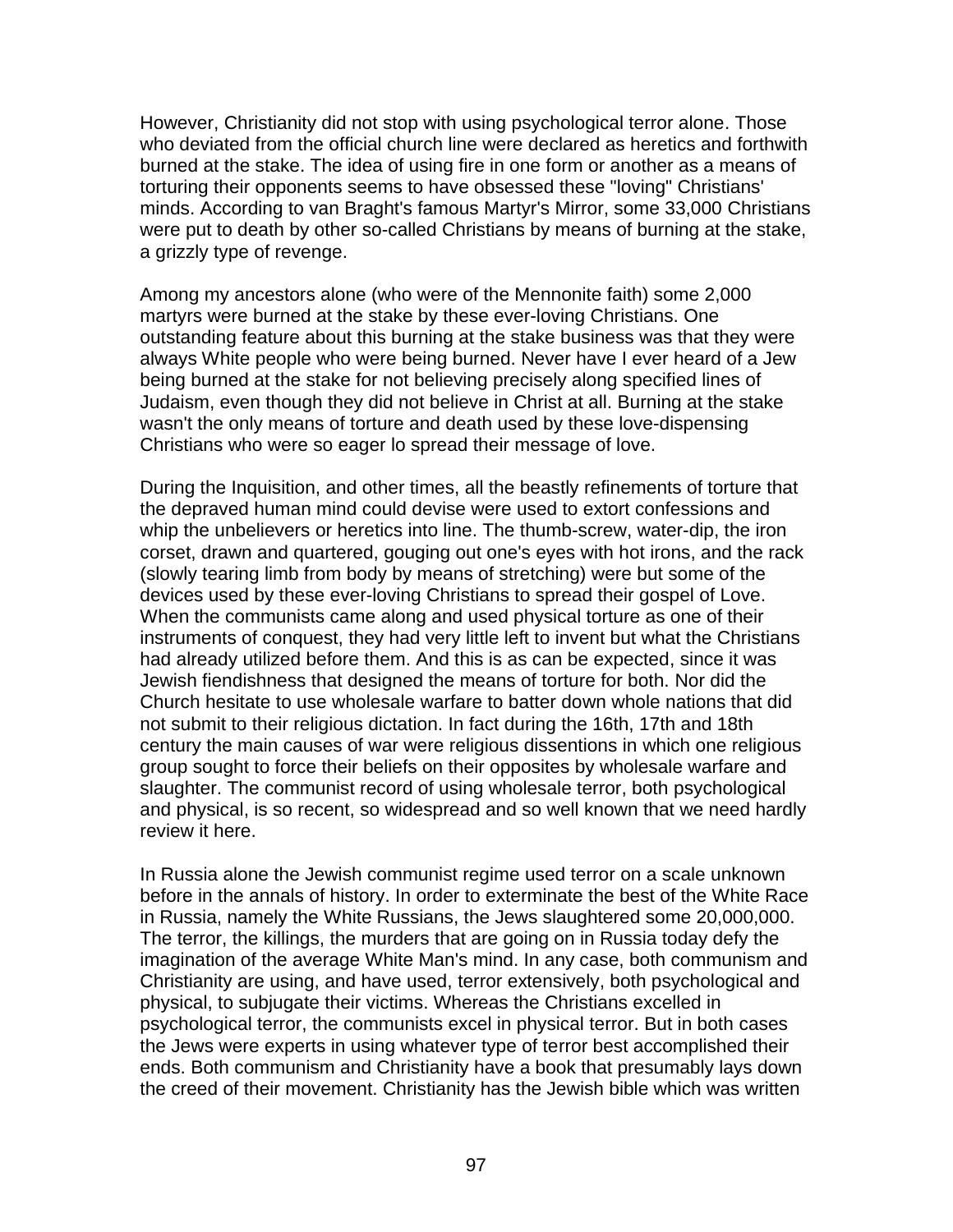However, Christianity did not stop with using psychological terror alone. Those who deviated from the official church line were declared as heretics and forthwith burned at the stake. The idea of using fire in one form or another as a means of torturing their opponents seems to have obsessed these "loving" Christians' minds. According to van Braght's famous Martyr's Mirror, some 33,000 Christians were put to death by other so-called Christians by means of burning at the stake, a grizzly type of revenge.

Among my ancestors alone (who were of the Mennonite faith) some 2,000 martyrs were burned at the stake by these ever-loving Christians. One outstanding feature about this burning at the stake business was that they were always White people who were being burned. Never have I ever heard of a Jew being burned at the stake for not believing precisely along specified lines of Judaism, even though they did not believe in Christ at all. Burning at the stake wasn't the only means of torture and death used by these love-dispensing Christians who were so eager lo spread their message of love.

During the Inquisition, and other times, all the beastly refinements of torture that the depraved human mind could devise were used to extort confessions and whip the unbelievers or heretics into line. The thumb-screw, water-dip, the iron corset, drawn and quartered, gouging out one's eyes with hot irons, and the rack (slowly tearing limb from body by means of stretching) were but some of the devices used by these ever-loving Christians to spread their gospel of Love. When the communists came along and used physical torture as one of their instruments of conquest, they had very little left to invent but what the Christians had already utilized before them. And this is as can be expected, since it was Jewish fiendishness that designed the means of torture for both. Nor did the Church hesitate to use wholesale warfare to batter down whole nations that did not submit to their religious dictation. In fact during the 16th, 17th and 18th century the main causes of war were religious dissentions in which one religious group sought to force their beliefs on their opposites by wholesale warfare and slaughter. The communist record of using wholesale terror, both psychological and physical, is so recent, so widespread and so well known that we need hardly review it here.

In Russia alone the Jewish communist regime used terror on a scale unknown before in the annals of history. In order to exterminate the best of the White Race in Russia, namely the White Russians, the Jews slaughtered some 20,000,000. The terror, the killings, the murders that are going on in Russia today defy the imagination of the average White Man's mind. In any case, both communism and Christianity are using, and have used, terror extensively, both psychological and physical, to subjugate their victims. Whereas the Christians excelled in psychological terror, the communists excel in physical terror. But in both cases the Jews were experts in using whatever type of terror best accomplished their ends. Both communism and Christianity have a book that presumably lays down the creed of their movement. Christianity has the Jewish bible which was written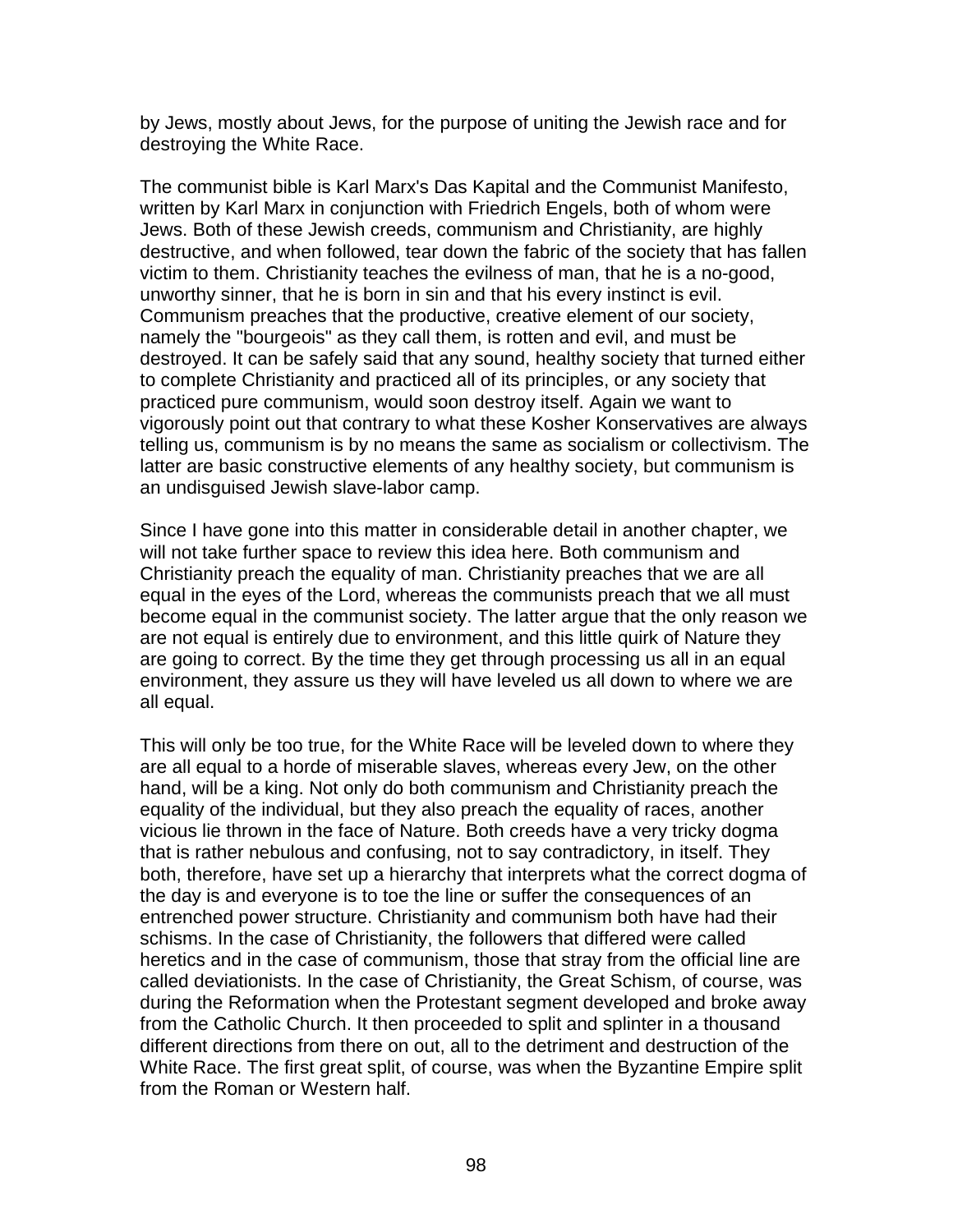by Jews, mostly about Jews, for the purpose of uniting the Jewish race and for destroying the White Race.

The communist bible is Karl Marx's Das Kapital and the Communist Manifesto, written by Karl Marx in conjunction with Friedrich Engels, both of whom were Jews. Both of these Jewish creeds, communism and Christianity, are highly destructive, and when followed, tear down the fabric of the society that has fallen victim to them. Christianity teaches the evilness of man, that he is a no-good, unworthy sinner, that he is born in sin and that his every instinct is evil. Communism preaches that the productive, creative element of our society, namely the "bourgeois" as they call them, is rotten and evil, and must be destroyed. It can be safely said that any sound, healthy society that turned either to complete Christianity and practiced all of its principles, or any society that practiced pure communism, would soon destroy itself. Again we want to vigorously point out that contrary to what these Kosher Konservatives are always telling us, communism is by no means the same as socialism or collectivism. The latter are basic constructive elements of any healthy society, but communism is an undisguised Jewish slave-labor camp.

Since I have gone into this matter in considerable detail in another chapter, we will not take further space to review this idea here. Both communism and Christianity preach the equality of man. Christianity preaches that we are all equal in the eyes of the Lord, whereas the communists preach that we all must become equal in the communist society. The latter argue that the only reason we are not equal is entirely due to environment, and this little quirk of Nature they are going to correct. By the time they get through processing us all in an equal environment, they assure us they will have leveled us all down to where we are all equal.

This will only be too true, for the White Race will be leveled down to where they are all equal to a horde of miserable slaves, whereas every Jew, on the other hand, will be a king. Not only do both communism and Christianity preach the equality of the individual, but they also preach the equality of races, another vicious lie thrown in the face of Nature. Both creeds have a very tricky dogma that is rather nebulous and confusing, not to say contradictory, in itself. They both, therefore, have set up a hierarchy that interprets what the correct dogma of the day is and everyone is to toe the line or suffer the consequences of an entrenched power structure. Christianity and communism both have had their schisms. In the case of Christianity, the followers that differed were called heretics and in the case of communism, those that stray from the official line are called deviationists. In the case of Christianity, the Great Schism, of course, was during the Reformation when the Protestant segment developed and broke away from the Catholic Church. It then proceeded to split and splinter in a thousand different directions from there on out, all to the detriment and destruction of the White Race. The first great split, of course, was when the Byzantine Empire split from the Roman or Western half.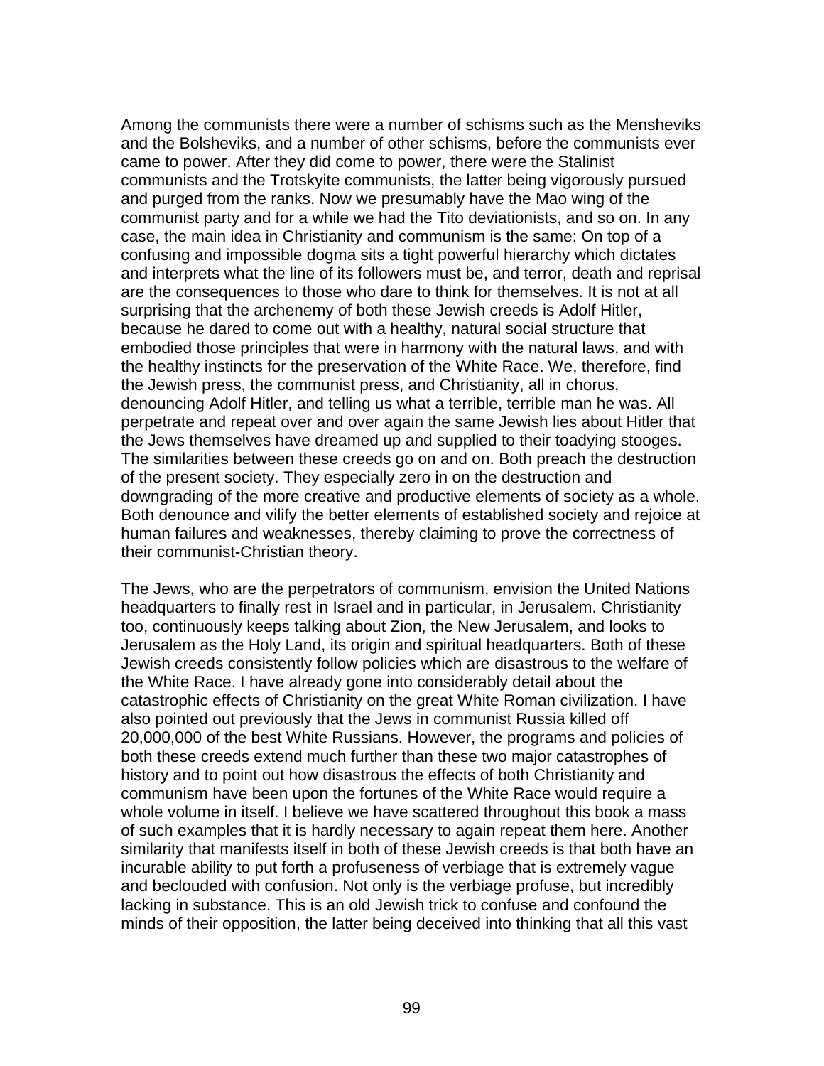Among the communists there were a number of schisms such as the Mensheviks and the Bolsheviks, and a number of other schisms, before the communists ever came to power. After they did come to power, there were the Stalinist communists and the Trotskyite communists, the latter being vigorously pursued and purged from the ranks. Now we presumably have the Mao wing of the communist party and for a while we had the Tito deviationists, and so on. In any case, the main idea in Christianity and communism is the same: On top of a confusing and impossible dogma sits a tight powerful hierarchy which dictates and interprets what the line of its followers must be, and terror, death and reprisal are the consequences to those who dare to think for themselves. It is not at all surprising that the archenemy of both these Jewish creeds is Adolf Hitler, because he dared to come out with a healthy, natural social structure that embodied those principles that were in harmony with the natural laws, and with the healthy instincts for the preservation of the White Race. We, therefore, find the Jewish press, the communist press, and Christianity, all in chorus, denouncing Adolf Hitler, and telling us what a terrible, terrible man he was. All perpetrate and repeat over and over again the same Jewish lies about Hitler that the Jews themselves have dreamed up and supplied to their toadying stooges. The similarities between these creeds go on and on. Both preach the destruction of the present society. They especially zero in on the destruction and downgrading of the more creative and productive elements of society as a whole. Both denounce and vilify the better elements of established society and rejoice at human failures and weaknesses, thereby claiming to prove the correctness of their communist-Christian theory.

The Jews, who are the perpetrators of communism, envision the United Nations headquarters to finally rest in Israel and in particular, in Jerusalem. Christianity too, continuously keeps talking about Zion, the New Jerusalem, and looks to Jerusalem as the Holy Land, its origin and spiritual headquarters. Both of these Jewish creeds consistently follow policies which are disastrous to the welfare of the White Race. I have already gone into considerably detail about the catastrophic effects of Christianity on the great White Roman civilization. I have also pointed out previously that the Jews in communist Russia killed off 20,000,000 of the best White Russians. However, the programs and policies of both these creeds extend much further than these two major catastrophes of history and to point out how disastrous the effects of both Christianity and communism have been upon the fortunes of the White Race would require a whole volume in itself. I believe we have scattered throughout this book a mass of such examples that it is hardly necessary to again repeat them here. Another similarity that manifests itself in both of these Jewish creeds is that both have an incurable ability to put forth a profuseness of verbiage that is extremely vague and beclouded with confusion. Not only is the verbiage profuse, but incredibly lacking in substance. This is an old Jewish trick to confuse and confound the minds of their opposition, the latter being deceived into thinking that all this vast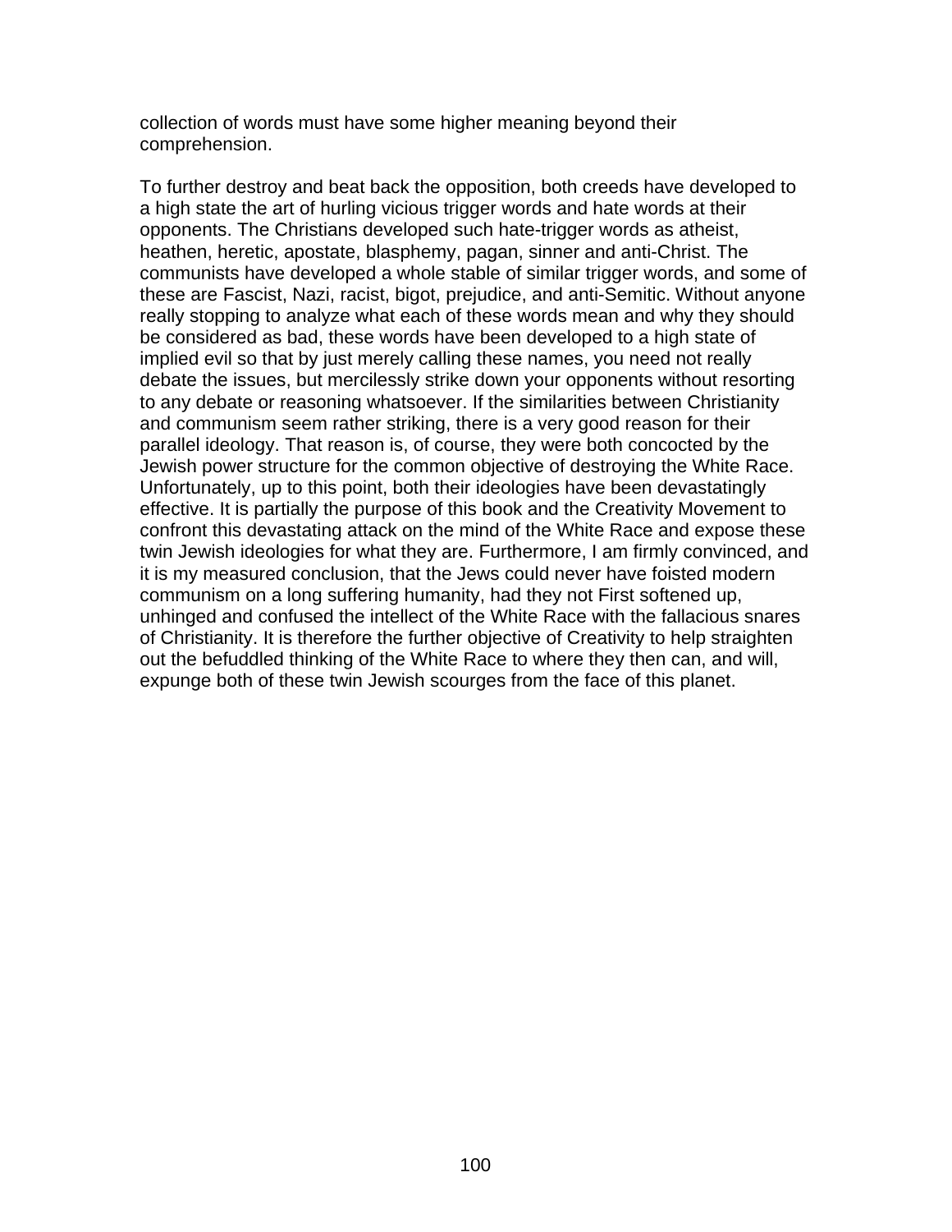collection of words must have some higher meaning beyond their comprehension.

To further destroy and beat back the opposition, both creeds have developed to a high state the art of hurling vicious trigger words and hate words at their opponents. The Christians developed such hate-trigger words as atheist, heathen, heretic, apostate, blasphemy, pagan, sinner and anti-Christ. The communists have developed a whole stable of similar trigger words, and some of these are Fascist, Nazi, racist, bigot, prejudice, and anti-Semitic. Without anyone really stopping to analyze what each of these words mean and why they should be considered as bad, these words have been developed to a high state of implied evil so that by just merely calling these names, you need not really debate the issues, but mercilessly strike down your opponents without resorting to any debate or reasoning whatsoever. If the similarities between Christianity and communism seem rather striking, there is a very good reason for their parallel ideology. That reason is, of course, they were both concocted by the Jewish power structure for the common objective of destroying the White Race. Unfortunately, up to this point, both their ideologies have been devastatingly effective. It is partially the purpose of this book and the Creativity Movement to confront this devastating attack on the mind of the White Race and expose these twin Jewish ideologies for what they are. Furthermore, I am firmly convinced, and it is my measured conclusion, that the Jews could never have foisted modern communism on a long suffering humanity, had they not First softened up, unhinged and confused the intellect of the White Race with the fallacious snares of Christianity. It is therefore the further objective of Creativity to help straighten out the befuddled thinking of the White Race to where they then can, and will, expunge both of these twin Jewish scourges from the face of this planet.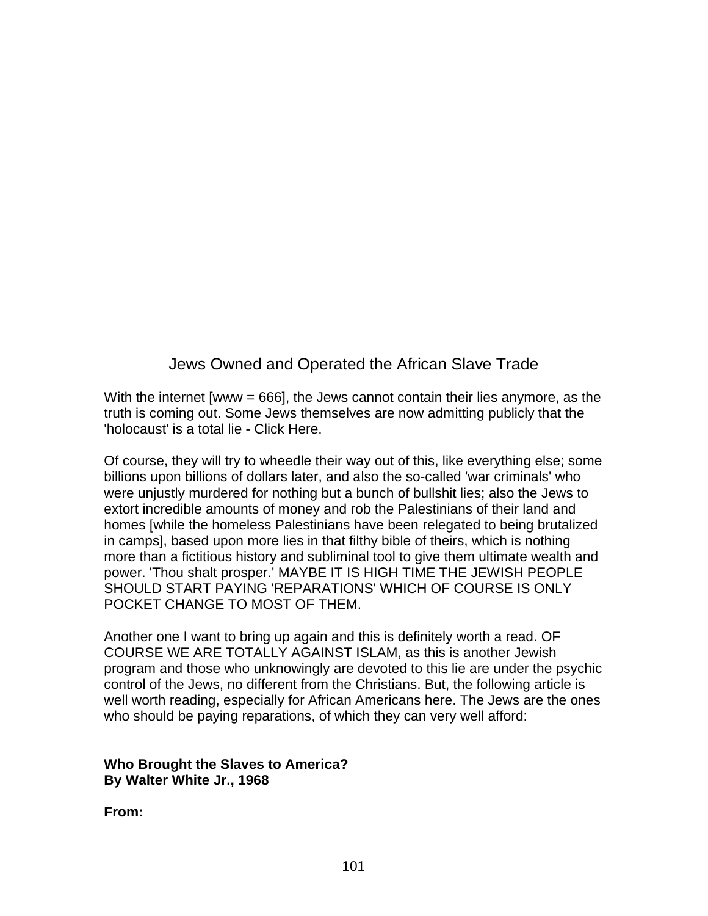## Jews Owned and Operated the African Slave Trade

With the internet [www = 666], the Jews cannot contain their lies anymore, as the truth is coming out. Some Jews themselves are now admitting publicly that the 'holocaust' is a total lie - Click Here.

Of course, they will try to wheedle their way out of this, like everything else; some billions upon billions of dollars later, and also the so-called 'war criminals' who were unjustly murdered for nothing but a bunch of bullshit lies; also the Jews to extort incredible amounts of money and rob the Palestinians of their land and homes [while the homeless Palestinians have been relegated to being brutalized in camps], based upon more lies in that filthy bible of theirs, which is nothing more than a fictitious history and subliminal tool to give them ultimate wealth and power. 'Thou shalt prosper.' MAYBE IT IS HIGH TIME THE JEWISH PEOPLE SHOULD START PAYING 'REPARATIONS' WHICH OF COURSE IS ONLY POCKET CHANGE TO MOST OF THEM.

Another one I want to bring up again and this is definitely worth a read. OF COURSE WE ARE TOTALLY AGAINST ISLAM, as this is another Jewish program and those who unknowingly are devoted to this lie are under the psychic control of the Jews, no different from the Christians. But, the following article is well worth reading, especially for African Americans here. The Jews are the ones who should be paying reparations, of which they can very well afford:

**Who Brought the Slaves to America?**
**By Walter White Jr., 1968**

**From:**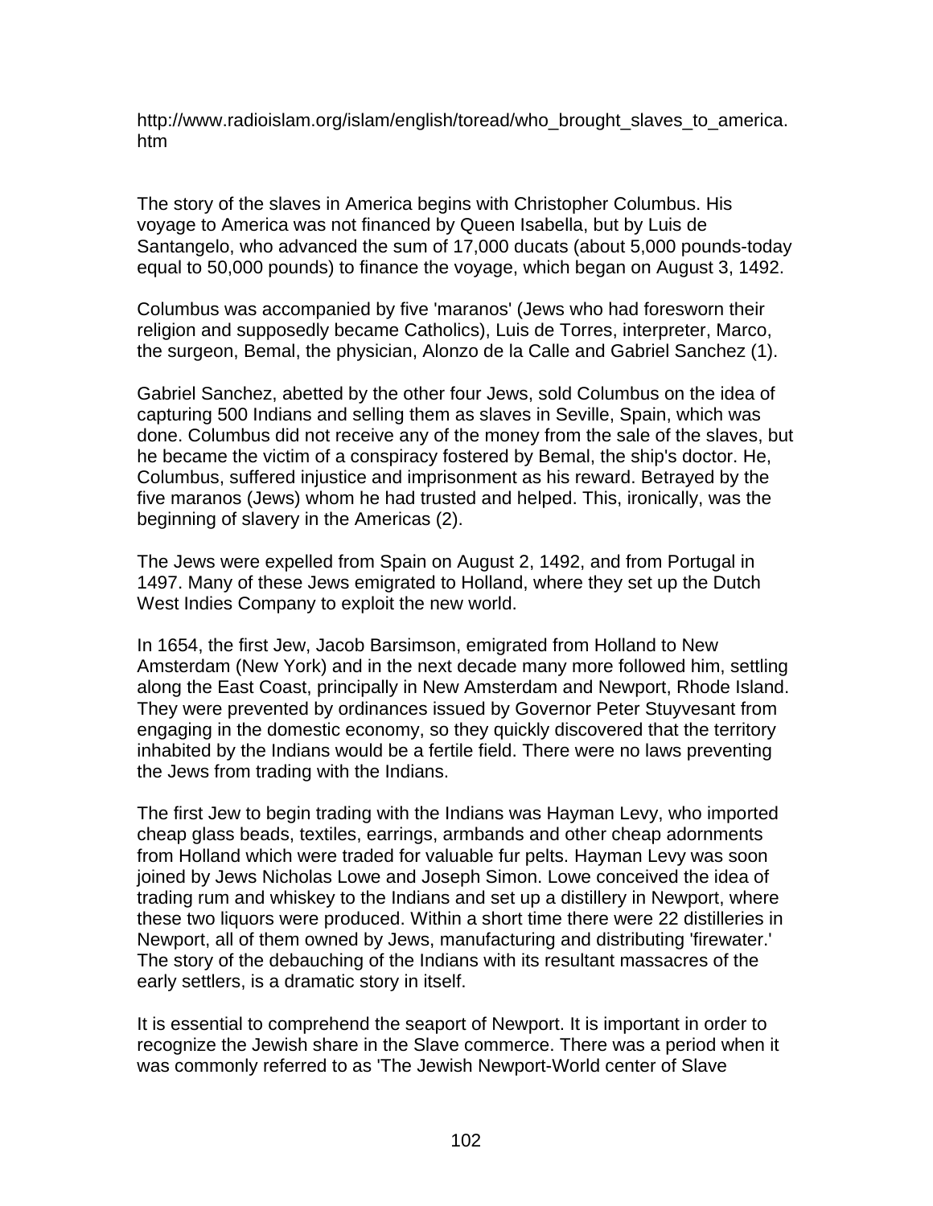http://www.radioislam.org/islam/english/toread/who_brought_slaves_to_america.htm

The story of the slaves in America begins with Christopher Columbus. His voyage to America was not financed by Queen Isabella, but by Luis de Santangelo, who advanced the sum of 17,000 ducats (about 5,000 pounds-today equal to 50,000 pounds) to finance the voyage, which began on August 3, 1492.

Columbus was accompanied by five 'maranos' (Jews who had foresworn their religion and supposedly became Catholics), Luis de Torres, interpreter, Marco, the surgeon, Bemal, the physician, Alonzo de la Calle and Gabriel Sanchez (1).

Gabriel Sanchez, abetted by the other four Jews, sold Columbus on the idea of capturing 500 Indians and selling them as slaves in Seville, Spain, which was done. Columbus did not receive any of the money from the sale of the slaves, but he became the victim of a conspiracy fostered by Bemal, the ship's doctor. He, Columbus, suffered injustice and imprisonment as his reward. Betrayed by the five maranos (Jews) whom he had trusted and helped. This, ironically, was the beginning of slavery in the Americas (2).

The Jews were expelled from Spain on August 2, 1492, and from Portugal in 1497. Many of these Jews emigrated to Holland, where they set up the Dutch West Indies Company to exploit the new world.

In 1654, the first Jew, Jacob Barsimson, emigrated from Holland to New Amsterdam (New York) and in the next decade many more followed him, settling along the East Coast, principally in New Amsterdam and Newport, Rhode Island. They were prevented by ordinances issued by Governor Peter Stuyvesant from engaging in the domestic economy, so they quickly discovered that the territory inhabited by the Indians would be a fertile field. There were no laws preventing the Jews from trading with the Indians.

The first Jew to begin trading with the Indians was Hayman Levy, who imported cheap glass beads, textiles, earrings, armbands and other cheap adornments from Holland which were traded for valuable fur pelts. Hayman Levy was soon joined by Jews Nicholas Lowe and Joseph Simon. Lowe conceived the idea of trading rum and whiskey to the Indians and set up a distillery in Newport, where these two liquors were produced. Within a short time there were 22 distilleries in Newport, all of them owned by Jews, manufacturing and distributing 'firewater.' The story of the debauching of the Indians with its resultant massacres of the early settlers, is a dramatic story in itself.

It is essential to comprehend the seaport of Newport. It is important in order to recognize the Jewish share in the Slave commerce. There was a period when it was commonly referred to as 'The Jewish Newport-World center of Slave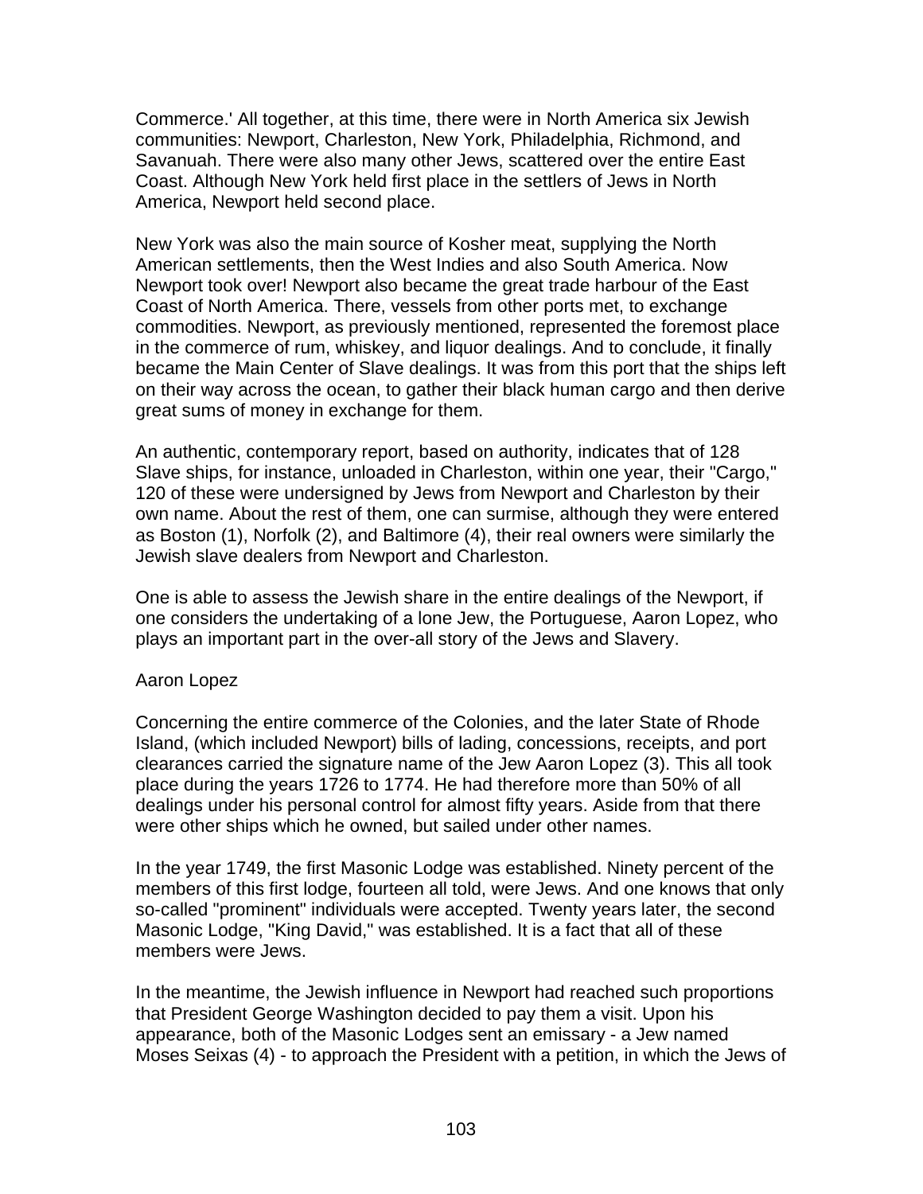Commerce.' All together, at this time, there were in North America six Jewish communities: Newport, Charleston, New York, Philadelphia, Richmond, and Savanuah. There were also many other Jews, scattered over the entire East Coast. Although New York held first place in the settlers of Jews in North America, Newport held second place.

New York was also the main source of Kosher meat, supplying the North American settlements, then the West Indies and also South America. Now Newport took over! Newport also became the great trade harbour of the East Coast of North America. There, vessels from other ports met, to exchange commodities. Newport, as previously mentioned, represented the foremost place in the commerce of rum, whiskey, and liquor dealings. And to conclude, it finally became the Main Center of Slave dealings. It was from this port that the ships left on their way across the ocean, to gather their black human cargo and then derive great sums of money in exchange for them.

An authentic, contemporary report, based on authority, indicates that of 128 Slave ships, for instance, unloaded in Charleston, within one year, their "Cargo," 120 of these were undersigned by Jews from Newport and Charleston by their own name. About the rest of them, one can surmise, although they were entered as Boston (1), Norfolk (2), and Baltimore (4), their real owners were similarly the Jewish slave dealers from Newport and Charleston.

One is able to assess the Jewish share in the entire dealings of the Newport, if one considers the undertaking of a lone Jew, the Portuguese, Aaron Lopez, who plays an important part in the over-all story of the Jews and Slavery.

## Aaron Lopez

Concerning the entire commerce of the Colonies, and the later State of Rhode Island, (which included Newport) bills of lading, concessions, receipts, and port clearances carried the signature name of the Jew Aaron Lopez (3). This all took place during the years 1726 to 1774. He had therefore more than 50% of all dealings under his personal control for almost fifty years. Aside from that there were other ships which he owned, but sailed under other names.

In the year 1749, the first Masonic Lodge was established. Ninety percent of the members of this first lodge, fourteen all told, were Jews. And one knows that only so-called "prominent" individuals were accepted. Twenty years later, the second Masonic Lodge, "King David," was established. It is a fact that all of these members were Jews.

In the meantime, the Jewish influence in Newport had reached such proportions that President George Washington decided to pay them a visit. Upon his appearance, both of the Masonic Lodges sent an emissary - a Jew named Moses Seixas (4) - to approach the President with a petition, in which the Jews of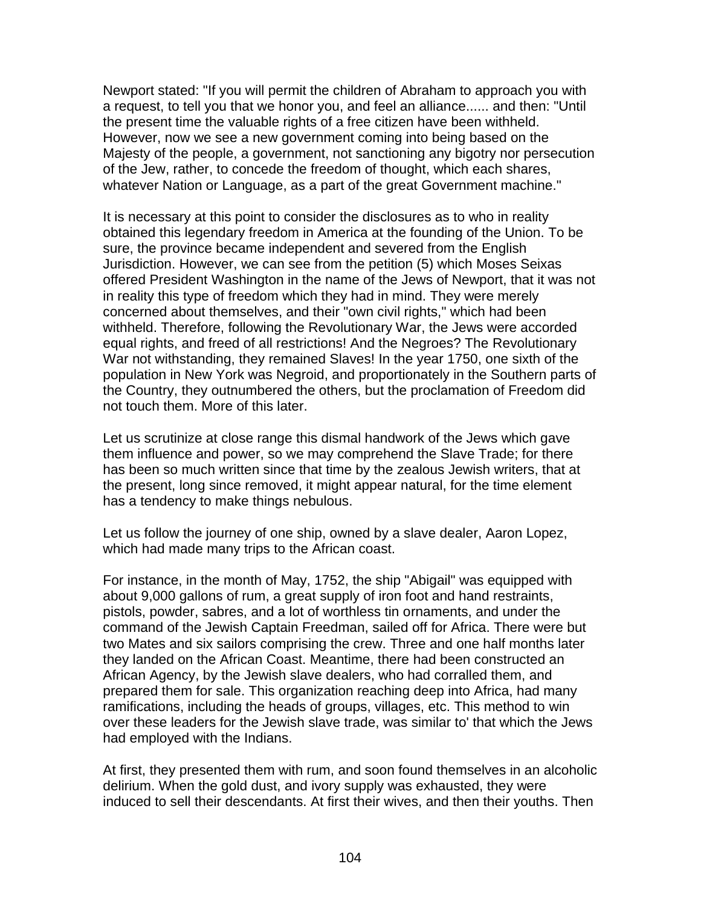Newport stated: "If you will permit the children of Abraham to approach you with a request, to tell you that we honor you, and feel an alliance...... and then: "Until the present time the valuable rights of a free citizen have been withheld. However, now we see a new government coming into being based on the Majesty of the people, a government, not sanctioning any bigotry nor persecution of the Jew, rather, to concede the freedom of thought, which each shares, whatever Nation or Language, as a part of the great Government machine."

It is necessary at this point to consider the disclosures as to who in reality obtained this legendary freedom in America at the founding of the Union. To be sure, the province became independent and severed from the English Jurisdiction. However, we can see from the petition (5) which Moses Seixas offered President Washington in the name of the Jews of Newport, that it was not in reality this type of freedom which they had in mind. They were merely concerned about themselves, and their "own civil rights," which had been withheld. Therefore, following the Revolutionary War, the Jews were accorded equal rights, and freed of all restrictions! And the Negroes? The Revolutionary War not withstanding, they remained Slaves! In the year 1750, one sixth of the population in New York was Negroid, and proportionately in the Southern parts of the Country, they outnumbered the others, but the proclamation of Freedom did not touch them. More of this later.

Let us scrutinize at close range this dismal handwork of the Jews which gave them influence and power, so we may comprehend the Slave Trade; for there has been so much written since that time by the zealous Jewish writers, that at the present, long since removed, it might appear natural, for the time element has a tendency to make things nebulous.

Let us follow the journey of one ship, owned by a slave dealer, Aaron Lopez, which had made many trips to the African coast.

For instance, in the month of May, 1752, the ship "Abigail" was equipped with about 9,000 gallons of rum, a great supply of iron foot and hand restraints, pistols, powder, sabres, and a lot of worthless tin ornaments, and under the command of the Jewish Captain Freedman, sailed off for Africa. There were but two Mates and six sailors comprising the crew. Three and one half months later they landed on the African Coast. Meantime, there had been constructed an African Agency, by the Jewish slave dealers, who had corralled them, and prepared them for sale. This organization reaching deep into Africa, had many ramifications, including the heads of groups, villages, etc. This method to win over these leaders for the Jewish slave trade, was similar to' that which the Jews had employed with the Indians.

At first, they presented them with rum, and soon found themselves in an alcoholic delirium. When the gold dust, and ivory supply was exhausted, they were induced to sell their descendants. At first their wives, and then their youths. Then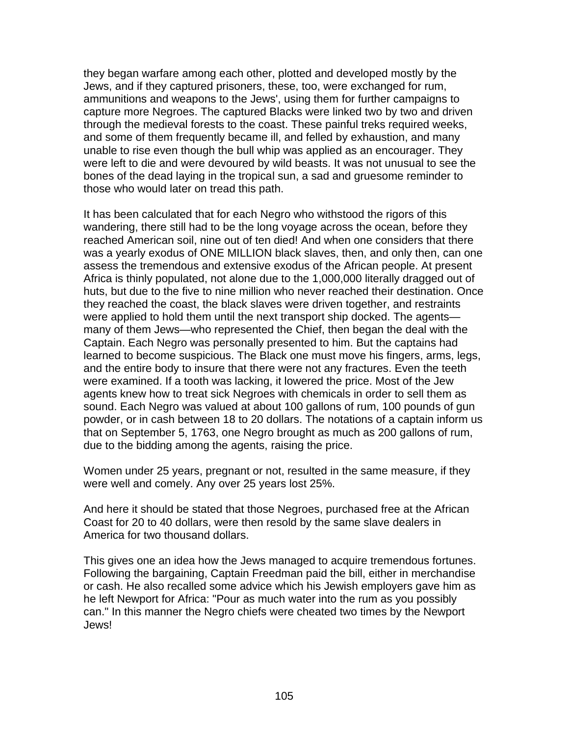they began warfare among each other, plotted and developed mostly by the Jews, and if they captured prisoners, these, too, were exchanged for rum, ammunitions and weapons to the Jews', using them for further campaigns to capture more Negroes. The captured Blacks were linked two by two and driven through the medieval forests to the coast. These painful treks required weeks, and some of them frequently became ill, and felled by exhaustion, and many unable to rise even though the bull whip was applied as an encourager. They were left to die and were devoured by wild beasts. It was not unusual to see the bones of the dead laying in the tropical sun, a sad and gruesome reminder to those who would later on tread this path.

It has been calculated that for each Negro who withstood the rigors of this wandering, there still had to be the long voyage across the ocean, before they reached American soil, nine out of ten died! And when one considers that there was a yearly exodus of ONE MILLION black slaves, then, and only then, can one assess the tremendous and extensive exodus of the African people. At present Africa is thinly populated, not alone due to the 1,000,000 literally dragged out of huts, but due to the five to nine million who never reached their destination. Once they reached the coast, the black slaves were driven together, and restraints were applied to hold them until the next transport ship docked. The agents—many of them Jews—who represented the Chief, then began the deal with the Captain. Each Negro was personally presented to him. But the captains had learned to become suspicious. The Black one must move his fingers, arms, legs, and the entire body to insure that there were not any fractures. Even the teeth were examined. If a tooth was lacking, it lowered the price. Most of the Jew agents knew how to treat sick Negroes with chemicals in order to sell them as sound. Each Negro was valued at about 100 gallons of rum, 100 pounds of gun powder, or in cash between 18 to 20 dollars. The notations of a captain inform us that on September 5, 1763, one Negro brought as much as 200 gallons of rum, due to the bidding among the agents, raising the price.

Women under 25 years, pregnant or not, resulted in the same measure, if they were well and comely. Any over 25 years lost 25%.

And here it should be stated that those Negroes, purchased free at the African Coast for 20 to 40 dollars, were then resold by the same slave dealers in America for two thousand dollars.

This gives one an idea how the Jews managed to acquire tremendous fortunes. Following the bargaining, Captain Freedman paid the bill, either in merchandise or cash. He also recalled some advice which his Jewish employers gave him as he left Newport for Africa: "Pour as much water into the rum as you possibly can." In this manner the Negro chiefs were cheated two times by the Newport Jews!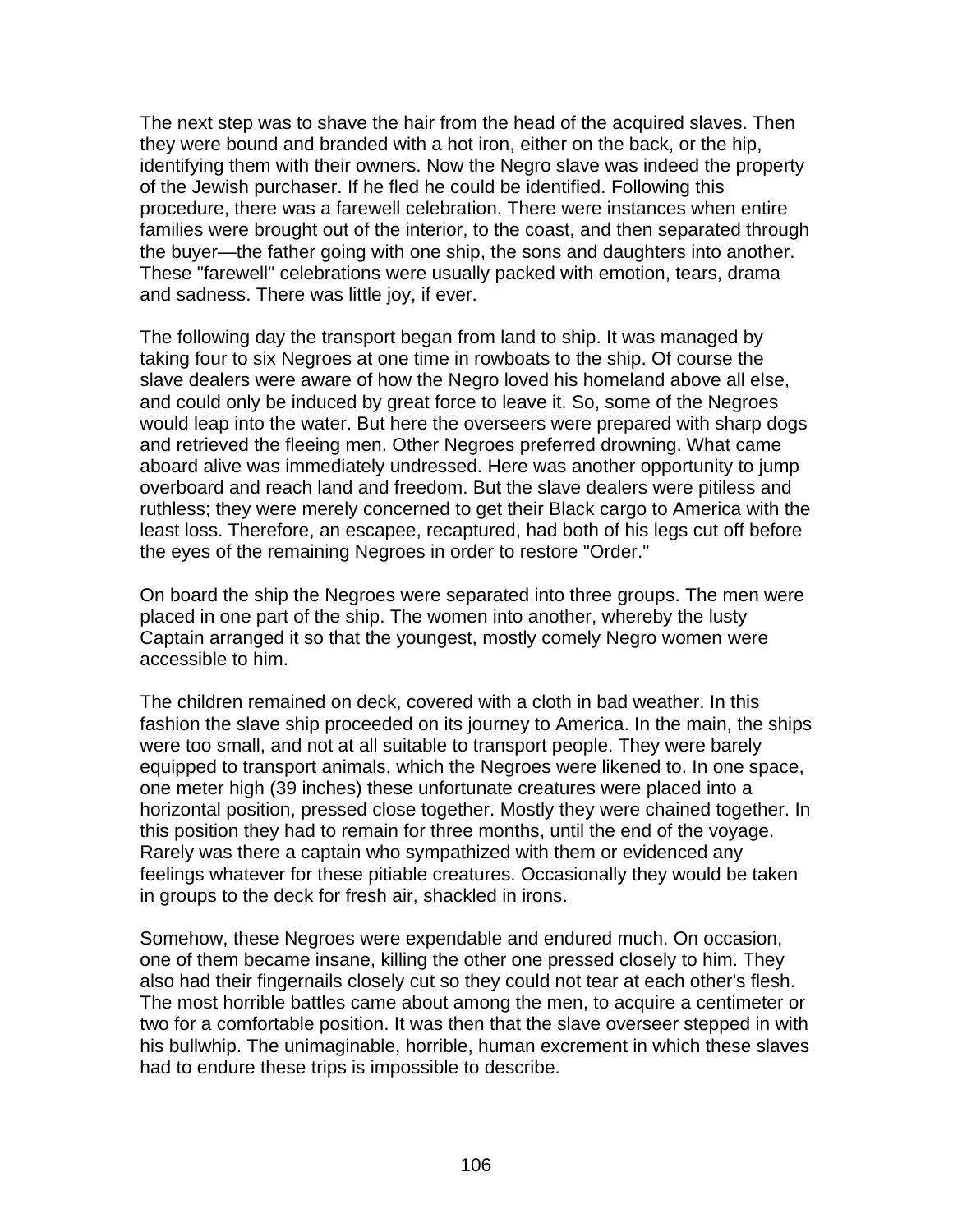The next step was to shave the hair from the head of the acquired slaves. Then they were bound and branded with a hot iron, either on the back, or the hip, identifying them with their owners. Now the Negro slave was indeed the property of the Jewish purchaser. If he fled he could be identified. Following this procedure, there was a farewell celebration. There were instances when entire families were brought out of the interior, to the coast, and then separated through the buyer—the father going with one ship, the sons and daughters into another. These "farewell" celebrations were usually packed with emotion, tears, drama and sadness. There was little joy, if ever.

The following day the transport began from land to ship. It was managed by taking four to six Negroes at one time in rowboats to the ship. Of course the slave dealers were aware of how the Negro loved his homeland above all else, and could only be induced by great force to leave it. So, some of the Negroes would leap into the water. But here the overseers were prepared with sharp dogs and retrieved the fleeing men. Other Negroes preferred drowning. What came aboard alive was immediately undressed. Here was another opportunity to jump overboard and reach land and freedom. But the slave dealers were pitiless and ruthless; they were merely concerned to get their Black cargo to America with the least loss. Therefore, an escapee, recaptured, had both of his legs cut off before the eyes of the remaining Negroes in order to restore "Order."

On board the ship the Negroes were separated into three groups. The men were placed in one part of the ship. The women into another, whereby the lusty Captain arranged it so that the youngest, mostly comely Negro women were accessible to him.

The children remained on deck, covered with a cloth in bad weather. In this fashion the slave ship proceeded on its journey to America. In the main, the ships were too small, and not at all suitable to transport people. They were barely equipped to transport animals, which the Negroes were likened to. In one space, one meter high (39 inches) these unfortunate creatures were placed into a horizontal position, pressed close together. Mostly they were chained together. In this position they had to remain for three months, until the end of the voyage. Rarely was there a captain who sympathized with them or evidenced any feelings whatever for these pitiable creatures. Occasionally they would be taken in groups to the deck for fresh air, shackled in irons.

Somehow, these Negroes were expendable and endured much. On occasion, one of them became insane, killing the other one pressed closely to him. They also had their fingernails closely cut so they could not tear at each other's flesh. The most horrible battles came about among the men, to acquire a centimeter or two for a comfortable position. It was then that the slave overseer stepped in with his bullwhip. The unimaginable, horrible, human excrement in which these slaves had to endure these trips is impossible to describe.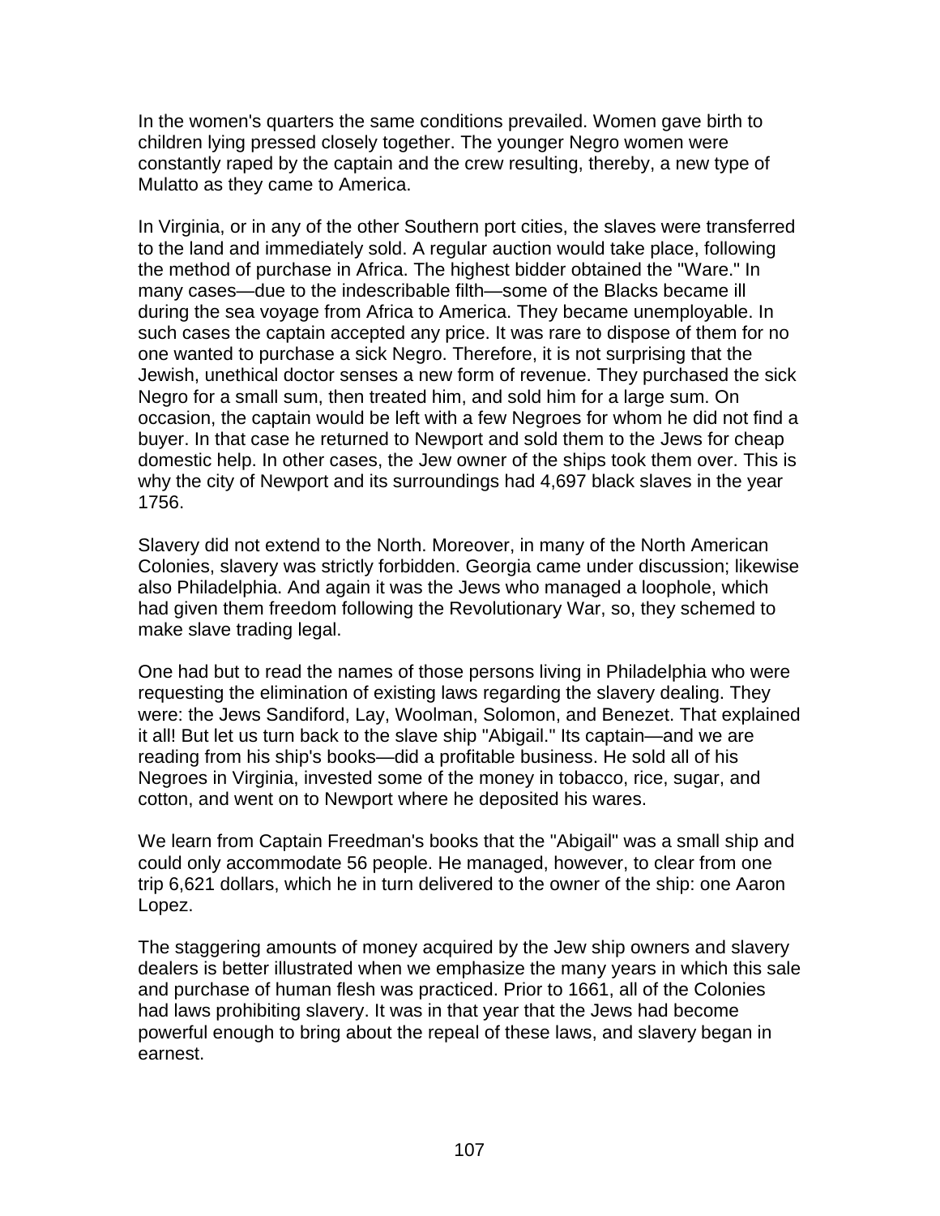In the women's quarters the same conditions prevailed. Women gave birth to children lying pressed closely together. The younger Negro women were constantly raped by the captain and the crew resulting, thereby, a new type of Mulatto as they came to America.

In Virginia, or in any of the other Southern port cities, the slaves were transferred to the land and immediately sold. A regular auction would take place, following the method of purchase in Africa. The highest bidder obtained the "Ware." In many cases—due to the indescribable filth—some of the Blacks became ill during the sea voyage from Africa to America. They became unemployable. In such cases the captain accepted any price. It was rare to dispose of them for no one wanted to purchase a sick Negro. Therefore, it is not surprising that the Jewish, unethical doctor senses a new form of revenue. They purchased the sick Negro for a small sum, then treated him, and sold him for a large sum. On occasion, the captain would be left with a few Negroes for whom he did not find a buyer. In that case he returned to Newport and sold them to the Jews for cheap domestic help. In other cases, the Jew owner of the ships took them over. This is why the city of Newport and its surroundings had 4,697 black slaves in the year 1756.

Slavery did not extend to the North. Moreover, in many of the North American Colonies, slavery was strictly forbidden. Georgia came under discussion; likewise also Philadelphia. And again it was the Jews who managed a loophole, which had given them freedom following the Revolutionary War, so, they schemed to make slave trading legal.

One had but to read the names of those persons living in Philadelphia who were requesting the elimination of existing laws regarding the slavery dealing. They were: the Jews Sandiford, Lay, Woolman, Solomon, and Benezet. That explained it all! But let us turn back to the slave ship "Abigail." Its captain—and we are reading from his ship's books—did a profitable business. He sold all of his Negroes in Virginia, invested some of the money in tobacco, rice, sugar, and cotton, and went on to Newport where he deposited his wares.

We learn from Captain Freedman's books that the "Abigail" was a small ship and could only accommodate 56 people. He managed, however, to clear from one trip 6,621 dollars, which he in turn delivered to the owner of the ship: one Aaron Lopez.

The staggering amounts of money acquired by the Jew ship owners and slavery dealers is better illustrated when we emphasize the many years in which this sale and purchase of human flesh was practiced. Prior to 1661, all of the Colonies had laws prohibiting slavery. It was in that year that the Jews had become powerful enough to bring about the repeal of these laws, and slavery began in earnest.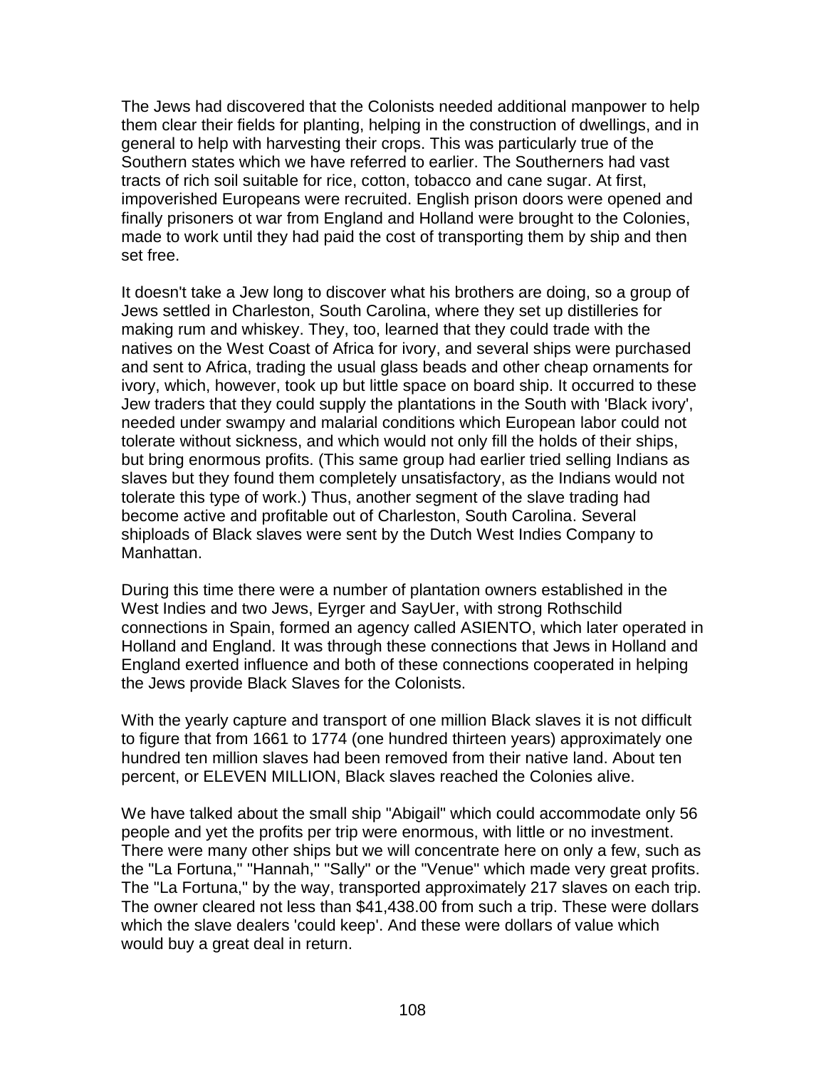The Jews had discovered that the Colonists needed additional manpower to help them clear their fields for planting, helping in the construction of dwellings, and in general to help with harvesting their crops. This was particularly true of the Southern states which we have referred to earlier. The Southerners had vast tracts of rich soil suitable for rice, cotton, tobacco and cane sugar. At first, impoverished Europeans were recruited. English prison doors were opened and finally prisoners ot war from England and Holland were brought to the Colonies, made to work until they had paid the cost of transporting them by ship and then set free.

It doesn't take a Jew long to discover what his brothers are doing, so a group of Jews settled in Charleston, South Carolina, where they set up distilleries for making rum and whiskey. They, too, learned that they could trade with the natives on the West Coast of Africa for ivory, and several ships were purchased and sent to Africa, trading the usual glass beads and other cheap ornaments for ivory, which, however, took up but little space on board ship. It occurred to these Jew traders that they could supply the plantations in the South with 'Black ivory', needed under swampy and malarial conditions which European labor could not tolerate without sickness, and which would not only fill the holds of their ships, but bring enormous profits. (This same group had earlier tried selling Indians as slaves but they found them completely unsatisfactory, as the Indians would not tolerate this type of work.) Thus, another segment of the slave trading had become active and profitable out of Charleston, South Carolina. Several shiploads of Black slaves were sent by the Dutch West Indies Company to Manhattan.

During this time there were a number of plantation owners established in the West Indies and two Jews, Eyrger and SayUer, with strong Rothschild connections in Spain, formed an agency called ASIENTO, which later operated in Holland and England. It was through these connections that Jews in Holland and England exerted influence and both of these connections cooperated in helping the Jews provide Black Slaves for the Colonists.

With the yearly capture and transport of one million Black slaves it is not difficult to figure that from 1661 to 1774 (one hundred thirteen years) approximately one hundred ten million slaves had been removed from their native land. About ten percent, or ELEVEN MILLION, Black slaves reached the Colonies alive.

We have talked about the small ship "Abigail" which could accommodate only 56 people and yet the profits per trip were enormous, with little or no investment. There were many other ships but we will concentrate here on only a few, such as the "La Fortuna," "Hannah," "Sally" or the "Venue" which made very great profits. The "La Fortuna," by the way, transported approximately 217 slaves on each trip. The owner cleared not less than $41,438.00 from such a trip. These were dollars which the slave dealers 'could keep'. And these were dollars of value which would buy a great deal in return.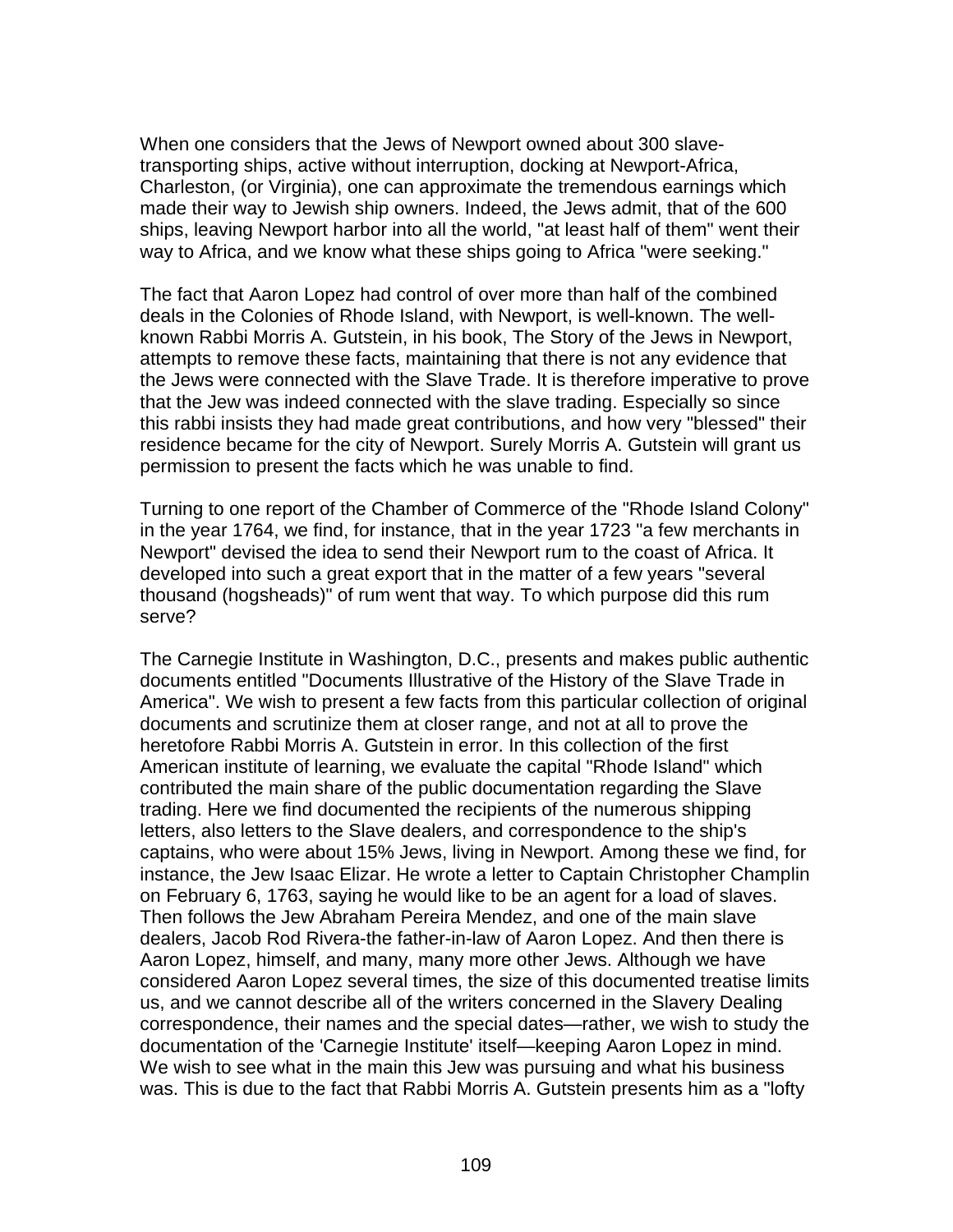When one considers that the Jews of Newport owned about 300 slave-transporting ships, active without interruption, docking at Newport-Africa, Charleston, (or Virginia), one can approximate the tremendous earnings which made their way to Jewish ship owners. Indeed, the Jews admit, that of the 600 ships, leaving Newport harbor into all the world, "at least half of them" went their way to Africa, and we know what these ships going to Africa "were seeking."

The fact that Aaron Lopez had control of over more than half of the combined deals in the Colonies of Rhode Island, with Newport, is well-known. The well-known Rabbi Morris A. Gutstein, in his book, The Story of the Jews in Newport, attempts to remove these facts, maintaining that there is not any evidence that the Jews were connected with the Slave Trade. It is therefore imperative to prove that the Jew was indeed connected with the slave trading. Especially so since this rabbi insists they had made great contributions, and how very "blessed" their residence became for the city of Newport. Surely Morris A. Gutstein will grant us permission to present the facts which he was unable to find.

Turning to one report of the Chamber of Commerce of the "Rhode Island Colony" in the year 1764, we find, for instance, that in the year 1723 "a few merchants in Newport" devised the idea to send their Newport rum to the coast of Africa. It developed into such a great export that in the matter of a few years "several thousand (hogsheads)" of rum went that way. To which purpose did this rum serve?

The Carnegie Institute in Washington, D.C., presents and makes public authentic documents entitled "Documents Illustrative of the History of the Slave Trade in America". We wish to present a few facts from this particular collection of original documents and scrutinize them at closer range, and not at all to prove the heretofore Rabbi Morris A. Gutstein in error. In this collection of the first American institute of learning, we evaluate the capital "Rhode Island" which contributed the main share of the public documentation regarding the Slave trading. Here we find documented the recipients of the numerous shipping letters, also letters to the Slave dealers, and correspondence to the ship's captains, who were about 15% Jews, living in Newport. Among these we find, for instance, the Jew Isaac Elizar. He wrote a letter to Captain Christopher Champlin on February 6, 1763, saying he would like to be an agent for a load of slaves. Then follows the Jew Abraham Pereira Mendez, and one of the main slave dealers, Jacob Rod Rivera-the father-in-law of Aaron Lopez. And then there is Aaron Lopez, himself, and many, many more other Jews. Although we have considered Aaron Lopez several times, the size of this documented treatise limits us, and we cannot describe all of the writers concerned in the Slavery Dealing correspondence, their names and the special dates—rather, we wish to study the documentation of the 'Carnegie Institute' itself—keeping Aaron Lopez in mind. We wish to see what in the main this Jew was pursuing and what his business was. This is due to the fact that Rabbi Morris A. Gutstein presents him as a "lofty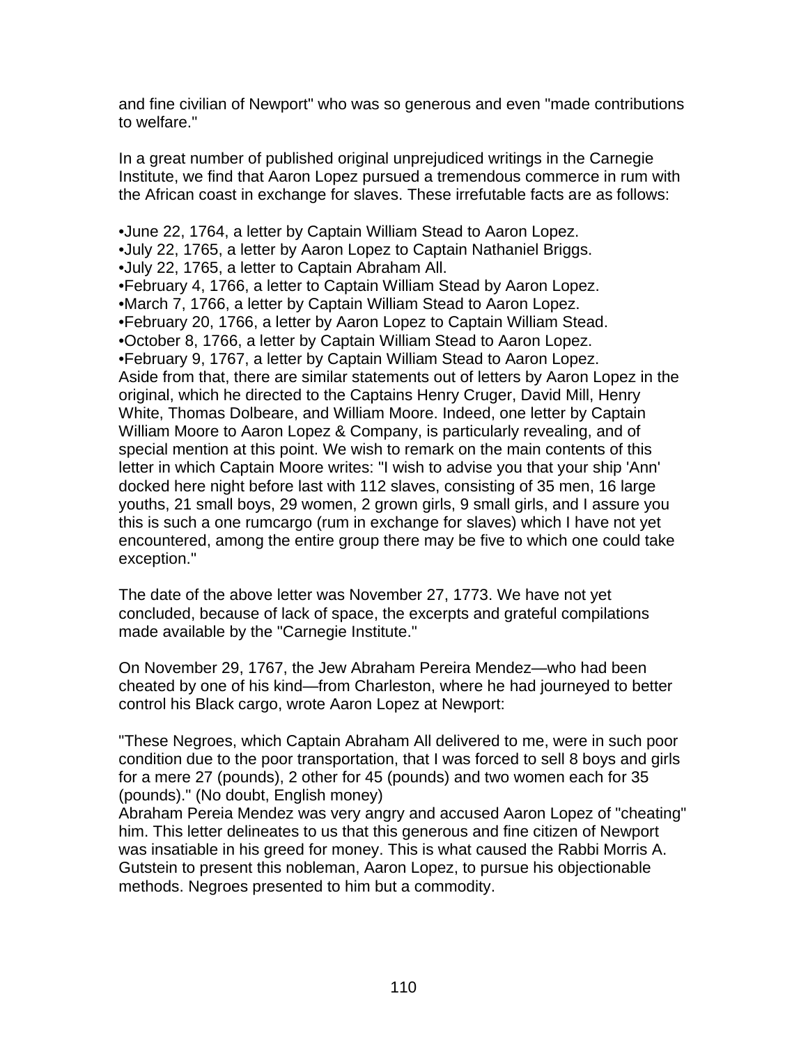and fine civilian of Newport" who was so generous and even "made contributions to welfare."

In a great number of published original unprejudiced writings in the Carnegie Institute, we find that Aaron Lopez pursued a tremendous commerce in rum with the African coast in exchange for slaves. These irrefutable facts are as follows:

- June 22, 1764, a letter by Captain William Stead to Aaron Lopez.
- July 22, 1765, a letter by Aaron Lopez to Captain Nathaniel Briggs.
- July 22, 1765, a letter to Captain Abraham All.
- February 4, 1766, a letter to Captain William Stead by Aaron Lopez.
- March 7, 1766, a letter by Captain William Stead to Aaron Lopez.
- February 20, 1766, a letter by Aaron Lopez to Captain William Stead.
- October 8, 1766, a letter by Captain William Stead to Aaron Lopez.
- February 9, 1767, a letter by Captain William Stead to Aaron Lopez.

Aside from that, there are similar statements out of letters by Aaron Lopez in the original, which he directed to the Captains Henry Cruger, David Mill, Henry White, Thomas Dolbeare, and William Moore. Indeed, one letter by Captain William Moore to Aaron Lopez & Company, is particularly revealing, and of special mention at this point. We wish to remark on the main contents of this letter in which Captain Moore writes: "I wish to advise you that your ship 'Ann' docked here night before last with 112 slaves, consisting of 35 men, 16 large youths, 21 small boys, 29 women, 2 grown girls, 9 small girls, and I assure you this is such a one rumcargo (rum in exchange for slaves) which I have not yet encountered, among the entire group there may be five to which one could take exception."

The date of the above letter was November 27, 1773. We have not yet concluded, because of lack of space, the excerpts and grateful compilations made available by the "Carnegie Institute."

On November 29, 1767, the Jew Abraham Pereira Mendez—who had been cheated by one of his kind—from Charleston, where he had journeyed to better control his Black cargo, wrote Aaron Lopez at Newport:

"These Negroes, which Captain Abraham All delivered to me, were in such poor condition due to the poor transportation, that I was forced to sell 8 boys and girls for a mere 27 (pounds), 2 other for 45 (pounds) and two women each for 35 (pounds)." (No doubt, English money)
Abraham Pereia Mendez was very angry and accused Aaron Lopez of "cheating" him. This letter delineates to us that this generous and fine citizen of Newport was insatiable in his greed for money. This is what caused the Rabbi Morris A. Gutstein to present this nobleman, Aaron Lopez, to pursue his objectionable methods. Negroes presented to him but a commodity.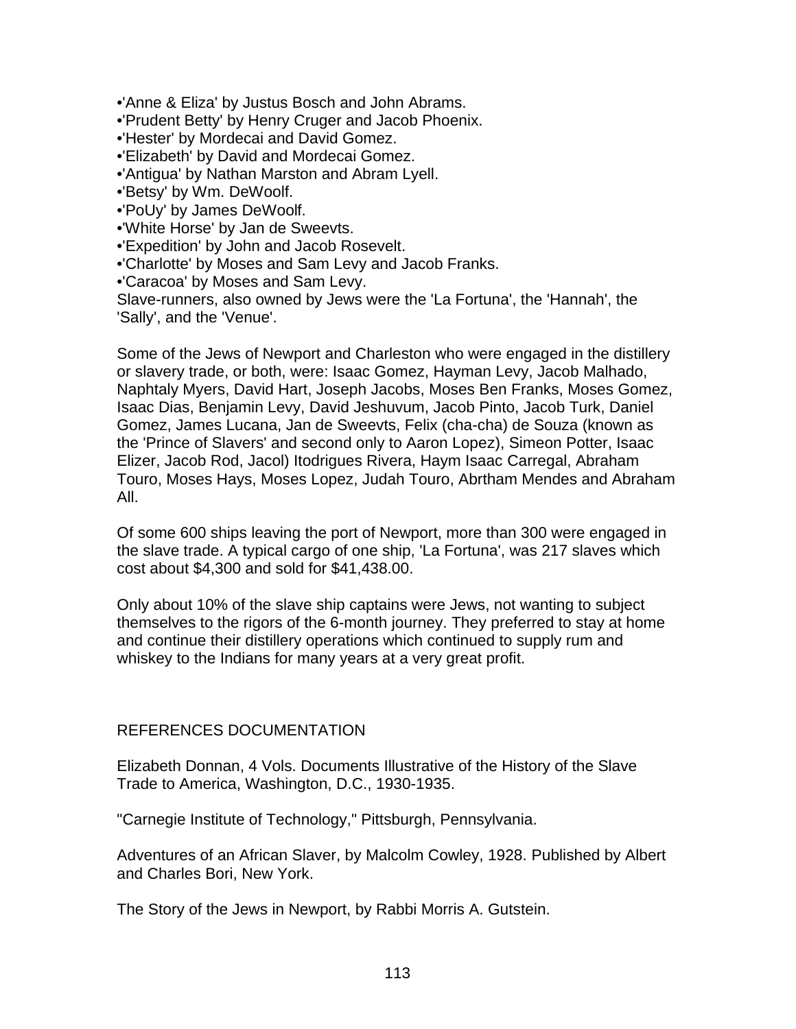•'Anne & Eliza' by Justus Bosch and John Abrams.
•'Prudent Betty' by Henry Cruger and Jacob Phoenix.
•'Hester' by Mordecai and David Gomez.
•'Elizabeth' by David and Mordecai Gomez.
•'Antigua' by Nathan Marston and Abram Lyell.
•'Betsy' by Wm. DeWoolf.
•'PoUy' by James DeWoolf.
•'White Horse' by Jan de Sweevts.
•'Expedition' by John and Jacob Rosevelt.
•'Charlotte' by Moses and Sam Levy and Jacob Franks.
•'Caracoa' by Moses and Sam Levy.
Slave-runners, also owned by Jews were the 'La Fortuna', the 'Hannah', the 'Sally', and the 'Venue'.

Some of the Jews of Newport and Charleston who were engaged in the distillery or slavery trade, or both, were: Isaac Gomez, Hayman Levy, Jacob Malhado, Naphtaly Myers, David Hart, Joseph Jacobs, Moses Ben Franks, Moses Gomez, Isaac Dias, Benjamin Levy, David Jeshuvum, Jacob Pinto, Jacob Turk, Daniel Gomez, James Lucana, Jan de Sweevts, Felix (cha-cha) de Souza (known as the 'Prince of Slavers' and second only to Aaron Lopez), Simeon Potter, Isaac Elizer, Jacob Rod, Jacol) Itodrigues Rivera, Haym Isaac Carregal, Abraham Touro, Moses Hays, Moses Lopez, Judah Touro, Abrtham Mendes and Abraham All.

Of some 600 ships leaving the port of Newport, more than 300 were engaged in the slave trade. A typical cargo of one ship, 'La Fortuna', was 217 slaves which cost about $4,300 and sold for $41,438.00.

Only about 10% of the slave ship captains were Jews, not wanting to subject themselves to the rigors of the 6-month journey. They preferred to stay at home and continue their distillery operations which continued to supply rum and whiskey to the Indians for many years at a very great profit.

REFERENCES DOCUMENTATION

Elizabeth Donnan, 4 Vols. Documents Illustrative of the History of the Slave Trade to America, Washington, D.C., 1930-1935.

"Carnegie Institute of Technology," Pittsburgh, Pennsylvania.

Adventures of an African Slaver, by Malcolm Cowley, 1928. Published by Albert and Charles Bori, New York.

The Story of the Jews in Newport, by Rabbi Morris A. Gutstein.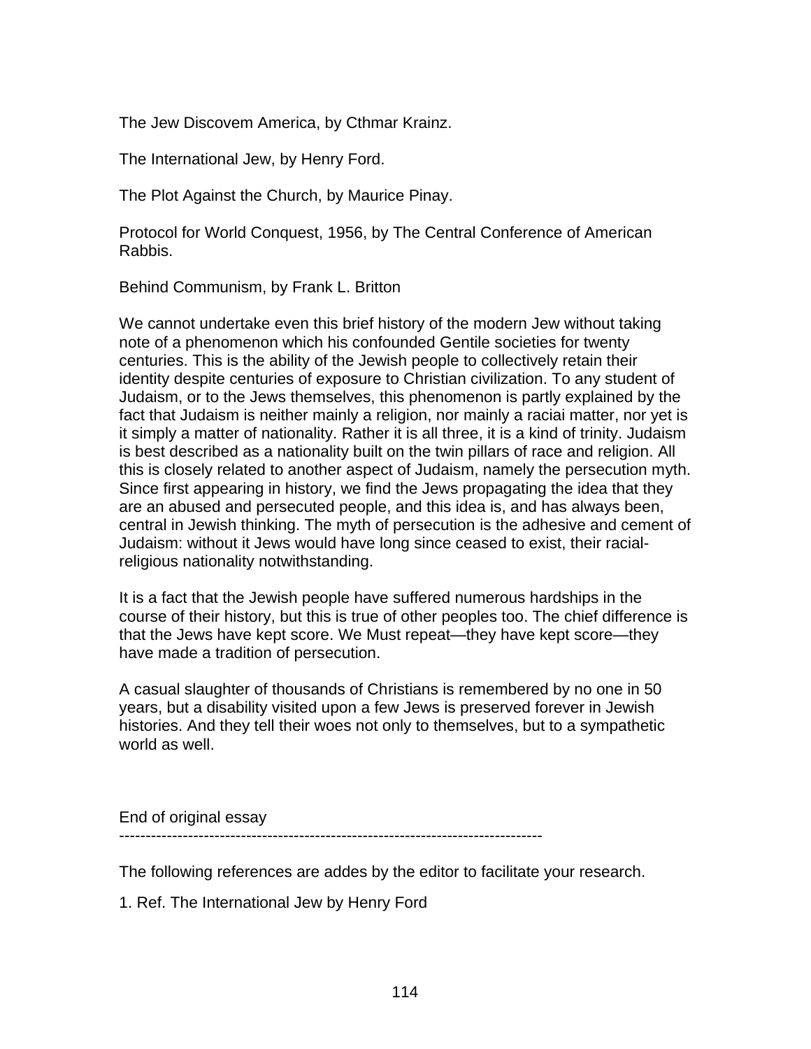The Jew Discovem America, by Cthmar Krainz.

The International Jew, by Henry Ford.

The Plot Against the Church, by Maurice Pinay.

Protocol for World Conquest, 1956, by The Central Conference of American Rabbis.

Behind Communism, by Frank L. Britton

We cannot undertake even this brief history of the modern Jew without taking note of a phenomenon which his confounded Gentile societies for twenty centuries. This is the ability of the Jewish people to collectively retain their identity despite centuries of exposure to Christian civilization. To any student of Judaism, or to the Jews themselves, this phenomenon is partly explained by the fact that Judaism is neither mainly a religion, nor mainly a raciai matter, nor yet is it simply a matter of nationality. Rather it is all three, it is a kind of trinity. Judaism is best described as a nationality built on the twin pillars of race and religion. All this is closely related to another aspect of Judaism, namely the persecution myth. Since first appearing in history, we find the Jews propagating the idea that they are an abused and persecuted people, and this idea is, and has always been, central in Jewish thinking. The myth of persecution is the adhesive and cement of Judaism: without it Jews would have long since ceased to exist, their racial-religious nationality notwithstanding.

It is a fact that the Jewish people have suffered numerous hardships in the course of their history, but this is true of other peoples too. The chief difference is that the Jews have kept score. We Must repeat—they have kept score—they have made a tradition of persecution.

A casual slaughter of thousands of Christians is remembered by no one in 50 years, but a disability visited upon a few Jews is preserved forever in Jewish histories. And they tell their woes not only to themselves, but to a sympathetic world as well.

End of original essay

---

The following references are addes by the editor to facilitate your research.

1. Ref. The International Jew by Henry Ford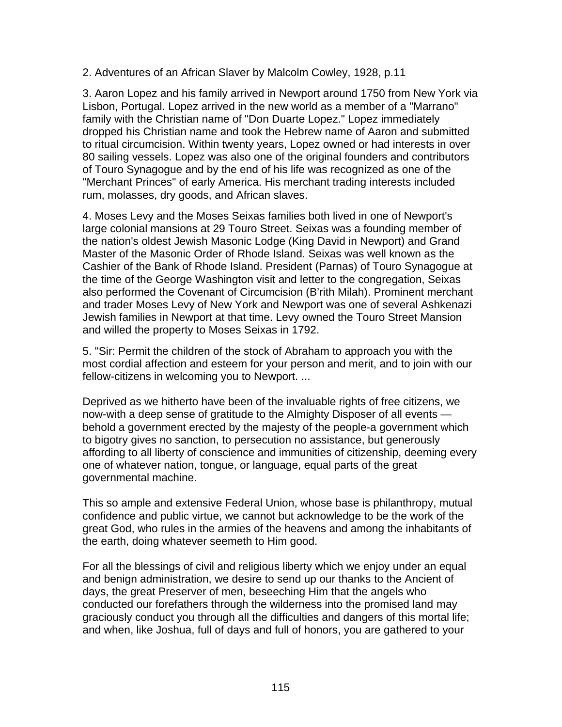2. Adventures of an African Slaver by Malcolm Cowley, 1928, p.11

3. Aaron Lopez and his family arrived in Newport around 1750 from New York via Lisbon, Portugal. Lopez arrived in the new world as a member of a "Marrano" family with the Christian name of "Don Duarte Lopez." Lopez immediately dropped his Christian name and took the Hebrew name of Aaron and submitted to ritual circumcision. Within twenty years, Lopez owned or had interests in over 80 sailing vessels. Lopez was also one of the original founders and contributors of Touro Synagogue and by the end of his life was recognized as one of the "Merchant Princes" of early America. His merchant trading interests included rum, molasses, dry goods, and African slaves.

4. Moses Levy and the Moses Seixas families both lived in one of Newport's large colonial mansions at 29 Touro Street. Seixas was a founding member of the nation's oldest Jewish Masonic Lodge (King David in Newport) and Grand Master of the Masonic Order of Rhode Island. Seixas was well known as the Cashier of the Bank of Rhode Island. President (Parnas) of Touro Synagogue at the time of the George Washington visit and letter to the congregation, Seixas also performed the Covenant of Circumcision (B'rith Milah). Prominent merchant and trader Moses Levy of New York and Newport was one of several Ashkenazi Jewish families in Newport at that time. Levy owned the Touro Street Mansion and willed the property to Moses Seixas in 1792.

5. "Sir: Permit the children of the stock of Abraham to approach you with the most cordial affection and esteem for your person and merit, and to join with our fellow-citizens in welcoming you to Newport. ...

Deprived as we hitherto have been of the invaluable rights of free citizens, we now-with a deep sense of gratitude to the Almighty Disposer of all events — behold a government erected by the majesty of the people-a government which to bigotry gives no sanction, to persecution no assistance, but generously affording to all liberty of conscience and immunities of citizenship, deeming every one of whatever nation, tongue, or language, equal parts of the great governmental machine.

This so ample and extensive Federal Union, whose base is philanthropy, mutual confidence and public virtue, we cannot but acknowledge to be the work of the great God, who rules in the armies of the heavens and among the inhabitants of the earth, doing whatever seemeth to Him good.

For all the blessings of civil and religious liberty which we enjoy under an equal and benign administration, we desire to send up our thanks to the Ancient of days, the great Preserver of men, beseeching Him that the angels who conducted our forefathers through the wilderness into the promised land may graciously conduct you through all the difficulties and dangers of this mortal life; and when, like Joshua, full of days and full of honors, you are gathered to your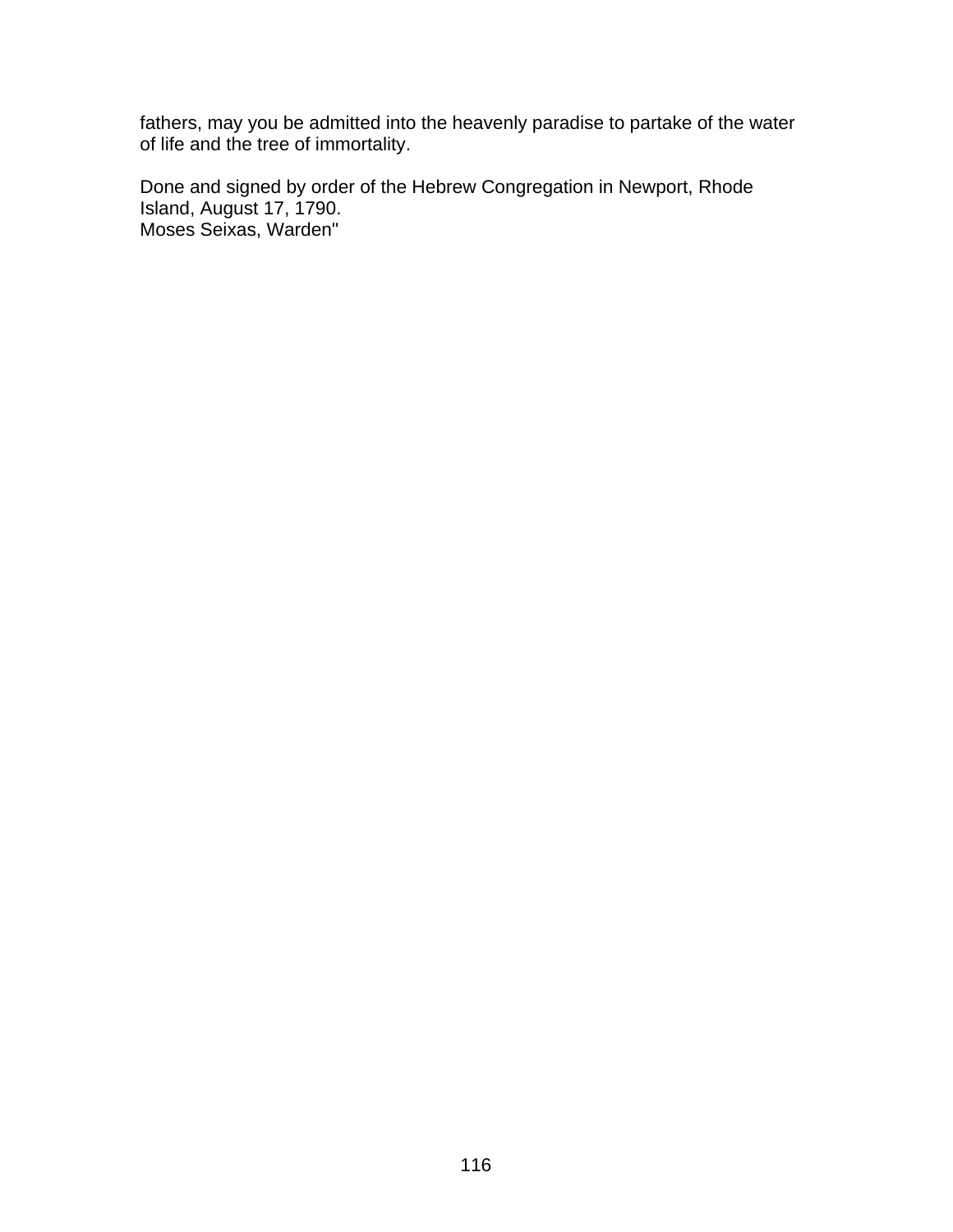fathers, may you be admitted into the heavenly paradise to partake of the water of life and the tree of immortality.

Done and signed by order of the Hebrew Congregation in Newport, Rhode Island, August 17, 1790.
Moses Seixas, Warden"